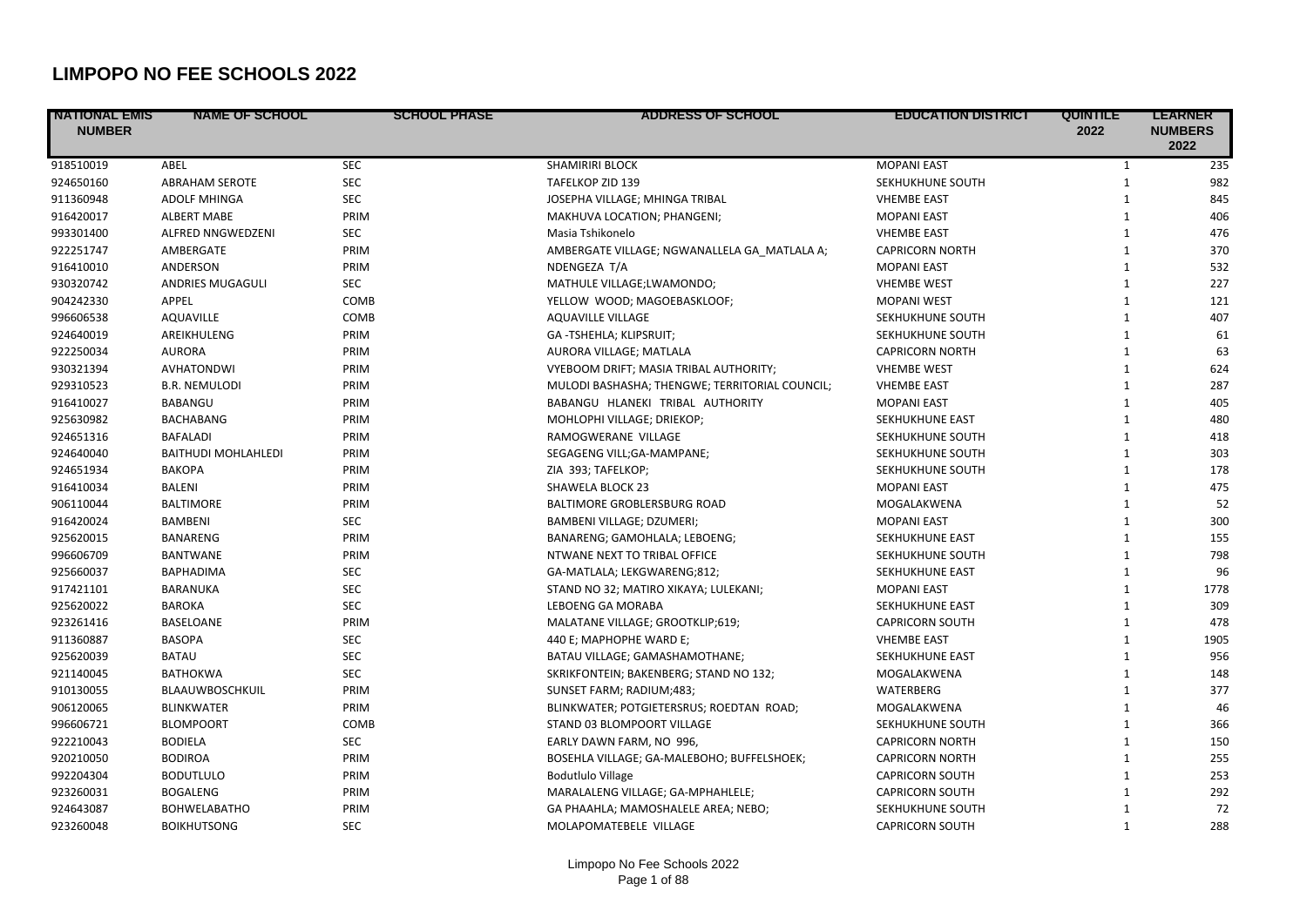# LIMPOPO NO FEE SCHOOLS 2022

| NATIONAL EMIS NUMBER | NAME OF SCHOOL | SCHOOL PHASE | ADDRESS OF SCHOOL | EDUCATION DISTRICT | QUINTILE 2022 | LEARNER NUMBERS 2022 |
|---|---|---|---|---|---|---|
| 918510019 | ABEL | SEC | SHAMIRIRI BLOCK | MOPANI EAST | 1 | 235 |
| 924650160 | ABRAHAM SEROTE | SEC | TAFELKOP ZID 139 | SEKHUKHUNE SOUTH | 1 | 982 |
| 911360948 | ADOLF MHINGA | SEC | JOSEPHA VILLAGE; MHINGA TRIBAL | VHEMBE EAST | 1 | 845 |
| 916420017 | ALBERT MABE | PRIM | MAKHUVA LOCATION; PHANGENI; | MOPANI EAST | 1 | 406 |
| 993301400 | ALFRED NNGWEDZENI | SEC | Masia Tshikonelo | VHEMBE EAST | 1 | 476 |
| 922251747 | AMBERGATE | PRIM | AMBERGATE VILLAGE; NGWANALLELA GA_MATLALA A; | CAPRICORN NORTH | 1 | 370 |
| 916410010 | ANDERSON | PRIM | NDENGEZA T/A | MOPANI EAST | 1 | 532 |
| 930320742 | ANDRIES MUGAGULI | SEC | MATHULE VILLAGE;LWAMONDO; | VHEMBE WEST | 1 | 227 |
| 904242330 | APPEL | COMB | YELLOW WOOD; MAGOEBASKLOOF; | MOPANI WEST | 1 | 121 |
| 996606538 | AQUAVILLE | COMB | AQUAVILLE VILLAGE | SEKHUKHUNE SOUTH | 1 | 407 |
| 924640019 | AREIKHULENG | PRIM | GA -TSHEHLA; KLIPSRUIT; | SEKHUKHUNE SOUTH | 1 | 61 |
| 922250034 | AURORA | PRIM | AURORA VILLAGE; MATLALA | CAPRICORN NORTH | 1 | 63 |
| 930321394 | AVHATONDWI | PRIM | VYEBOOM DRIFT; MASIA TRIBAL AUTHORITY; | VHEMBE WEST | 1 | 624 |
| 929310523 | B.R. NEMULODI | PRIM | MULODI BASHASHA; THENGWE; TERRITORIAL COUNCIL; | VHEMBE EAST | 1 | 287 |
| 916410027 | BABANGU | PRIM | BABANGU HLANEKI TRIBAL AUTHORITY | MOPANI EAST | 1 | 405 |
| 925630982 | BACHABANG | PRIM | MOHLOPHI VILLAGE; DRIEKOP; | SEKHUKHUNE EAST | 1 | 480 |
| 924651316 | BAFALADI | PRIM | RAMOGWERANE VILLAGE | SEKHUKHUNE SOUTH | 1 | 418 |
| 924640040 | BAITHUDI MOHLAHLEDI | PRIM | SEGAGENG VILL;GA-MAMPANE; | SEKHUKHUNE SOUTH | 1 | 303 |
| 924651934 | BAKOPA | PRIM | ZIA 393; TAFELKOP; | SEKHUKHUNE SOUTH | 1 | 178 |
| 916410034 | BALENI | PRIM | SHAWELA BLOCK 23 | MOPANI EAST | 1 | 475 |
| 906110044 | BALTIMORE | PRIM | BALTIMORE GROBLERSBURG ROAD | MOGALAKWENA | 1 | 52 |
| 916420024 | BAMBENI | SEC | BAMBENI VILLAGE; DZUMERI; | MOPANI EAST | 1 | 300 |
| 925620015 | BANARENG | PRIM | BANARENG; GAMOHLALA; LEBOENG; | SEKHUKHUNE EAST | 1 | 155 |
| 996606709 | BANTWANE | PRIM | NTWANE NEXT TO TRIBAL OFFICE | SEKHUKHUNE SOUTH | 1 | 798 |
| 925660037 | BAPHADIMA | SEC | GA-MATLALA; LEKGWARENG;812; | SEKHUKHUNE EAST | 1 | 96 |
| 917421101 | BARANUKA | SEC | STAND NO 32; MATIRO XIKAYA; LULEKANI; | MOPANI EAST | 1 | 1778 |
| 925620022 | BAROKA | SEC | LEBOENG GA MORABA | SEKHUKHUNE EAST | 1 | 309 |
| 923261416 | BASELOANE | PRIM | MALATANE VILLAGE; GROOTKLIP;619; | CAPRICORN SOUTH | 1 | 478 |
| 911360887 | BASOPA | SEC | 440 E; MAPHOPHE WARD E; | VHEMBE EAST | 1 | 1905 |
| 925620039 | BATAU | SEC | BATAU VILLAGE; GAMASHAMOTHANE; | SEKHUKHUNE EAST | 1 | 956 |
| 921140045 | BATHOKWA | SEC | SKRIKFONTEIN; BAKENBERG; STAND NO 132; | MOGALAKWENA | 1 | 148 |
| 910130055 | BLAAUWBOSCHKUIL | PRIM | SUNSET FARM; RADIUM;483; | WATERBERG | 1 | 377 |
| 906120065 | BLINKWATER | PRIM | BLINKWATER; POTGIETERSRUS; ROEDTAN ROAD; | MOGALAKWENA | 1 | 46 |
| 996606721 | BLOMPOORT | COMB | STAND 03 BLOMPOORT VILLAGE | SEKHUKHUNE SOUTH | 1 | 366 |
| 922210043 | BODIELA | SEC | EARLY DAWN FARM, NO 996, | CAPRICORN NORTH | 1 | 150 |
| 920210050 | BODIROA | PRIM | BOSEHLA VILLAGE; GA-MALEBOHO; BUFFELSHOEK; | CAPRICORN NORTH | 1 | 255 |
| 992204304 | BODUTLULO | PRIM | Bodutlulo Village | CAPRICORN SOUTH | 1 | 253 |
| 923260031 | BOGALENG | PRIM | MARALALENG VILLAGE; GA-MPHAHLELE; | CAPRICORN SOUTH | 1 | 292 |
| 924643087 | BOHWELABATHO | PRIM | GA PHAAHLA; MAMOSHALELE AREA; NEBO; | SEKHUKHUNE SOUTH | 1 | 72 |
| 923260048 | BOIKHUTSONG | SEC | MOLAPOMATEBELE VILLAGE | CAPRICORN SOUTH | 1 | 288 |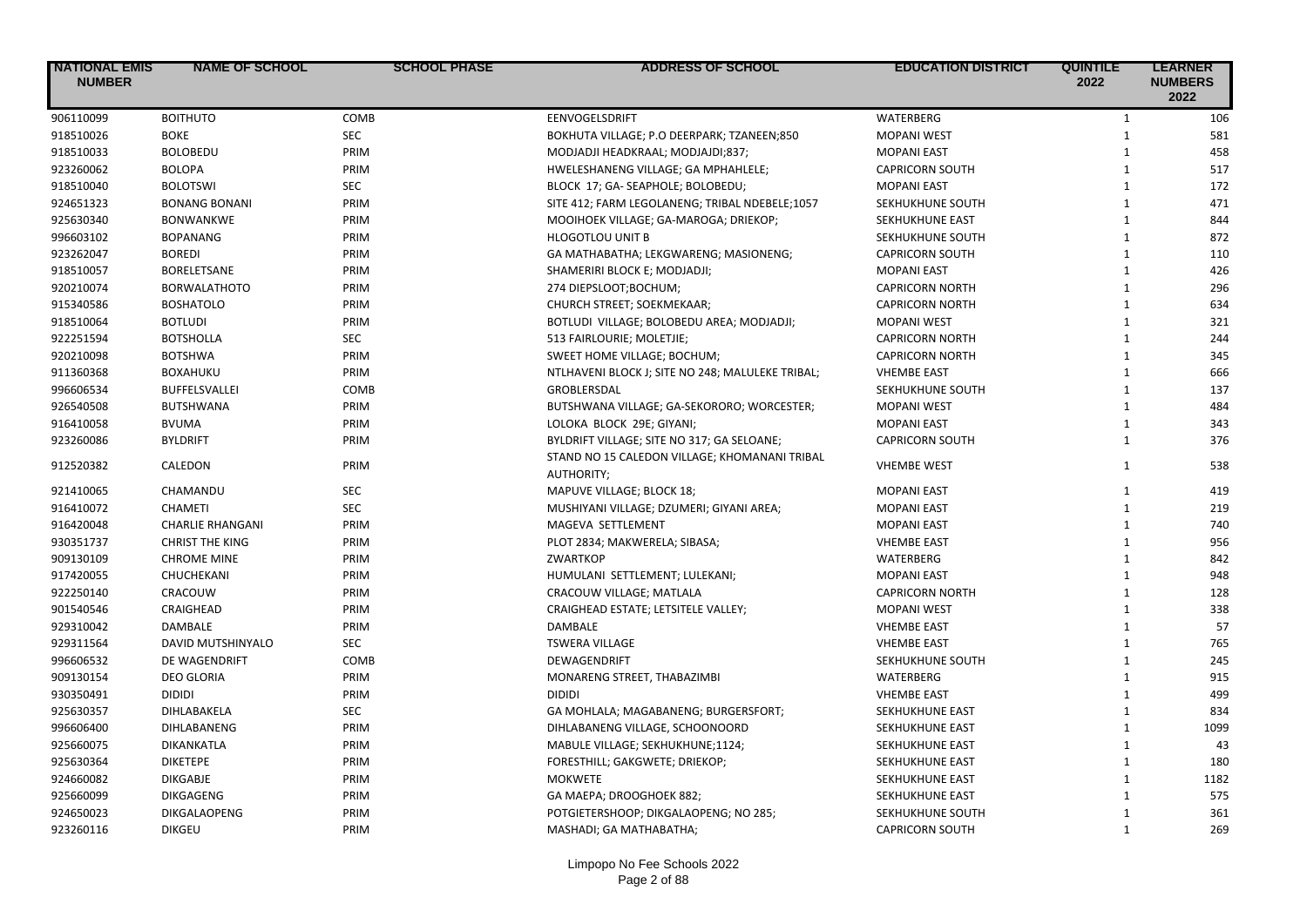| NATIONAL EMIS NUMBER | NAME OF SCHOOL | SCHOOL PHASE | ADDRESS OF SCHOOL | EDUCATION DISTRICT | QUINTILE 2022 | LEARNER NUMBERS 2022 |
|---|---|---|---|---|---|---|
| 906110099 | BOITHUTO | COMB | EENVOGELSDRIFT | WATERBERG | 1 | 106 |
| 918510026 | BOKE | SEC | BOKHUTA VILLAGE; P.O DEERPARK; TZANEEN;850 | MOPANI WEST | 1 | 581 |
| 918510033 | BOLOBEDU | PRIM | MODJADJI HEADKRAAL; MODJAJDI;837; | MOPANI EAST | 1 | 458 |
| 923260062 | BOLOPA | PRIM | HWELESHANENG VILLAGE; GA MPHAHLELE; | CAPRICORN SOUTH | 1 | 517 |
| 918510040 | BOLOTSWI | SEC | BLOCK 17; GA- SEAPHOLE; BOLOBEDU; | MOPANI EAST | 1 | 172 |
| 924651323 | BONANG BONANI | PRIM | SITE 412; FARM LEGOLANENG; TRIBAL NDEBELE;1057 | SEKHUKHUNE SOUTH | 1 | 471 |
| 925630340 | BONWANKWE | PRIM | MOOIHOEK VILLAGE; GA-MAROGA; DRIEKOP; | SEKHUKHUNE EAST | 1 | 844 |
| 996603102 | BOPANANG | PRIM | HLOGOTLOU UNIT B | SEKHUKHUNE SOUTH | 1 | 872 |
| 923262047 | BOREDI | PRIM | GA MATHABATHA; LEKGWARENG; MASIONENG; | CAPRICORN SOUTH | 1 | 110 |
| 918510057 | BORELETSANE | PRIM | SHAMERIRI BLOCK E; MODJADJI; | MOPANI EAST | 1 | 426 |
| 920210074 | BORWALATHOTO | PRIM | 274 DIEPSLOOT;BOCHUM; | CAPRICORN NORTH | 1 | 296 |
| 915340586 | BOSHATOLO | PRIM | CHURCH STREET; SOEKMEKAAR; | CAPRICORN NORTH | 1 | 634 |
| 918510064 | BOTLUDI | PRIM | BOTLUDI VILLAGE; BOLOBEDU AREA; MODJADJI; | MOPANI WEST | 1 | 321 |
| 922251594 | BOTSHOLLA | SEC | 513 FAIRLOURIE; MOLETJIE; | CAPRICORN NORTH | 1 | 244 |
| 920210098 | BOTSHWA | PRIM | SWEET HOME VILLAGE; BOCHUM; | CAPRICORN NORTH | 1 | 345 |
| 911360368 | BOXAHUKU | PRIM | NTLHAVENI BLOCK J; SITE NO 248; MALULEKE TRIBAL; | VHEMBE EAST | 1 | 666 |
| 996606534 | BUFFELSVALLEI | COMB | GROBLERSDAL | SEKHUKHUNE SOUTH | 1 | 137 |
| 926540508 | BUTSHWANA | PRIM | BUTSHWANA VILLAGE; GA-SEKORORO; WORCESTER; | MOPANI WEST | 1 | 484 |
| 916410058 | BVUMA | PRIM | LOLOKA BLOCK 29E; GIYANI; | MOPANI EAST | 1 | 343 |
| 923260086 | BYLDRIFT | PRIM | BYLDRIFT VILLAGE; SITE NO 317; GA SELOANE; | CAPRICORN SOUTH | 1 | 376 |
| 912520382 | CALEDON | PRIM | STAND NO 15 CALEDON VILLAGE; KHOMANANI TRIBAL AUTHORITY; | VHEMBE WEST | 1 | 538 |
| 921410065 | CHAMANDU | SEC | MAPUVE VILLAGE; BLOCK 18; | MOPANI EAST | 1 | 419 |
| 916410072 | CHAMETI | SEC | MUSHIYANI VILLAGE; DZUMERI; GIYANI AREA; | MOPANI EAST | 1 | 219 |
| 916420048 | CHARLIE RHANGANI | PRIM | MAGEVA SETTLEMENT | MOPANI EAST | 1 | 740 |
| 930351737 | CHRIST THE KING | PRIM | PLOT 2834; MAKWERELA; SIBASA; | VHEMBE EAST | 1 | 956 |
| 909130109 | CHROME MINE | PRIM | ZWARTKOP | WATERBERG | 1 | 842 |
| 917420055 | CHUCHEKANI | PRIM | HUMULANI SETTLEMENT; LULEKANI; | MOPANI EAST | 1 | 948 |
| 922250140 | CRACOUW | PRIM | CRACOUW VILLAGE; MATLALA | CAPRICORN NORTH | 1 | 128 |
| 901540546 | CRAIGHEAD | PRIM | CRAIGHEAD ESTATE; LETSITELE VALLEY; | MOPANI WEST | 1 | 338 |
| 929310042 | DAMBALE | PRIM | DAMBALE | VHEMBE EAST | 1 | 57 |
| 929311564 | DAVID MUTSHINYALO | SEC | TSWERA VILLAGE | VHEMBE EAST | 1 | 765 |
| 996606532 | DE WAGENDRIFT | COMB | DEWAGENDRIFT | SEKHUKHUNE SOUTH | 1 | 245 |
| 909130154 | DEO GLORIA | PRIM | MONARENG STREET, THABAZIMBI | WATERBERG | 1 | 915 |
| 930350491 | DIDIDI | PRIM | DIDIDI | VHEMBE EAST | 1 | 499 |
| 925630357 | DIHLABAKELA | SEC | GA MOHLALA; MAGABANENG; BURGERSFORT; | SEKHUKHUNE EAST | 1 | 834 |
| 996606400 | DIHLABANENG | PRIM | DIHLABANENG VILLAGE, SCHOONOORD | SEKHUKHUNE EAST | 1 | 1099 |
| 925660075 | DIKANKATLA | PRIM | MABULE VILLAGE; SEKHUKHUNE;1124; | SEKHUKHUNE EAST | 1 | 43 |
| 925630364 | DIKETEPE | PRIM | FORESTHILL; GAKGWETE; DRIEKOP; | SEKHUKHUNE EAST | 1 | 180 |
| 924660082 | DIKGABJE | PRIM | MOKWETE | SEKHUKHUNE EAST | 1 | 1182 |
| 925660099 | DIKGAGENG | PRIM | GA MAEPA; DROOGHOEK 882; | SEKHUKHUNE EAST | 1 | 575 |
| 924650023 | DIKGALAOPENG | PRIM | POTGIETERSHOOP; DIKGALAOPENG; NO 285; | SEKHUKHUNE SOUTH | 1 | 361 |
| 923260116 | DIKGEU | PRIM | MASHADI; GA MATHABATHA; | CAPRICORN SOUTH | 1 | 269 |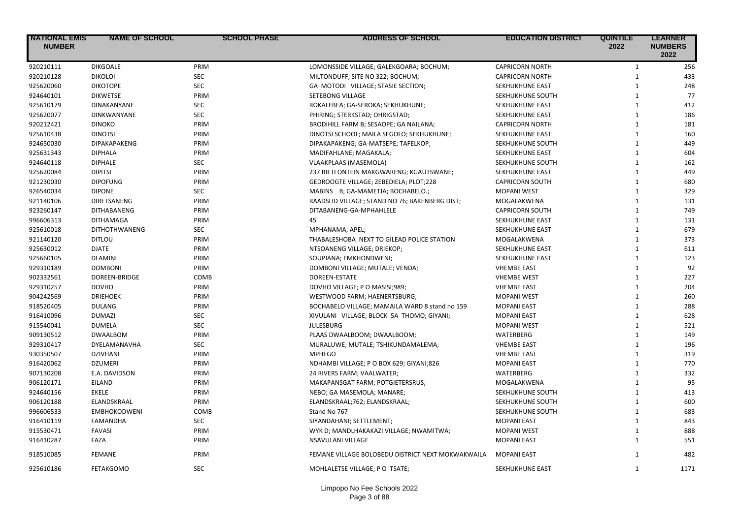| NATIONAL EMIS NUMBER | NAME OF SCHOOL | SCHOOL PHASE | ADDRESS OF SCHOOL | EDUCATION DISTRICT | QUINTILE 2022 | LEARNER NUMBERS 2022 |
|---|---|---|---|---|---|---|
| 920210111 | DIKGOALE | PRIM | LOMONSSIDE VILLAGE; GALEKGOARA; BOCHUM; | CAPRICORN NORTH | 1 | 256 |
| 920210128 | DIKOLOI | SEC | MILTONDUFF; SITE NO 322; BOCHUM; | CAPRICORN NORTH | 1 | 433 |
| 925620060 | DIKOTOPE | SEC | GA MOTODI VILLAGE; STASIE SECTION; | SEKHUKHUNE EAST | 1 | 248 |
| 924640101 | DIKWETSE | PRIM | SETEBONG VILLAGE | SEKHUKHUNE SOUTH | 1 | 77 |
| 925610179 | DINAKANYANE | SEC | ROKALEBEA; GA-SEROKA; SEKHUKHUNE; | SEKHUKHUNE EAST | 1 | 412 |
| 925620077 | DINKWANYANE | SEC | PHIRING; STERKSTAD; OHRIGSTAD; | SEKHUKHUNE EAST | 1 | 186 |
| 920212421 | DINOKO | PRIM | BRODIHILL FARM B; SESAOPE; GA NAILANA; | CAPRICORN NORTH | 1 | 181 |
| 925610438 | DINOTSI | PRIM | DINOTSI SCHOOL; MAILA SEGOLO; SEKHUKHUNE; | SEKHUKHUNE EAST | 1 | 160 |
| 924650030 | DIPAKAPAKENG | PRIM | DIPAKAPAKENG; GA-MATSEPE; TAFELKOP; | SEKHUKHUNE SOUTH | 1 | 449 |
| 925631343 | DIPHALA | PRIM | MADIFAHLANE; MAGAKALA; | SEKHUKHUNE EAST | 1 | 604 |
| 924640118 | DIPHALE | SEC | VLAAKPLAAS (MASEMOLA) | SEKHUKHUNE SOUTH | 1 | 162 |
| 925620084 | DIPITSI | PRIM | 237 RIETFONTEIN MAKGWARENG; KGAUTSWANE; | SEKHUKHUNE EAST | 1 | 449 |
| 921230030 | DIPOFUNG | PRIM | GEDROOGTE VILLAGE; ZEBEDIELA; PLOT;228 | CAPRICORN SOUTH | 1 | 680 |
| 926540034 | DIPONE | SEC | MABINS B; GA-MAMETJA; BOCHABELO.; | MOPANI WEST | 1 | 329 |
| 921140106 | DIRETSANENG | PRIM | RAADSLID VILLAGE; STAND NO 76; BAKENBERG DIST; | MOGALAKWENA | 1 | 131 |
| 923260147 | DITHABANENG | PRIM | DITABANENG-GA-MPHAHLELE | CAPRICORN SOUTH | 1 | 749 |
| 996606313 | DITHAMAGA | PRIM | 45 | SEKHUKHUNE EAST | 1 | 131 |
| 925610018 | DITHOTHWANENG | SEC | MPHANAMA; APEL; | SEKHUKHUNE EAST | 1 | 679 |
| 921140120 | DITLOU | PRIM | THABALESHOBA NEXT TO GILEAD POLICE STATION | MOGALAKWENA | 1 | 373 |
| 925630012 | DJATE | PRIM | NTSOANENG VILLAGE; DRIEKOP; | SEKHUKHUNE EAST | 1 | 611 |
| 925660105 | DLAMINI | PRIM | SOUPIANA; EMKHONDWENI; | SEKHUKHUNE EAST | 1 | 123 |
| 929310189 | DOMBONI | PRIM | DOMBONI VILLAGE; MUTALE; VENDA; | VHEMBE EAST | 1 | 92 |
| 902332561 | DOREEN-BRIDGE | COMB | DOREEN-ESTATE | VHEMBE WEST | 1 | 227 |
| 929310257 | DOVHO | PRIM | DOVHO VILLAGE; P O MASISI;989; | VHEMBE EAST | 1 | 204 |
| 904242569 | DRIEHOEK | PRIM | WESTWOOD FARM; HAENERTSBURG; | MOPANI WEST | 1 | 260 |
| 918520405 | DULANG | PRIM | BOCHABELO VILLAGE; MAMAILA WARD 8 stand no 159 | MOPANI EAST | 1 | 288 |
| 916410096 | DUMAZI | SEC | XIVULANI VILLAGE; BLOCK 5A THOMO; GIYANI; | MOPANI EAST | 1 | 628 |
| 915540041 | DUMELA | SEC | JULESBURG | MOPANI WEST | 1 | 521 |
| 909130512 | DWAALBOM | PRIM | PLAAS DWAALBOOM; DWAALBOOM; | WATERBERG | 1 | 149 |
| 929310417 | DYELAMANAVHA | SEC | MURALUWE; MUTALE; TSHIKUNDAMALEMA; | VHEMBE EAST | 1 | 196 |
| 930350507 | DZIVHANI | PRIM | MPHEGO | VHEMBE EAST | 1 | 319 |
| 916420062 | DZUMERI | PRIM | NDHAMBI VILLAGE; P O BOX 629; GIYANI;826 | MOPANI EAST | 1 | 770 |
| 907130208 | E.A. DAVIDSON | PRIM | 24 RIVERS FARM; VAALWATER; | WATERBERG | 1 | 332 |
| 906120171 | EILAND | PRIM | MAKAPANSGAT FARM; POTGIETERSRUS; | MOGALAKWENA | 1 | 95 |
| 924640156 | EKELE | PRIM | NEBO; GA MASEMOLA; MANARE; | SEKHUKHUNE SOUTH | 1 | 413 |
| 906120188 | ELANDSKRAAL | PRIM | ELANDSKRAAL;762; ELANDSKRAAL; | SEKHUKHUNE SOUTH | 1 | 600 |
| 996606533 | EMBHOKODWENI | COMB | Stand No 767 | SEKHUKHUNE SOUTH | 1 | 683 |
| 916410119 | FAMANDHA | SEC | SIYANDAHANI; SETTLEMENT; | MOPANI EAST | 1 | 843 |
| 915530471 | FAVASI | PRIM | WYK D; MANDLHAKAKAZI VILLAGE; NWAMITWA; | MOPANI WEST | 1 | 888 |
| 916410287 | FAZA | PRIM | NSAVULANI VILLAGE | MOPANI EAST | 1 | 551 |
| 918510085 | FEMANE | PRIM | FEMANE VILLAGE BOLOBEDU DISTRICT NEXT MOKWAKWAILA | MOPANI EAST | 1 | 482 |
| 925610186 | FETAKGOMO | SEC | MOHLALETSE VILLAGE; P O TSATE; | SEKHUKHUNE EAST | 1 | 1171 |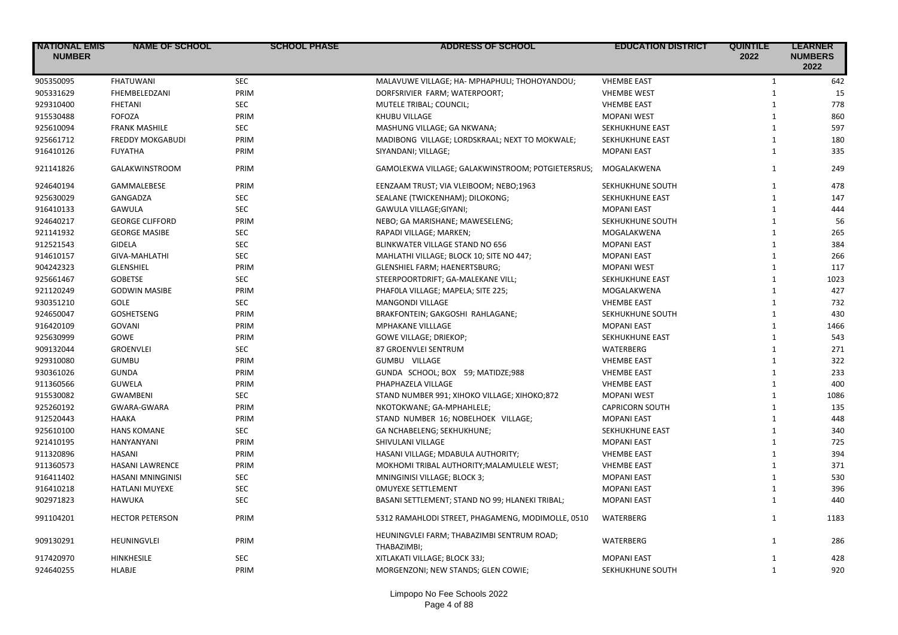| NATIONAL EMIS NUMBER | NAME OF SCHOOL | SCHOOL PHASE | ADDRESS OF SCHOOL | EDUCATION DISTRICT | QUINTILE 2022 | LEARNER NUMBERS 2022 |
|---|---|---|---|---|---|---|
| 905350095 | FHATUWANI | SEC | MALAVUWE VILLAGE; HA- MPHAPHULI; THOHOYANDOU; | VHEMBE EAST | 1 | 642 |
| 905331629 | FHEMBELEDZANI | PRIM | DORFSRIVIER FARM; WATERPOORT; | VHEMBE WEST | 1 | 15 |
| 929310400 | FHETANI | SEC | MUTELE TRIBAL; COUNCIL; | VHEMBE EAST | 1 | 778 |
| 915530488 | FOFOZA | PRIM | KHUBU VILLAGE | MOPANI WEST | 1 | 860 |
| 925610094 | FRANK MASHILE | SEC | MASHUNG VILLAGE; GA NKWANA; | SEKHUKHUNE EAST | 1 | 597 |
| 925661712 | FREDDY MOKGABUDI | PRIM | MADIBONG VILLAGE; LORDSKRAAL; NEXT TO MOKWALE; | SEKHUKHUNE EAST | 1 | 180 |
| 916410126 | FUYATHA | PRIM | SIYANDANI; VILLAGE; | MOPANI EAST | 1 | 335 |
| 921141826 | GALAKWINSTROOM | PRIM | GAMOLEKWA VILLAGE; GALAKWINSTROOM; POTGIETERSRUS; | MOGALAKWENA | 1 | 249 |
| 924640194 | GAMMALEBESE | PRIM | EENZAAM TRUST; VIA VLEIBOOM; NEBO;1963 | SEKHUKHUNE SOUTH | 1 | 478 |
| 925630029 | GANGADZA | SEC | SEALANE (TWICKENHAM); DILOKONG; | SEKHUKHUNE EAST | 1 | 147 |
| 916410133 | GAWULA | SEC | GAWULA VILLAGE;GIYANI; | MOPANI EAST | 1 | 444 |
| 924640217 | GEORGE CLIFFORD | PRIM | NEBO; GA MARISHANE; MAWESELENG; | SEKHUKHUNE SOUTH | 1 | 56 |
| 921141932 | GEORGE MASIBE | SEC | RAPADI VILLAGE; MARKEN; | MOGALAKWENA | 1 | 265 |
| 912521543 | GIDELA | SEC | BLINKWATER VILLAGE STAND NO 656 | MOPANI EAST | 1 | 384 |
| 914610157 | GIVA-MAHLATHI | SEC | MAHLATHI VILLAGE; BLOCK 10; SITE NO 447; | MOPANI EAST | 1 | 266 |
| 904242323 | GLENSHIEL | PRIM | GLENSHIEL FARM; HAENERTSBURG; | MOPANI WEST | 1 | 117 |
| 925661467 | GOBETSE | SEC | STEERPOORTDRIFT; GA-MALEKANE VILL; | SEKHUKHUNE EAST | 1 | 1023 |
| 921120249 | GODWIN MASIBE | PRIM | PHAFOLA VILLAGE; MAPELA; SITE 225; | MOGALAKWENA | 1 | 427 |
| 930351210 | GOLE | SEC | MANGONDI VILLAGE | VHEMBE EAST | 1 | 732 |
| 924650047 | GOSHETSENG | PRIM | BRAKFONTEIN; GAKGOSHI RAHLAGANE; | SEKHUKHUNE SOUTH | 1 | 430 |
| 916420109 | GOVANI | PRIM | MPHAKANE VILLLAGE | MOPANI EAST | 1 | 1466 |
| 925630999 | GOWE | PRIM | GOWE VILLAGE; DRIEKOP; | SEKHUKHUNE EAST | 1 | 543 |
| 909132044 | GROENVLEI | SEC | 87 GROENVLEI SENTRUM | WATERBERG | 1 | 271 |
| 929310080 | GUMBU | PRIM | GUMBU VILLAGE | VHEMBE EAST | 1 | 322 |
| 930361026 | GUNDA | PRIM | GUNDA SCHOOL; BOX 59; MATIDZE;988 | VHEMBE EAST | 1 | 233 |
| 911360566 | GUWELA | PRIM | PHAPHAZELA VILLAGE | VHEMBE EAST | 1 | 400 |
| 915530082 | GWAMBENI | SEC | STAND NUMBER 991; XIHOKO VILLAGE; XIHOKO;872 | MOPANI WEST | 1 | 1086 |
| 925260192 | GWARA-GWARA | PRIM | NKOTOKWANE; GA-MPHAHLELE; | CAPRICORN SOUTH | 1 | 135 |
| 912520443 | HAAKA | PRIM | STAND NUMBER 16; NOBELHOEK VILLAGE; | MOPANI EAST | 1 | 448 |
| 925610100 | HANS KOMANE | SEC | GA NCHABELENG; SEKHUKHUNE; | SEKHUKHUNE EAST | 1 | 340 |
| 921410195 | HANYANYANI | PRIM | SHIVULANI VILLAGE | MOPANI EAST | 1 | 725 |
| 911320896 | HASANI | PRIM | HASANI VILLAGE; MDABULA AUTHORITY; | VHEMBE EAST | 1 | 394 |
| 911360573 | HASANI LAWRENCE | PRIM | MOKHOMI TRIBAL AUTHORITY;MALAMULELE WEST; | VHEMBE EAST | 1 | 371 |
| 916411402 | HASANI MNINGINISI | SEC | MNINGINISI VILLAGE; BLOCK 3; | MOPANI EAST | 1 | 530 |
| 916410218 | HATLANI MUYEXE | SEC | 0MUYEXE SETTLEMENT | MOPANI EAST | 1 | 396 |
| 902971823 | HAWUKA | SEC | BASANI SETTLEMENT; STAND NO 99; HLANEKI TRIBAL; | MOPANI EAST | 1 | 440 |
| 991104201 | HECTOR PETERSON | PRIM | 5312 RAMAHLODI STREET, PHAGAMENG, MODIMOLLE, 0510 | WATERBERG | 1 | 1183 |
| 909130291 | HEUNINGVLEI | PRIM | HEUNINGVLEI FARM; THABAZIMBI SENTRUM ROAD; THABAZIMBI; | WATERBERG | 1 | 286 |
| 917420970 | HINKHESILE | SEC | XITLAKATI VILLAGE; BLOCK 33J; | MOPANI EAST | 1 | 428 |
| 924640255 | HLABJE | PRIM | MORGENZONI; NEW STANDS; GLEN COWIE; | SEKHUKHUNE SOUTH | 1 | 920 |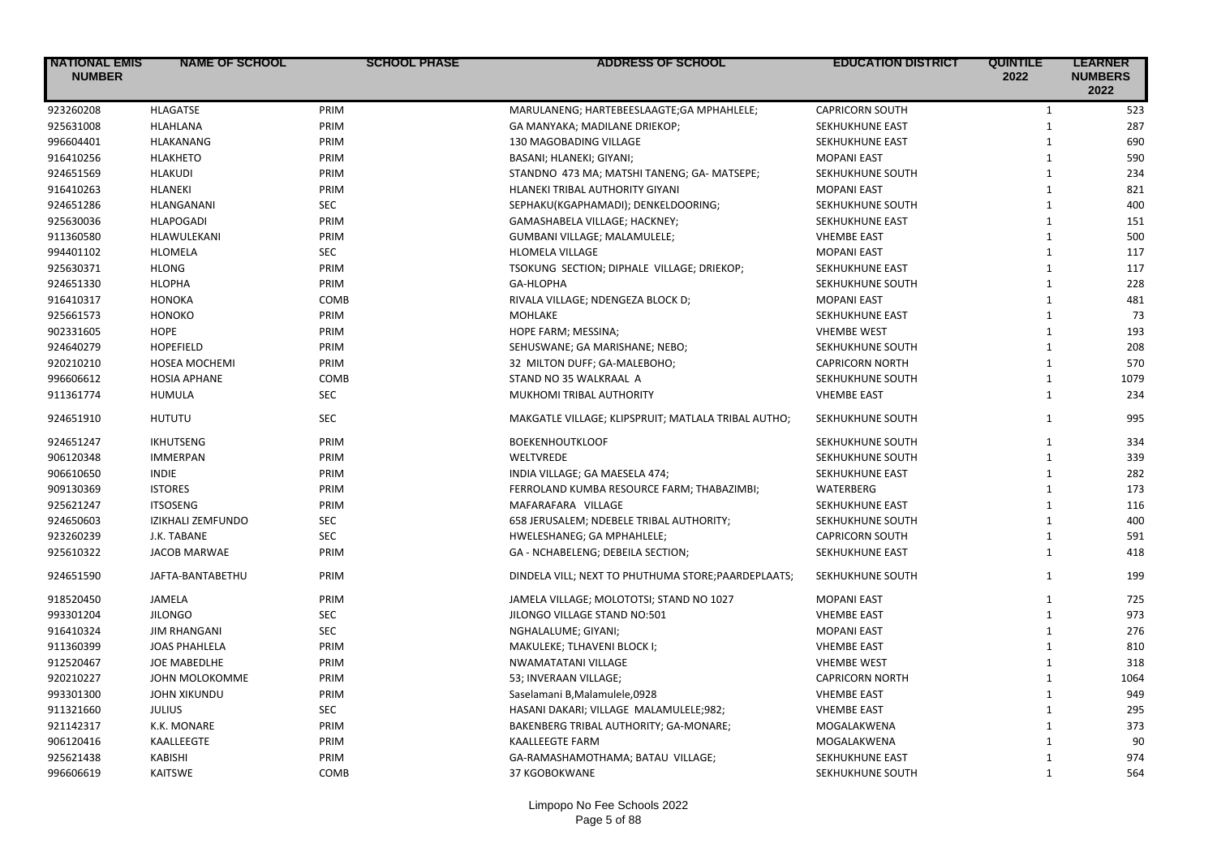| NATIONAL EMIS NUMBER | NAME OF SCHOOL | SCHOOL PHASE | ADDRESS OF SCHOOL | EDUCATION DISTRICT | QUINTILE 2022 | LEARNER NUMBERS 2022 |
|---|---|---|---|---|---|---|
| 923260208 | HLAGATSE | PRIM | MARULANENG; HARTEBEESLAAGTE;GA MPHAHLELE; | CAPRICORN SOUTH | 1 | 523 |
| 925631008 | HLAHLANA | PRIM | GA MANYAKA; MADILANE DRIEKOP; | SEKHUKHUNE EAST | 1 | 287 |
| 996604401 | HLAKANANG | PRIM | 130 MAGOBADING VILLAGE | SEKHUKHUNE EAST | 1 | 690 |
| 916410256 | HLAKHETO | PRIM | BASANI; HLANEKI; GIYANI; | MOPANI EAST | 1 | 590 |
| 924651569 | HLAKUDI | PRIM | STANDNO 473 MA; MATSHI TANENG; GA- MATSEPE; | SEKHUKHUNE SOUTH | 1 | 234 |
| 916410263 | HLANEKI | PRIM | HLANEKI TRIBAL AUTHORITY GIYANI | MOPANI EAST | 1 | 821 |
| 924651286 | HLANGANANI | SEC | SEPHAKU(KGAPHAMADI); DENKELDOORING; | SEKHUKHUNE SOUTH | 1 | 400 |
| 925630036 | HLAPOGADI | PRIM | GAMASHABELA VILLAGE; HACKNEY; | SEKHUKHUNE EAST | 1 | 151 |
| 911360580 | HLAWULEKANI | PRIM | GUMBANI VILLAGE; MALAMULELE; | VHEMBE EAST | 1 | 500 |
| 994401102 | HLOMELA | SEC | HLOMELA VILLAGE | MOPANI EAST | 1 | 117 |
| 925630371 | HLONG | PRIM | TSOKUNG SECTION; DIPHALE VILLAGE; DRIEKOP; | SEKHUKHUNE EAST | 1 | 117 |
| 924651330 | HLOPHA | PRIM | GA-HLOPHA | SEKHUKHUNE SOUTH | 1 | 228 |
| 916410317 | HONOKA | COMB | RIVALA VILLAGE; NDENGEZA BLOCK D; | MOPANI EAST | 1 | 481 |
| 925661573 | HONOKO | PRIM | MOHLAKE | SEKHUKHUNE EAST | 1 | 73 |
| 902331605 | HOPE | PRIM | HOPE FARM; MESSINA; | VHEMBE WEST | 1 | 193 |
| 924640279 | HOPEFIELD | PRIM | SEHUSWANE; GA MARISHANE; NEBO; | SEKHUKHUNE SOUTH | 1 | 208 |
| 920210210 | HOSEA MOCHEMI | PRIM | 32 MILTON DUFF; GA-MALEBOHO; | CAPRICORN NORTH | 1 | 570 |
| 996606612 | HOSIA APHANE | COMB | STAND NO 35 WALKRAAL A | SEKHUKHUNE SOUTH | 1 | 1079 |
| 911361774 | HUMULA | SEC | MUKHOMI TRIBAL AUTHORITY | VHEMBE EAST | 1 | 234 |
| 924651910 | HUTUTU | SEC | MAKGATLE VILLAGE; KLIPSPRUIT; MATLALA TRIBAL AUTHO; | SEKHUKHUNE SOUTH | 1 | 995 |
| 924651247 | IKHUTSENG | PRIM | BOEKENHOUTKLOOF | SEKHUKHUNE SOUTH | 1 | 334 |
| 906120348 | IMMERPAN | PRIM | WELTVREDE | SEKHUKHUNE SOUTH | 1 | 339 |
| 906610650 | INDIE | PRIM | INDIA VILLAGE; GA MAESELA 474; | SEKHUKHUNE EAST | 1 | 282 |
| 909130369 | ISTORES | PRIM | FERROLAND KUMBA RESOURCE FARM; THABAZIMBI; | WATERBERG | 1 | 173 |
| 925621247 | ITSOSENG | PRIM | MAFARAFARA VILLAGE | SEKHUKHUNE EAST | 1 | 116 |
| 924650603 | IZIKHALI ZEMFUNDO | SEC | 658 JERUSALEM; NDEBELE TRIBAL AUTHORITY; | SEKHUKHUNE SOUTH | 1 | 400 |
| 923260239 | J.K. TABANE | SEC | HWELESHANEG; GA MPHAHLELE; | CAPRICORN SOUTH | 1 | 591 |
| 925610322 | JACOB MARWAE | PRIM | GA - NCHABELENG; DEBEILA SECTION; | SEKHUKHUNE EAST | 1 | 418 |
| 924651590 | JAFTA-BANTABETHU | PRIM | DINDELA VILL; NEXT TO PHUTHUMA STORE;PAARDEPLAATS; | SEKHUKHUNE SOUTH | 1 | 199 |
| 918520450 | JAMELA | PRIM | JAMELA VILLAGE; MOLOTOTSI; STAND NO 1027 | MOPANI EAST | 1 | 725 |
| 993301204 | JILONGO | SEC | JILONGO VILLAGE STAND NO:501 | VHEMBE EAST | 1 | 973 |
| 916410324 | JIM RHANGANI | SEC | NGHALALUME; GIYANI; | MOPANI EAST | 1 | 276 |
| 911360399 | JOAS PHAHLELA | PRIM | MAKULEKE; TLHAVENI BLOCK I; | VHEMBE EAST | 1 | 810 |
| 912520467 | JOE MABEDLHE | PRIM | NWAMATATANI VILLAGE | VHEMBE WEST | 1 | 318 |
| 920210227 | JOHN MOLOKOMME | PRIM | 53; INVERAAN VILLAGE; | CAPRICORN NORTH | 1 | 1064 |
| 993301300 | JOHN XIKUNDU | PRIM | Saselamani B,Malamulele,0928 | VHEMBE EAST | 1 | 949 |
| 911321660 | JULIUS | SEC | HASANI DAKARI; VILLAGE MALAMULELE;982; | VHEMBE EAST | 1 | 295 |
| 921142317 | K.K. MONARE | PRIM | BAKENBERG TRIBAL AUTHORITY; GA-MONARE; | MOGALAKWENA | 1 | 373 |
| 906120416 | KAALLEEGTE | PRIM | KAALLEEGTE FARM | MOGALAKWENA | 1 | 90 |
| 925621438 | KABISHI | PRIM | GA-RAMASHAMOTHAMA; BATAU VILLAGE; | SEKHUKHUNE EAST | 1 | 974 |
| 996606619 | KAITSWE | COMB | 37 KGOBOKWANE | SEKHUKHUNE SOUTH | 1 | 564 |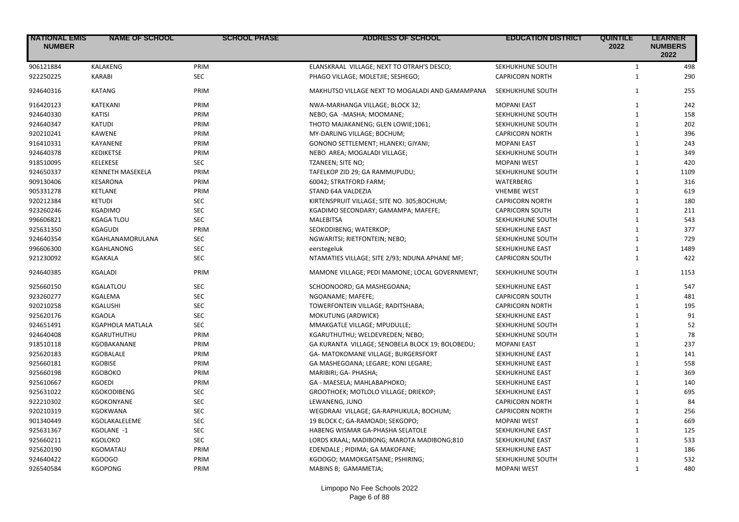| NATIONAL EMIS NUMBER | NAME OF SCHOOL | SCHOOL PHASE | ADDRESS OF SCHOOL | EDUCATION DISTRICT | QUINTILE 2022 | LEARNER NUMBERS 2022 |
|---|---|---|---|---|---|---|
| 906121884 | KALAKENG | PRIM | ELANSKRAAL VILLAGE; NEXT TO OTRAH'S DESCO; | SEKHUKHUNE SOUTH | 1 | 498 |
| 922250225 | KARABI | SEC | PHAGO VILLAGE; MOLETJIE; SESHEGO; | CAPRICORN NORTH | 1 | 290 |
| 924640316 | KATANG | PRIM | MAKHUTSO VILLAGE NEXT TO MOGALADI AND GAMAMPANA | SEKHUKHUNE SOUTH | 1 | 255 |
| 916420123 | KATEKANI | PRIM | NWA-MARHANGA VILLAGE; BLOCK 32; | MOPANI EAST | 1 | 242 |
| 924640330 | KATISI | PRIM | NEBO; GA -MASHA; MOOMANE; | SEKHUKHUNE SOUTH | 1 | 158 |
| 924640347 | KATUDI | PRIM | THOTO MAJAKANENG; GLEN LOWIE;1061; | SEKHUKHUNE SOUTH | 1 | 202 |
| 920210241 | KAWENE | PRIM | MY-DARLING VILLAGE; BOCHUM; | CAPRICORN NORTH | 1 | 396 |
| 916410331 | KAYANENE | PRIM | GONONO SETTLEMENT; HLANEKI; GIYANI; | MOPANI EAST | 1 | 243 |
| 924640378 | KEDIKETSE | PRIM | NEBO AREA; MOGALADI VILLAGE; | SEKHUKHUNE SOUTH | 1 | 349 |
| 918510095 | KELEKESE | SEC | TZANEEN; SITE NO; | MOPANI WEST | 1 | 420 |
| 924650337 | KENNETH MASEKELA | PRIM | TAFELKOP ZID 29; GA RAMMUPUDU; | SEKHUKHUNE SOUTH | 1 | 1109 |
| 909130406 | KESARONA | PRIM | 60042; STRATFORD FARM; | WATERBERG | 1 | 316 |
| 905331278 | KETLANE | PRIM | STAND 64A VALDEZIA | VHEMBE WEST | 1 | 619 |
| 920212384 | KETUDI | SEC | KIRTENSPRUIT VILLAGE; SITE NO. 305;BOCHUM; | CAPRICORN NORTH | 1 | 180 |
| 923260246 | KGADIMO | SEC | KGADIMO SECONDARY; GAMAMPA; MAFEFE; | CAPRICORN SOUTH | 1 | 211 |
| 996606821 | KGAGA TLOU | SEC | MALEBITSA | SEKHUKHUNE SOUTH | 1 | 543 |
| 925631350 | KGAGUDI | PRIM | SEOKODIBENG; WATERKOP; | SEKHUKHUNE EAST | 1 | 377 |
| 924640354 | KGAHLANAMORULANA | SEC | NGWARITSI; RIETFONTEIN; NEBO; | SEKHUKHUNE SOUTH | 1 | 729 |
| 996606300 | KGAHLANONG | SEC | eerstegeluk | SEKHUKHUNE EAST | 1 | 1489 |
| 921230092 | KGAKALA | SEC | NTAMATIES VILLAGE; SITE 2/93; NDUNA APHANE MF; | CAPRICORN SOUTH | 1 | 422 |
| 924640385 | KGALADI | PRIM | MAMONE VILLAGE; PEDI MAMONE; LOCAL GOVERNMENT; | SEKHUKHUNE SOUTH | 1 | 1153 |
| 925660150 | KGALATLOU | SEC | SCHOONOORD; GA MASHEGOANA; | SEKHUKHUNE EAST | 1 | 547 |
| 923260277 | KGALEMA | SEC | NGOANAME; MAFEFE; | CAPRICORN SOUTH | 1 | 481 |
| 920210258 | KGALUSHI | SEC | TOWERFONTEIN VILLAGE; RADITSHABA; | CAPRICORN NORTH | 1 | 195 |
| 925620176 | KGAOLA | SEC | MOKUTUNG (ARDWICK) | SEKHUKHUNE EAST | 1 | 91 |
| 924651491 | KGAPHOLA MATLALA | SEC | MMAKGATLE VILLAGE; MPUDULLE; | SEKHUKHUNE SOUTH | 1 | 52 |
| 924640408 | KGARUTHUTHU | PRIM | KGARUTHUTHU; WELDEVREDEN; NEBO; | SEKHUKHUNE SOUTH | 1 | 78 |
| 918510118 | KGOBAKANANE | PRIM | GA KURANTA VILLAGE; SENOBELA BLOCK 19; BOLOBEDU; | MOPANI EAST | 1 | 237 |
| 925620183 | KGOBALALE | PRIM | GA- MATOKOMANE VILLAGE; BURGERSFORT | SEKHUKHUNE EAST | 1 | 141 |
| 925660181 | KGOBISE | PRIM | GA MASHEGOANA; LEGARE; KONI LEGARE; | SEKHUKHUNE EAST | 1 | 558 |
| 925660198 | KGOBOKO | PRIM | MARIBIRI; GA- PHASHA; | SEKHUKHUNE EAST | 1 | 369 |
| 925610667 | KGOEDI | PRIM | GA - MAESELA; MAHLABAPHOKO; | SEKHUKHUNE EAST | 1 | 140 |
| 925631022 | KGOKODIBENG | SEC | GROOTHOEK; MOTLOLO VILLAGE; DRIEKOP; | SEKHUKHUNE EAST | 1 | 695 |
| 922210302 | KGOKONYANE | SEC | LEWANENG, JUNO | CAPRICORN NORTH | 1 | 84 |
| 920210319 | KGOKWANA | SEC | WEGDRAAI VILLAGE; GA-RAPHUKULA; BOCHUM; | CAPRICORN NORTH | 1 | 256 |
| 901340449 | KGOLAKALELEME | SEC | 19 BLOCK C; GA-RAMOADI; SEKGOPO; | MOPANI WEST | 1 | 669 |
| 925631367 | KGOLANE -1 | SEC | HABENG WISMAR GA-PHASHA SELATOLE | SEKHUKHUNE EAST | 1 | 125 |
| 925660211 | KGOLOKO | SEC | LORDS KRAAL; MADIBONG; MAROTA MADIBONG;810 | SEKHUKHUNE EAST | 1 | 533 |
| 925620190 | KGOMATAU | PRIM | EDENDALE ; PIDIMA; GA MAKOFANE; | SEKHUKHUNE EAST | 1 | 186 |
| 924640422 | KGOOGO | PRIM | KGOOGO; MAMOKGATSANE; PSHIRING; | SEKHUKHUNE SOUTH | 1 | 532 |
| 926540584 | KGOPONG | PRIM | MABINS B; GAMAMETJA; | MOPANI WEST | 1 | 480 |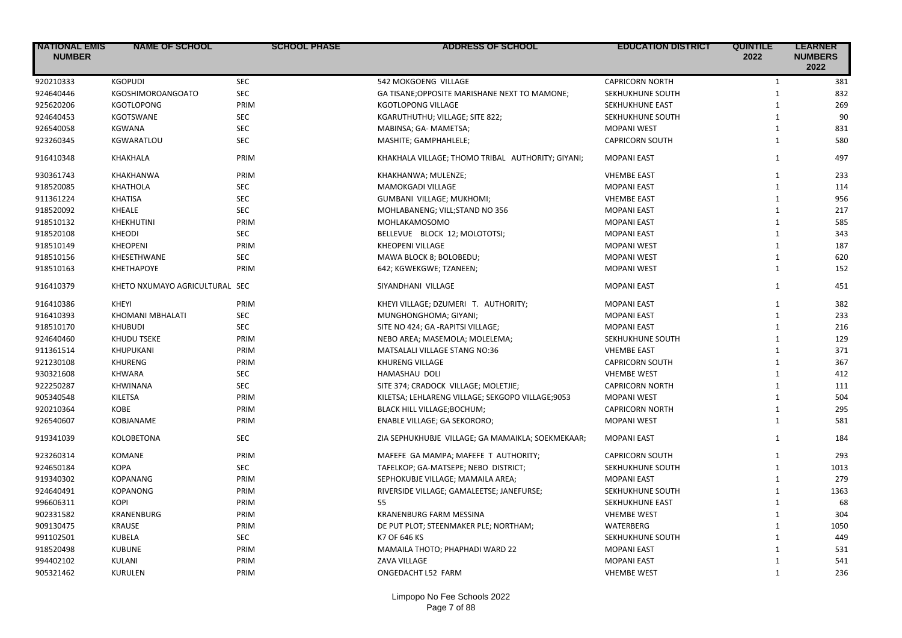| NATIONAL EMIS NUMBER | NAME OF SCHOOL | SCHOOL PHASE | ADDRESS OF SCHOOL | EDUCATION DISTRICT | QUINTILE 2022 | LEARNER NUMBERS 2022 |
|---|---|---|---|---|---|---|
| 920210333 | KGOPUDI | SEC | 542 MOKGOENG VILLAGE | CAPRICORN NORTH | 1 | 381 |
| 924640446 | KGOSHIMOROANGOATO | SEC | GA TISANE;OPPOSITE MARISHANE NEXT TO MAMONE; | SEKHUKHUNE SOUTH | 1 | 832 |
| 925620206 | KGOTLOPONG | PRIM | KGOTLOPONG VILLAGE | SEKHUKHUNE EAST | 1 | 269 |
| 924640453 | KGOTSWANE | SEC | KGARUTHUTHU; VILLAGE; SITE 822; | SEKHUKHUNE SOUTH | 1 | 90 |
| 926540058 | KGWANA | SEC | MABINSA; GA- MAMETSA; | MOPANI WEST | 1 | 831 |
| 923260345 | KGWARATLOU | SEC | MASHITE; GAMPHAHLELE; | CAPRICORN SOUTH | 1 | 580 |
| 916410348 | KHAKHALA | PRIM | KHAKHALA VILLAGE; THOMO TRIBAL AUTHORITY; GIYANI; | MOPANI EAST | 1 | 497 |
| 930361743 | KHAKHANWA | PRIM | KHAKHANWA; MULENZE; | VHEMBE EAST | 1 | 233 |
| 918520085 | KHATHOLA | SEC | MAMOKGADI VILLAGE | MOPANI EAST | 1 | 114 |
| 911361224 | KHATISA | SEC | GUMBANI VILLAGE; MUKHOMI; | VHEMBE EAST | 1 | 956 |
| 918520092 | KHEALE | SEC | MOHLABANENG; VILL;STAND NO 356 | MOPANI EAST | 1 | 217 |
| 918510132 | KHEKHUTINI | PRIM | MOHLAKAMOSOMO | MOPANI EAST | 1 | 585 |
| 918520108 | KHEODI | SEC | BELLEVUE BLOCK 12; MOLOTOTSI; | MOPANI EAST | 1 | 343 |
| 918510149 | KHEOPENI | PRIM | KHEOPENI VILLAGE | MOPANI WEST | 1 | 187 |
| 918510156 | KHESETHWANE | SEC | MAWA BLOCK 8; BOLOBEDU; | MOPANI WEST | 1 | 620 |
| 918510163 | KHETHAPOYE | PRIM | 642; KGWEKGWE; TZANEEN; | MOPANI WEST | 1 | 152 |
| 916410379 | KHETO NXUMAYO AGRICULTURAL | SEC | SIYANDHANI VILLAGE | MOPANI EAST | 1 | 451 |
| 916410386 | KHEYI | PRIM | KHEYI VILLAGE; DZUMERI T. AUTHORITY; | MOPANI EAST | 1 | 382 |
| 916410393 | KHOMANI MBHALATI | SEC | MUNGHONGHOMA; GIYANI; | MOPANI EAST | 1 | 233 |
| 918510170 | KHUBUDI | SEC | SITE NO 424; GA -RAPITSI VILLAGE; | MOPANI EAST | 1 | 216 |
| 924640460 | KHUDU TSEKE | PRIM | NEBO AREA; MASEMOLA; MOLELEMA; | SEKHUKHUNE SOUTH | 1 | 129 |
| 911361514 | KHUPUKANI | PRIM | MATSALALI VILLAGE STANG NO:36 | VHEMBE EAST | 1 | 371 |
| 921230108 | KHURENG | PRIM | KHURENG VILLAGE | CAPRICORN SOUTH | 1 | 367 |
| 930321608 | KHWARA | SEC | HAMASHAU DOLI | VHEMBE WEST | 1 | 412 |
| 922250287 | KHWINANA | SEC | SITE 374; CRADOCK VILLAGE; MOLETJIE; | CAPRICORN NORTH | 1 | 111 |
| 905340548 | KILETSA | PRIM | KILETSA; LEHLARENG VILLAGE; SEKGOPO VILLAGE;9053 | MOPANI WEST | 1 | 504 |
| 920210364 | KOBE | PRIM | BLACK HILL VILLAGE;BOCHUM; | CAPRICORN NORTH | 1 | 295 |
| 926540607 | KOBJANAME | PRIM | ENABLE VILLAGE; GA SEKORORO; | MOPANI WEST | 1 | 581 |
| 919341039 | KOLOBETONA | SEC | ZIA SEPHUKHUBJE VILLAGE; GA MAMAIKLA; SOEKMEKAAR; | MOPANI EAST | 1 | 184 |
| 923260314 | KOMANE | PRIM | MAFEFE GA MAMPA; MAFEFE T AUTHORITY; | CAPRICORN SOUTH | 1 | 293 |
| 924650184 | KOPA | SEC | TAFELKOP; GA-MATSEPE; NEBO DISTRICT; | SEKHUKHUNE SOUTH | 1 | 1013 |
| 919340302 | KOPANANG | PRIM | SEPHOKUBJE VILLAGE; MAMAILA AREA; | MOPANI EAST | 1 | 279 |
| 924640491 | KOPANONG | PRIM | RIVERSIDE VILLAGE; GAMALEETSE; JANEFURSE; | SEKHUKHUNE SOUTH | 1 | 1363 |
| 996606311 | KOPI | PRIM | 55 | SEKHUKHUNE EAST | 1 | 68 |
| 902331582 | KRANENBURG | PRIM | KRANENBURG FARM MESSINA | VHEMBE WEST | 1 | 304 |
| 909130475 | KRAUSE | PRIM | DE PUT PLOT; STEENMAKER PLE; NORTHAM; | WATERBERG | 1 | 1050 |
| 991102501 | KUBELA | SEC | K7 OF 646 KS | SEKHUKHUNE SOUTH | 1 | 449 |
| 918520498 | KUBUNE | PRIM | MAMAILA THOTO; PHAPHADI WARD 22 | MOPANI EAST | 1 | 531 |
| 994402102 | KULANI | PRIM | ZAVA VILLAGE | MOPANI EAST | 1 | 541 |
| 905321462 | KURULEN | PRIM | ONGEDACHT L52 FARM | VHEMBE WEST | 1 | 236 |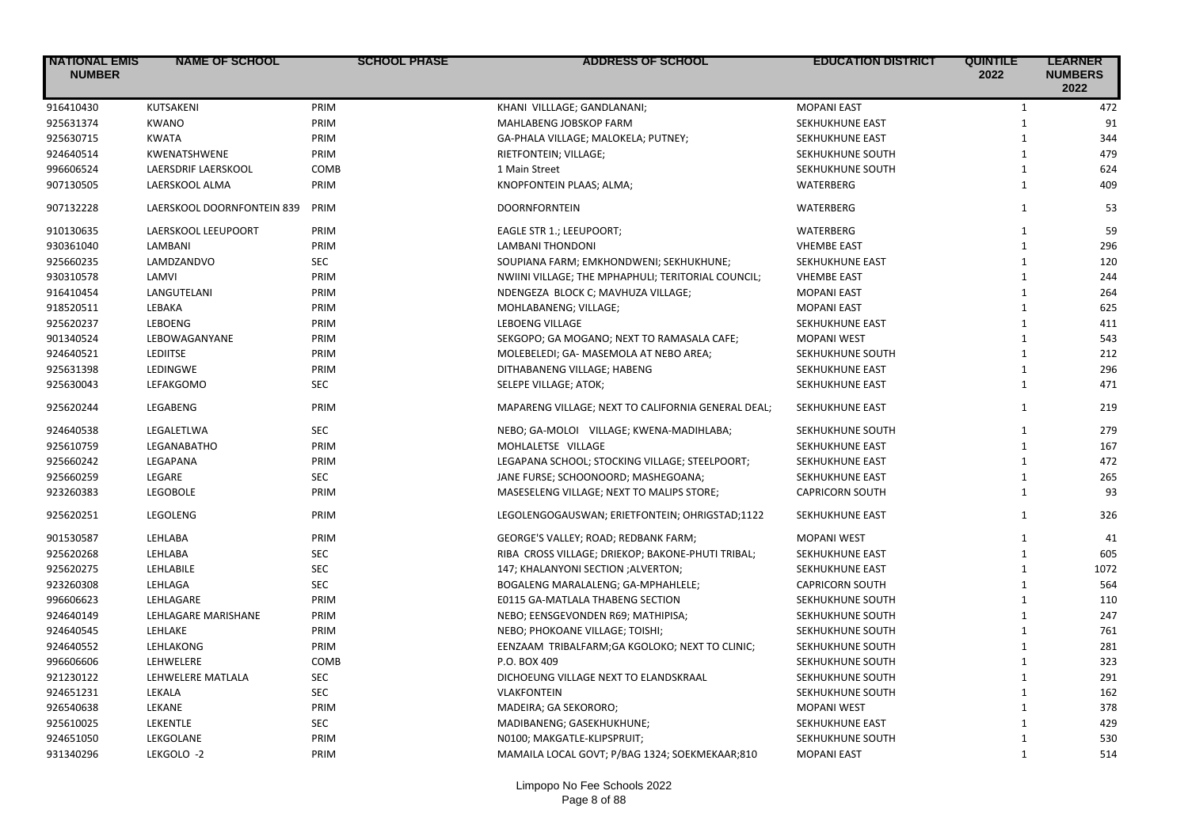| NATIONAL EMIS NUMBER | NAME OF SCHOOL | SCHOOL PHASE | ADDRESS OF SCHOOL | EDUCATION DISTRICT | QUINTILE 2022 | LEARNER NUMBERS 2022 |
|---|---|---|---|---|---|---|
| 916410430 | KUTSAKENI | PRIM | KHANI VILLLAGE; GANDLANANI; | MOPANI EAST | 1 | 472 |
| 925631374 | KWANO | PRIM | MAHLABENG JOBSKOP FARM | SEKHUKHUNE EAST | 1 | 91 |
| 925630715 | KWATA | PRIM | GA-PHALA VILLAGE; MALOKELA; PUTNEY; | SEKHUKHUNE EAST | 1 | 344 |
| 924640514 | KWENATSHWENE | PRIM | RIETFONTEIN; VILLAGE; | SEKHUKHUNE SOUTH | 1 | 479 |
| 996606524 | LAERSDRIF LAERSKOOL | COMB | 1 Main Street | SEKHUKHUNE SOUTH | 1 | 624 |
| 907130505 | LAERSKOOL ALMA | PRIM | KNOPFONTEIN PLAAS; ALMA; | WATERBERG | 1 | 409 |
| 907132228 | LAERSKOOL DOORNFONTEIN 839 | PRIM | DOORNFORNTEIN | WATERBERG | 1 | 53 |
| 910130635 | LAERSKOOL LEEUPOORT | PRIM | EAGLE STR 1.; LEEUPOORT; | WATERBERG | 1 | 59 |
| 930361040 | LAMBANI | PRIM | LAMBANI THONDONI | VHEMBE EAST | 1 | 296 |
| 925660235 | LAMDZANDVO | SEC | SOUPIANA FARM; EMKHONDWENI; SEKHUKHUNE; | SEKHUKHUNE EAST | 1 | 120 |
| 930310578 | LAMVI | PRIM | NWIINI VILLAGE; THE MPHAPHULI; TERITORIAL COUNCIL; | VHEMBE EAST | 1 | 244 |
| 916410454 | LANGUTELANI | PRIM | NDENGEZA BLOCK C; MAVHUZA VILLAGE; | MOPANI EAST | 1 | 264 |
| 918520511 | LEBAKA | PRIM | MOHLABANENG; VILLAGE; | MOPANI EAST | 1 | 625 |
| 925620237 | LEBOENG | PRIM | LEBOENG VILLAGE | SEKHUKHUNE EAST | 1 | 411 |
| 901340524 | LEBOWAGANYANE | PRIM | SEKGOPO; GA MOGANO; NEXT TO RAMASALA CAFE; | MOPANI WEST | 1 | 543 |
| 924640521 | LEDIITSE | PRIM | MOLEBELEDI; GA- MASEMOLA AT NEBO AREA; | SEKHUKHUNE SOUTH | 1 | 212 |
| 925631398 | LEDINGWE | PRIM | DITHABANENG VILLAGE; HABENG | SEKHUKHUNE EAST | 1 | 296 |
| 925630043 | LEFAKGOMO | SEC | SELEPE VILLAGE; ATOK; | SEKHUKHUNE EAST | 1 | 471 |
| 925620244 | LEGABENG | PRIM | MAPARENG VILLAGE; NEXT TO CALIFORNIA GENERAL DEAL; | SEKHUKHUNE EAST | 1 | 219 |
| 924640538 | LEGALETLWA | SEC | NEBO; GA-MOLOI VILLAGE; KWENA-MADIHLABA; | SEKHUKHUNE SOUTH | 1 | 279 |
| 925610759 | LEGANABATHO | PRIM | MOHLALETSE VILLAGE | SEKHUKHUNE EAST | 1 | 167 |
| 925660242 | LEGAPANA | PRIM | LEGAPANA SCHOOL; STOCKING VILLAGE; STEELPOORT; | SEKHUKHUNE EAST | 1 | 472 |
| 925660259 | LEGARE | SEC | JANE FURSE; SCHOONOORD; MASHEGOANA; | SEKHUKHUNE EAST | 1 | 265 |
| 923260383 | LEGOBOLE | PRIM | MASESELENG VILLAGE; NEXT TO MALIPS STORE; | CAPRICORN SOUTH | 1 | 93 |
| 925620251 | LEGOLENG | PRIM | LEGOLENGOGAUSWAN; ERIETFONTEIN; OHRIGSTAD;1122 | SEKHUKHUNE EAST | 1 | 326 |
| 901530587 | LEHLABA | PRIM | GEORGE'S VALLEY; ROAD; REDBANK FARM; | MOPANI WEST | 1 | 41 |
| 925620268 | LEHLABA | SEC | RIBA CROSS VILLAGE; DRIEKOP; BAKONE-PHUTI TRIBAL; | SEKHUKHUNE EAST | 1 | 605 |
| 925620275 | LEHLABILE | SEC | 147; KHALANYONI SECTION ;ALVERTON; | SEKHUKHUNE EAST | 1 | 1072 |
| 923260308 | LEHLAGA | SEC | BOGALENG MARALALENG; GA-MPHAHLELE; | CAPRICORN SOUTH | 1 | 564 |
| 996606623 | LEHLAGARE | PRIM | E0115 GA-MATLALA THABENG SECTION | SEKHUKHUNE SOUTH | 1 | 110 |
| 924640149 | LEHLAGARE MARISHANE | PRIM | NEBO; EENSGEVONDEN R69; MATHIPISA; | SEKHUKHUNE SOUTH | 1 | 247 |
| 924640545 | LEHLAKE | PRIM | NEBO; PHOKOANE VILLAGE; TOISHI; | SEKHUKHUNE SOUTH | 1 | 761 |
| 924640552 | LEHLAKONG | PRIM | EENZAAM TRIBALFARM;GA KGOLOKO; NEXT TO CLINIC; | SEKHUKHUNE SOUTH | 1 | 281 |
| 996606606 | LEHWELERE | COMB | P.O. BOX 409 | SEKHUKHUNE SOUTH | 1 | 323 |
| 921230122 | LEHWELERE MATLALA | SEC | DICHOEUNG VILLAGE NEXT TO ELANDSKRAAL | SEKHUKHUNE SOUTH | 1 | 291 |
| 924651231 | LEKALA | SEC | VLAKFONTEIN | SEKHUKHUNE SOUTH | 1 | 162 |
| 926540638 | LEKANE | PRIM | MADEIRA; GA SEKORORO; | MOPANI WEST | 1 | 378 |
| 925610025 | LEKENTLE | SEC | MADIBANENG; GASEKHUKHUNE; | SEKHUKHUNE EAST | 1 | 429 |
| 924651050 | LEKGOLANE | PRIM | N0100; MAKGATLE-KLIPSPRUIT; | SEKHUKHUNE SOUTH | 1 | 530 |
| 931340296 | LEKGOLO -2 | PRIM | MAMAILA LOCAL GOVT; P/BAG 1324; SOEKMEKAAR;810 | MOPANI EAST | 1 | 514 |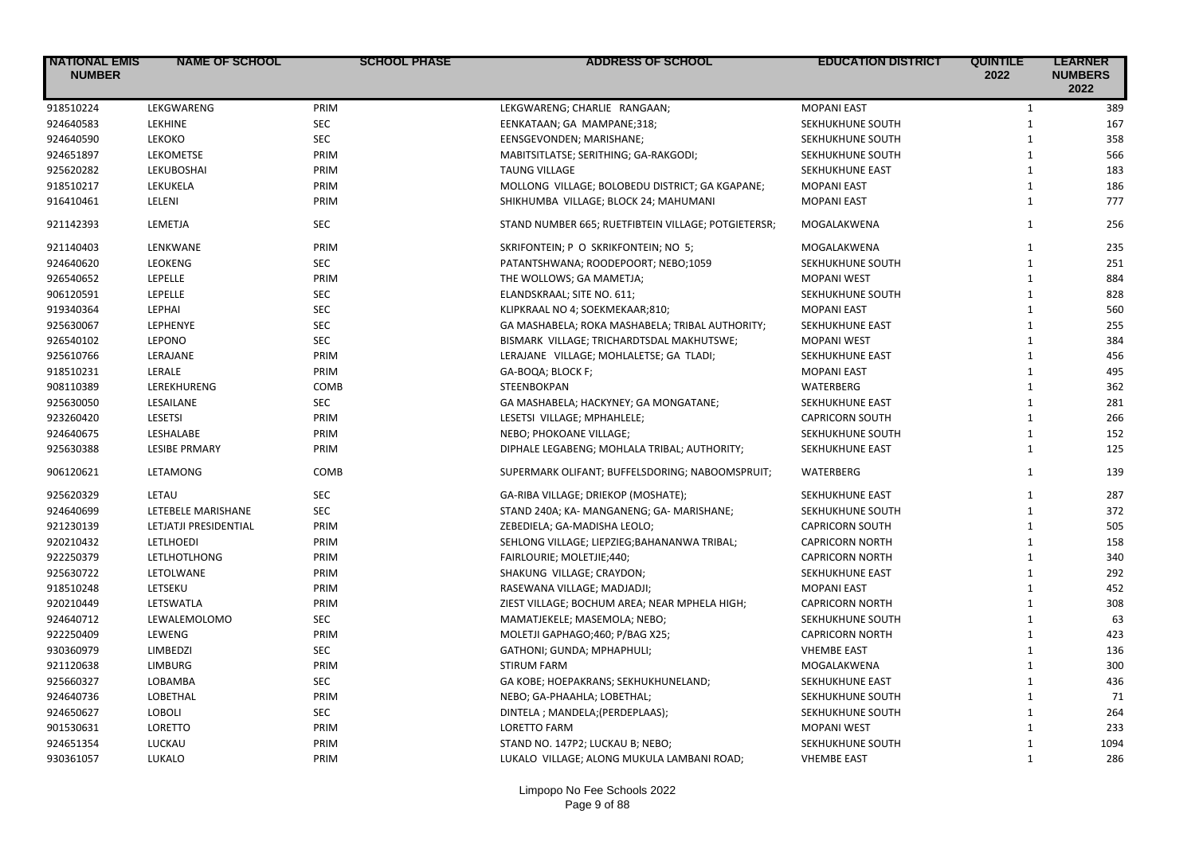| NATIONAL EMIS NUMBER | NAME OF SCHOOL | SCHOOL PHASE | ADDRESS OF SCHOOL | EDUCATION DISTRICT | QUINTILE 2022 | LEARNER NUMBERS 2022 |
|---|---|---|---|---|---|---|
| 918510224 | LEKGWARENG | PRIM | LEKGWARENG; CHARLIE RANGAAN; | MOPANI EAST | 1 | 389 |
| 924640583 | LEKHINE | SEC | EENKATAAN; GA MAMPANE;318; | SEKHUKHUNE SOUTH | 1 | 167 |
| 924640590 | LEKOKO | SEC | EENSGEVONDEN; MARISHANE; | SEKHUKHUNE SOUTH | 1 | 358 |
| 924651897 | LEKOMETSE | PRIM | MABITSITLATSE; SERITHING; GA-RAKGODI; | SEKHUKHUNE SOUTH | 1 | 566 |
| 925620282 | LEKUBOSHAI | PRIM | TAUNG VILLAGE | SEKHUKHUNE EAST | 1 | 183 |
| 918510217 | LEKUKELA | PRIM | MOLLONG VILLAGE; BOLOBEDU DISTRICT; GA KGAPANE; | MOPANI EAST | 1 | 186 |
| 916410461 | LELENI | PRIM | SHIKHUMBA VILLAGE; BLOCK 24; MAHUMANI | MOPANI EAST | 1 | 777 |
| 921142393 | LEMETJA | SEC | STAND NUMBER 665; RUETFIBTEIN VILLAGE; POTGIETERSR; | MOGALAKWENA | 1 | 256 |
| 921140403 | LENKWANE | PRIM | SKRIFONTEIN; P O SKRIKFONTEIN; NO 5; | MOGALAKWENA | 1 | 235 |
| 924640620 | LEOKENG | SEC | PATANTSHWANA; ROODEPOORT; NEBO;1059 | SEKHUKHUNE SOUTH | 1 | 251 |
| 926540652 | LEPELLE | PRIM | THE WOLLOWS; GA MAMETJA; | MOPANI WEST | 1 | 884 |
| 906120591 | LEPELLE | SEC | ELANDSKRAAL; SITE NO. 611; | SEKHUKHUNE SOUTH | 1 | 828 |
| 919340364 | LEPHAI | SEC | KLIPKRAAL NO 4; SOEKMEKAAR;810; | MOPANI EAST | 1 | 560 |
| 925630067 | LEPHENYE | SEC | GA MASHABELA; ROKA MASHABELA; TRIBAL AUTHORITY; | SEKHUKHUNE EAST | 1 | 255 |
| 926540102 | LEPONO | SEC | BISMARK VILLAGE; TRICHARDTSDAL MAKHUTSWE; | MOPANI WEST | 1 | 384 |
| 925610766 | LERAJANE | PRIM | LERAJANE VILLAGE; MOHLALETSE; GA TLADI; | SEKHUKHUNE EAST | 1 | 456 |
| 918510231 | LERALE | PRIM | GA-BOQA; BLOCK F; | MOPANI EAST | 1 | 495 |
| 908110389 | LEREKHURENG | COMB | STEENBOKPAN | WATERBERG | 1 | 362 |
| 925630050 | LESAILANE | SEC | GA MASHABELA; HACKNEY; GA MONGATANE; | SEKHUKHUNE EAST | 1 | 281 |
| 923260420 | LESETSI | PRIM | LESETSI VILLAGE; MPHAHLELE; | CAPRICORN SOUTH | 1 | 266 |
| 924640675 | LESHALABE | PRIM | NEBO; PHOKOANE VILLAGE; | SEKHUKHUNE SOUTH | 1 | 152 |
| 925630388 | LESIBE PRMARY | PRIM | DIPHALE LEGABENG; MOHLALA TRIBAL; AUTHORITY; | SEKHUKHUNE EAST | 1 | 125 |
| 906120621 | LETAMONG | COMB | SUPERMARK OLIFANT; BUFFELSDORING; NABOOMSPRUIT; | WATERBERG | 1 | 139 |
| 925620329 | LETAU | SEC | GA-RIBA VILLAGE; DRIEKOP (MOSHATE); | SEKHUKHUNE EAST | 1 | 287 |
| 924640699 | LETEBELE MARISHANE | SEC | STAND 240A; KA- MANGANENG; GA- MARISHANE; | SEKHUKHUNE SOUTH | 1 | 372 |
| 921230139 | LETJATJI PRESIDENTIAL | PRIM | ZEBEDIELA; GA-MADISHA LEOLO; | CAPRICORN SOUTH | 1 | 505 |
| 920210432 | LETLHOEDI | PRIM | SEHLONG VILLAGE; LIEPZIEG;BAHANANWA TRIBAL; | CAPRICORN NORTH | 1 | 158 |
| 922250379 | LETLHOTLHONG | PRIM | FAIRLOURIE; MOLETJIE;440; | CAPRICORN NORTH | 1 | 340 |
| 925630722 | LETOLWANE | PRIM | SHAKUNG VILLAGE; CRAYDON; | SEKHUKHUNE EAST | 1 | 292 |
| 918510248 | LETSEKU | PRIM | RASEWANA VILLAGE; MADJADJI; | MOPANI EAST | 1 | 452 |
| 920210449 | LETSWATLA | PRIM | ZIEST VILLAGE; BOCHUM AREA; NEAR MPHELA HIGH; | CAPRICORN NORTH | 1 | 308 |
| 924640712 | LEWALEMOLOMO | SEC | MAMATJEKELE; MASEMOLA; NEBO; | SEKHUKHUNE SOUTH | 1 | 63 |
| 922250409 | LEWENG | PRIM | MOLETJI GAPHAGO;460; P/BAG X25; | CAPRICORN NORTH | 1 | 423 |
| 930360979 | LIMBEDZI | SEC | GATHONI; GUNDA; MPHAPHULI; | VHEMBE EAST | 1 | 136 |
| 921120638 | LIMBURG | PRIM | STIRUM FARM | MOGALAKWENA | 1 | 300 |
| 925660327 | LOBAMBA | SEC | GA KOBE; HOEPAKRANS; SEKHUKHUNELAND; | SEKHUKHUNE EAST | 1 | 436 |
| 924640736 | LOBETHAL | PRIM | NEBO; GA-PHAAHLA; LOBETHAL; | SEKHUKHUNE SOUTH | 1 | 71 |
| 924650627 | LOBOLI | SEC | DINTELA ; MANDELA;(PERDEPLAAS); | SEKHUKHUNE SOUTH | 1 | 264 |
| 901530631 | LORETTO | PRIM | LORETTO FARM | MOPANI WEST | 1 | 233 |
| 924651354 | LUCKAU | PRIM | STAND NO. 147P2; LUCKAU B; NEBO; | SEKHUKHUNE SOUTH | 1 | 1094 |
| 930361057 | LUKALO | PRIM | LUKALO VILLAGE; ALONG MUKULA LAMBANI ROAD; | VHEMBE EAST | 1 | 286 |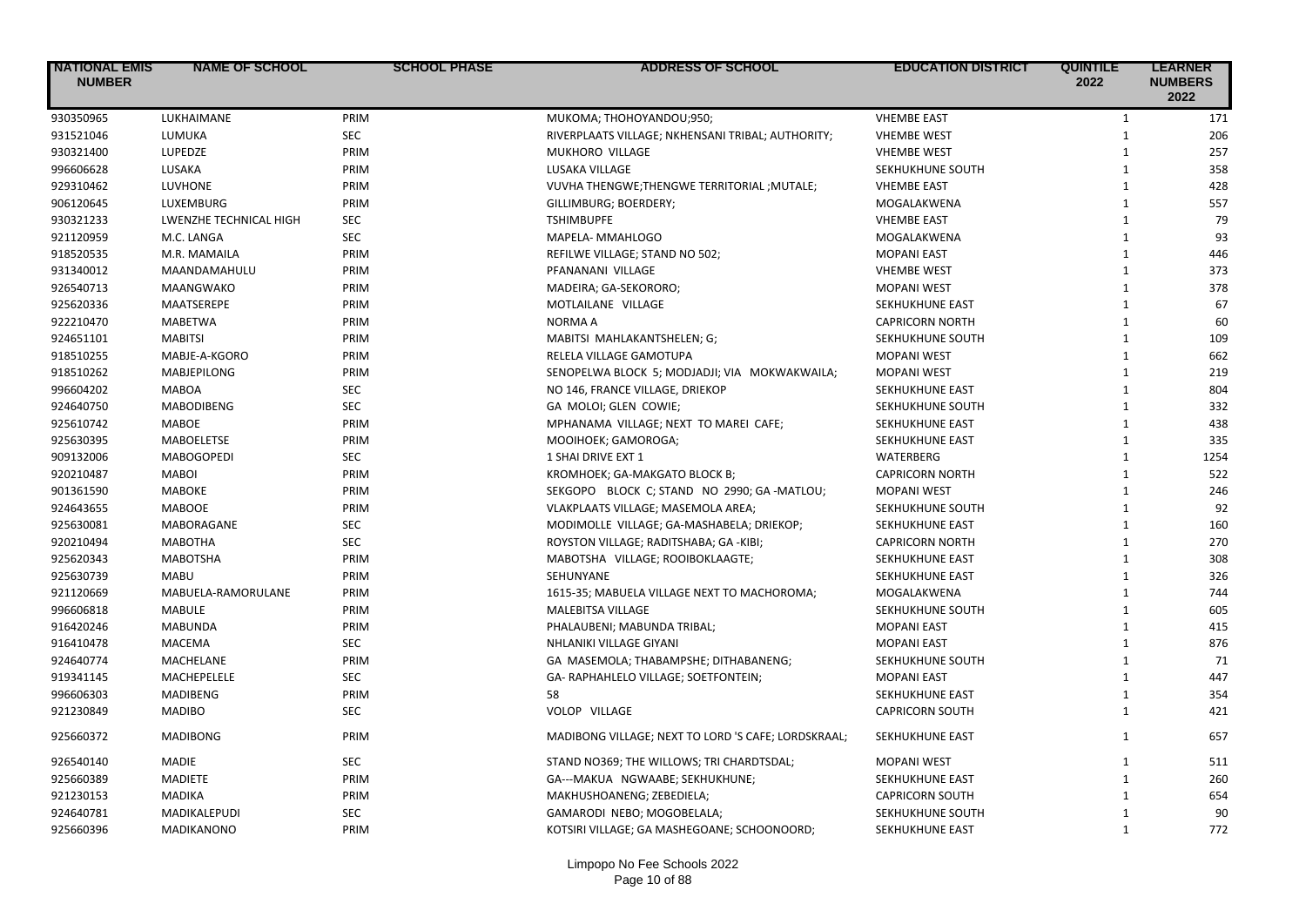| NATIONAL EMIS NUMBER | NAME OF SCHOOL | SCHOOL PHASE | ADDRESS OF SCHOOL | EDUCATION DISTRICT | QUINTILE 2022 | LEARNER NUMBERS 2022 |
|---|---|---|---|---|---|---|
| 930350965 | LUKHAIMANE | PRIM | MUKOMA; THOHOYANDOU;950; | VHEMBE EAST | 1 | 171 |
| 931521046 | LUMUKA | SEC | RIVERPLAATS VILLAGE; NKHENSANI TRIBAL; AUTHORITY; | VHEMBE WEST | 1 | 206 |
| 930321400 | LUPEDZE | PRIM | MUKHORO VILLAGE | VHEMBE WEST | 1 | 257 |
| 996606628 | LUSAKA | PRIM | LUSAKA VILLAGE | SEKHUKHUNE SOUTH | 1 | 358 |
| 929310462 | LUVHONE | PRIM | VUVHA THENGWE;THENGWE TERRITORIAL ;MUTALE; | VHEMBE EAST | 1 | 428 |
| 906120645 | LUXEMBURG | PRIM | GILLIMBURG; BOERDERY; | MOGALAKWENA | 1 | 557 |
| 930321233 | LWENZHE TECHNICAL HIGH | SEC | TSHIMBUPFE | VHEMBE EAST | 1 | 79 |
| 921120959 | M.C. LANGA | SEC | MAPELA- MMAHLOGO | MOGALAKWENA | 1 | 93 |
| 918520535 | M.R. MAMAILA | PRIM | REFILWE VILLAGE; STAND NO 502; | MOPANI EAST | 1 | 446 |
| 931340012 | MAANDAMAHULU | PRIM | PFANANANI VILLAGE | VHEMBE WEST | 1 | 373 |
| 926540713 | MAANGWAKO | PRIM | MADEIRA; GA-SEKORORO; | MOPANI WEST | 1 | 378 |
| 925620336 | MAATSEREPE | PRIM | MOTLAILANE VILLAGE | SEKHUKHUNE EAST | 1 | 67 |
| 922210470 | MABETWA | PRIM | NORMA A | CAPRICORN NORTH | 1 | 60 |
| 924651101 | MABITSI | PRIM | MABITSI MAHLAKANTSHELEN; G; | SEKHUKHUNE SOUTH | 1 | 109 |
| 918510255 | MABJE-A-KGORO | PRIM | RELELA VILLAGE GAMOTUPA | MOPANI WEST | 1 | 662 |
| 918510262 | MABJEPILONG | PRIM | SENOPELWA BLOCK 5; MODJADJI; VIA MOKWAKWAILA; | MOPANI WEST | 1 | 219 |
| 996604202 | MABOA | SEC | NO 146, FRANCE VILLAGE, DRIEKOP | SEKHUKHUNE EAST | 1 | 804 |
| 924640750 | MABODIBENG | SEC | GA MOLOI; GLEN COWIE; | SEKHUKHUNE SOUTH | 1 | 332 |
| 925610742 | MABOE | PRIM | MPHANAMA VILLAGE; NEXT TO MAREI CAFE; | SEKHUKHUNE EAST | 1 | 438 |
| 925630395 | MABOELETSE | PRIM | MOOIHOEK; GAMOROGA; | SEKHUKHUNE EAST | 1 | 335 |
| 909132006 | MABOGOPEDI | SEC | 1 SHAI DRIVE EXT 1 | WATERBERG | 1 | 1254 |
| 920210487 | MABOI | PRIM | KROMHOEK; GA-MAKGATO BLOCK B; | CAPRICORN NORTH | 1 | 522 |
| 901361590 | MABOKE | PRIM | SEKGOPO BLOCK C; STAND NO 2990; GA -MATLOU; | MOPANI WEST | 1 | 246 |
| 924643655 | MABOOE | PRIM | VLAKPLAATS VILLAGE; MASEMOLA AREA; | SEKHUKHUNE SOUTH | 1 | 92 |
| 925630081 | MABORAGANE | SEC | MODIMOLLE VILLAGE; GA-MASHABELA; DRIEKOP; | SEKHUKHUNE EAST | 1 | 160 |
| 920210494 | MABOTHA | SEC | ROYSTON VILLAGE; RADITSHABA; GA -KIBI; | CAPRICORN NORTH | 1 | 270 |
| 925620343 | MABOTSHA | PRIM | MABOTSHA VILLAGE; ROOIBOKLAAGTE; | SEKHUKHUNE EAST | 1 | 308 |
| 925630739 | MABU | PRIM | SEHUNYANE | SEKHUKHUNE EAST | 1 | 326 |
| 921120669 | MABUELA-RAMORULANE | PRIM | 1615-35; MABUELA VILLAGE NEXT TO MACHOROMA; | MOGALAKWENA | 1 | 744 |
| 996606818 | MABULE | PRIM | MALEBITSA VILLAGE | SEKHUKHUNE SOUTH | 1 | 605 |
| 916420246 | MABUNDA | PRIM | PHALAUBENI; MABUNDA TRIBAL; | MOPANI EAST | 1 | 415 |
| 916410478 | MACEMA | SEC | NHLANIKI VILLAGE GIYANI | MOPANI EAST | 1 | 876 |
| 924640774 | MACHELANE | PRIM | GA MASEMOLA; THABAMPSHE; DITHABANENG; | SEKHUKHUNE SOUTH | 1 | 71 |
| 919341145 | MACHEPELELE | SEC | GA- RAPHAHLELO VILLAGE; SOETFONTEIN; | MOPANI EAST | 1 | 447 |
| 996606303 | MADIBENG | PRIM | 58 | SEKHUKHUNE EAST | 1 | 354 |
| 921230849 | MADIBO | SEC | VOLOP VILLAGE | CAPRICORN SOUTH | 1 | 421 |
| 925660372 | MADIBONG | PRIM | MADIBONG VILLAGE; NEXT TO LORD 'S CAFE; LORDSKRAAL; | SEKHUKHUNE EAST | 1 | 657 |
| 926540140 | MADIE | SEC | STAND NO369; THE WILLOWS; TRI CHARDTSDAL; | MOPANI WEST | 1 | 511 |
| 925660389 | MADIETE | PRIM | GA---MAKUA NGWAABE; SEKHUKHUNE; | SEKHUKHUNE EAST | 1 | 260 |
| 921230153 | MADIKA | PRIM | MAKHUSHOANENG; ZEBEDIELA; | CAPRICORN SOUTH | 1 | 654 |
| 924640781 | MADIKALEPUDI | SEC | GAMARODI NEBO; MOGOBELALA; | SEKHUKHUNE SOUTH | 1 | 90 |
| 925660396 | MADIKANONO | PRIM | KOTSIRI VILLAGE; GA MASHEGOANE; SCHOONOORD; | SEKHUKHUNE EAST | 1 | 772 |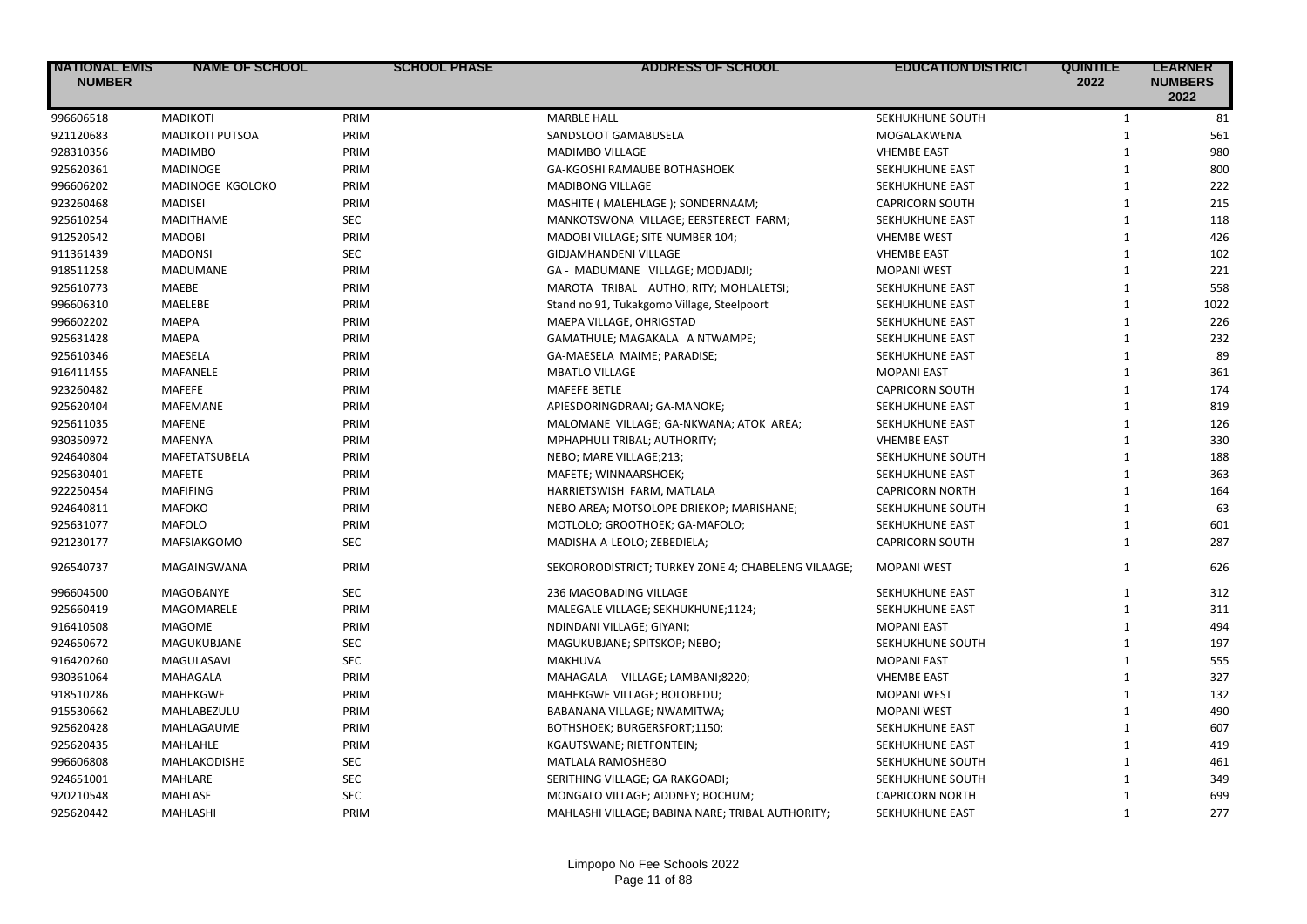| NATIONAL EMIS NUMBER | NAME OF SCHOOL | SCHOOL PHASE | ADDRESS OF SCHOOL | EDUCATION DISTRICT | QUINTILE 2022 | LEARNER NUMBERS 2022 |
|---|---|---|---|---|---|---|
| 996606518 | MADIKOTI | PRIM | MARBLE HALL | SEKHUKHUNE SOUTH | 1 | 81 |
| 921120683 | MADIKOTI PUTSOA | PRIM | SANDSLOOT GAMABUSELA | MOGALAKWENA | 1 | 561 |
| 928310356 | MADIMBO | PRIM | MADIMBO VILLAGE | VHEMBE EAST | 1 | 980 |
| 925620361 | MADINOGE | PRIM | GA-KGOSHI RAMAUBE BOTHASHOEK | SEKHUKHUNE EAST | 1 | 800 |
| 996606202 | MADINOGE KGOLOKO | PRIM | MADIBONG VILLAGE | SEKHUKHUNE EAST | 1 | 222 |
| 923260468 | MADISEI | PRIM | MASHITE ( MALEHLAGE ); SONDERNAAM; | CAPRICORN SOUTH | 1 | 215 |
| 925610254 | MADITHAME | SEC | MANKOTSWONA VILLAGE; EERSTERECT FARM; | SEKHUKHUNE EAST | 1 | 118 |
| 912520542 | MADOBI | PRIM | MADOBI VILLAGE; SITE NUMBER 104; | VHEMBE WEST | 1 | 426 |
| 911361439 | MADONSI | SEC | GIDJAMHANDENI VILLAGE | VHEMBE EAST | 1 | 102 |
| 918511258 | MADUMANE | PRIM | GA - MADUMANE VILLAGE; MODJADJI; | MOPANI WEST | 1 | 221 |
| 925610773 | MAEBE | PRIM | MAROTA TRIBAL AUTHO; RITY; MOHLALETSI; | SEKHUKHUNE EAST | 1 | 558 |
| 996606310 | MAELEBE | PRIM | Stand no 91, Tukakgomo Village, Steelpoort | SEKHUKHUNE EAST | 1 | 1022 |
| 996602202 | MAEPA | PRIM | MAEPA VILLAGE, OHRIGSTAD | SEKHUKHUNE EAST | 1 | 226 |
| 925631428 | MAEPA | PRIM | GAMATHULE; MAGAKALA A NTWAMPE; | SEKHUKHUNE EAST | 1 | 232 |
| 925610346 | MAESELA | PRIM | GA-MAESELA MAIME; PARADISE; | SEKHUKHUNE EAST | 1 | 89 |
| 916411455 | MAFANELE | PRIM | MBATLO VILLAGE | MOPANI EAST | 1 | 361 |
| 923260482 | MAFEFE | PRIM | MAFEFE BETLE | CAPRICORN SOUTH | 1 | 174 |
| 925620404 | MAFEMANE | PRIM | APIESDORINGDRAAI; GA-MANOKE; | SEKHUKHUNE EAST | 1 | 819 |
| 925611035 | MAFENE | PRIM | MALOMANE VILLAGE; GA-NKWANA; ATOK AREA; | SEKHUKHUNE EAST | 1 | 126 |
| 930350972 | MAFENYA | PRIM | MPHAPHULI TRIBAL; AUTHORITY; | VHEMBE EAST | 1 | 330 |
| 924640804 | MAFETATSUBELA | PRIM | NEBO; MARE VILLAGE;213; | SEKHUKHUNE SOUTH | 1 | 188 |
| 925630401 | MAFETE | PRIM | MAFETE; WINNAARSHOEK; | SEKHUKHUNE EAST | 1 | 363 |
| 922250454 | MAFIFING | PRIM | HARRIETSWISH FARM, MATLALA | CAPRICORN NORTH | 1 | 164 |
| 924640811 | MAFOKO | PRIM | NEBO AREA; MOTSOLOPE DRIEKOP; MARISHANE; | SEKHUKHUNE SOUTH | 1 | 63 |
| 925631077 | MAFOLO | PRIM | MOTLOLO; GROOTHOEK; GA-MAFOLO; | SEKHUKHUNE EAST | 1 | 601 |
| 921230177 | MAFSIAKGOMO | SEC | MADISHA-A-LEOLO; ZEBEDIELA; | CAPRICORN SOUTH | 1 | 287 |
| 926540737 | MAGAINGWANA | PRIM | SEKORORODISTRICT; TURKEY ZONE 4; CHABELENG VILAAGE; | MOPANI WEST | 1 | 626 |
| 996604500 | MAGOBANYE | SEC | 236 MAGOBADING VILLAGE | SEKHUKHUNE EAST | 1 | 312 |
| 925660419 | MAGOMARELE | PRIM | MALEGALE VILLAGE; SEKHUKHUNE;1124; | SEKHUKHUNE EAST | 1 | 311 |
| 916410508 | MAGOME | PRIM | NDINDANI VILLAGE; GIYANI; | MOPANI EAST | 1 | 494 |
| 924650672 | MAGUKUBJANE | SEC | MAGUKUBJANE; SPITSKOP; NEBO; | SEKHUKHUNE SOUTH | 1 | 197 |
| 916420260 | MAGULASAVI | SEC | MAKHUVA | MOPANI EAST | 1 | 555 |
| 930361064 | MAHAGALA | PRIM | MAHAGALA VILLAGE; LAMBANI;8220; | VHEMBE EAST | 1 | 327 |
| 918510286 | MAHEKGWE | PRIM | MAHEKGWE VILLAGE; BOLOBEDU; | MOPANI WEST | 1 | 132 |
| 915530662 | MAHLABEZULU | PRIM | BABANANA VILLAGE; NWAMITWA; | MOPANI WEST | 1 | 490 |
| 925620428 | MAHLAGAUME | PRIM | BOTHSHOEK; BURGERSFORT;1150; | SEKHUKHUNE EAST | 1 | 607 |
| 925620435 | MAHLAHLE | PRIM | KGAUTSWANE; RIETFONTEIN; | SEKHUKHUNE EAST | 1 | 419 |
| 996606808 | MAHLAKODISHE | SEC | MATLALA RAMOSHEBO | SEKHUKHUNE SOUTH | 1 | 461 |
| 924651001 | MAHLARE | SEC | SERITHING VILLAGE; GA RAKGOADI; | SEKHUKHUNE SOUTH | 1 | 349 |
| 920210548 | MAHLASE | SEC | MONGALO VILLAGE; ADDNEY; BOCHUM; | CAPRICORN NORTH | 1 | 699 |
| 925620442 | MAHLASHI | PRIM | MAHLASHI VILLAGE; BABINA NARE; TRIBAL AUTHORITY; | SEKHUKHUNE EAST | 1 | 277 |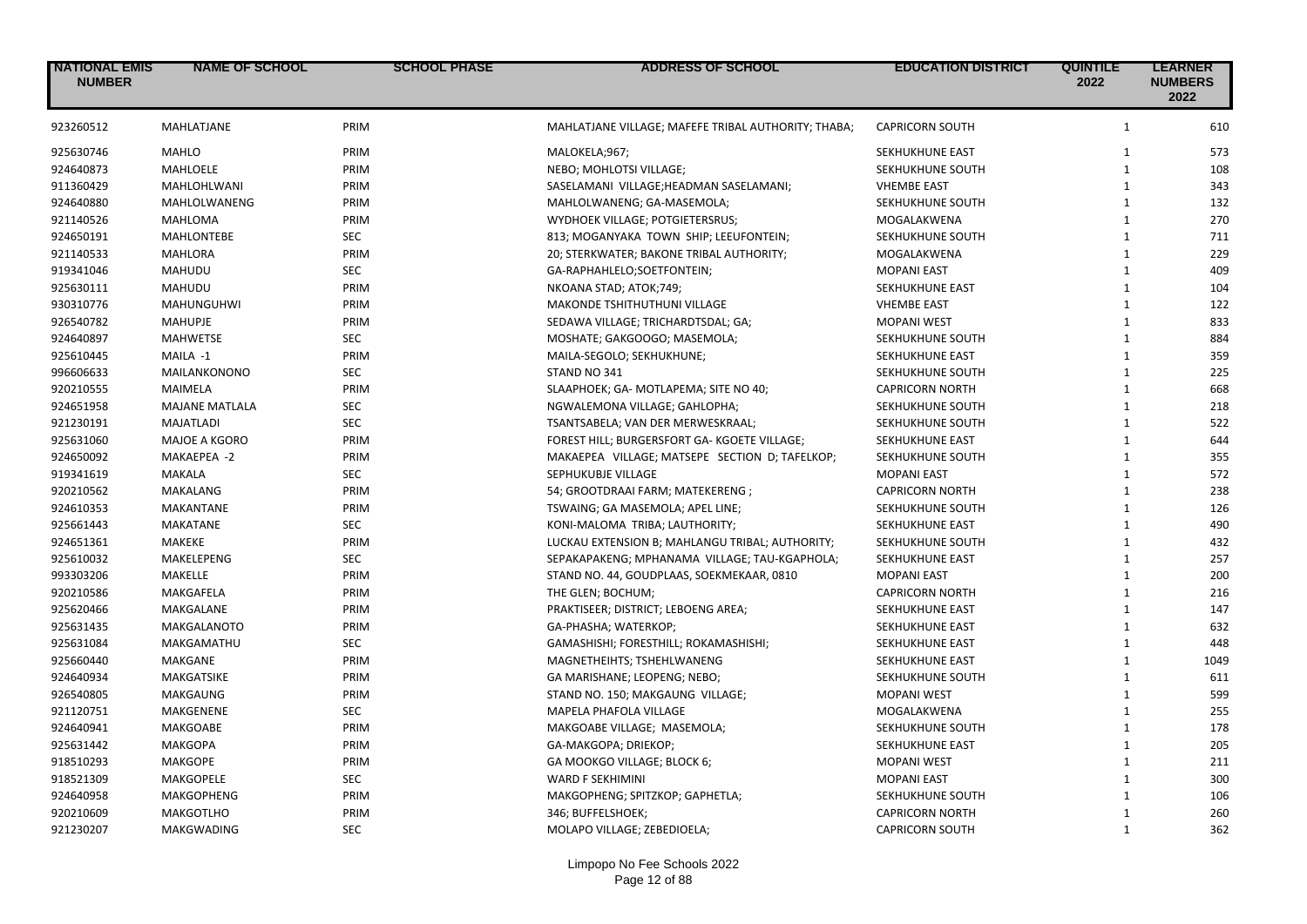| NATIONAL EMIS NUMBER | NAME OF SCHOOL | SCHOOL PHASE | ADDRESS OF SCHOOL | EDUCATION DISTRICT | QUINTILE 2022 | LEARNER NUMBERS 2022 |
|---|---|---|---|---|---|---|
| 923260512 | MAHLATJANE | PRIM | MAHLATJANE VILLAGE; MAFEFE TRIBAL AUTHORITY; THABA; | CAPRICORN SOUTH | 1 | 610 |
| 925630746 | MAHLO | PRIM | MALOKELA;967; | SEKHUKHUNE EAST | 1 | 573 |
| 924640873 | MAHLOELE | PRIM | NEBO; MOHLOTSI VILLAGE; | SEKHUKHUNE SOUTH | 1 | 108 |
| 911360429 | MAHLOHLWANI | PRIM | SASELAMANI VILLAGE;HEADMAN SASELAMANI; | VHEMBE EAST | 1 | 343 |
| 924640880 | MAHLOLWANENG | PRIM | MAHLOLWANENG; GA-MASEMOLA; | SEKHUKHUNE SOUTH | 1 | 132 |
| 921140526 | MAHLOMA | PRIM | WYDHOEK VILLAGE; POTGIETERSRUS; | MOGALAKWENA | 1 | 270 |
| 924650191 | MAHLONTEBE | SEC | 813; MOGANYAKA TOWN SHIP; LEEUFONTEIN; | SEKHUKHUNE SOUTH | 1 | 711 |
| 921140533 | MAHLORA | PRIM | 20; STERKWATER; BAKONE TRIBAL AUTHORITY; | MOGALAKWENA | 1 | 229 |
| 919341046 | MAHUDU | SEC | GA-RAPHAHLELO;SOETFONTEIN; | MOPANI EAST | 1 | 409 |
| 925630111 | MAHUDU | PRIM | NKOANA STAD; ATOK;749; | SEKHUKHUNE EAST | 1 | 104 |
| 930310776 | MAHUNGUHWI | PRIM | MAKONDE TSHITHUTHUNI VILLAGE | VHEMBE EAST | 1 | 122 |
| 926540782 | MAHUPJE | PRIM | SEDAWA VILLAGE; TRICHARDTSDAL; GA; | MOPANI WEST | 1 | 833 |
| 924640897 | MAHWETSE | SEC | MOSHATE; GAKGOOGO; MASEMOLA; | SEKHUKHUNE SOUTH | 1 | 884 |
| 925610445 | MAILA -1 | PRIM | MAILA-SEGOLO; SEKHUKHUNE; | SEKHUKHUNE EAST | 1 | 359 |
| 996606633 | MAILANKONONO | SEC | STAND NO 341 | SEKHUKHUNE SOUTH | 1 | 225 |
| 920210555 | MAIMELA | PRIM | SLAAPHOEK; GA- MOTLAPEMA; SITE NO 40; | CAPRICORN NORTH | 1 | 668 |
| 924651958 | MAJANE MATLALA | SEC | NGWALEMONA VILLAGE; GAHLOPHA; | SEKHUKHUNE SOUTH | 1 | 218 |
| 921230191 | MAJATLADI | SEC | TSANTSABELA; VAN DER MERWESKRAAL; | SEKHUKHUNE SOUTH | 1 | 522 |
| 925631060 | MAJOE A KGORO | PRIM | FOREST HILL; BURGERSFORT GA- KGOETE VILLAGE; | SEKHUKHUNE EAST | 1 | 644 |
| 924650092 | MAKAEPEA -2 | PRIM | MAKAEPEA VILLAGE; MATSEPE SECTION D; TAFELKOP; | SEKHUKHUNE SOUTH | 1 | 355 |
| 919341619 | MAKALA | SEC | SEPHUKUBJE VILLAGE | MOPANI EAST | 1 | 572 |
| 920210562 | MAKALANG | PRIM | 54; GROOTDRAAI FARM; MATEKERENG ; | CAPRICORN NORTH | 1 | 238 |
| 924610353 | MAKANTANE | PRIM | TSWAING; GA MASEMOLA; APEL LINE; | SEKHUKHUNE SOUTH | 1 | 126 |
| 925661443 | MAKATANE | SEC | KONI-MALOMA TRIBA; LAUTHORITY; | SEKHUKHUNE EAST | 1 | 490 |
| 924651361 | MAKEKE | PRIM | LUCKAU EXTENSION B; MAHLANGU TRIBAL; AUTHORITY; | SEKHUKHUNE SOUTH | 1 | 432 |
| 925610032 | MAKELEPENG | SEC | SEPAKAPAKENG; MPHANAMA VILLAGE; TAU-KGAPHOLA; | SEKHUKHUNE EAST | 1 | 257 |
| 993303206 | MAKELLE | PRIM | STAND NO. 44, GOUDPLAAS, SOEKMEKAAR, 0810 | MOPANI EAST | 1 | 200 |
| 920210586 | MAKGAFELA | PRIM | THE GLEN; BOCHUM; | CAPRICORN NORTH | 1 | 216 |
| 925620466 | MAKGALANE | PRIM | PRAKTISEER; DISTRICT; LEBOENG AREA; | SEKHUKHUNE EAST | 1 | 147 |
| 925631435 | MAKGALANOTO | PRIM | GA-PHASHA; WATERKOP; | SEKHUKHUNE EAST | 1 | 632 |
| 925631084 | MAKGAMATHU | SEC | GAMASHISHI; FORESTHILL; ROKAMASHISHI; | SEKHUKHUNE EAST | 1 | 448 |
| 925660440 | MAKGANE | PRIM | MAGNETHEIHTS; TSHEHLWANENG | SEKHUKHUNE EAST | 1 | 1049 |
| 924640934 | MAKGATSIKE | PRIM | GA MARISHANE; LEOPENG; NEBO; | SEKHUKHUNE SOUTH | 1 | 611 |
| 926540805 | MAKGAUNG | PRIM | STAND NO. 150; MAKGAUNG VILLAGE; | MOPANI WEST | 1 | 599 |
| 921120751 | MAKGENENE | SEC | MAPELA PHAFOLA VILLAGE | MOGALAKWENA | 1 | 255 |
| 924640941 | MAKGOABE | PRIM | MAKGOABE VILLAGE; MASEMOLA; | SEKHUKHUNE SOUTH | 1 | 178 |
| 925631442 | MAKGOPA | PRIM | GA-MAKGOPA; DRIEKOP; | SEKHUKHUNE EAST | 1 | 205 |
| 918510293 | MAKGOPE | PRIM | GA MOOKGO VILLAGE; BLOCK 6; | MOPANI WEST | 1 | 211 |
| 918521309 | MAKGOPELE | SEC | WARD F SEKHIMINI | MOPANI EAST | 1 | 300 |
| 924640958 | MAKGOPHENG | PRIM | MAKGOPHENG; SPITZKOP; GAPHETLA; | SEKHUKHUNE SOUTH | 1 | 106 |
| 920210609 | MAKGOTLHO | PRIM | 346; BUFFELSHOEK; | CAPRICORN NORTH | 1 | 260 |
| 921230207 | MAKGWADING | SEC | MOLAPO VILLAGE; ZEBEDIOELA; | CAPRICORN SOUTH | 1 | 362 |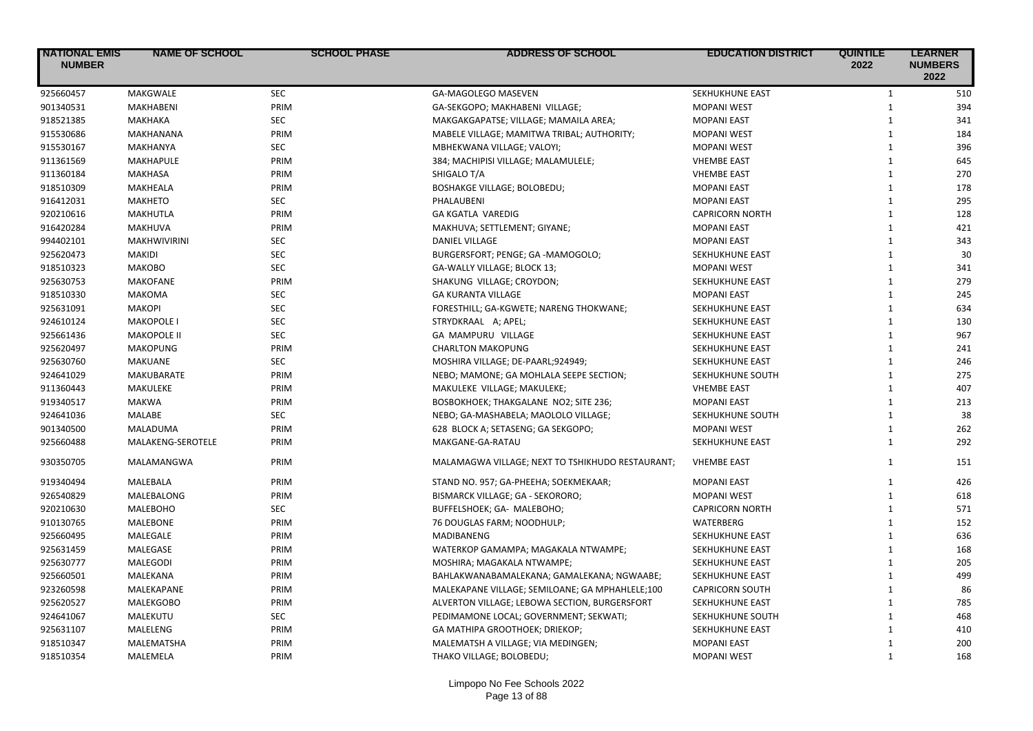| NATIONAL EMIS NUMBER | NAME OF SCHOOL | SCHOOL PHASE | ADDRESS OF SCHOOL | EDUCATION DISTRICT | QUINTILE 2022 | LEARNER NUMBERS 2022 |
|---|---|---|---|---|---|---|
| 925660457 | MAKGWALE | SEC | GA-MAGOLEGO MASEVEN | SEKHUKHUNE EAST | 1 | 510 |
| 901340531 | MAKHABENI | PRIM | GA-SEKGOPO; MAKHABENI VILLAGE; | MOPANI WEST | 1 | 394 |
| 918521385 | MAKHAKA | SEC | MAKGAKGAPATSE; VILLAGE; MAMAILA AREA; | MOPANI EAST | 1 | 341 |
| 915530686 | MAKHANANA | PRIM | MABELE VILLAGE; MAMITWA TRIBAL; AUTHORITY; | MOPANI WEST | 1 | 184 |
| 915530167 | MAKHANYA | SEC | MBHEKWANA VILLAGE; VALOYI; | MOPANI WEST | 1 | 396 |
| 911361569 | MAKHAPULE | PRIM | 384; MACHIPISI VILLAGE; MALAMULELE; | VHEMBE EAST | 1 | 645 |
| 911360184 | MAKHASA | PRIM | SHIGALO T/A | VHEMBE EAST | 1 | 270 |
| 918510309 | MAKHEALA | PRIM | BOSHAKGE VILLAGE; BOLOBEDU; | MOPANI EAST | 1 | 178 |
| 916412031 | MAKHETO | SEC | PHALAUBENI | MOPANI EAST | 1 | 295 |
| 920210616 | MAKHUTLA | PRIM | GA KGATLA VAREDIG | CAPRICORN NORTH | 1 | 128 |
| 916420284 | MAKHUVA | PRIM | MAKHUVA; SETTLEMENT; GIYANE; | MOPANI EAST | 1 | 421 |
| 994402101 | MAKHWIVIRINI | SEC | DANIEL VILLAGE | MOPANI EAST | 1 | 343 |
| 925620473 | MAKIDI | SEC | BURGERSFORT; PENGE; GA -MAMOGOLO; | SEKHUKHUNE EAST | 1 | 30 |
| 918510323 | MAKOBO | SEC | GA-WALLY VILLAGE; BLOCK 13; | MOPANI WEST | 1 | 341 |
| 925630753 | MAKOFANE | PRIM | SHAKUNG VILLAGE; CROYDON; | SEKHUKHUNE EAST | 1 | 279 |
| 918510330 | MAKOMA | SEC | GA KURANTA VILLAGE | MOPANI EAST | 1 | 245 |
| 925631091 | MAKOPI | SEC | FORESTHILL; GA-KGWETE; NARENG THOKWANE; | SEKHUKHUNE EAST | 1 | 634 |
| 924610124 | MAKOPOLE I | SEC | STRYDKRAAL A; APEL; | SEKHUKHUNE EAST | 1 | 130 |
| 925661436 | MAKOPOLE II | SEC | GA MAMPURU VILLAGE | SEKHUKHUNE EAST | 1 | 967 |
| 925620497 | MAKOPUNG | PRIM | CHARLTON MAKOPUNG | SEKHUKHUNE EAST | 1 | 241 |
| 925630760 | MAKUANE | SEC | MOSHIRA VILLAGE; DE-PAARL;924949; | SEKHUKHUNE EAST | 1 | 246 |
| 924641029 | MAKUBARATE | PRIM | NEBO; MAMONE; GA MOHLALA SEEPE SECTION; | SEKHUKHUNE SOUTH | 1 | 275 |
| 911360443 | MAKULEKE | PRIM | MAKULEKE VILLAGE; MAKULEKE; | VHEMBE EAST | 1 | 407 |
| 919340517 | MAKWA | PRIM | BOSBOKHOEK; THAKGALANE NO2; SITE 236; | MOPANI EAST | 1 | 213 |
| 924641036 | MALABE | SEC | NEBO; GA-MASHABELA; MAOLOLO VILLAGE; | SEKHUKHUNE SOUTH | 1 | 38 |
| 901340500 | MALADUMA | PRIM | 628 BLOCK A; SETASENG; GA SEKGOPO; | MOPANI WEST | 1 | 262 |
| 925660488 | MALAKENG-SEROTELE | PRIM | MAKGANE-GA-RATAU | SEKHUKHUNE EAST | 1 | 292 |
| 930350705 | MALAMANGWA | PRIM | MALAMAGWA VILLAGE; NEXT TO TSHIKHUDO RESTAURANT; | VHEMBE EAST | 1 | 151 |
| 919340494 | MALEBALA | PRIM | STAND NO. 957; GA-PHEEHA; SOEKMEKAAR; | MOPANI EAST | 1 | 426 |
| 926540829 | MALEBALONG | PRIM | BISMARCK VILLAGE; GA - SEKORORO; | MOPANI WEST | 1 | 618 |
| 920210630 | MALEBOHO | SEC | BUFFELSHOEK; GA- MALEBOHO; | CAPRICORN NORTH | 1 | 571 |
| 910130765 | MALEBONE | PRIM | 76 DOUGLAS FARM; NOODHULP; | WATERBERG | 1 | 152 |
| 925660495 | MALEGALE | PRIM | MADIBANENG | SEKHUKHUNE EAST | 1 | 636 |
| 925631459 | MALEGASE | PRIM | WATERKOP GAMAMPA; MAGAKALA NTWAMPE; | SEKHUKHUNE EAST | 1 | 168 |
| 925630777 | MALEGODI | PRIM | MOSHIRA; MAGAKALA NTWAMPE; | SEKHUKHUNE EAST | 1 | 205 |
| 925660501 | MALEKANA | PRIM | BAHLAKWANABAMALEKANA; GAMALEKANA; NGWAABE; | SEKHUKHUNE EAST | 1 | 499 |
| 923260598 | MALEKAPANE | PRIM | MALEKAPANE VILLAGE; SEMILOANE; GA MPHAHLELE;100 | CAPRICORN SOUTH | 1 | 86 |
| 925620527 | MALEKGOBO | PRIM | ALVERTON VILLAGE; LEBOWA SECTION, BURGERSFORT | SEKHUKHUNE EAST | 1 | 785 |
| 924641067 | MALEKUTU | SEC | PEDIMAMONE LOCAL; GOVERNMENT; SEKWATI; | SEKHUKHUNE SOUTH | 1 | 468 |
| 925631107 | MALELENG | PRIM | GA MATHIPA GROOTHOEK; DRIEKOP; | SEKHUKHUNE EAST | 1 | 410 |
| 918510347 | MALEMATSHA | PRIM | MALEMATSH A VILLAGE; VIA MEDINGEN; | MOPANI EAST | 1 | 200 |
| 918510354 | MALEMELA | PRIM | THAKO VILLAGE; BOLOBEDU; | MOPANI WEST | 1 | 168 |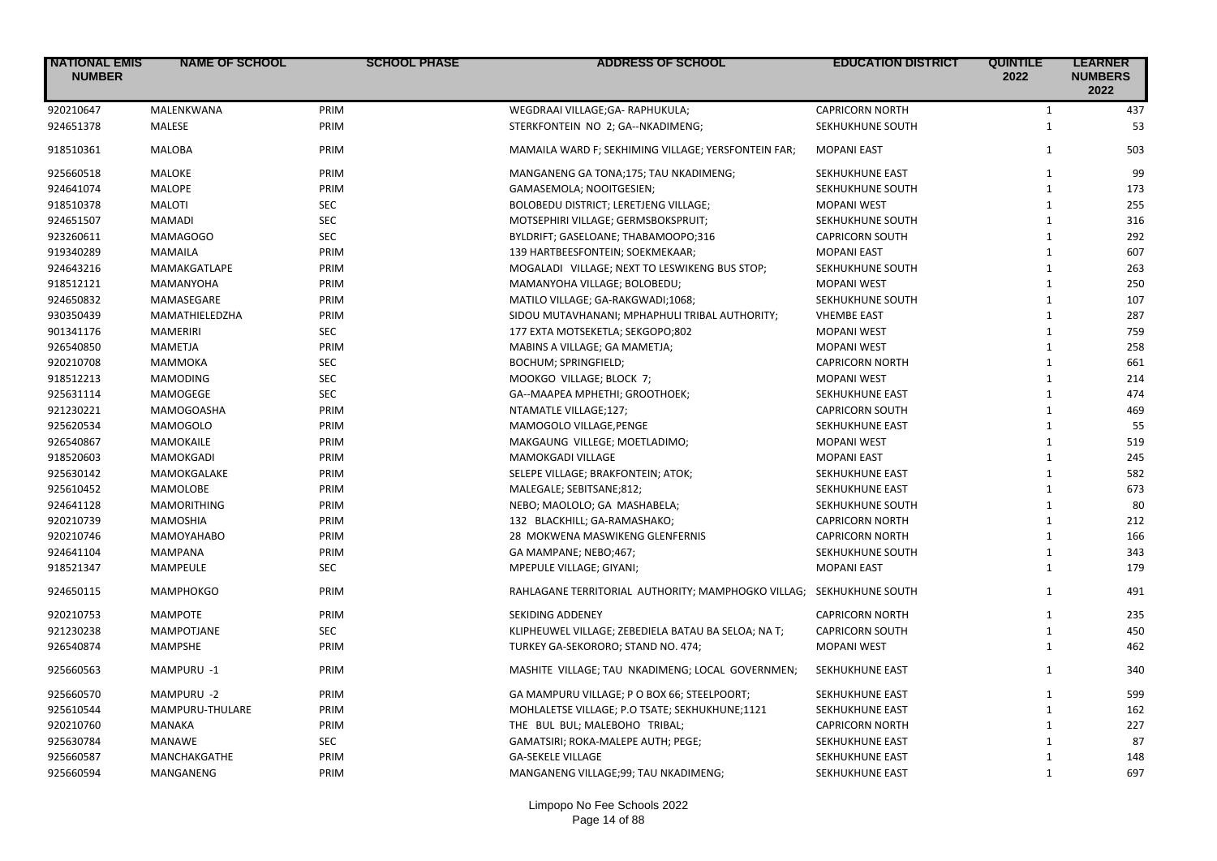| NATIONAL EMIS NUMBER | NAME OF SCHOOL | SCHOOL PHASE | ADDRESS OF SCHOOL | EDUCATION DISTRICT | QUINTILE 2022 | LEARNER NUMBERS 2022 |
|---|---|---|---|---|---|---|
| 920210647 | MALENKWANA | PRIM | WEGDRAAI VILLAGE;GA- RAPHUKULA; | CAPRICORN NORTH | 1 | 437 |
| 924651378 | MALESE | PRIM | STERKFONTEIN NO 2; GA--NKADIMENG; | SEKHUKHUNE SOUTH | 1 | 53 |
| 918510361 | MALOBA | PRIM | MAMAILA WARD F; SEKHIMING VILLAGE; YERSFONTEIN FAR; | MOPANI EAST | 1 | 503 |
| 925660518 | MALOKE | PRIM | MANGANENG GA TONA;175; TAU NKADIMENG; | SEKHUKHUNE EAST | 1 | 99 |
| 924641074 | MALOPE | PRIM | GAMASEMOLA; NOOITGESIEN; | SEKHUKHUNE SOUTH | 1 | 173 |
| 918510378 | MALOTI | SEC | BOLOBEDU DISTRICT; LERETJENG VILLAGE; | MOPANI WEST | 1 | 255 |
| 924651507 | MAMADI | SEC | MOTSEPHIRI VILLAGE; GERMSBOKSPRUIT; | SEKHUKHUNE SOUTH | 1 | 316 |
| 923260611 | MAMAGOGO | SEC | BYLDRIFT; GASELOANE; THABAMOOPO;316 | CAPRICORN SOUTH | 1 | 292 |
| 919340289 | MAMAILA | PRIM | 139 HARTBEESFONTEIN; SOEKMEKAAR; | MOPANI EAST | 1 | 607 |
| 924643216 | MAMAKGATLAPE | PRIM | MOGALADI VILLAGE; NEXT TO LESWIKENG BUS STOP; | SEKHUKHUNE SOUTH | 1 | 263 |
| 918512121 | MAMANYOHA | PRIM | MAMANYOHA VILLAGE; BOLOBEDU; | MOPANI WEST | 1 | 250 |
| 924650832 | MAMASEGARE | PRIM | MATILO VILLAGE; GA-RAKGWADI;1068; | SEKHUKHUNE SOUTH | 1 | 107 |
| 930350439 | MAMATHIELEDZHA | PRIM | SIDOU MUTAVHANANI; MPHAPHULI TRIBAL AUTHORITY; | VHEMBE EAST | 1 | 287 |
| 901341176 | MAMERIRI | SEC | 177 EXTA MOTSEKETLA; SEKGOPO;802 | MOPANI WEST | 1 | 759 |
| 926540850 | MAMETJA | PRIM | MABINS A VILLAGE; GA MAMETJA; | MOPANI WEST | 1 | 258 |
| 920210708 | MAMMOKA | SEC | BOCHUM; SPRINGFIELD; | CAPRICORN NORTH | 1 | 661 |
| 918512213 | MAMODING | SEC | MOOKGO VILLAGE; BLOCK 7; | MOPANI WEST | 1 | 214 |
| 925631114 | MAMOGEGE | SEC | GA--MAAPEA MPHETHI; GROOTHOEK; | SEKHUKHUNE EAST | 1 | 474 |
| 921230221 | MAMOGOASHA | PRIM | NTAMATLE VILLAGE;127; | CAPRICORN SOUTH | 1 | 469 |
| 925620534 | MAMOGOLO | PRIM | MAMOGOLO VILLAGE,PENGE | SEKHUKHUNE EAST | 1 | 55 |
| 926540867 | MAMOKAILE | PRIM | MAKGAUNG VILLEGE; MOETLADIMO; | MOPANI WEST | 1 | 519 |
| 918520603 | MAMOKGADI | PRIM | MAMOKGADI VILLAGE | MOPANI EAST | 1 | 245 |
| 925630142 | MAMOKGALAKE | PRIM | SELEPE VILLAGE; BRAKFONTEIN; ATOK; | SEKHUKHUNE EAST | 1 | 582 |
| 925610452 | MAMOLOBE | PRIM | MALEGALE; SEBITSANE;812; | SEKHUKHUNE EAST | 1 | 673 |
| 924641128 | MAMORITHING | PRIM | NEBO; MAOLOLO; GA MASHABELA; | SEKHUKHUNE SOUTH | 1 | 80 |
| 920210739 | MAMOSHIA | PRIM | 132 BLACKHILL; GA-RAMASHAKO; | CAPRICORN NORTH | 1 | 212 |
| 920210746 | MAMOYAHABO | PRIM | 28 MOKWENA MASWIKENG GLENFERNIS | CAPRICORN NORTH | 1 | 166 |
| 924641104 | MAMPANA | PRIM | GA MAMPANE; NEBO;467; | SEKHUKHUNE SOUTH | 1 | 343 |
| 918521347 | MAMPEULE | SEC | MPEPULE VILLAGE; GIYANI; | MOPANI EAST | 1 | 179 |
| 924650115 | MAMPHOKGO | PRIM | RAHLAGANE TERRITORIAL AUTHORITY; MAMPHOGKO VILLAG; | SEKHUKHUNE SOUTH | 1 | 491 |
| 920210753 | MAMPOTE | PRIM | SEKIDING ADDENEY | CAPRICORN NORTH | 1 | 235 |
| 921230238 | MAMPOTJANE | SEC | KLIPHEUWEL VILLAGE; ZEBEDIELA BATAU BA SELOA; NA T; | CAPRICORN SOUTH | 1 | 450 |
| 926540874 | MAMPSHE | PRIM | TURKEY GA-SEKORORO; STAND NO. 474; | MOPANI WEST | 1 | 462 |
| 925660563 | MAMPURU -1 | PRIM | MASHITE VILLAGE; TAU NKADIMENG; LOCAL GOVERNMEN; | SEKHUKHUNE EAST | 1 | 340 |
| 925660570 | MAMPURU -2 | PRIM | GA MAMPURU VILLAGE; P O BOX 66; STEELPOORT; | SEKHUKHUNE EAST | 1 | 599 |
| 925610544 | MAMPURU-THULARE | PRIM | MOHLALETSE VILLAGE; P.O TSATE; SEKHUKHUNE;1121 | SEKHUKHUNE EAST | 1 | 162 |
| 920210760 | MANAKA | PRIM | THE BUL BUL; MALEBOHO TRIBAL; | CAPRICORN NORTH | 1 | 227 |
| 925630784 | MANAWE | SEC | GAMATSIRI; ROKA-MALEPE AUTH; PEGE; | SEKHUKHUNE EAST | 1 | 87 |
| 925660587 | MANCHAKGATHE | PRIM | GA-SEKELE VILLAGE | SEKHUKHUNE EAST | 1 | 148 |
| 925660594 | MANGANENG | PRIM | MANGANENG VILLAGE;99; TAU NKADIMENG; | SEKHUKHUNE EAST | 1 | 697 |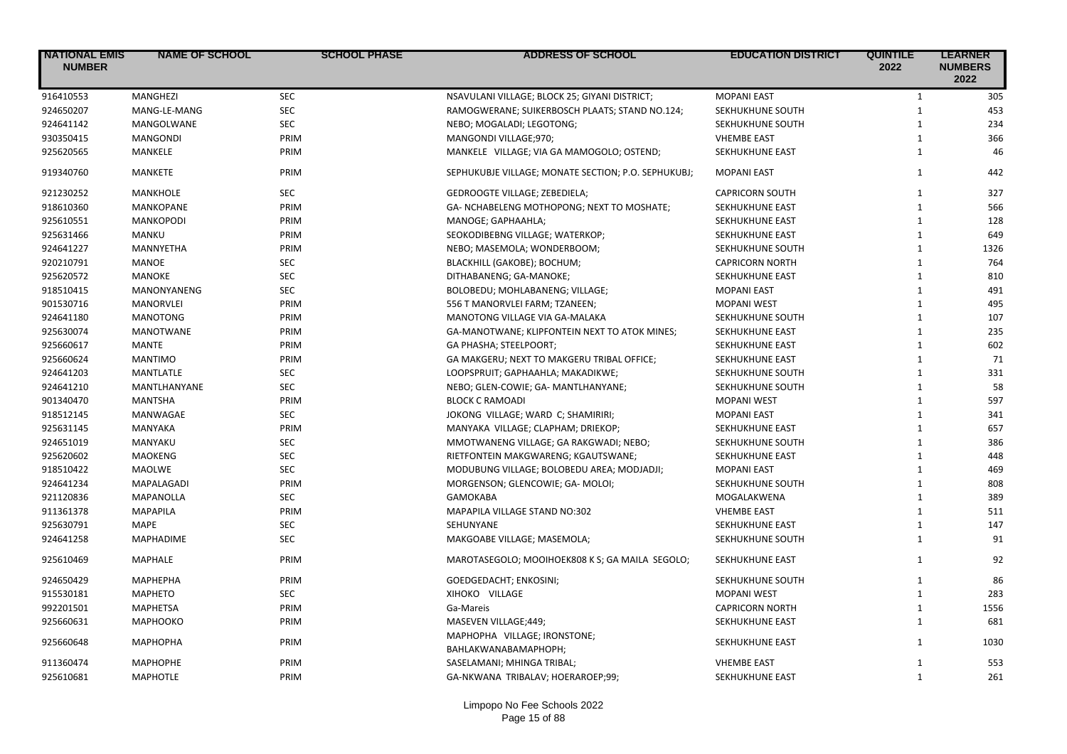| NATIONAL EMIS NUMBER | NAME OF SCHOOL | SCHOOL PHASE | ADDRESS OF SCHOOL | EDUCATION DISTRICT | QUINTILE 2022 | LEARNER NUMBERS 2022 |
|---|---|---|---|---|---|---|
| 916410553 | MANGHEZI | SEC | NSAVULANI VILLAGE; BLOCK 25; GIYANI DISTRICT; | MOPANI EAST | 1 | 305 |
| 924650207 | MANG-LE-MANG | SEC | RAMOGWERANE; SUIKERBOSCH PLAATS; STAND NO.124; | SEKHUKHUNE SOUTH | 1 | 453 |
| 924641142 | MANGOLWANE | SEC | NEBO; MOGALADI; LEGOTONG; | SEKHUKHUNE SOUTH | 1 | 234 |
| 930350415 | MANGONDI | PRIM | MANGONDI VILLAGE;970; | VHEMBE EAST | 1 | 366 |
| 925620565 | MANKELE | PRIM | MANKELE VILLAGE; VIA GA MAMOGOLO; OSTEND; | SEKHUKHUNE EAST | 1 | 46 |
| 919340760 | MANKETE | PRIM | SEPHUKUBJE VILLAGE; MONATE SECTION; P.O. SEPHUKUBJ; | MOPANI EAST | 1 | 442 |
| 921230252 | MANKHOLE | SEC | GEDROOGTE VILLAGE; ZEBEDIELA; | CAPRICORN SOUTH | 1 | 327 |
| 918610360 | MANKOPANE | PRIM | GA- NCHABELENG MOTHOPONG; NEXT TO MOSHATE; | SEKHUKHUNE EAST | 1 | 566 |
| 925610551 | MANKOPODI | PRIM | MANOGE; GAPHAAHLA; | SEKHUKHUNE EAST | 1 | 128 |
| 925631466 | MANKU | PRIM | SEOKODIBEBNG VILLAGE; WATERKOP; | SEKHUKHUNE EAST | 1 | 649 |
| 924641227 | MANNYETHA | PRIM | NEBO; MASEMOLA; WONDERBOOM; | SEKHUKHUNE SOUTH | 1 | 1326 |
| 920210791 | MANOE | SEC | BLACKHILL (GAKOBE); BOCHUM; | CAPRICORN NORTH | 1 | 764 |
| 925620572 | MANOKE | SEC | DITHABANENG; GA-MANOKE; | SEKHUKHUNE EAST | 1 | 810 |
| 918510415 | MANONYANENG | SEC | BOLOBEDU; MOHLABANENG; VILLAGE; | MOPANI EAST | 1 | 491 |
| 901530716 | MANORVLEI | PRIM | 556 T MANORVLEI FARM; TZANEEN; | MOPANI WEST | 1 | 495 |
| 924641180 | MANOTONG | PRIM | MANOTONG VILLAGE VIA GA-MALAKA | SEKHUKHUNE SOUTH | 1 | 107 |
| 925630074 | MANOTWANE | PRIM | GA-MANOTWANE; KLIPFONTEIN NEXT TO ATOK MINES; | SEKHUKHUNE EAST | 1 | 235 |
| 925660617 | MANTE | PRIM | GA PHASHA; STEELPOORT; | SEKHUKHUNE EAST | 1 | 602 |
| 925660624 | MANTIMO | PRIM | GA MAKGERU; NEXT TO MAKGERU TRIBAL OFFICE; | SEKHUKHUNE EAST | 1 | 71 |
| 924641203 | MANTLATLE | SEC | LOOPSPRUIT; GAPHAAHLA; MAKADIKWE; | SEKHUKHUNE SOUTH | 1 | 331 |
| 924641210 | MANTLHANYANE | SEC | NEBO; GLEN-COWIE; GA- MANTLHANYANE; | SEKHUKHUNE SOUTH | 1 | 58 |
| 901340470 | MANTSHA | PRIM | BLOCK C RAMOADI | MOPANI WEST | 1 | 597 |
| 918512145 | MANWAGAE | SEC | JOKONG VILLAGE; WARD C; SHAMIRIRI; | MOPANI EAST | 1 | 341 |
| 925631145 | MANYAKA | PRIM | MANYAKA VILLAGE; CLAPHAM; DRIEKOP; | SEKHUKHUNE EAST | 1 | 657 |
| 924651019 | MANYAKU | SEC | MMOTWANENG VILLAGE; GA RAKGWADI; NEBO; | SEKHUKHUNE SOUTH | 1 | 386 |
| 925620602 | MAOKENG | SEC | RIETFONTEIN MAKGWARENG; KGAUTSWANE; | SEKHUKHUNE EAST | 1 | 448 |
| 918510422 | MAOLWE | SEC | MODUBUNG VILLAGE; BOLOBEDU AREA; MODJADJI; | MOPANI EAST | 1 | 469 |
| 924641234 | MAPALAGADI | PRIM | MORGENSON; GLENCOWIE; GA- MOLOI; | SEKHUKHUNE SOUTH | 1 | 808 |
| 921120836 | MAPANOLLA | SEC | GAMOKABA | MOGALAKWENA | 1 | 389 |
| 911361378 | MAPAPILA | PRIM | MAPAPILA VILLAGE STAND NO:302 | VHEMBE EAST | 1 | 511 |
| 925630791 | MAPE | SEC | SEHUNYANE | SEKHUKHUNE EAST | 1 | 147 |
| 924641258 | MAPHADIME | SEC | MAKGOABE VILLAGE; MASEMOLA; | SEKHUKHUNE SOUTH | 1 | 91 |
| 925610469 | MAPHALE | PRIM | MAROTASEGOLO; MOOIHOEK808 K S; GA MAILA SEGOLO; | SEKHUKHUNE EAST | 1 | 92 |
| 924650429 | MAPHEPHA | PRIM | GOEDGEDACHT; ENKOSINI; | SEKHUKHUNE SOUTH | 1 | 86 |
| 915530181 | MAPHETO | SEC | XIHOKO VILLAGE | MOPANI WEST | 1 | 283 |
| 992201501 | MAPHETSA | PRIM | Ga-Mareis | CAPRICORN NORTH | 1 | 1556 |
| 925660631 | MAPHOOKO | PRIM | MASEVEN VILLAGE;449; | SEKHUKHUNE EAST | 1 | 681 |
| 925660648 | MAPHOPHA | PRIM | MAPHOPHA VILLAGE; IRONSTONE; BAHLAKWANABAMAPHOPH; | SEKHUKHUNE EAST | 1 | 1030 |
| 911360474 | MAPHOPHE | PRIM | SASELAMANI; MHINGA TRIBAL; | VHEMBE EAST | 1 | 553 |
| 925610681 | MAPHOTLE | PRIM | GA-NKWANA TRIBALAV; HOERAROEP;99; | SEKHUKHUNE EAST | 1 | 261 |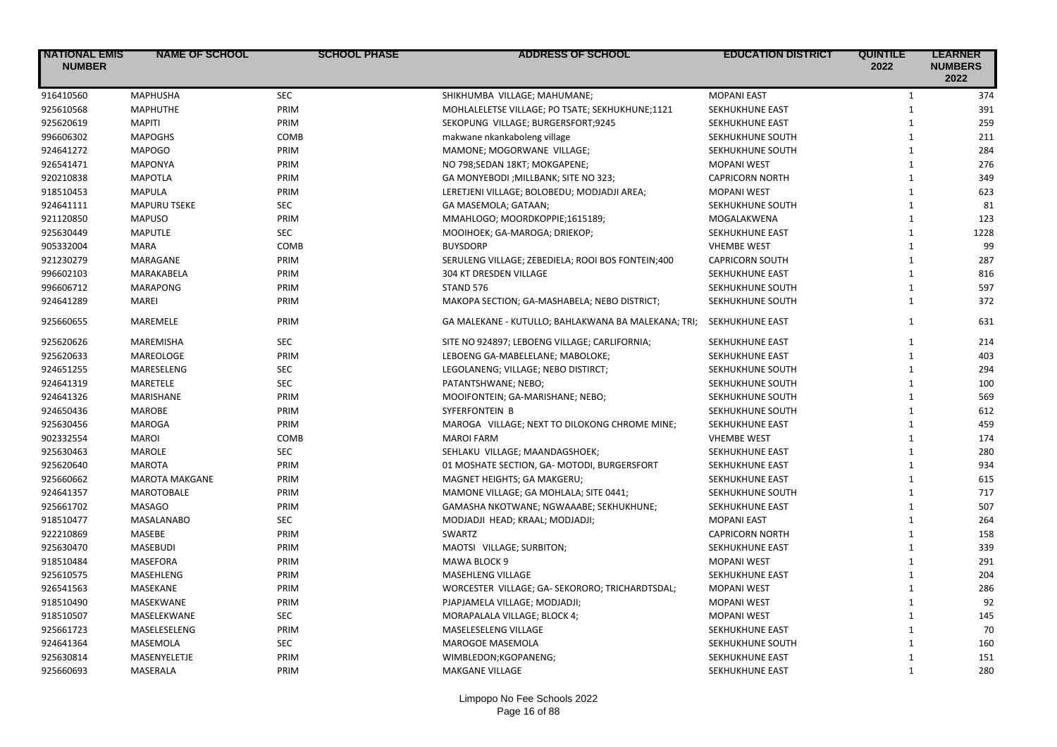| NATIONAL EMIS NUMBER | NAME OF SCHOOL | SCHOOL PHASE | ADDRESS OF SCHOOL | EDUCATION DISTRICT | QUINTILE 2022 | LEARNER NUMBERS 2022 |
|---|---|---|---|---|---|---|
| 916410560 | MAPHUSHA | SEC | SHIKHUMBA VILLAGE; MAHUMANE; | MOPANI EAST | 1 | 374 |
| 925610568 | MAPHUTHE | PRIM | MOHLALELETSE VILLAGE; PO TSATE; SEKHUKHUNE;1121 | SEKHUKHUNE EAST | 1 | 391 |
| 925620619 | MAPITI | PRIM | SEKOPUNG VILLAGE; BURGERSFORT;9245 | SEKHUKHUNE EAST | 1 | 259 |
| 996606302 | MAPOGHS | COMB | makwane nkankaboleng village | SEKHUKHUNE SOUTH | 1 | 211 |
| 924641272 | MAPOGO | PRIM | MAMONE; MOGORWANE VILLAGE; | SEKHUKHUNE SOUTH | 1 | 284 |
| 926541471 | MAPONYA | PRIM | NO 798;SEDAN 18KT; MOKGAPENE; | MOPANI WEST | 1 | 276 |
| 920210838 | MAPOTLA | PRIM | GA MONYEBODI ;MILLBANK; SITE NO 323; | CAPRICORN NORTH | 1 | 349 |
| 918510453 | MAPULA | PRIM | LERETJENI VILLAGE; BOLOBEDU; MODJADJI AREA; | MOPANI WEST | 1 | 623 |
| 924641111 | MAPURU TSEKE | SEC | GA MASEMOLA; GATAAN; | SEKHUKHUNE SOUTH | 1 | 81 |
| 921120850 | MAPUSO | PRIM | MMAHLOGO; MOORDKOPPIE;1615189; | MOGALAKWENA | 1 | 123 |
| 925630449 | MAPUTLE | SEC | MOOIHOEK; GA-MAROGA; DRIEKOP; | SEKHUKHUNE EAST | 1 | 1228 |
| 905332004 | MARA | COMB | BUYSDORP | VHEMBE WEST | 1 | 99 |
| 921230279 | MARAGANE | PRIM | SERULENG VILLAGE; ZEBEDIELA; ROOI BOS FONTEIN;400 | CAPRICORN SOUTH | 1 | 287 |
| 996602103 | MARAKABELA | PRIM | 304 KT DRESDEN VILLAGE | SEKHUKHUNE EAST | 1 | 816 |
| 996606712 | MARAPONG | PRIM | STAND 576 | SEKHUKHUNE SOUTH | 1 | 597 |
| 924641289 | MAREI | PRIM | MAKOPA SECTION; GA-MASHABELA; NEBO DISTRICT; | SEKHUKHUNE SOUTH | 1 | 372 |
| 925660655 | MAREMELE | PRIM | GA MALEKANE - KUTULLO; BAHLAKWANA BA MALEKANA; TRI; | SEKHUKHUNE EAST | 1 | 631 |
| 925620626 | MAREMISHA | SEC | SITE NO 924897; LEBOENG VILLAGE; CARLIFORNIA; | SEKHUKHUNE EAST | 1 | 214 |
| 925620633 | MAREOLOGE | PRIM | LEBOENG GA-MABELELANE; MABOLOKE; | SEKHUKHUNE EAST | 1 | 403 |
| 924651255 | MARESELENG | SEC | LEGOLANENG; VILLAGE; NEBO DISTIRCT; | SEKHUKHUNE SOUTH | 1 | 294 |
| 924641319 | MARETELE | SEC | PATANTSHWANE; NEBO; | SEKHUKHUNE SOUTH | 1 | 100 |
| 924641326 | MARISHANE | PRIM | MOOIFONTEIN; GA-MARISHANE; NEBO; | SEKHUKHUNE SOUTH | 1 | 569 |
| 924650436 | MAROBE | PRIM | SYFERFONTEIN B | SEKHUKHUNE SOUTH | 1 | 612 |
| 925630456 | MAROGA | PRIM | MAROGA VILLAGE; NEXT TO DILOKONG CHROME MINE; | SEKHUKHUNE EAST | 1 | 459 |
| 902332554 | MAROI | COMB | MAROI FARM | VHEMBE WEST | 1 | 174 |
| 925630463 | MAROLE | SEC | SEHLAKU VILLAGE; MAANDAGSHOEK; | SEKHUKHUNE EAST | 1 | 280 |
| 925620640 | MAROTA | PRIM | 01 MOSHATE SECTION, GA- MOTODI, BURGERSFORT | SEKHUKHUNE EAST | 1 | 934 |
| 925660662 | MAROTA MAKGANE | PRIM | MAGNET HEIGHTS; GA MAKGERU; | SEKHUKHUNE EAST | 1 | 615 |
| 924641357 | MAROTOBALE | PRIM | MAMONE VILLAGE; GA MOHLALA; SITE 0441; | SEKHUKHUNE SOUTH | 1 | 717 |
| 925661702 | MASAGO | PRIM | GAMASHA NKOTWANE; NGWAAABE; SEKHUKHUNE; | SEKHUKHUNE EAST | 1 | 507 |
| 918510477 | MASALANABO | SEC | MODJADJI HEAD; KRAAL; MODJADJI; | MOPANI EAST | 1 | 264 |
| 922210869 | MASEBE | PRIM | SWARTZ | CAPRICORN NORTH | 1 | 158 |
| 925630470 | MASEBUDI | PRIM | MAOTSI VILLAGE; SURBITON; | SEKHUKHUNE EAST | 1 | 339 |
| 918510484 | MASEFORA | PRIM | MAWA BLOCK 9 | MOPANI WEST | 1 | 291 |
| 925610575 | MASEHLENG | PRIM | MASEHLENG VILLAGE | SEKHUKHUNE EAST | 1 | 204 |
| 926541563 | MASEKANE | PRIM | WORCESTER VILLAGE; GA- SEKORORO; TRICHARDTSDAL; | MOPANI WEST | 1 | 286 |
| 918510490 | MASEKWANE | PRIM | PJAPJAMELA VILLAGE; MODJADJI; | MOPANI WEST | 1 | 92 |
| 918510507 | MASELEKWANE | SEC | MORAPALALA VILLAGE; BLOCK 4; | MOPANI WEST | 1 | 145 |
| 925661723 | MASELESELENG | PRIM | MASELESELENG VILLAGE | SEKHUKHUNE EAST | 1 | 70 |
| 924641364 | MASEMOLA | SEC | MAROGOE MASEMOLA | SEKHUKHUNE SOUTH | 1 | 160 |
| 925630814 | MASENYELETJE | PRIM | WIMBLEDON;KGOPANENG; | SEKHUKHUNE EAST | 1 | 151 |
| 925660693 | MASERALA | PRIM | MAKGANE VILLAGE | SEKHUKHUNE EAST | 1 | 280 |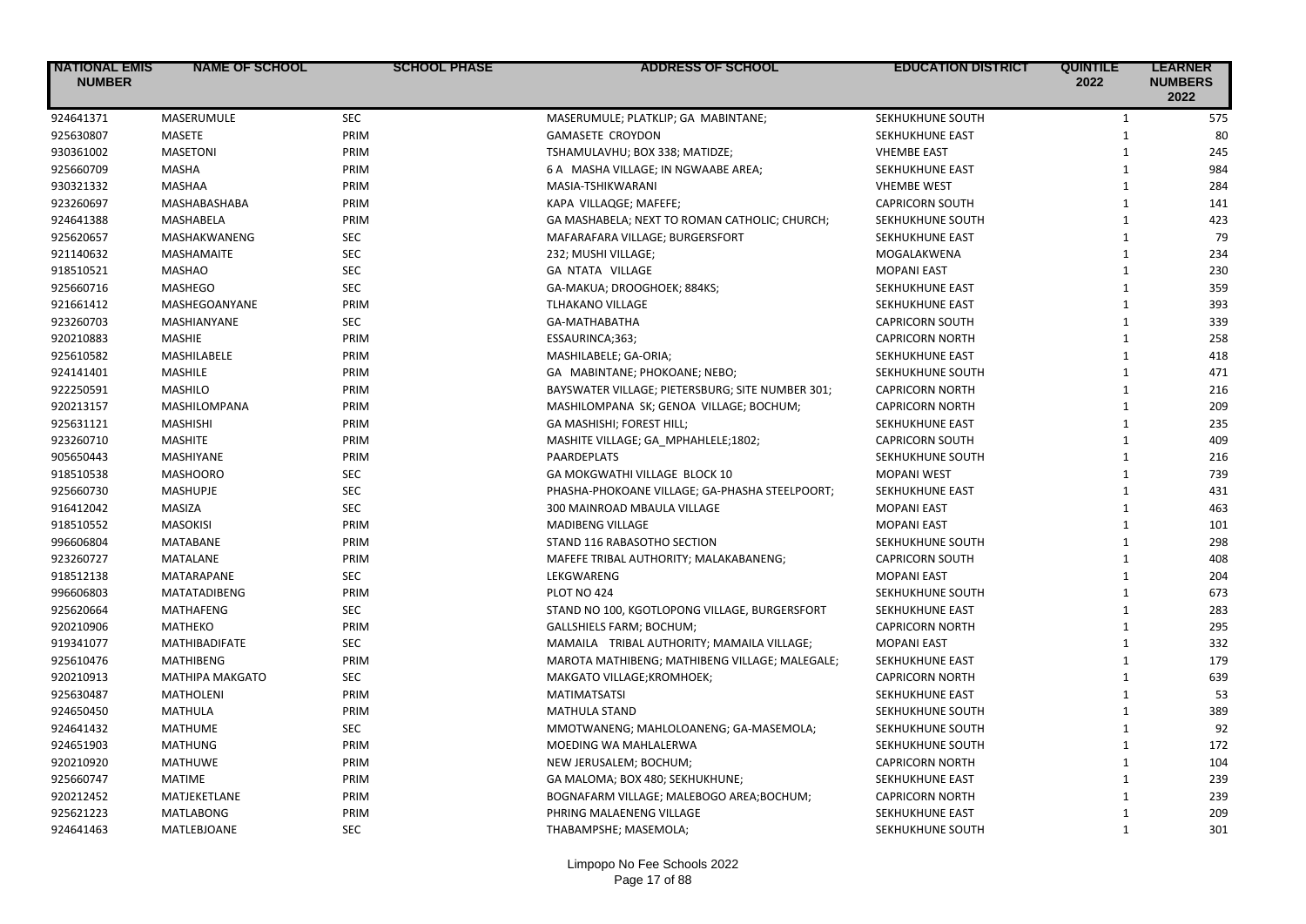| NATIONAL EMIS NUMBER | NAME OF SCHOOL | SCHOOL PHASE | ADDRESS OF SCHOOL | EDUCATION DISTRICT | QUINTILE 2022 | LEARNER NUMBERS 2022 |
|---|---|---|---|---|---|---|
| 924641371 | MASERUMULE | SEC | MASERUMULE; PLATKLIP; GA MABINTANE; | SEKHUKHUNE SOUTH | 1 | 575 |
| 925630807 | MASETE | PRIM | GAMASETE CROYDON | SEKHUKHUNE EAST | 1 | 80 |
| 930361002 | MASETONI | PRIM | TSHAMULAVHU; BOX 338; MATIDZE; | VHEMBE EAST | 1 | 245 |
| 925660709 | MASHA | PRIM | 6 A MASHA VILLAGE; IN NGWAABE AREA; | SEKHUKHUNE EAST | 1 | 984 |
| 930321332 | MASHAA | PRIM | MASIA-TSHIKWARANI | VHEMBE WEST | 1 | 284 |
| 923260697 | MASHABASHABA | PRIM | KAPA VILLAQGE; MAFEFE; | CAPRICORN SOUTH | 1 | 141 |
| 924641388 | MASHABELA | PRIM | GA MASHABELA; NEXT TO ROMAN CATHOLIC; CHURCH; | SEKHUKHUNE SOUTH | 1 | 423 |
| 925620657 | MASHAKWANENG | SEC | MAFARAFARA VILLAGE; BURGERSFORT | SEKHUKHUNE EAST | 1 | 79 |
| 921140632 | MASHAMAITE | SEC | 232; MUSHI VILLAGE; | MOGALAKWENA | 1 | 234 |
| 918510521 | MASHAO | SEC | GA NTATA VILLAGE | MOPANI EAST | 1 | 230 |
| 925660716 | MASHEGO | SEC | GA-MAKUA; DROOGHOEK; 884KS; | SEKHUKHUNE EAST | 1 | 359 |
| 921661412 | MASHEGOANYANE | PRIM | TLHAKANO VILLAGE | SEKHUKHUNE EAST | 1 | 393 |
| 923260703 | MASHIANYANE | SEC | GA-MATHABATHA | CAPRICORN SOUTH | 1 | 339 |
| 920210883 | MASHIE | PRIM | ESSAURINCA;363; | CAPRICORN NORTH | 1 | 258 |
| 925610582 | MASHILABELE | PRIM | MASHILABELE; GA-ORIA; | SEKHUKHUNE EAST | 1 | 418 |
| 924141401 | MASHILE | PRIM | GA MABINTANE; PHOKOANE; NEBO; | SEKHUKHUNE SOUTH | 1 | 471 |
| 922250591 | MASHILO | PRIM | BAYSWATER VILLAGE; PIETERSBURG; SITE NUMBER 301; | CAPRICORN NORTH | 1 | 216 |
| 920213157 | MASHILOMPANA | PRIM | MASHILOMPANA SK; GENOA VILLAGE; BOCHUM; | CAPRICORN NORTH | 1 | 209 |
| 925631121 | MASHISHI | PRIM | GA MASHISHI; FOREST HILL; | SEKHUKHUNE EAST | 1 | 235 |
| 923260710 | MASHITE | PRIM | MASHITE VILLAGE; GA_MPHAHLELE;1802; | CAPRICORN SOUTH | 1 | 409 |
| 905650443 | MASHIYANE | PRIM | PAARDEPLATS | SEKHUKHUNE SOUTH | 1 | 216 |
| 918510538 | MASHOORO | SEC | GA MOKGWATHI VILLAGE BLOCK 10 | MOPANI WEST | 1 | 739 |
| 925660730 | MASHUPJE | SEC | PHASHA-PHOKOANE VILLAGE; GA-PHASHA STEELPOORT; | SEKHUKHUNE EAST | 1 | 431 |
| 916412042 | MASIZA | SEC | 300 MAINROAD MBAULA VILLAGE | MOPANI EAST | 1 | 463 |
| 918510552 | MASOKISI | PRIM | MADIBENG VILLAGE | MOPANI EAST | 1 | 101 |
| 996606804 | MATABANE | PRIM | STAND 116 RABASOTHO SECTION | SEKHUKHUNE SOUTH | 1 | 298 |
| 923260727 | MATALANE | PRIM | MAFEFE TRIBAL AUTHORITY; MALAKABANENG; | CAPRICORN SOUTH | 1 | 408 |
| 918512138 | MATARAPANE | SEC | LEKGWARENG | MOPANI EAST | 1 | 204 |
| 996606803 | MATATADIBENG | PRIM | PLOT NO 424 | SEKHUKHUNE SOUTH | 1 | 673 |
| 925620664 | MATHAFENG | SEC | STAND NO 100, KGOTLOPONG VILLAGE, BURGERSFORT | SEKHUKHUNE EAST | 1 | 283 |
| 920210906 | MATHEKO | PRIM | GALLSHIELS FARM; BOCHUM; | CAPRICORN NORTH | 1 | 295 |
| 919341077 | MATHIBADIFATE | SEC | MAMAILA TRIBAL AUTHORITY; MAMAILA VILLAGE; | MOPANI EAST | 1 | 332 |
| 925610476 | MATHIBENG | PRIM | MAROTA MATHIBENG; MATHIBENG VILLAGE; MALEGALE; | SEKHUKHUNE EAST | 1 | 179 |
| 920210913 | MATHIPA MAKGATO | SEC | MAKGATO VILLAGE;KROMHOEK; | CAPRICORN NORTH | 1 | 639 |
| 925630487 | MATHOLENI | PRIM | MATIMATSATSI | SEKHUKHUNE EAST | 1 | 53 |
| 924650450 | MATHULA | PRIM | MATHULA STAND | SEKHUKHUNE SOUTH | 1 | 389 |
| 924641432 | MATHUME | SEC | MMOTWANENG; MAHLOLOANENG; GA-MASEMOLA; | SEKHUKHUNE SOUTH | 1 | 92 |
| 924651903 | MATHUNG | PRIM | MOEDING WA MAHLALERWA | SEKHUKHUNE SOUTH | 1 | 172 |
| 920210920 | MATHUWE | PRIM | NEW JERUSALEM; BOCHUM; | CAPRICORN NORTH | 1 | 104 |
| 925660747 | MATIME | PRIM | GA MALOMA; BOX 480; SEKHUKHUNE; | SEKHUKHUNE EAST | 1 | 239 |
| 920212452 | MATJEKETLANE | PRIM | BOGNAFARM VILLAGE; MALEBOGO AREA;BOCHUM; | CAPRICORN NORTH | 1 | 239 |
| 925621223 | MATLABONG | PRIM | PHRING MALAENENG VILLAGE | SEKHUKHUNE EAST | 1 | 209 |
| 924641463 | MATLEBJOANE | SEC | THABAMPSHE; MASEMOLA; | SEKHUKHUNE SOUTH | 1 | 301 |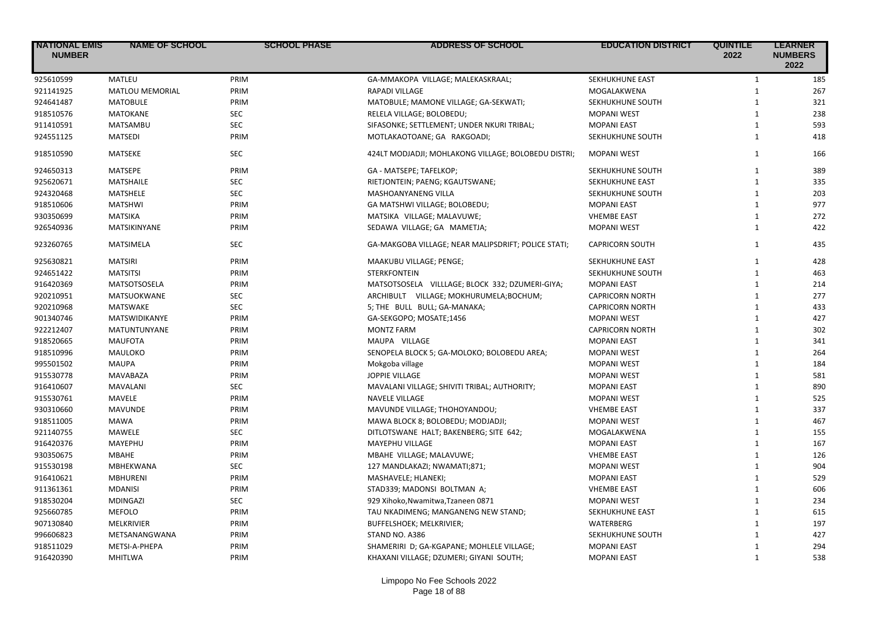| NATIONAL EMIS NUMBER | NAME OF SCHOOL | SCHOOL PHASE | ADDRESS OF SCHOOL | EDUCATION DISTRICT | QUINTILE 2022 | LEARNER NUMBERS 2022 |
|---|---|---|---|---|---|---|
| 925610599 | MATLEU | PRIM | GA-MMAKOPA VILLAGE; MALEKASKRAAL; | SEKHUKHUNE EAST | 1 | 185 |
| 921141925 | MATLOU MEMORIAL | PRIM | RAPADI VILLAGE | MOGALAKWENA | 1 | 267 |
| 924641487 | MATOBULE | PRIM | MATOBULE; MAMONE VILLAGE; GA-SEKWATI; | SEKHUKHUNE SOUTH | 1 | 321 |
| 918510576 | MATOKANE | SEC | RELELA VILLAGE; BOLOBEDU; | MOPANI WEST | 1 | 238 |
| 911410591 | MATSAMBU | SEC | SIFASONKE; SETTLEMENT; UNDER NKURI TRIBAL; | MOPANI EAST | 1 | 593 |
| 924551125 | MATSEDI | PRIM | MOTLAKAOTOANE; GA RAKGOADI; | SEKHUKHUNE SOUTH | 1 | 418 |
| 918510590 | MATSEKE | SEC | 424LT MODJADJI; MOHLAKONG VILLAGE; BOLOBEDU DISTRI; | MOPANI WEST | 1 | 166 |
| 924650313 | MATSEPE | PRIM | GA - MATSEPE; TAFELKOP; | SEKHUKHUNE SOUTH | 1 | 389 |
| 925620671 | MATSHAILE | SEC | RIETJONTEIN; PAENG; KGAUTSWANE; | SEKHUKHUNE EAST | 1 | 335 |
| 924320468 | MATSHELE | SEC | MASHOANYANENG VILLA | SEKHUKHUNE SOUTH | 1 | 203 |
| 918510606 | MATSHWI | PRIM | GA MATSHWI VILLAGE; BOLOBEDU; | MOPANI EAST | 1 | 977 |
| 930350699 | MATSIKA | PRIM | MATSIKA VILLAGE; MALAVUWE; | VHEMBE EAST | 1 | 272 |
| 926540936 | MATSIKINYANE | PRIM | SEDAWA VILLAGE; GA MAMETJA; | MOPANI WEST | 1 | 422 |
| 923260765 | MATSIMELA | SEC | GA-MAKGOBA VILLAGE; NEAR MALIPSDRIFT; POLICE STATI; | CAPRICORN SOUTH | 1 | 435 |
| 925630821 | MATSIRI | PRIM | MAAKUBU VILLAGE; PENGE; | SEKHUKHUNE EAST | 1 | 428 |
| 924651422 | MATSITSI | PRIM | STERKFONTEIN | SEKHUKHUNE SOUTH | 1 | 463 |
| 916420369 | MATSOTSOSELA | PRIM | MATSOTSOSELA VILLLAGE; BLOCK 332; DZUMERI-GIYA; | MOPANI EAST | 1 | 214 |
| 920210951 | MATSUOKWANE | SEC | ARCHIBULT VILLAGE; MOKHURUMELA;BOCHUM; | CAPRICORN NORTH | 1 | 277 |
| 920210968 | MATSWAKE | SEC | 5; THE BULL BULL; GA-MANAKA; | CAPRICORN NORTH | 1 | 433 |
| 901340746 | MATSWIDIKANYE | PRIM | GA-SEKGOPO; MOSATE;1456 | MOPANI WEST | 1 | 427 |
| 922212407 | MATUNTUNYANE | PRIM | MONTZ FARM | CAPRICORN NORTH | 1 | 302 |
| 918520665 | MAUFOTA | PRIM | MAUPA VILLAGE | MOPANI EAST | 1 | 341 |
| 918510996 | MAULOKO | PRIM | SENOPELA BLOCK 5; GA-MOLOKO; BOLOBEDU AREA; | MOPANI WEST | 1 | 264 |
| 995501502 | MAUPA | PRIM | Mokgoba village | MOPANI WEST | 1 | 184 |
| 915530778 | MAVABAZA | PRIM | JOPPIE VILLAGE | MOPANI WEST | 1 | 581 |
| 916410607 | MAVALANI | SEC | MAVALANI VILLAGE; SHIVITI TRIBAL; AUTHORITY; | MOPANI EAST | 1 | 890 |
| 915530761 | MAVELE | PRIM | NAVELE VILLAGE | MOPANI WEST | 1 | 525 |
| 930310660 | MAVUNDE | PRIM | MAVUNDE VILLAGE; THOHOYANDOU; | VHEMBE EAST | 1 | 337 |
| 918511005 | MAWA | PRIM | MAWA BLOCK 8; BOLOBEDU; MODJADJI; | MOPANI WEST | 1 | 467 |
| 921140755 | MAWELE | SEC | DITLOTSWANE HALT; BAKENBERG; SITE 642; | MOGALAKWENA | 1 | 155 |
| 916420376 | MAYEPHU | PRIM | MAYEPHU VILLAGE | MOPANI EAST | 1 | 167 |
| 930350675 | MBAHE | PRIM | MBAHE VILLAGE; MALAVUWE; | VHEMBE EAST | 1 | 126 |
| 915530198 | MBHEKWANA | SEC | 127 MANDLAKAZI; NWAMATI;871; | MOPANI WEST | 1 | 904 |
| 916410621 | MBHURENI | PRIM | MASHAVELE; HLANEKI; | MOPANI EAST | 1 | 529 |
| 911361361 | MDANISI | PRIM | STAD339; MADONSI BOLTMAN A; | VHEMBE EAST | 1 | 606 |
| 918530204 | MDINGAZI | SEC | 929 Xihoko,Nwamitwa,Tzaneen 0871 | MOPANI WEST | 1 | 234 |
| 925660785 | MEFOLO | PRIM | TAU NKADIMENG; MANGANENG NEW STAND; | SEKHUKHUNE EAST | 1 | 615 |
| 907130840 | MELKRIVIER | PRIM | BUFFELSHOEK; MELKRIVIER; | WATERBERG | 1 | 197 |
| 996606823 | METSANANGWANA | PRIM | STAND NO. A386 | SEKHUKHUNE SOUTH | 1 | 427 |
| 918511029 | METSI-A-PHEPA | PRIM | SHAMERIRI D; GA-KGAPANE; MOHLELE VILLAGE; | MOPANI EAST | 1 | 294 |
| 916420390 | MHITLWA | PRIM | KHAXANI VILLAGE; DZUMERI; GIYANI SOUTH; | MOPANI EAST | 1 | 538 |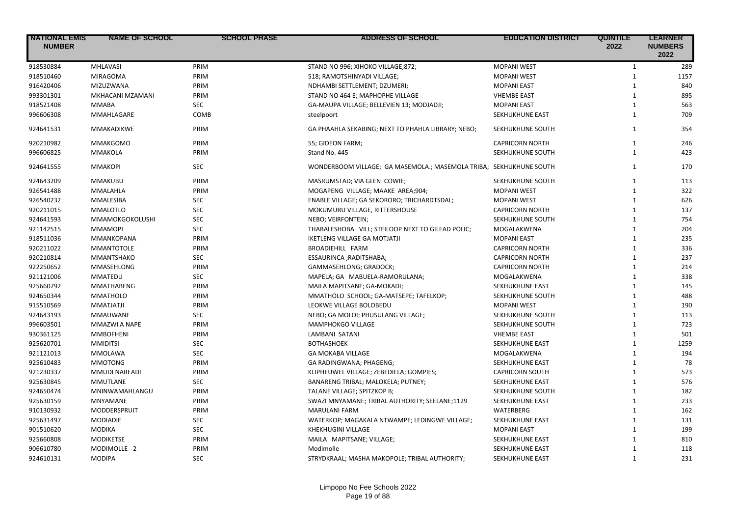| NATIONAL EMIS NUMBER | NAME OF SCHOOL | SCHOOL PHASE | ADDRESS OF SCHOOL | EDUCATION DISTRICT | QUINTILE 2022 | LEARNER NUMBERS 2022 |
|---|---|---|---|---|---|---|
| 918530884 | MHLAVASI | PRIM | STAND NO 996; XIHOKO VILLAGE;872; | MOPANI WEST | 1 | 289 |
| 918510460 | MIRAGOMA | PRIM | 518; RAMOTSHINYADI VILLAGE; | MOPANI WEST | 1 | 1157 |
| 916420406 | MIZUZWANA | PRIM | NDHAMBI SETTLEMENT; DZUMERI; | MOPANI EAST | 1 | 840 |
| 993301301 | MKHACANI MZAMANI | PRIM | STAND NO 464 E; MAPHOPHE VILLAGE | VHEMBE EAST | 1 | 895 |
| 918521408 | MMABA | SEC | GA-MAUPA VILLAGE; BELLEVIEN 13; MODJADJI; | MOPANI EAST | 1 | 563 |
| 996606308 | MMAHLAGARE | COMB | steelpoort | SEKHUKHUNE EAST | 1 | 709 |
| 924641531 | MMAKADIKWE | PRIM | GA PHAAHLA SEKABING; NEXT TO PHAHLA LIBRARY; NEBO; | SEKHUKHUNE SOUTH | 1 | 354 |
| 920210982 | MMAKGOMO | PRIM | 55; GIDEON FARM; | CAPRICORN NORTH | 1 | 246 |
| 996606825 | MMAKOLA | PRIM | Stand No. 445 | SEKHUKHUNE SOUTH | 1 | 423 |
| 924641555 | MMAKOPI | SEC | WONDERBOOM VILLAGE; GA MASEMOLA.; MASEMOLA TRIBA; | SEKHUKHUNE SOUTH | 1 | 170 |
| 924643209 | MMAKUBU | PRIM | MASRUMSTAD; VIA GLEN COWIE; | SEKHUKHUNE SOUTH | 1 | 113 |
| 926541488 | MMALAHLA | PRIM | MOGAPENG VILLAGE; MAAKE AREA;904; | MOPANI WEST | 1 | 322 |
| 926540232 | MMALESIBA | SEC | ENABLE VILLAGE; GA SEKORORO; TRICHARDTSDAL; | MOPANI WEST | 1 | 626 |
| 920211015 | MMALOTLO | SEC | MOKUMURU VILLAGE, RITTERSHOUSE | CAPRICORN NORTH | 1 | 137 |
| 924641593 | MMAMOKGOKOLUSHI | SEC | NEBO; VEIRFONTEIN; | SEKHUKHUNE SOUTH | 1 | 754 |
| 921142515 | MMAMOPI | SEC | THABALESHOBA VILL; STEILOOP NEXT TO GILEAD POLIC; | MOGALAKWENA | 1 | 204 |
| 918511036 | MMANKOPANA | PRIM | IKETLENG VILLAGE GA MOTJATJI | MOPANI EAST | 1 | 235 |
| 920211022 | MMANTOTOLE | PRIM | BROADIEHILL FARM | CAPRICORN NORTH | 1 | 336 |
| 920210814 | MMANTSHAKO | SEC | ESSAURINCA ;RADITSHABA; | CAPRICORN NORTH | 1 | 237 |
| 922250652 | MMASEHLONG | PRIM | GAMMASEHLONG; GRADOCK; | CAPRICORN NORTH | 1 | 214 |
| 921121006 | MMATEDU | SEC | MAPELA; GA MABUELA-RAMORULANA; | MOGALAKWENA | 1 | 338 |
| 925660792 | MMATHABENG | PRIM | MAILA MAPITSANE; GA-MOKADI; | SEKHUKHUNE EAST | 1 | 145 |
| 924650344 | MMATHOLO | PRIM | MMATHOLO SCHOOL; GA-MATSEPE; TAFELKOP; | SEKHUKHUNE SOUTH | 1 | 488 |
| 915510569 | MMATJATJI | PRIM | LEOKWE VILLAGE BOLOBEDU | MOPANI WEST | 1 | 190 |
| 924643193 | MMAUWANE | SEC | NEBO; GA MOLOI; PHUSULANG VILLAGE; | SEKHUKHUNE SOUTH | 1 | 113 |
| 996603501 | MMAZWI A NAPE | PRIM | MAMPHOKGO VILLAGE | SEKHUKHUNE SOUTH | 1 | 723 |
| 930361125 | MMBOFHENI | PRIM | LAMBANI SATANI | VHEMBE EAST | 1 | 501 |
| 925620701 | MMIDITSI | SEC | BOTHASHOEK | SEKHUKHUNE EAST | 1 | 1259 |
| 921121013 | MMOLAWA | SEC | GA MOKABA VILLAGE | MOGALAKWENA | 1 | 194 |
| 925610483 | MMOTONG | PRIM | GA RADINGWANA; PHAGENG; | SEKHUKHUNE EAST | 1 | 78 |
| 921230337 | MMUDI NAREADI | PRIM | KLIPHEUWEL VILLAGE; ZEBEDIELA; GOMPIES; | CAPRICORN SOUTH | 1 | 573 |
| 925630845 | MMUTLANE | SEC | BANARENG TRIBAL; MALOKELA; PUTNEY; | SEKHUKHUNE EAST | 1 | 576 |
| 924650474 | MNINWAMAHLANGU | PRIM | TALANE VILLAGE; SPITZKOP B; | SEKHUKHUNE SOUTH | 1 | 182 |
| 925630159 | MNYAMANE | PRIM | SWAZI MNYAMANE; TRIBAL AUTHORITY; SEELANE;1129 | SEKHUKHUNE EAST | 1 | 233 |
| 910130932 | MODDERSPRUIT | PRIM | MARULANI FARM | WATERBERG | 1 | 162 |
| 925631497 | MODIADIE | SEC | WATERKOP; MAGAKALA NTWAMPE; LEDINGWE VILLAGE; | SEKHUKHUNE EAST | 1 | 131 |
| 901510620 | MODIKA | SEC | KHEKHUGINI VILLAGE | MOPANI EAST | 1 | 199 |
| 925660808 | MODIKETSE | PRIM | MAILA MAPITSANE; VILLAGE; | SEKHUKHUNE EAST | 1 | 810 |
| 906610780 | MODIMOLLE -2 | PRIM | Modimolle | SEKHUKHUNE EAST | 1 | 118 |
| 924610131 | MODIPA | SEC | STRYDKRAAL; MASHA MAKOPOLE; TRIBAL AUTHORITY; | SEKHUKHUNE EAST | 1 | 231 |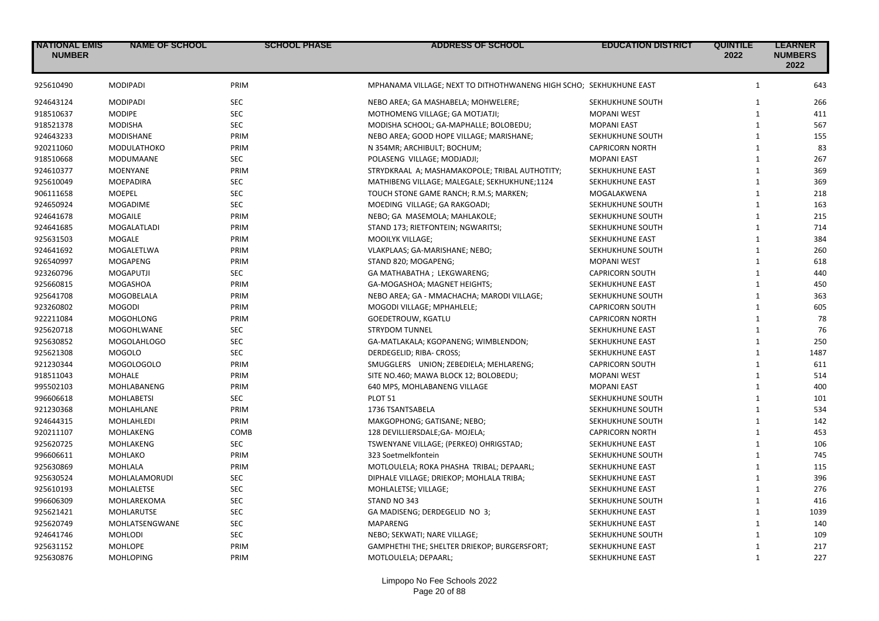| NATIONAL EMIS NUMBER | NAME OF SCHOOL | SCHOOL PHASE | ADDRESS OF SCHOOL | EDUCATION DISTRICT | QUINTILE 2022 | LEARNER NUMBERS 2022 |
|---|---|---|---|---|---|---|
| 925610490 | MODIPADI | PRIM | MPHANAMA VILLAGE; NEXT TO DITHOTHWANENG HIGH SCHO; | SEKHUKHUNE EAST | 1 | 643 |
| 924643124 | MODIPADI | SEC | NEBO AREA; GA MASHABELA; MOHWELERE; | SEKHUKHUNE SOUTH | 1 | 266 |
| 918510637 | MODIPE | SEC | MOTHOMENG VILLAGE; GA MOTJATJI; | MOPANI WEST | 1 | 411 |
| 918521378 | MODISHA | SEC | MODISHA SCHOOL; GA-MAPHALLE; BOLOBEDU; | MOPANI EAST | 1 | 567 |
| 924643233 | MODISHANE | PRIM | NEBO AREA; GOOD HOPE VILLAGE; MARISHANE; | SEKHUKHUNE SOUTH | 1 | 155 |
| 920211060 | MODULATHOKO | PRIM | N 354MR; ARCHIBULT; BOCHUM; | CAPRICORN NORTH | 1 | 83 |
| 918510668 | MODUMAANE | SEC | POLASENG VILLAGE; MODJADJI; | MOPANI EAST | 1 | 267 |
| 924610377 | MOENYANE | PRIM | STRYDKRAAL A; MASHAMAKOPOLE; TRIBAL AUTHOTITY; | SEKHUKHUNE EAST | 1 | 369 |
| 925610049 | MOEPADIRA | SEC | MATHIBENG VILLAGE; MALEGALE; SEKHUKHUNE;1124 | SEKHUKHUNE EAST | 1 | 369 |
| 906111658 | MOEPEL | SEC | TOUCH STONE GAME RANCH; R.M.S; MARKEN; | MOGALAKWENA | 1 | 218 |
| 924650924 | MOGADIME | SEC | MOEDING VILLAGE; GA RAKGOADI; | SEKHUKHUNE SOUTH | 1 | 163 |
| 924641678 | MOGAILE | PRIM | NEBO; GA MASEMOLA; MAHLAKOLE; | SEKHUKHUNE SOUTH | 1 | 215 |
| 924641685 | MOGALATLADI | PRIM | STAND 173; RIETFONTEIN; NGWARITSI; | SEKHUKHUNE SOUTH | 1 | 714 |
| 925631503 | MOGALE | PRIM | MOOILYK VILLAGE; | SEKHUKHUNE EAST | 1 | 384 |
| 924641692 | MOGALETLWA | PRIM | VLAKPLAAS; GA-MARISHANE; NEBO; | SEKHUKHUNE SOUTH | 1 | 260 |
| 926540997 | MOGAPENG | PRIM | STAND 820; MOGAPENG; | MOPANI WEST | 1 | 618 |
| 923260796 | MOGAPUTJI | SEC | GA MATHABATHA ; LEKGWARENG; | CAPRICORN SOUTH | 1 | 440 |
| 925660815 | MOGASHOA | PRIM | GA-MOGASHOA; MAGNET HEIGHTS; | SEKHUKHUNE EAST | 1 | 450 |
| 925641708 | MOGOBELALA | PRIM | NEBO AREA; GA - MMACHACHA; MARODI VILLAGE; | SEKHUKHUNE SOUTH | 1 | 363 |
| 923260802 | MOGODI | PRIM | MOGODI VILLAGE; MPHAHLELE; | CAPRICORN SOUTH | 1 | 605 |
| 922211084 | MOGOHLONG | PRIM | GOEDETROUW, KGATLU | CAPRICORN NORTH | 1 | 78 |
| 925620718 | MOGOHLWANE | SEC | STRYDOM TUNNEL | SEKHUKHUNE EAST | 1 | 76 |
| 925630852 | MOGOLAHLOGO | SEC | GA-MATLAKALA; KGOPANENG; WIMBLENDON; | SEKHUKHUNE EAST | 1 | 250 |
| 925621308 | MOGOLO | SEC | DERDEGELID; RIBA- CROSS; | SEKHUKHUNE EAST | 1 | 1487 |
| 921230344 | MOGOLOGOLO | PRIM | SMUGGLERS UNION; ZEBEDIELA; MEHLARENG; | CAPRICORN SOUTH | 1 | 611 |
| 918511043 | MOHALE | PRIM | SITE NO.460; MAWA BLOCK 12; BOLOBEDU; | MOPANI WEST | 1 | 514 |
| 995502103 | MOHLABANENG | PRIM | 640 MPS, MOHLABANENG VILLAGE | MOPANI EAST | 1 | 400 |
| 996606618 | MOHLABETSI | SEC | PLOT 51 | SEKHUKHUNE SOUTH | 1 | 101 |
| 921230368 | MOHLAHLANE | PRIM | 1736 TSANTSABELA | SEKHUKHUNE SOUTH | 1 | 534 |
| 924644315 | MOHLAHLEDI | PRIM | MAKGOPHONG; GATISANE; NEBO; | SEKHUKHUNE SOUTH | 1 | 142 |
| 920211107 | MOHLAKENG | COMB | 128 DEVILLIERSDALE;GA- MOJELA; | CAPRICORN NORTH | 1 | 453 |
| 925620725 | MOHLAKENG | SEC | TSWENYANE VILLAGE; (PERKEO) OHRIGSTAD; | SEKHUKHUNE EAST | 1 | 106 |
| 996606611 | MOHLAKO | PRIM | 323 Soetmelkfontein | SEKHUKHUNE SOUTH | 1 | 745 |
| 925630869 | MOHLALA | PRIM | MOTLOULELA; ROKA PHASHA TRIBAL; DEPAARL; | SEKHUKHUNE EAST | 1 | 115 |
| 925630524 | MOHLALAMORUDI | SEC | DIPHALE VILLAGE; DRIEKOP; MOHLALA TRIBA; | SEKHUKHUNE EAST | 1 | 396 |
| 925610193 | MOHLALETSE | SEC | MOHLALETSE; VILLAGE; | SEKHUKHUNE EAST | 1 | 276 |
| 996606309 | MOHLAREKOMA | SEC | STAND NO 343 | SEKHUKHUNE SOUTH | 1 | 416 |
| 925621421 | MOHLARUTSE | SEC | GA MADISENG; DERDEGELID NO 3; | SEKHUKHUNE EAST | 1 | 1039 |
| 925620749 | MOHLATSENGWANE | SEC | MAPARENG | SEKHUKHUNE EAST | 1 | 140 |
| 924641746 | MOHLODI | SEC | NEBO; SEKWATI; NARE VILLAGE; | SEKHUKHUNE SOUTH | 1 | 109 |
| 925631152 | MOHLOPE | PRIM | GAMPHETHI THE; SHELTER DRIEKOP; BURGERSFORT; | SEKHUKHUNE EAST | 1 | 217 |
| 925630876 | MOHLOPING | PRIM | MOTLOULELA; DEPAARL; | SEKHUKHUNE EAST | 1 | 227 |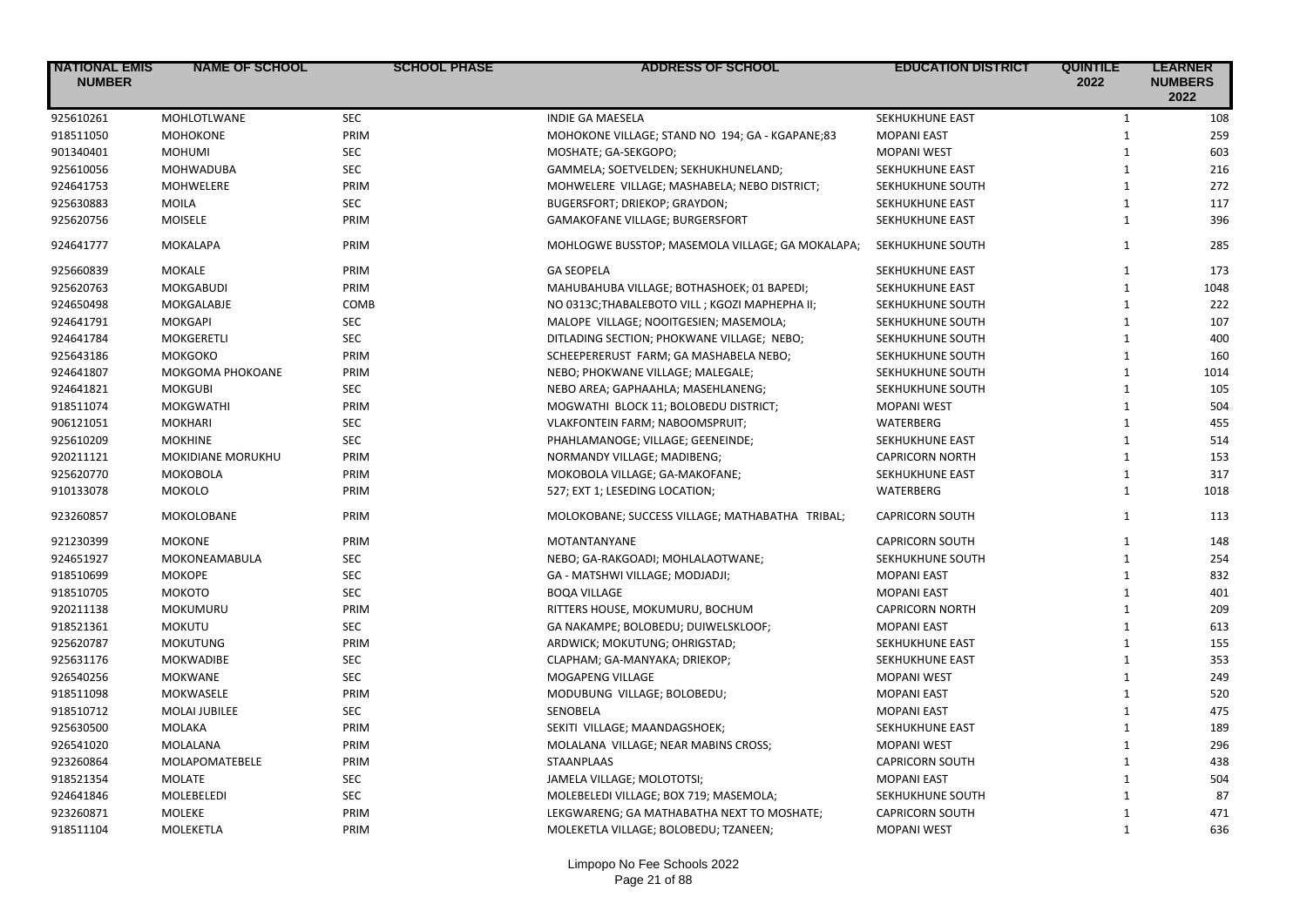| NATIONAL EMIS NUMBER | NAME OF SCHOOL | SCHOOL PHASE | ADDRESS OF SCHOOL | EDUCATION DISTRICT | QUINTILE 2022 | LEARNER NUMBERS 2022 |
|---|---|---|---|---|---|---|
| 925610261 | MOHLOTLWANE | SEC | INDIE GA MAESELA | SEKHUKHUNE EAST | 1 | 108 |
| 918511050 | MOHOKONE | PRIM | MOHOKONE VILLAGE; STAND NO 194; GA - KGAPANE;83 | MOPANI EAST | 1 | 259 |
| 901340401 | MOHUMI | SEC | MOSHATE; GA-SEKGOPO; | MOPANI WEST | 1 | 603 |
| 925610056 | MOHWADUBA | SEC | GAMMELA; SOETVELDEN; SEKHUKHUNELAND; | SEKHUKHUNE EAST | 1 | 216 |
| 924641753 | MOHWELERE | PRIM | MOHWELERE VILLAGE; MASHABELA; NEBO DISTRICT; | SEKHUKHUNE SOUTH | 1 | 272 |
| 925630883 | MOILA | SEC | BUGERSFORT; DRIEKOP; GRAYDON; | SEKHUKHUNE EAST | 1 | 117 |
| 925620756 | MOISELE | PRIM | GAMAKOFANE VILLAGE; BURGERSFORT | SEKHUKHUNE EAST | 1 | 396 |
| 924641777 | MOKALAPA | PRIM | MOHLOGWE BUSSTOP; MASEMOLA VILLAGE; GA MOKALAPA; | SEKHUKHUNE SOUTH | 1 | 285 |
| 925660839 | MOKALE | PRIM | GA SEOPELA | SEKHUKHUNE EAST | 1 | 173 |
| 925620763 | MOKGABUDI | PRIM | MAHUBAHUBA VILLAGE; BOTHASHOEK; 01 BAPEDI; | SEKHUKHUNE EAST | 1 | 1048 |
| 924650498 | MOKGALABJE | COMB | NO 0313C;THABALEBOTO VILL ; KGOZI MAPHEPHA II; | SEKHUKHUNE SOUTH | 1 | 222 |
| 924641791 | MOKGAPI | SEC | MALOPE VILLAGE; NOOITGESIEN; MASEMOLA; | SEKHUKHUNE SOUTH | 1 | 107 |
| 924641784 | MOKGERETLI | SEC | DITLADING SECTION; PHOKWANE VILLAGE; NEBO; | SEKHUKHUNE SOUTH | 1 | 400 |
| 925643186 | MOKGOKO | PRIM | SCHEEPERERUST FARM; GA MASHABELA NEBO; | SEKHUKHUNE SOUTH | 1 | 160 |
| 924641807 | MOKGOMA PHOKOANE | PRIM | NEBO; PHOKWANE VILLAGE; MALEGALE; | SEKHUKHUNE SOUTH | 1 | 1014 |
| 924641821 | MOKGUBI | SEC | NEBO AREA; GAPHAAHLA; MASEHLANENG; | SEKHUKHUNE SOUTH | 1 | 105 |
| 918511074 | MOKGWATHI | PRIM | MOGWATHI BLOCK 11; BOLOBEDU DISTRICT; | MOPANI WEST | 1 | 504 |
| 906121051 | MOKHARI | SEC | VLAKFONTEIN FARM; NABOOMSPRUIT; | WATERBERG | 1 | 455 |
| 925610209 | MOKHINE | SEC | PHAHLAMANOGE; VILLAGE; GEENEINDE; | SEKHUKHUNE EAST | 1 | 514 |
| 920211121 | MOKIDIANE MORUKHU | PRIM | NORMANDY VILLAGE; MADIBENG; | CAPRICORN NORTH | 1 | 153 |
| 925620770 | MOKOBOLA | PRIM | MOKOBOLA VILLAGE; GA-MAKOFANE; | SEKHUKHUNE EAST | 1 | 317 |
| 910133078 | MOKOLO | PRIM | 527; EXT 1; LESEDING LOCATION; | WATERBERG | 1 | 1018 |
| 923260857 | MOKOLOBANE | PRIM | MOLOKOBANE; SUCCESS VILLAGE; MATHABATHA TRIBAL; | CAPRICORN SOUTH | 1 | 113 |
| 921230399 | MOKONE | PRIM | MOTANTANYANE | CAPRICORN SOUTH | 1 | 148 |
| 924651927 | MOKONEAMABULA | SEC | NEBO; GA-RAKGOADI; MOHLALAOTWANE; | SEKHUKHUNE SOUTH | 1 | 254 |
| 918510699 | MOKOPE | SEC | GA - MATSHWI VILLAGE; MODJADJI; | MOPANI EAST | 1 | 832 |
| 918510705 | MOKOTO | SEC | BOQA VILLAGE | MOPANI EAST | 1 | 401 |
| 920211138 | MOKUMURU | PRIM | RITTERS HOUSE, MOKUMURU, BOCHUM | CAPRICORN NORTH | 1 | 209 |
| 918521361 | MOKUTU | SEC | GA NAKAMPE; BOLOBEDU; DUIWELSKLOOF; | MOPANI EAST | 1 | 613 |
| 925620787 | MOKUTUNG | PRIM | ARDWICK; MOKUTUNG; OHRIGSTAD; | SEKHUKHUNE EAST | 1 | 155 |
| 925631176 | MOKWADIBE | SEC | CLAPHAM; GA-MANYAKA; DRIEKOP; | SEKHUKHUNE EAST | 1 | 353 |
| 926540256 | MOKWANE | SEC | MOGAPENG VILLAGE | MOPANI WEST | 1 | 249 |
| 918511098 | MOKWASELE | PRIM | MODUBUNG VILLAGE; BOLOBEDU; | MOPANI EAST | 1 | 520 |
| 918510712 | MOLAI JUBILEE | SEC | SENOBELA | MOPANI EAST | 1 | 475 |
| 925630500 | MOLAKA | PRIM | SEKITI VILLAGE; MAANDAGSHOEK; | SEKHUKHUNE EAST | 1 | 189 |
| 926541020 | MOLALANA | PRIM | MOLALANA VILLAGE; NEAR MABINS CROSS; | MOPANI WEST | 1 | 296 |
| 923260864 | MOLAPOMATEBELE | PRIM | STAANPLAAS | CAPRICORN SOUTH | 1 | 438 |
| 918521354 | MOLATE | SEC | JAMELA VILLAGE; MOLOTOTSI; | MOPANI EAST | 1 | 504 |
| 924641846 | MOLEBELEDI | SEC | MOLEBELEDI VILLAGE; BOX 719; MASEMOLA; | SEKHUKHUNE SOUTH | 1 | 87 |
| 923260871 | MOLEKE | PRIM | LEKGWARENG; GA MATHABATHA NEXT TO MOSHATE; | CAPRICORN SOUTH | 1 | 471 |
| 918511104 | MOLEKETLA | PRIM | MOLEKETLA VILLAGE; BOLOBEDU; TZANEEN; | MOPANI WEST | 1 | 636 |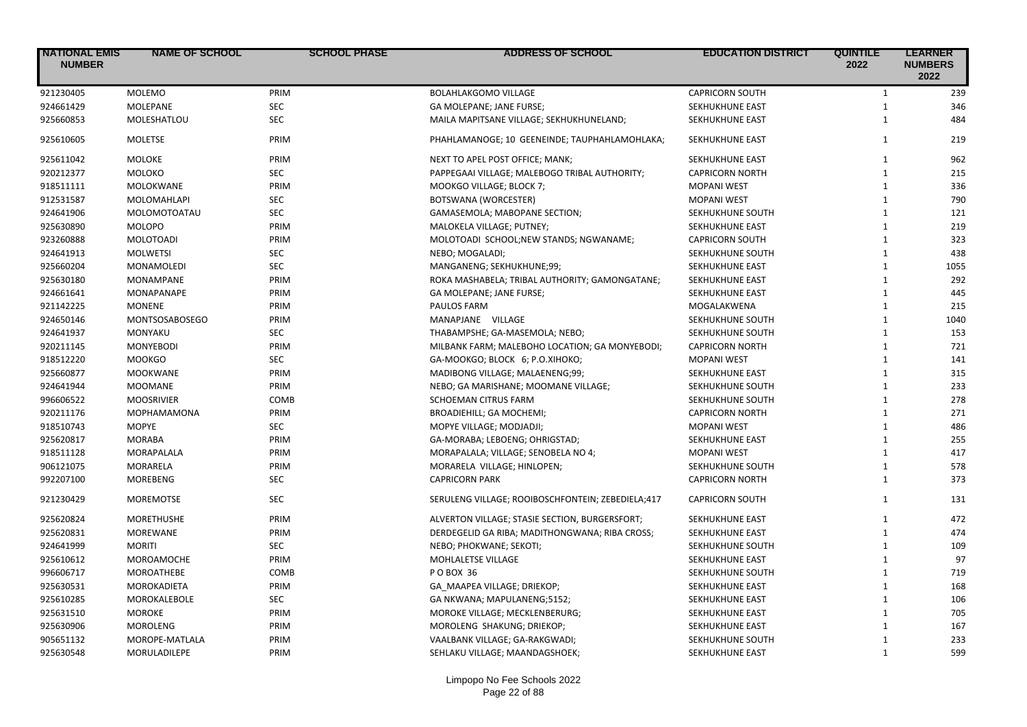| NATIONAL EMIS NUMBER | NAME OF SCHOOL | SCHOOL PHASE | ADDRESS OF SCHOOL | EDUCATION DISTRICT | QUINTILE 2022 | LEARNER NUMBERS 2022 |
|---|---|---|---|---|---|---|
| 921230405 | MOLEMO | PRIM | BOLAHLAKGOMO VILLAGE | CAPRICORN SOUTH | 1 | 239 |
| 924661429 | MOLEPANE | SEC | GA MOLEPANE; JANE FURSE; | SEKHUKHUNE EAST | 1 | 346 |
| 925660853 | MOLESHATLOU | SEC | MAILA MAPITSANE VILLAGE; SEKHUKHUNELAND; | SEKHUKHUNE EAST | 1 | 484 |
| 925610605 | MOLETSE | PRIM | PHAHLAMANOGE; 10 GEENEINDE; TAUPHAHLAMOHLAKA; | SEKHUKHUNE EAST | 1 | 219 |
| 925611042 | MOLOKE | PRIM | NEXT TO APEL POST OFFICE; MANK; | SEKHUKHUNE EAST | 1 | 962 |
| 920212377 | MOLOKO | SEC | PAPPEGAAI VILLAGE; MALEBOGO TRIBAL AUTHORITY; | CAPRICORN NORTH | 1 | 215 |
| 918511111 | MOLOKWANE | PRIM | MOOKGO VILLAGE; BLOCK 7; | MOPANI WEST | 1 | 336 |
| 912531587 | MOLOMAHLAPI | SEC | BOTSWANA (WORCESTER) | MOPANI WEST | 1 | 790 |
| 924641906 | MOLOMOTOATAU | SEC | GAMASEMOLA; MABOPANE SECTION; | SEKHUKHUNE SOUTH | 1 | 121 |
| 925630890 | MOLOPO | PRIM | MALOKELA VILLAGE; PUTNEY; | SEKHUKHUNE EAST | 1 | 219 |
| 923260888 | MOLOTOADI | PRIM | MOLOTOADI SCHOOL;NEW STANDS; NGWANAME; | CAPRICORN SOUTH | 1 | 323 |
| 924641913 | MOLWETSI | SEC | NEBO; MOGALADI; | SEKHUKHUNE SOUTH | 1 | 438 |
| 925660204 | MONAMOLEDI | SEC | MANGANENG; SEKHUKHUNE;99; | SEKHUKHUNE EAST | 1 | 1055 |
| 925630180 | MONAMPANE | PRIM | ROKA MASHABELA; TRIBAL AUTHORITY; GAMONGATANE; | SEKHUKHUNE EAST | 1 | 292 |
| 924661641 | MONAPANAPE | PRIM | GA MOLEPANE; JANE FURSE; | SEKHUKHUNE EAST | 1 | 445 |
| 921142225 | MONENE | PRIM | PAULOS FARM | MOGALAKWENA | 1 | 215 |
| 924650146 | MONTSOSABOSEGO | PRIM | MANAPJANE VILLAGE | SEKHUKHUNE SOUTH | 1 | 1040 |
| 924641937 | MONYAKU | SEC | THABAMPSHE; GA-MASEMOLA; NEBO; | SEKHUKHUNE SOUTH | 1 | 153 |
| 920211145 | MONYEBODI | PRIM | MILBANK FARM; MALEBOHO LOCATION; GA MONYEBODI; | CAPRICORN NORTH | 1 | 721 |
| 918512220 | MOOKGO | SEC | GA-MOOKGO; BLOCK 6; P.O.XIHOKO; | MOPANI WEST | 1 | 141 |
| 925660877 | MOOKWANE | PRIM | MADIBONG VILLAGE; MALAENENG;99; | SEKHUKHUNE EAST | 1 | 315 |
| 924641944 | MOOMANE | PRIM | NEBO; GA MARISHANE; MOOMANE VILLAGE; | SEKHUKHUNE SOUTH | 1 | 233 |
| 996606522 | MOOSRIVIER | COMB | SCHOEMAN CITRUS FARM | SEKHUKHUNE SOUTH | 1 | 278 |
| 920211176 | MOPHAMAMONA | PRIM | BROADIEHILL; GA MOCHEMI; | CAPRICORN NORTH | 1 | 271 |
| 918510743 | MOPYE | SEC | MOPYE VILLAGE; MODJADJI; | MOPANI WEST | 1 | 486 |
| 925620817 | MORABA | PRIM | GA-MORABA; LEBOENG; OHRIGSTAD; | SEKHUKHUNE EAST | 1 | 255 |
| 918511128 | MORAPALALA | PRIM | MORAPALALA; VILLAGE; SENOBELA NO 4; | MOPANI WEST | 1 | 417 |
| 906121075 | MORARELA | PRIM | MORARELA VILLAGE; HINLOPEN; | SEKHUKHUNE SOUTH | 1 | 578 |
| 992207100 | MOREBENG | SEC | CAPRICORN PARK | CAPRICORN NORTH | 1 | 373 |
| 921230429 | MOREMOTSE | SEC | SERULENG VILLAGE; ROOIBOSCHFONTEIN; ZEBEDIELA;417 | CAPRICORN SOUTH | 1 | 131 |
| 925620824 | MORETHUSHE | PRIM | ALVERTON VILLAGE; STASIE SECTION, BURGERSFORT; | SEKHUKHUNE EAST | 1 | 472 |
| 925620831 | MOREWANE | PRIM | DERDEGELID GA RIBA; MADITHONGWANA; RIBA CROSS; | SEKHUKHUNE EAST | 1 | 474 |
| 924641999 | MORITI | SEC | NEBO; PHOKWANE; SEKOTI; | SEKHUKHUNE SOUTH | 1 | 109 |
| 925610612 | MOROAMOCHE | PRIM | MOHLALETSE VILLAGE | SEKHUKHUNE EAST | 1 | 97 |
| 996606717 | MOROATHEBE | COMB | P O BOX 36 | SEKHUKHUNE SOUTH | 1 | 719 |
| 925630531 | MOROKADIETA | PRIM | GA_MAAPEA VILLAGE; DRIEKOP; | SEKHUKHUNE EAST | 1 | 168 |
| 925610285 | MOROKALEBOLE | SEC | GA NKWANA; MAPULANENG;5152; | SEKHUKHUNE EAST | 1 | 106 |
| 925631510 | MOROKE | PRIM | MOROKE VILLAGE; MECKLENBERURG; | SEKHUKHUNE EAST | 1 | 705 |
| 925630906 | MOROLENG | PRIM | MOROLENG SHAKUNG; DRIEKOP; | SEKHUKHUNE EAST | 1 | 167 |
| 905651132 | MOROPE-MATLALA | PRIM | VAALBANK VILLAGE; GA-RAKGWADI; | SEKHUKHUNE SOUTH | 1 | 233 |
| 925630548 | MORULADILEPE | PRIM | SEHLAKU VILLAGE; MAANDAGSHOEK; | SEKHUKHUNE EAST | 1 | 599 |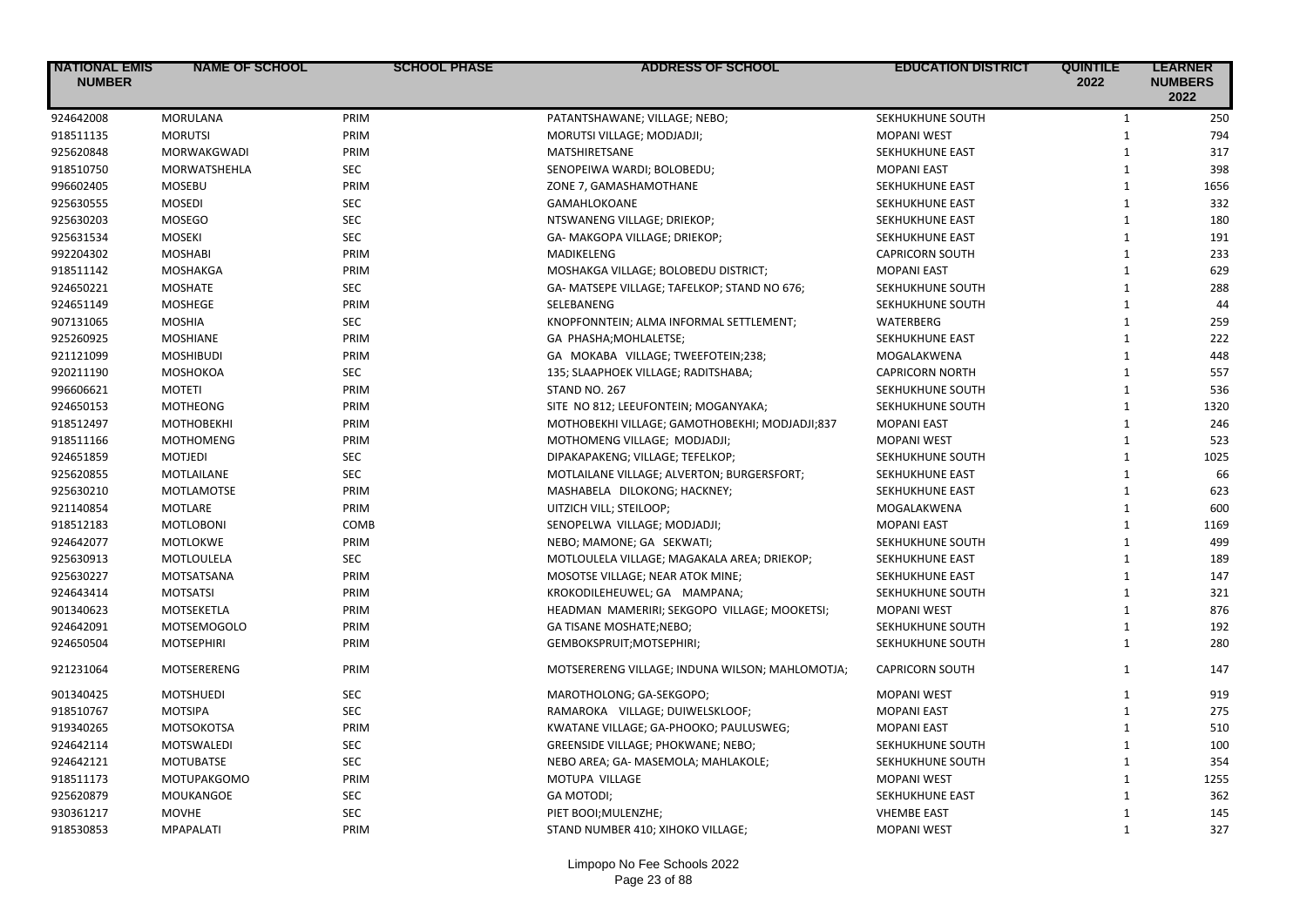| NATIONAL EMIS NUMBER | NAME OF SCHOOL | SCHOOL PHASE | ADDRESS OF SCHOOL | EDUCATION DISTRICT | QUINTILE 2022 | LEARNER NUMBERS 2022 |
|---|---|---|---|---|---|---|
| 924642008 | MORULANA | PRIM | PATANTSHAWANE; VILLAGE; NEBO; | SEKHUKHUNE SOUTH | 1 | 250 |
| 918511135 | MORUTSI | PRIM | MORUTSI VILLAGE; MODJADJI; | MOPANI WEST | 1 | 794 |
| 925620848 | MORWAKGWADI | PRIM | MATSHIRETSANE | SEKHUKHUNE EAST | 1 | 317 |
| 918510750 | MORWATSHEHLA | SEC | SENOPEIWA WARDI; BOLOBEDU; | MOPANI EAST | 1 | 398 |
| 996602405 | MOSEBU | PRIM | ZONE 7, GAMASHAMOTHANE | SEKHUKHUNE EAST | 1 | 1656 |
| 925630555 | MOSEDI | SEC | GAMAHLOKOANE | SEKHUKHUNE EAST | 1 | 332 |
| 925630203 | MOSEGO | SEC | NTSWANENG VILLAGE; DRIEKOP; | SEKHUKHUNE EAST | 1 | 180 |
| 925631534 | MOSEKI | SEC | GA- MAKGOPA VILLAGE; DRIEKOP; | SEKHUKHUNE EAST | 1 | 191 |
| 992204302 | MOSHABI | PRIM | MADIKELENG | CAPRICORN SOUTH | 1 | 233 |
| 918511142 | MOSHAKGA | PRIM | MOSHAKGA VILLAGE; BOLOBEDU DISTRICT; | MOPANI EAST | 1 | 629 |
| 924650221 | MOSHATE | SEC | GA- MATSEPE VILLAGE; TAFELKOP; STAND NO 676; | SEKHUKHUNE SOUTH | 1 | 288 |
| 924651149 | MOSHEGE | PRIM | SELEBANENG | SEKHUKHUNE SOUTH | 1 | 44 |
| 907131065 | MOSHIA | SEC | KNOPFONNTEIN; ALMA INFORMAL SETTLEMENT; | WATERBERG | 1 | 259 |
| 925260925 | MOSHIANE | PRIM | GA PHASHA;MOHLALETSE; | SEKHUKHUNE EAST | 1 | 222 |
| 921121099 | MOSHIBUDI | PRIM | GA MOKABA VILLAGE; TWEEFOTEIN;238; | MOGALAKWENA | 1 | 448 |
| 920211190 | MOSHOKOA | SEC | 135; SLAAPHOEK VILLAGE; RADITSHABA; | CAPRICORN NORTH | 1 | 557 |
| 996606621 | MOTETI | PRIM | STAND NO. 267 | SEKHUKHUNE SOUTH | 1 | 536 |
| 924650153 | MOTHEONG | PRIM | SITE NO 812; LEEUFONTEIN; MOGANYAKA; | SEKHUKHUNE SOUTH | 1 | 1320 |
| 918512497 | MOTHOBEKHI | PRIM | MOTHOBEKHI VILLAGE; GAMOTHOBEKHI; MODJADJI;837 | MOPANI EAST | 1 | 246 |
| 918511166 | MOTHOMENG | PRIM | MOTHOMENG VILLAGE; MODJADJI; | MOPANI WEST | 1 | 523 |
| 924651859 | MOTJEDI | SEC | DIPAKAPAKENG; VILLAGE; TEFELKOP; | SEKHUKHUNE SOUTH | 1 | 1025 |
| 925620855 | MOTLAILANE | SEC | MOTLAILANE VILLAGE; ALVERTON; BURGERSFORT; | SEKHUKHUNE EAST | 1 | 66 |
| 925630210 | MOTLAMOTSE | PRIM | MASHABELA DILOKONG; HACKNEY; | SEKHUKHUNE EAST | 1 | 623 |
| 921140854 | MOTLARE | PRIM | UITZICH VILL; STEILOOP; | MOGALAKWENA | 1 | 600 |
| 918512183 | MOTLOBONI | COMB | SENOPELWA VILLAGE; MODJADJI; | MOPANI EAST | 1 | 1169 |
| 924642077 | MOTLOKWE | PRIM | NEBO; MAMONE; GA SEKWATI; | SEKHUKHUNE SOUTH | 1 | 499 |
| 925630913 | MOTLOULELA | SEC | MOTLOULELA VILLAGE; MAGAKALA AREA; DRIEKOP; | SEKHUKHUNE EAST | 1 | 189 |
| 925630227 | MOTSATSANA | PRIM | MOSOTSE VILLAGE; NEAR ATOK MINE; | SEKHUKHUNE EAST | 1 | 147 |
| 924643414 | MOTSATSI | PRIM | KROKODILEHEUWEL; GA MAMPANA; | SEKHUKHUNE SOUTH | 1 | 321 |
| 901340623 | MOTSEKETLA | PRIM | HEADMAN MAMERIRI; SEKGOPO VILLAGE; MOOKETSI; | MOPANI WEST | 1 | 876 |
| 924642091 | MOTSEMOGOLO | PRIM | GA TISANE MOSHATE;NEBO; | SEKHUKHUNE SOUTH | 1 | 192 |
| 924650504 | MOTSEPHIRI | PRIM | GEMBOKSPRUIT;MOTSEPHIRI; | SEKHUKHUNE SOUTH | 1 | 280 |
| 921231064 | MOTSERERENG | PRIM | MOTSERERENG VILLAGE; INDUNA WILSON; MAHLOMOTJA; | CAPRICORN SOUTH | 1 | 147 |
| 901340425 | MOTSHUEDI | SEC | MAROTHOLONG; GA-SEKGOPO; | MOPANI WEST | 1 | 919 |
| 918510767 | MOTSIPA | SEC | RAMAROKA VILLAGE; DUIWELSKLOOF; | MOPANI EAST | 1 | 275 |
| 919340265 | MOTSOKOTSA | PRIM | KWATANE VILLAGE; GA-PHOOKO; PAULUSWEG; | MOPANI EAST | 1 | 510 |
| 924642114 | MOTSWALEDI | SEC | GREENSIDE VILLAGE; PHOKWANE; NEBO; | SEKHUKHUNE SOUTH | 1 | 100 |
| 924642121 | MOTUBATSE | SEC | NEBO AREA; GA- MASEMOLA; MAHLAKOLE; | SEKHUKHUNE SOUTH | 1 | 354 |
| 918511173 | MOTUPAKGOMO | PRIM | MOTUPA VILLAGE | MOPANI WEST | 1 | 1255 |
| 925620879 | MOUKANGOE | SEC | GA MOTODI; | SEKHUKHUNE EAST | 1 | 362 |
| 930361217 | MOVHE | SEC | PIET BOOI;MULENZHE; | VHEMBE EAST | 1 | 145 |
| 918530853 | MPAPALATI | PRIM | STAND NUMBER 410; XIHOKO VILLAGE; | MOPANI WEST | 1 | 327 |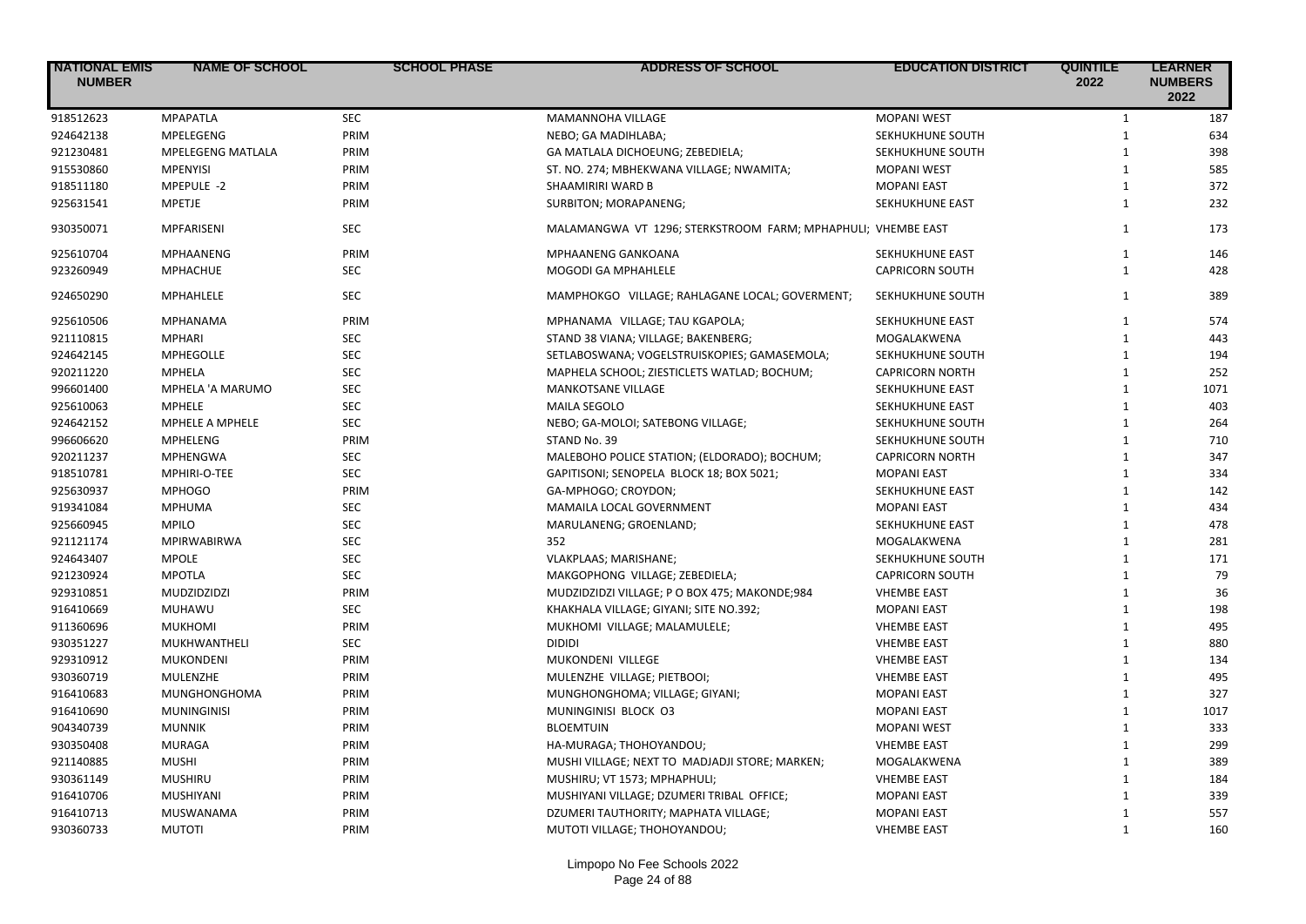| NATIONAL EMIS NUMBER | NAME OF SCHOOL | SCHOOL PHASE | ADDRESS OF SCHOOL | EDUCATION DISTRICT | QUINTILE 2022 | LEARNER NUMBERS 2022 |
|---|---|---|---|---|---|---|
| 918512623 | MPAPATLA | SEC | MAMANNOHA VILLAGE | MOPANI WEST | 1 | 187 |
| 924642138 | MPELEGENG | PRIM | NEBO; GA MADIHLABA; | SEKHUKHUNE SOUTH | 1 | 634 |
| 921230481 | MPELEGENG MATLALA | PRIM | GA MATLALA DICHOEUNG; ZEBEDIELA; | SEKHUKHUNE SOUTH | 1 | 398 |
| 915530860 | MPENYISI | PRIM | ST. NO. 274; MBHEKWANA VILLAGE; NWAMITA; | MOPANI WEST | 1 | 585 |
| 918511180 | MPEPULE -2 | PRIM | SHAAMIRIRI WARD B | MOPANI EAST | 1 | 372 |
| 925631541 | MPETJE | PRIM | SURBITON; MORAPANENG; | SEKHUKHUNE EAST | 1 | 232 |
| 930350071 | MPFARISENI | SEC | MALAMANGWA VT 1296; STERKSTROOM FARM; MPHAPHULI; | VHEMBE EAST | 1 | 173 |
| 925610704 | MPHAANENG | PRIM | MPHAANENG GANKOANA | SEKHUKHUNE EAST | 1 | 146 |
| 923260949 | MPHACHUE | SEC | MOGODI GA MPHAHLELE | CAPRICORN SOUTH | 1 | 428 |
| 924650290 | MPHAHLELE | SEC | MAMPHOKGO VILLAGE; RAHLAGANE LOCAL; GOVERMENT; | SEKHUKHUNE SOUTH | 1 | 389 |
| 925610506 | MPHANAMA | PRIM | MPHANAMA VILLAGE; TAU KGAPOLA; | SEKHUKHUNE EAST | 1 | 574 |
| 921110815 | MPHARI | SEC | STAND 38 VIANA; VILLAGE; BAKENBERG; | MOGALAKWENA | 1 | 443 |
| 924642145 | MPHEGOLLE | SEC | SETLABOSWANA; VOGELSTRUISKOPIES; GAMASEMOLA; | SEKHUKHUNE SOUTH | 1 | 194 |
| 920211220 | MPHELA | SEC | MAPHELA SCHOOL; ZIESTICLETS WATLAD; BOCHUM; | CAPRICORN NORTH | 1 | 252 |
| 996601400 | MPHELA 'A MARUMO | SEC | MANKOTSANE VILLAGE | SEKHUKHUNE EAST | 1 | 1071 |
| 925610063 | MPHELE | SEC | MAILA SEGOLO | SEKHUKHUNE EAST | 1 | 403 |
| 924642152 | MPHELE A MPHELE | SEC | NEBO; GA-MOLOI; SATEBONG VILLAGE; | SEKHUKHUNE SOUTH | 1 | 264 |
| 996606620 | MPHELENG | PRIM | STAND No. 39 | SEKHUKHUNE SOUTH | 1 | 710 |
| 920211237 | MPHENGWA | SEC | MALEBOHO POLICE STATION; (ELDORADO); BOCHUM; | CAPRICORN NORTH | 1 | 347 |
| 918510781 | MPHIRI-O-TEE | SEC | GAPITISONI; SENOPELA BLOCK 18; BOX 5021; | MOPANI EAST | 1 | 334 |
| 925630937 | MPHOGO | PRIM | GA-MPHOGO; CROYDON; | SEKHUKHUNE EAST | 1 | 142 |
| 919341084 | MPHUMA | SEC | MAMAILA LOCAL GOVERNMENT | MOPANI EAST | 1 | 434 |
| 925660945 | MPILO | SEC | MARULANENG; GROENLAND; | SEKHUKHUNE EAST | 1 | 478 |
| 921121174 | MPIRWABIRWA | SEC | 352 | MOGALAKWENA | 1 | 281 |
| 924643407 | MPOLE | SEC | VLAKPLAAS; MARISHANE; | SEKHUKHUNE SOUTH | 1 | 171 |
| 921230924 | MPOTLA | SEC | MAKGOPHONG VILLAGE; ZEBEDIELA; | CAPRICORN SOUTH | 1 | 79 |
| 929310851 | MUDZIDZIDZI | PRIM | MUDZIDZIDZI VILLAGE; P O BOX 475; MAKONDE;984 | VHEMBE EAST | 1 | 36 |
| 916410669 | MUHAWU | SEC | KHAKHALA VILLAGE; GIYANI; SITE NO.392; | MOPANI EAST | 1 | 198 |
| 911360696 | MUKHOMI | PRIM | MUKHOMI VILLAGE; MALAMULELE; | VHEMBE EAST | 1 | 495 |
| 930351227 | MUKHWANTHELI | SEC | DIDIDI | VHEMBE EAST | 1 | 880 |
| 929310912 | MUKONDENI | PRIM | MUKONDENI VILLEGE | VHEMBE EAST | 1 | 134 |
| 930360719 | MULENZHE | PRIM | MULENZHE VILLAGE; PIETBOOI; | VHEMBE EAST | 1 | 495 |
| 916410683 | MUNGHONGHOMA | PRIM | MUNGHONGHOMA; VILLAGE; GIYANI; | MOPANI EAST | 1 | 327 |
| 916410690 | MUNINGINISI | PRIM | MUNINGINISI BLOCK O3 | MOPANI EAST | 1 | 1017 |
| 904340739 | MUNNIK | PRIM | BLOEMTUIN | MOPANI WEST | 1 | 333 |
| 930350408 | MURAGA | PRIM | HA-MURAGA; THOHOYANDOU; | VHEMBE EAST | 1 | 299 |
| 921140885 | MUSHI | PRIM | MUSHI VILLAGE; NEXT TO MADJADJI STORE; MARKEN; | MOGALAKWENA | 1 | 389 |
| 930361149 | MUSHIRU | PRIM | MUSHIRU; VT 1573; MPHAPHULI; | VHEMBE EAST | 1 | 184 |
| 916410706 | MUSHIYANI | PRIM | MUSHIYANI VILLAGE; DZUMERI TRIBAL OFFICE; | MOPANI EAST | 1 | 339 |
| 916410713 | MUSWANAMA | PRIM | DZUMERI TAUTHORITY; MAPHATA VILLAGE; | MOPANI EAST | 1 | 557 |
| 930360733 | MUTOTI | PRIM | MUTOTI VILLAGE; THOHOYANDOU; | VHEMBE EAST | 1 | 160 |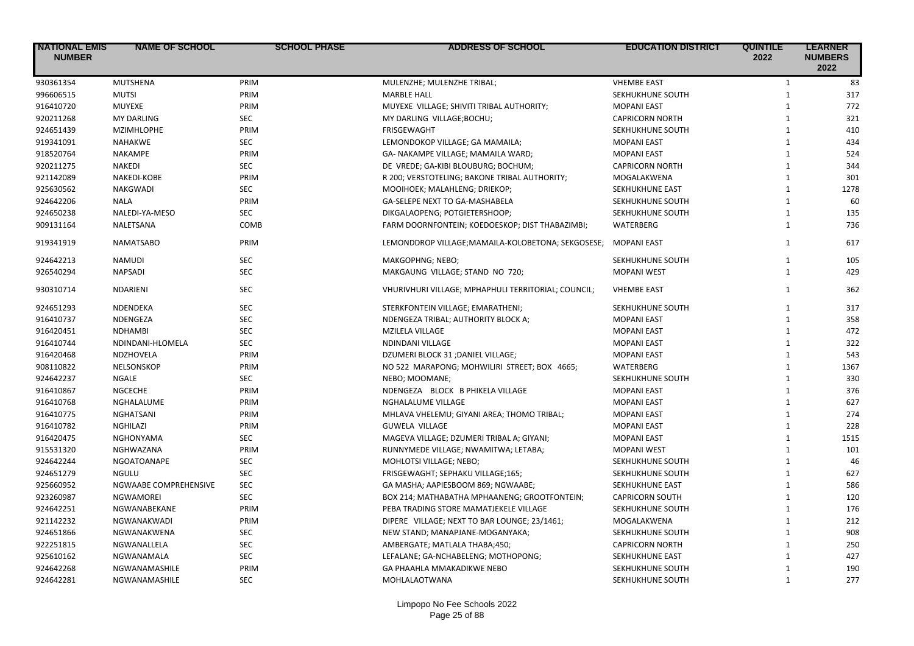| NATIONAL EMIS NUMBER | NAME OF SCHOOL | SCHOOL PHASE | ADDRESS OF SCHOOL | EDUCATION DISTRICT | QUINTILE 2022 | LEARNER NUMBERS 2022 |
|---|---|---|---|---|---|---|
| 930361354 | MUTSHENA | PRIM | MULENZHE; MULENZHE TRIBAL; | VHEMBE EAST | 1 | 83 |
| 996606515 | MUTSI | PRIM | MARBLE HALL | SEKHUKHUNE SOUTH | 1 | 317 |
| 916410720 | MUYEXE | PRIM | MUYEXE VILLAGE; SHIVITI TRIBAL AUTHORITY; | MOPANI EAST | 1 | 772 |
| 920211268 | MY DARLING | SEC | MY DARLING VILLAGE;BOCHU; | CAPRICORN NORTH | 1 | 321 |
| 924651439 | MZIMHLOPHE | PRIM | FRISGEWAGHT | SEKHUKHUNE SOUTH | 1 | 410 |
| 919341091 | NAHAKWE | SEC | LEMONDOKOP VILLAGE; GA MAMAILA; | MOPANI EAST | 1 | 434 |
| 918520764 | NAKAMPE | PRIM | GA- NAKAMPE VILLAGE; MAMAILA WARD; | MOPANI EAST | 1 | 524 |
| 920211275 | NAKEDI | SEC | DE VREDE; GA-KIBI BLOUBURG; BOCHUM; | CAPRICORN NORTH | 1 | 344 |
| 921142089 | NAKEDI-KOBE | PRIM | R 200; VERSTOTELING; BAKONE TRIBAL AUTHORITY; | MOGALAKWENA | 1 | 301 |
| 925630562 | NAKGWADI | SEC | MOOIHOEK; MALAHLENG; DRIEKOP; | SEKHUKHUNE EAST | 1 | 1278 |
| 924642206 | NALA | PRIM | GA-SELEPE NEXT TO GA-MASHABELA | SEKHUKHUNE SOUTH | 1 | 60 |
| 924650238 | NALEDI-YA-MESO | SEC | DIKGALAOPENG; POTGIETERSHOOP; | SEKHUKHUNE SOUTH | 1 | 135 |
| 909131164 | NALETSANA | COMB | FARM DOORNFONTEIN; KOEDOESKOP; DIST THABAZIMBI; | WATERBERG | 1 | 736 |
| 919341919 | NAMATSABO | PRIM | LEMONDDROP VILLAGE;MAMAILA-KOLOBETONA; SEKGOSESE; | MOPANI EAST | 1 | 617 |
| 924642213 | NAMUDI | SEC | MAKGOPHNG; NEBO; | SEKHUKHUNE SOUTH | 1 | 105 |
| 926540294 | NAPSADI | SEC | MAKGAUNG VILLAGE; STAND NO 720; | MOPANI WEST | 1 | 429 |
| 930310714 | NDARIENI | SEC | VHURIVHURI VILLAGE; MPHAPHULI TERRITORIAL; COUNCIL; | VHEMBE EAST | 1 | 362 |
| 924651293 | NDENDEKA | SEC | STERKFONTEIN VILLAGE; EMARATHENI; | SEKHUKHUNE SOUTH | 1 | 317 |
| 916410737 | NDENGEZA | SEC | NDENGEZA TRIBAL; AUTHORITY BLOCK A; | MOPANI EAST | 1 | 358 |
| 916420451 | NDHAMBI | SEC | MZILELA VILLAGE | MOPANI EAST | 1 | 472 |
| 916410744 | NDINDANI-HLOMELA | SEC | NDINDANI VILLAGE | MOPANI EAST | 1 | 322 |
| 916420468 | NDZHOVELA | PRIM | DZUMERI BLOCK 31 ;DANIEL VILLAGE; | MOPANI EAST | 1 | 543 |
| 908110822 | NELSONSKOP | PRIM | NO 522 MARAPONG; MOHWILIRI STREET; BOX 4665; | WATERBERG | 1 | 1367 |
| 924642237 | NGALE | SEC | NEBO; MOOMANE; | SEKHUKHUNE SOUTH | 1 | 330 |
| 916410867 | NGCECHE | PRIM | NDENGEZA BLOCK B PHIKELA VILLAGE | MOPANI EAST | 1 | 376 |
| 916410768 | NGHALALUME | PRIM | NGHALALUME VILLAGE | MOPANI EAST | 1 | 627 |
| 916410775 | NGHATSANI | PRIM | MHLAVA VHELEMU; GIYANI AREA; THOMO TRIBAL; | MOPANI EAST | 1 | 274 |
| 916410782 | NGHILAZI | PRIM | GUWELA VILLAGE | MOPANI EAST | 1 | 228 |
| 916420475 | NGHONYAMA | SEC | MAGEVA VILLAGE; DZUMERI TRIBAL A; GIYANI; | MOPANI EAST | 1 | 1515 |
| 915531320 | NGHWAZANA | PRIM | RUNNYMEDE VILLAGE; NWAMITWA; LETABA; | MOPANI WEST | 1 | 101 |
| 924642244 | NGOATOANAPE | SEC | MOHLOTSI VILLAGE; NEBO; | SEKHUKHUNE SOUTH | 1 | 46 |
| 924651279 | NGULU | SEC | FRISGEWAGHT; SEPHAKU VILLAGE;165; | SEKHUKHUNE SOUTH | 1 | 627 |
| 925660952 | NGWAABE COMPREHENSIVE | SEC | GA MASHA; AAPIESBOOM 869; NGWAABE; | SEKHUKHUNE EAST | 1 | 586 |
| 923260987 | NGWAMOREI | SEC | BOX 214; MATHABATHA MPHAANENG; GROOTFONTEIN; | CAPRICORN SOUTH | 1 | 120 |
| 924642251 | NGWANABEKANE | PRIM | PEBA TRADING STORE MAMATJEKELE VILLAGE | SEKHUKHUNE SOUTH | 1 | 176 |
| 921142232 | NGWANAKWADI | PRIM | DIPERE VILLAGE; NEXT TO BAR LOUNGE; 23/1461; | MOGALAKWENA | 1 | 212 |
| 924651866 | NGWANAKWENA | SEC | NEW STAND; MANAPJANE-MOGANYAKA; | SEKHUKHUNE SOUTH | 1 | 908 |
| 922251815 | NGWANALLELA | SEC | AMBERGATE; MATLALA THABA;450; | CAPRICORN NORTH | 1 | 250 |
| 925610162 | NGWANAMALA | SEC | LEFALANE; GA-NCHABELENG; MOTHOPONG; | SEKHUKHUNE EAST | 1 | 427 |
| 924642268 | NGWANAMASHILE | PRIM | GA PHAAHLA MMAKADIKWE NEBO | SEKHUKHUNE SOUTH | 1 | 190 |
| 924642281 | NGWANAMASHILE | SEC | MOHLALAOTWANA | SEKHUKHUNE SOUTH | 1 | 277 |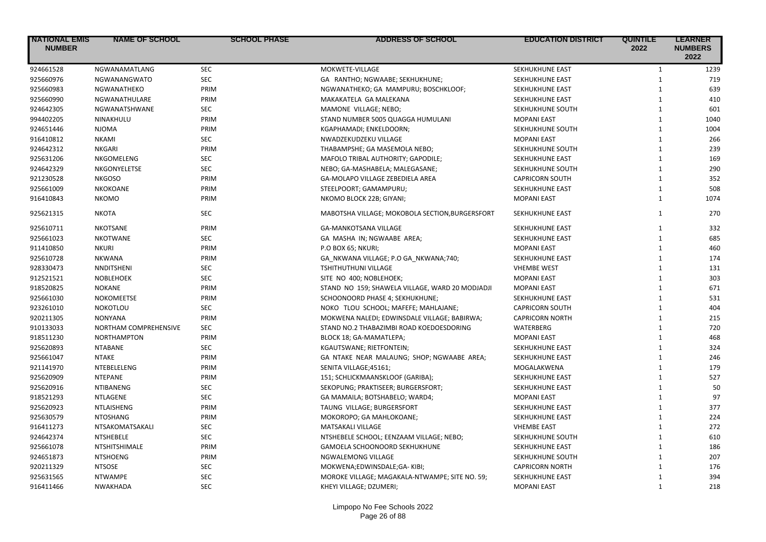| NATIONAL EMIS NUMBER | NAME OF SCHOOL | SCHOOL PHASE | ADDRESS OF SCHOOL | EDUCATION DISTRICT | QUINTILE 2022 | LEARNER NUMBERS 2022 |
|---|---|---|---|---|---|---|
| 924661528 | NGWANAMATLANG | SEC | MOKWETE-VILLAGE | SEKHUKHUNE EAST | 1 | 1239 |
| 925660976 | NGWANANGWATO | SEC | GA RANTHO; NGWAABE; SEKHUKHUNE; | SEKHUKHUNE EAST | 1 | 719 |
| 925660983 | NGWANATHEKO | PRIM | NGWANATHEKO; GA MAMPURU; BOSCHKLOOF; | SEKHUKHUNE EAST | 1 | 639 |
| 925660990 | NGWANATHULARE | PRIM | MAKAKATELA GA MALEKANA | SEKHUKHUNE EAST | 1 | 410 |
| 924642305 | NGWANATSHWANE | SEC | MAMONE VILLAGE; NEBO; | SEKHUKHUNE SOUTH | 1 | 601 |
| 994402205 | NINAKHULU | PRIM | STAND NUMBER 5005 QUAGGA HUMULANI | MOPANI EAST | 1 | 1040 |
| 924651446 | NJOMA | PRIM | KGAPHAMADI; ENKELDOORN; | SEKHUKHUNE SOUTH | 1 | 1004 |
| 916410812 | NKAMI | SEC | NWADZEKUDZEKU VILLAGE | MOPANI EAST | 1 | 266 |
| 924642312 | NKGARI | PRIM | THABAMPSHE; GA MASEMOLA NEBO; | SEKHUKHUNE SOUTH | 1 | 239 |
| 925631206 | NKGOMELENG | SEC | MAFOLO TRIBAL AUTHORITY; GAPODILE; | SEKHUKHUNE EAST | 1 | 169 |
| 924642329 | NKGONYELETSE | SEC | NEBO; GA-MASHABELA; MALEGASANE; | SEKHUKHUNE SOUTH | 1 | 290 |
| 921230528 | NKGOSO | PRIM | GA-MOLAPO VILLAGE ZEBEDIELA AREA | CAPRICORN SOUTH | 1 | 352 |
| 925661009 | NKOKOANE | PRIM | STEELPOORT; GAMAMPURU; | SEKHUKHUNE EAST | 1 | 508 |
| 916410843 | NKOMO | PRIM | NKOMO BLOCK 22B; GIYANI; | MOPANI EAST | 1 | 1074 |
| 925621315 | NKOTA | SEC | MABOTSHA VILLAGE; MOKOBOLA SECTION,BURGERSFORT | SEKHUKHUNE EAST | 1 | 270 |
| 925610711 | NKOTSANE | PRIM | GA-MANKOTSANA VILLAGE | SEKHUKHUNE EAST | 1 | 332 |
| 925661023 | NKOTWANE | SEC | GA MASHA IN; NGWAABE AREA; | SEKHUKHUNE EAST | 1 | 685 |
| 911410850 | NKURI | PRIM | P.O BOX 65; NKURI; | MOPANI EAST | 1 | 460 |
| 925610728 | NKWANA | PRIM | GA_NKWANA VILLAGE; P.O GA_NKWANA;740; | SEKHUKHUNE EAST | 1 | 174 |
| 928330473 | NNDITSHENI | SEC | TSHITHUTHUNI VILLAGE | VHEMBE WEST | 1 | 131 |
| 912521521 | NOBLEHOEK | SEC | SITE NO 400; NOBLEHOEK; | MOPANI EAST | 1 | 303 |
| 918520825 | NOKANE | PRIM | STAND NO 159; SHAWELA VILLAGE, WARD 20 MODJADJI | MOPANI EAST | 1 | 671 |
| 925661030 | NOKOMEETSE | PRIM | SCHOONOORD PHASE 4; SEKHUKHUNE; | SEKHUKHUNE EAST | 1 | 531 |
| 923261010 | NOKOTLOU | SEC | NOKO TLOU SCHOOL; MAFEFE; MAHLAJANE; | CAPRICORN SOUTH | 1 | 404 |
| 920211305 | NONYANA | PRIM | MOKWENA NALEDI; EDWINSDALE VILLAGE; BABIRWA; | CAPRICORN NORTH | 1 | 215 |
| 910133033 | NORTHAM COMPREHENSIVE | SEC | STAND NO.2 THABAZIMBI ROAD KOEDOESDORING | WATERBERG | 1 | 720 |
| 918511230 | NORTHAMPTON | PRIM | BLOCK 18; GA-MAMATLEPA; | MOPANI EAST | 1 | 468 |
| 925620893 | NTABANE | SEC | KGAUTSWANE; RIETFONTEIN; | SEKHUKHUNE EAST | 1 | 324 |
| 925661047 | NTAKE | PRIM | GA NTAKE NEAR MALAUNG; SHOP; NGWAABE AREA; | SEKHUKHUNE EAST | 1 | 246 |
| 921141970 | NTEBELELENG | PRIM | SENITA VILLAGE;45161; | MOGALAKWENA | 1 | 179 |
| 925620909 | NTEPANE | PRIM | 151; SCHLICKMAANSKLOOF (GARIBA); | SEKHUKHUNE EAST | 1 | 527 |
| 925620916 | NTIBANENG | SEC | SEKOPUNG; PRAKTISEER; BURGERSFORT; | SEKHUKHUNE EAST | 1 | 50 |
| 918521293 | NTLAGENE | SEC | GA MAMAILA; BOTSHABELO; WARD4; | MOPANI EAST | 1 | 97 |
| 925620923 | NTLAISHENG | PRIM | TAUNG VILLAGE; BURGERSFORT | SEKHUKHUNE EAST | 1 | 377 |
| 925630579 | NTOSHANG | PRIM | MOKOROPO; GA MAHLOKOANE; | SEKHUKHUNE EAST | 1 | 224 |
| 916411273 | NTSAKOMATSAKALI | SEC | MATSAKALI VILLAGE | VHEMBE EAST | 1 | 272 |
| 924642374 | NTSHEBELE | SEC | NTSHEBELE SCHOOL; EENZAAM VILLAGE; NEBO; | SEKHUKHUNE SOUTH | 1 | 610 |
| 925661078 | NTSHITSHIMALE | PRIM | GAMOELA SCHOONOORD SEKHUKHUNE | SEKHUKHUNE EAST | 1 | 186 |
| 924651873 | NTSHOENG | PRIM | NGWALEMONG VILLAGE | SEKHUKHUNE SOUTH | 1 | 207 |
| 920211329 | NTSOSE | SEC | MOKWENA;EDWINSDALE;GA- KIBI; | CAPRICORN NORTH | 1 | 176 |
| 925631565 | NTWAMPE | SEC | MOROKE VILLAGE; MAGAKALA-NTWAMPE; SITE NO. 59; | SEKHUKHUNE EAST | 1 | 394 |
| 916411466 | NWAKHADA | SEC | KHEYI VILLAGE; DZUMERI; | MOPANI EAST | 1 | 218 |

Limpopo No Fee Schools 2022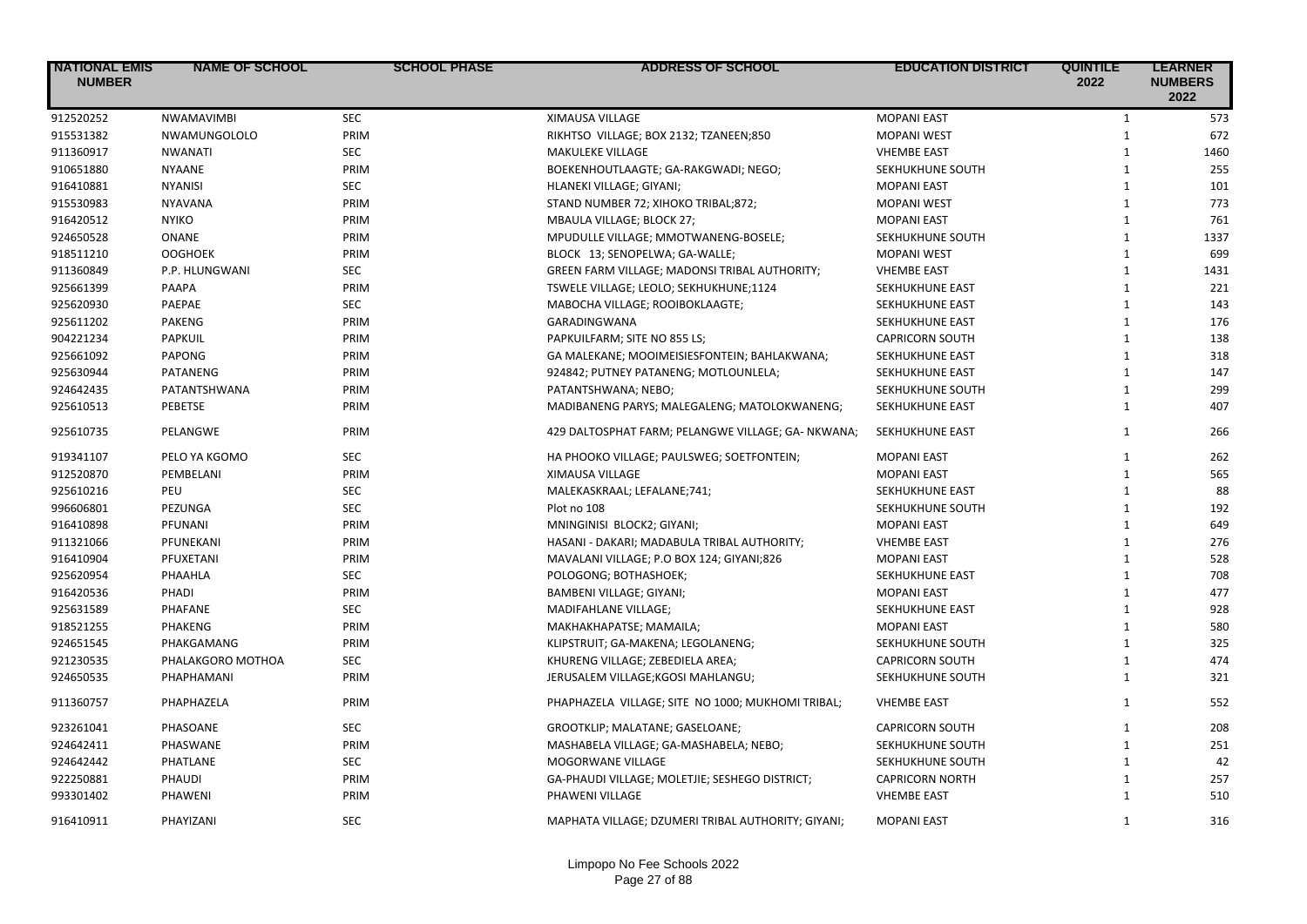| NATIONAL EMIS NUMBER | NAME OF SCHOOL | SCHOOL PHASE | ADDRESS OF SCHOOL | EDUCATION DISTRICT | QUINTILE 2022 | LEARNER NUMBERS 2022 |
|---|---|---|---|---|---|---|
| 912520252 | NWAMAVIMBI | SEC | XIMAUSA VILLAGE | MOPANI EAST | 1 | 573 |
| 915531382 | NWAMUNGOLOLO | PRIM | RIKHTSO VILLAGE; BOX 2132; TZANEEN;850 | MOPANI WEST | 1 | 672 |
| 911360917 | NWANATI | SEC | MAKULEKE VILLAGE | VHEMBE EAST | 1 | 1460 |
| 910651880 | NYAANE | PRIM | BOEKENHOUTLAAGTE; GA-RAKGWADI; NEGO; | SEKHUKHUNE SOUTH | 1 | 255 |
| 916410881 | NYANISI | SEC | HLANEKI VILLAGE; GIYANI; | MOPANI EAST | 1 | 101 |
| 915530983 | NYAVANA | PRIM | STAND NUMBER 72; XIHOKO TRIBAL;872; | MOPANI WEST | 1 | 773 |
| 916420512 | NYIKO | PRIM | MBAULA VILLAGE; BLOCK 27; | MOPANI EAST | 1 | 761 |
| 924650528 | ONANE | PRIM | MPUDULLE VILLAGE; MMOTWANENG-BOSELE; | SEKHUKHUNE SOUTH | 1 | 1337 |
| 918511210 | OOGHOEK | PRIM | BLOCK 13; SENOPELWA; GA-WALLE; | MOPANI WEST | 1 | 699 |
| 911360849 | P.P. HLUNGWANI | SEC | GREEN FARM VILLAGE; MADONSI TRIBAL AUTHORITY; | VHEMBE EAST | 1 | 1431 |
| 925661399 | PAAPA | PRIM | TSWELE VILLAGE; LEOLO; SEKHUKHUNE;1124 | SEKHUKHUNE EAST | 1 | 221 |
| 925620930 | PAEPAE | SEC | MABOCHA VILLAGE; ROOIBOKLAAGTE; | SEKHUKHUNE EAST | 1 | 143 |
| 925611202 | PAKENG | PRIM | GARADINGWANA | SEKHUKHUNE EAST | 1 | 176 |
| 904221234 | PAPKUIL | PRIM | PAPKUILFARM; SITE NO 855 LS; | CAPRICORN SOUTH | 1 | 138 |
| 925661092 | PAPONG | PRIM | GA MALEKANE; MOOIMEISIESFONTEIN; BAHLAKWANA; | SEKHUKHUNE EAST | 1 | 318 |
| 925630944 | PATANENG | PRIM | 924842; PUTNEY PATANENG; MOTLOUNLELA; | SEKHUKHUNE EAST | 1 | 147 |
| 924642435 | PATANTSHWANA | PRIM | PATANTSHWANA; NEBO; | SEKHUKHUNE SOUTH | 1 | 299 |
| 925610513 | PEBETSE | PRIM | MADIBANENG PARYS; MALEGALENG; MATOLOKWANENG; | SEKHUKHUNE EAST | 1 | 407 |
| 925610735 | PELANGWE | PRIM | 429 DALTOSPHAT FARM; PELANGWE VILLAGE; GA- NKWANA; | SEKHUKHUNE EAST | 1 | 266 |
| 919341107 | PELO YA KGOMO | SEC | HA PHOOKO VILLAGE; PAULSWEG; SOETFONTEIN; | MOPANI EAST | 1 | 262 |
| 912520870 | PEMBELANI | PRIM | XIMAUSA VILLAGE | MOPANI EAST | 1 | 565 |
| 925610216 | PEU | SEC | MALEKASKRAAL; LEFALANE;741; | SEKHUKHUNE EAST | 1 | 88 |
| 996606801 | PEZUNGA | SEC | Plot no 108 | SEKHUKHUNE SOUTH | 1 | 192 |
| 916410898 | PFUNANI | PRIM | MNINGINISI BLOCK2; GIYANI; | MOPANI EAST | 1 | 649 |
| 911321066 | PFUNEKANI | PRIM | HASANI - DAKARI; MADABULA TRIBAL AUTHORITY; | VHEMBE EAST | 1 | 276 |
| 916410904 | PFUXETANI | PRIM | MAVALANI VILLAGE; P.O BOX 124; GIYANI;826 | MOPANI EAST | 1 | 528 |
| 925620954 | PHAAHLA | SEC | POLOGONG; BOTHASHOEK; | SEKHUKHUNE EAST | 1 | 708 |
| 916420536 | PHADI | PRIM | BAMBENI VILLAGE; GIYANI; | MOPANI EAST | 1 | 477 |
| 925631589 | PHAFANE | SEC | MADIFAHLANE VILLAGE; | SEKHUKHUNE EAST | 1 | 928 |
| 918521255 | PHAKENG | PRIM | MAKHAKHAPATSE; MAMAILA; | MOPANI EAST | 1 | 580 |
| 924651545 | PHAKGAMANG | PRIM | KLIPSTRUIT; GA-MAKENA; LEGOLANENG; | SEKHUKHUNE SOUTH | 1 | 325 |
| 921230535 | PHALAKGORO MOTHOA | SEC | KHURENG VILLAGE; ZEBEDIELA AREA; | CAPRICORN SOUTH | 1 | 474 |
| 924650535 | PHAPHAMANI | PRIM | JERUSALEM VILLAGE;KGOSI MAHLANGU; | SEKHUKHUNE SOUTH | 1 | 321 |
| 911360757 | PHAPHAZELA | PRIM | PHAPHAZELA VILLAGE; SITE NO 1000; MUKHOMI TRIBAL; | VHEMBE EAST | 1 | 552 |
| 923261041 | PHASOANE | SEC | GROOTKLIP; MALATANE; GASELOANE; | CAPRICORN SOUTH | 1 | 208 |
| 924642411 | PHASWANE | PRIM | MASHABELA VILLAGE; GA-MASHABELA; NEBO; | SEKHUKHUNE SOUTH | 1 | 251 |
| 924642442 | PHATLANE | SEC | MOGORWANE VILLAGE | SEKHUKHUNE SOUTH | 1 | 42 |
| 922250881 | PHAUDI | PRIM | GA-PHAUDI VILLAGE; MOLETJIE; SESHEGO DISTRICT; | CAPRICORN NORTH | 1 | 257 |
| 993301402 | PHAWENI | PRIM | PHAWENI VILLAGE | VHEMBE EAST | 1 | 510 |
| 916410911 | PHAYIZANI | SEC | MAPHATA VILLAGE; DZUMERI TRIBAL AUTHORITY; GIYANI; | MOPANI EAST | 1 | 316 |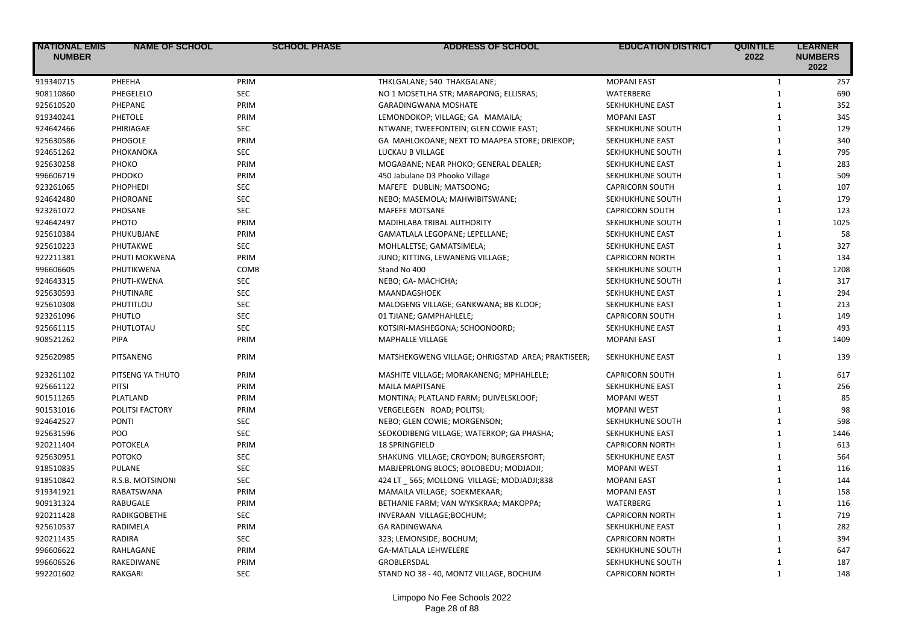| NATIONAL EMIS NUMBER | NAME OF SCHOOL | SCHOOL PHASE | ADDRESS OF SCHOOL | EDUCATION DISTRICT | QUINTILE 2022 | LEARNER NUMBERS 2022 |
|---|---|---|---|---|---|---|
| 919340715 | PHEEHA | PRIM | THKLGALANE; 540 THAKGALANE; | MOPANI EAST | 1 | 257 |
| 908110860 | PHEGELELO | SEC | NO 1 MOSETLHA STR; MARAPONG; ELLISRAS; | WATERBERG | 1 | 690 |
| 925610520 | PHEPANE | PRIM | GARADINGWANA MOSHATE | SEKHUKHUNE EAST | 1 | 352 |
| 919340241 | PHETOLE | PRIM | LEMONDOKOP; VILLAGE; GA MAMAILA; | MOPANI EAST | 1 | 345 |
| 924642466 | PHIRIAGAE | SEC | NTWANE; TWEEFONTEIN; GLEN COWIE EAST; | SEKHUKHUNE SOUTH | 1 | 129 |
| 925630586 | PHOGOLE | PRIM | GA MAHLOKOANE; NEXT TO MAAPEA STORE; DRIEKOP; | SEKHUKHUNE EAST | 1 | 340 |
| 924651262 | PHOKANOKA | SEC | LUCKAU B VILLAGE | SEKHUKHUNE SOUTH | 1 | 795 |
| 925630258 | PHOKO | PRIM | MOGABANE; NEAR PHOKO; GENERAL DEALER; | SEKHUKHUNE EAST | 1 | 283 |
| 996606719 | PHOOKO | PRIM | 450 Jabulane D3 Phooko Village | SEKHUKHUNE SOUTH | 1 | 509 |
| 923261065 | PHOPHEDI | SEC | MAFEFE DUBLIN; MATSOONG; | CAPRICORN SOUTH | 1 | 107 |
| 924642480 | PHOROANE | SEC | NEBO; MASEMOLA; MAHWIBITSWANE; | SEKHUKHUNE SOUTH | 1 | 179 |
| 923261072 | PHOSANE | SEC | MAFEFE MOTSANE | CAPRICORN SOUTH | 1 | 123 |
| 924642497 | PHOTO | PRIM | MADIHLABA TRIBAL AUTHORITY | SEKHUKHUNE SOUTH | 1 | 1025 |
| 925610384 | PHUKUBJANE | PRIM | GAMATLALA LEGOPANE; LEPELLANE; | SEKHUKHUNE EAST | 1 | 58 |
| 925610223 | PHUTAKWE | SEC | MOHLALETSE; GAMATSIMELA; | SEKHUKHUNE EAST | 1 | 327 |
| 922211381 | PHUTI MOKWENA | PRIM | JUNO; KITTING, LEWANENG VILLAGE; | CAPRICORN NORTH | 1 | 134 |
| 996606605 | PHUTIKWENA | COMB | Stand No 400 | SEKHUKHUNE SOUTH | 1 | 1208 |
| 924643315 | PHUTI-KWENA | SEC | NEBO; GA- MACHCHA; | SEKHUKHUNE SOUTH | 1 | 317 |
| 925630593 | PHUTINARE | SEC | MAANDAGSHOEK | SEKHUKHUNE EAST | 1 | 294 |
| 925610308 | PHUTITLOU | SEC | MALOGENG VILLAGE; GANKWANA; BB KLOOF; | SEKHUKHUNE EAST | 1 | 213 |
| 923261096 | PHUTLO | SEC | 01 TJIANE; GAMPHAHLELE; | CAPRICORN SOUTH | 1 | 149 |
| 925661115 | PHUTLOTAU | SEC | KOTSIRI-MASHEGONA; SCHOONOORD; | SEKHUKHUNE EAST | 1 | 493 |
| 908521262 | PIPA | PRIM | MAPHALLE VILLAGE | MOPANI EAST | 1 | 1409 |
| 925620985 | PITSANENG | PRIM | MATSHEKGWENG VILLAGE; OHRIGSTAD AREA; PRAKTISEER; | SEKHUKHUNE EAST | 1 | 139 |
| 923261102 | PITSENG YA THUTO | PRIM | MASHITE VILLAGE; MORAKANENG; MPHAHLELE; | CAPRICORN SOUTH | 1 | 617 |
| 925661122 | PITSI | PRIM | MAILA MAPITSANE | SEKHUKHUNE EAST | 1 | 256 |
| 901511265 | PLATLAND | PRIM | MONTINA; PLATLAND FARM; DUIVELSKLOOF; | MOPANI WEST | 1 | 85 |
| 901531016 | POLITSI FACTORY | PRIM | VERGELEGEN ROAD; POLITSI; | MOPANI WEST | 1 | 98 |
| 924642527 | PONTI | SEC | NEBO; GLEN COWIE; MORGENSON; | SEKHUKHUNE SOUTH | 1 | 598 |
| 925631596 | POO | SEC | SEOKODIBENG VILLAGE; WATERKOP; GA PHASHA; | SEKHUKHUNE EAST | 1 | 1446 |
| 920211404 | POTOKELA | PRIM | 18 SPRINGFIELD | CAPRICORN NORTH | 1 | 613 |
| 925630951 | POTOKO | SEC | SHAKUNG VILLAGE; CROYDON; BURGERSFORT; | SEKHUKHUNE EAST | 1 | 564 |
| 918510835 | PULANE | SEC | MABJEPRLONG BLOCS; BOLOBEDU; MODJADJI; | MOPANI WEST | 1 | 116 |
| 918510842 | R.S.B. MOTSINONI | SEC | 424 LT _ 565; MOLLONG VILLAGE; MODJADJI;838 | MOPANI EAST | 1 | 144 |
| 919341921 | RABATSWANA | PRIM | MAMAILA VILLAGE; SOEKMEKAAR; | MOPANI EAST | 1 | 158 |
| 909131324 | RABUGALE | PRIM | BETHANIE FARM; VAN WYKSKRAA; MAKOPPA; | WATERBERG | 1 | 116 |
| 920211428 | RADIKGOBETHE | SEC | INVERAAN VILLAGE;BOCHUM; | CAPRICORN NORTH | 1 | 719 |
| 925610537 | RADIMELA | PRIM | GA RADINGWANA | SEKHUKHUNE EAST | 1 | 282 |
| 920211435 | RADIRA | SEC | 323; LEMONSIDE; BOCHUM; | CAPRICORN NORTH | 1 | 394 |
| 996606622 | RAHLAGANE | PRIM | GA-MATLALA LEHWELERE | SEKHUKHUNE SOUTH | 1 | 647 |
| 996606526 | RAKEDIWANE | PRIM | GROBLERSDAL | SEKHUKHUNE SOUTH | 1 | 187 |
| 992201602 | RAKGARI | SEC | STAND NO 38 - 40, MONTZ VILLAGE, BOCHUM | CAPRICORN NORTH | 1 | 148 |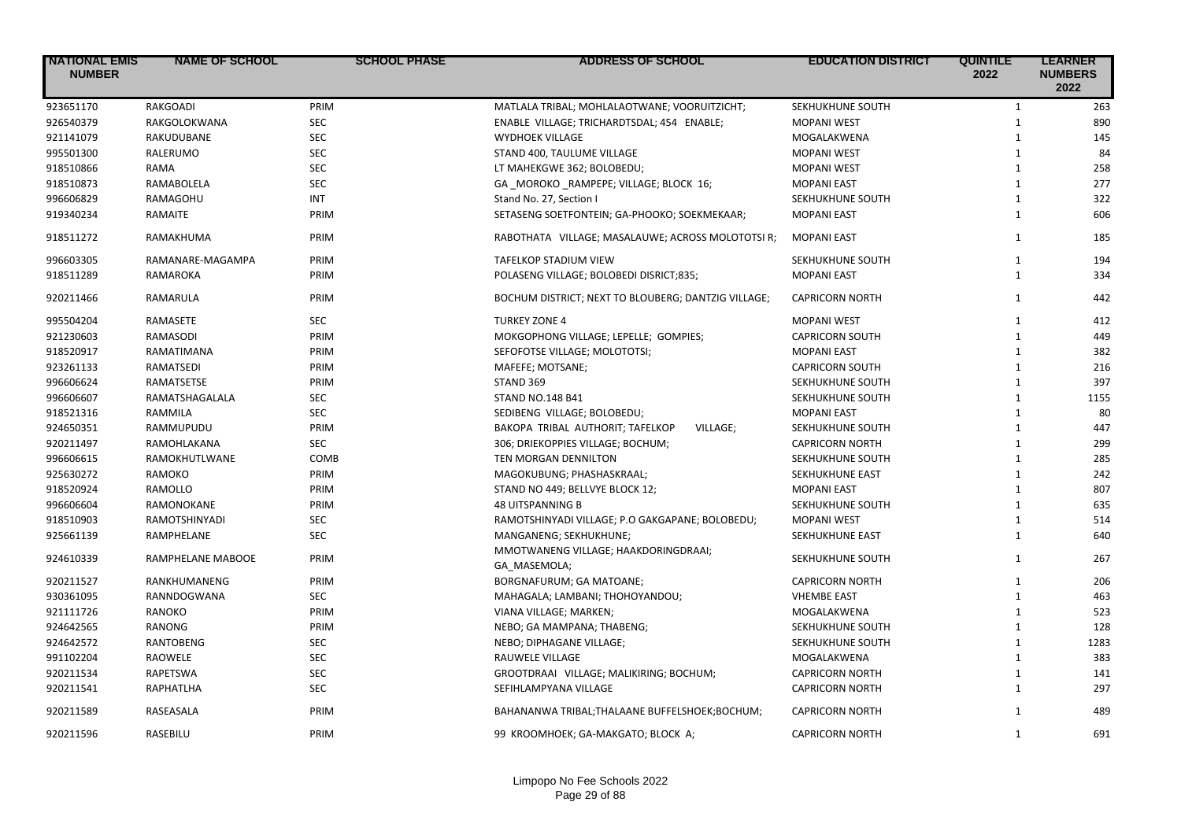| NATIONAL EMIS NUMBER | NAME OF SCHOOL | SCHOOL PHASE | ADDRESS OF SCHOOL | EDUCATION DISTRICT | QUINTILE 2022 | LEARNER NUMBERS 2022 |
|---|---|---|---|---|---|---|
| 923651170 | RAKGOADI | PRIM | MATLALA TRIBAL; MOHLALAOTWANE; VOORUITZICHT; | SEKHUKHUNE SOUTH | 1 | 263 |
| 926540379 | RAKGOLOKWANA | SEC | ENABLE VILLAGE; TRICHARDTSDAL; 454 ENABLE; | MOPANI WEST | 1 | 890 |
| 921141079 | RAKUDUBANE | SEC | WYDHOEK VILLAGE | MOGALAKWENA | 1 | 145 |
| 995501300 | RALERUMO | SEC | STAND 400, TAULUME VILLAGE | MOPANI WEST | 1 | 84 |
| 918510866 | RAMA | SEC | LT MAHEKGWE 362; BOLOBEDU; | MOPANI WEST | 1 | 258 |
| 918510873 | RAMABOLELA | SEC | GA _MOROKO _RAMPEPE; VILLAGE; BLOCK 16; | MOPANI EAST | 1 | 277 |
| 996606829 | RAMAGOHU | INT | Stand No. 27, Section I | SEKHUKHUNE SOUTH | 1 | 322 |
| 919340234 | RAMAITE | PRIM | SETASENG SOETFONTEIN; GA-PHOOKO; SOEKMEKAAR; | MOPANI EAST | 1 | 606 |
| 918511272 | RAMAKHUMA | PRIM | RABOTHATA VILLAGE; MASALAUWE; ACROSS MOLOTOTSI R; | MOPANI EAST | 1 | 185 |
| 996603305 | RAMANARE-MAGAMPA | PRIM | TAFELKOP STADIUM VIEW | SEKHUKHUNE SOUTH | 1 | 194 |
| 918511289 | RAMAROKA | PRIM | POLASENG VILLAGE; BOLOBEDI DISRICT;835; | MOPANI EAST | 1 | 334 |
| 920211466 | RAMARULA | PRIM | BOCHUM DISTRICT; NEXT TO BLOUBERG; DANTZIG VILLAGE; | CAPRICORN NORTH | 1 | 442 |
| 995504204 | RAMASETE | SEC | TURKEY ZONE 4 | MOPANI WEST | 1 | 412 |
| 921230603 | RAMASODI | PRIM | MOKGOPHONG VILLAGE; LEPELLE; GOMPIES; | CAPRICORN SOUTH | 1 | 449 |
| 918520917 | RAMATIMANA | PRIM | SEFOFOTSE VILLAGE; MOLOTOTSI; | MOPANI EAST | 1 | 382 |
| 923261133 | RAMATSEDI | PRIM | MAFEFE; MOTSANE; | CAPRICORN SOUTH | 1 | 216 |
| 996606624 | RAMATSETSE | PRIM | STAND 369 | SEKHUKHUNE SOUTH | 1 | 397 |
| 996606607 | RAMATSHAGALALA | SEC | STAND NO.148 B41 | SEKHUKHUNE SOUTH | 1 | 1155 |
| 918521316 | RAMMILA | SEC | SEDIBENG VILLAGE; BOLOBEDU; | MOPANI EAST | 1 | 80 |
| 924650351 | RAMMUPUDU | PRIM | BAKOPA TRIBAL AUTHORIT; TAFELKOP VILLAGE; | SEKHUKHUNE SOUTH | 1 | 447 |
| 920211497 | RAMOHLAKANA | SEC | 306; DRIEKOPPIES VILLAGE; BOCHUM; | CAPRICORN NORTH | 1 | 299 |
| 996606615 | RAMOKHUTLWANE | COMB | TEN MORGAN DENNILTON | SEKHUKHUNE SOUTH | 1 | 285 |
| 925630272 | RAMOKO | PRIM | MAGOKUBUNG; PHASHASKRAAL; | SEKHUKHUNE EAST | 1 | 242 |
| 918520924 | RAMOLLO | PRIM | STAND NO 449; BELLVYE BLOCK 12; | MOPANI EAST | 1 | 807 |
| 996606604 | RAMONOKANE | PRIM | 48 UITSPANNING B | SEKHUKHUNE SOUTH | 1 | 635 |
| 918510903 | RAMOTSHINYADI | SEC | RAMOTSHINYADI VILLAGE; P.O GAKGAPANE; BOLOBEDU; | MOPANI WEST | 1 | 514 |
| 925661139 | RAMPHELANE | SEC | MANGANENG; SEKHUKHUNE; | SEKHUKHUNE EAST | 1 | 640 |
| 924610339 | RAMPHELANE MABOOE | PRIM | MMOTWANENG VILLAGE; HAAKDORINGDRAAI; GA_MASEMOLA; | SEKHUKHUNE SOUTH | 1 | 267 |
| 920211527 | RANKHUMANENG | PRIM | BORGNAFURUM; GA MATOANE; | CAPRICORN NORTH | 1 | 206 |
| 930361095 | RANNDOGWANA | SEC | MAHAGALA; LAMBANI; THOHOYANDOU; | VHEMBE EAST | 1 | 463 |
| 921111726 | RANOKO | PRIM | VIANA VILLAGE; MARKEN; | MOGALAKWENA | 1 | 523 |
| 924642565 | RANONG | PRIM | NEBO; GA MAMPANA; THABENG; | SEKHUKHUNE SOUTH | 1 | 128 |
| 924642572 | RANTOBENG | SEC | NEBO; DIPHAGANE VILLAGE; | SEKHUKHUNE SOUTH | 1 | 1283 |
| 991102204 | RAOWELE | SEC | RAUWELE VILLAGE | MOGALAKWENA | 1 | 383 |
| 920211534 | RAPETSWA | SEC | GROOTDRAAI VILLAGE; MALIKIRING; BOCHUM; | CAPRICORN NORTH | 1 | 141 |
| 920211541 | RAPHATLHA | SEC | SEFIHLAMPYANA VILLAGE | CAPRICORN NORTH | 1 | 297 |
| 920211589 | RASEASALA | PRIM | BAHANANWA TRIBAL;THALAANE BUFFELSHOEK;BOCHUM; | CAPRICORN NORTH | 1 | 489 |
| 920211596 | RASEBILU | PRIM | 99 KROOMHOEK; GA-MAKGATO; BLOCK A; | CAPRICORN NORTH | 1 | 691 |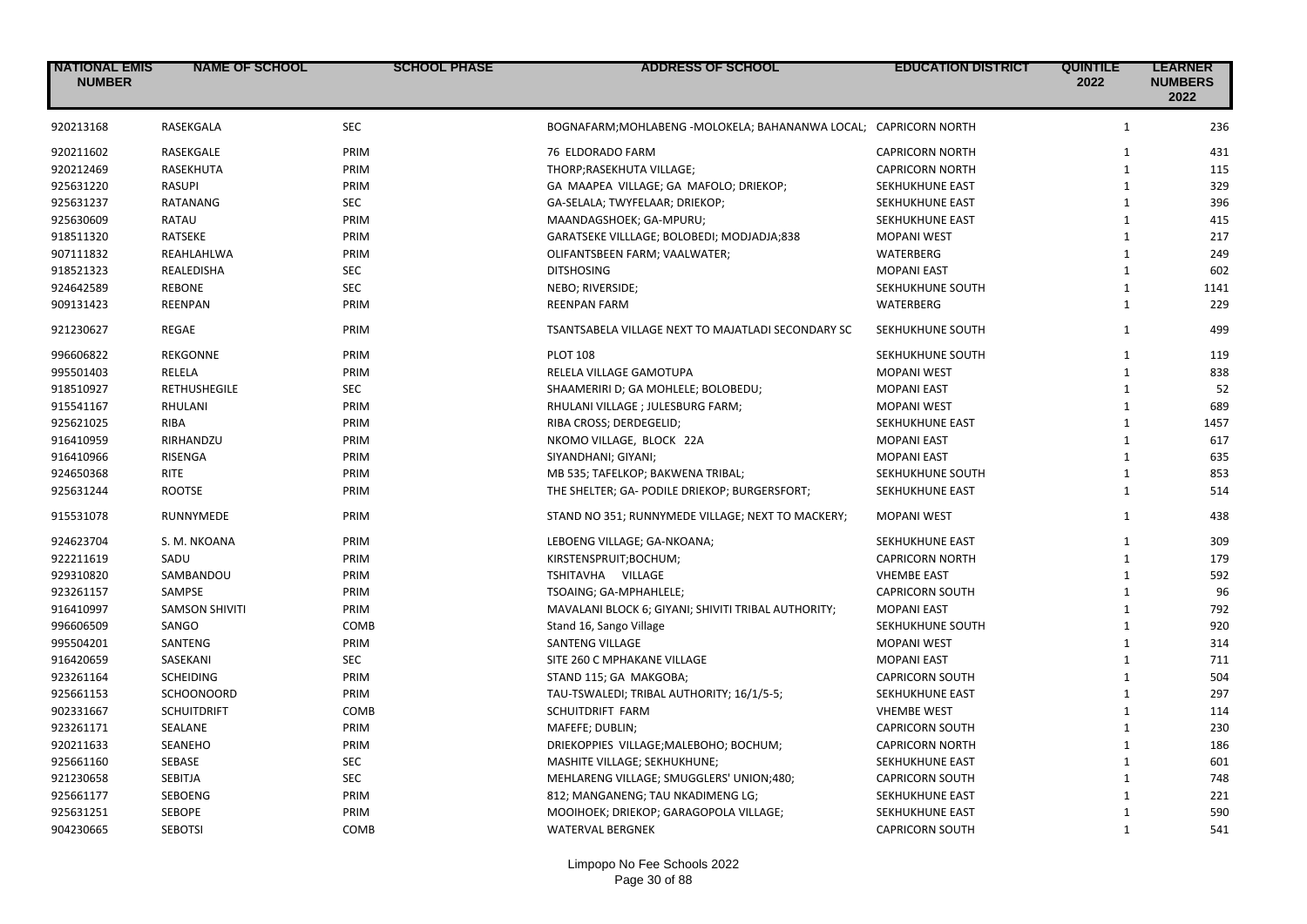| NATIONAL EMIS NUMBER | NAME OF SCHOOL | SCHOOL PHASE | ADDRESS OF SCHOOL | EDUCATION DISTRICT | QUINTILE 2022 | LEARNER NUMBERS 2022 |
|---|---|---|---|---|---|---|
| 920213168 | RASEKGALA | SEC | BOGNAFARM;MOHLABENG -MOLOKELA; BAHANANWA LOCAL; | CAPRICORN NORTH | 1 | 236 |
| 920211602 | RASEKGALE | PRIM | 76 ELDORADO FARM | CAPRICORN NORTH | 1 | 431 |
| 920212469 | RASEKHUTA | PRIM | THORP;RASEKHUTA VILLAGE; | CAPRICORN NORTH | 1 | 115 |
| 925631220 | RASUPI | PRIM | GA MAAPEA VILLAGE; GA MAFOLO; DRIEKOP; | SEKHUKHUNE EAST | 1 | 329 |
| 925631237 | RATANANG | SEC | GA-SELALA; TWYFELAAR; DRIEKOP; | SEKHUKHUNE EAST | 1 | 396 |
| 925630609 | RATAU | PRIM | MAANDAGSHOEK; GA-MPURU; | SEKHUKHUNE EAST | 1 | 415 |
| 918511320 | RATSEKE | PRIM | GARATSEKE VILLLAGE; BOLOBEDI; MODJADJA;838 | MOPANI WEST | 1 | 217 |
| 907111832 | REAHLAHLWA | PRIM | OLIFANTSBEEN FARM; VAALWATER; | WATERBERG | 1 | 249 |
| 918521323 | REALEDISHA | SEC | DITSHOSING | MOPANI EAST | 1 | 602 |
| 924642589 | REBONE | SEC | NEBO; RIVERSIDE; | SEKHUKHUNE SOUTH | 1 | 1141 |
| 909131423 | REENPAN | PRIM | REENPAN FARM | WATERBERG | 1 | 229 |
| 921230627 | REGAE | PRIM | TSANTSABELA VILLAGE NEXT TO MAJATLADI SECONDARY SC | SEKHUKHUNE SOUTH | 1 | 499 |
| 996606822 | REKGONNE | PRIM | PLOT 108 | SEKHUKHUNE SOUTH | 1 | 119 |
| 995501403 | RELELA | PRIM | RELELA VILLAGE GAMOTUPA | MOPANI WEST | 1 | 838 |
| 918510927 | RETHUSHEGILE | SEC | SHAAMERIRI D; GA MOHLELE; BOLOBEDU; | MOPANI EAST | 1 | 52 |
| 915541167 | RHULANI | PRIM | RHULANI VILLAGE ; JULESBURG FARM; | MOPANI WEST | 1 | 689 |
| 925621025 | RIBA | PRIM | RIBA CROSS; DERDEGELID; | SEKHUKHUNE EAST | 1 | 1457 |
| 916410959 | RIRHANDZU | PRIM | NKOMO VILLAGE, BLOCK 22A | MOPANI EAST | 1 | 617 |
| 916410966 | RISENGA | PRIM | SIYANDHANI; GIYANI; | MOPANI EAST | 1 | 635 |
| 924650368 | RITE | PRIM | MB 535; TAFELKOP; BAKWENA TRIBAL; | SEKHUKHUNE SOUTH | 1 | 853 |
| 925631244 | ROOTSE | PRIM | THE SHELTER; GA- PODILE DRIEKOP; BURGERSFORT; | SEKHUKHUNE EAST | 1 | 514 |
| 915531078 | RUNNYMEDE | PRIM | STAND NO 351; RUNNYMEDE VILLAGE; NEXT TO MACKERY; | MOPANI WEST | 1 | 438 |
| 924623704 | S. M. NKOANA | PRIM | LEBOENG VILLAGE; GA-NKOANA; | SEKHUKHUNE EAST | 1 | 309 |
| 922211619 | SADU | PRIM | KIRSTENSPRUIT;BOCHUM; | CAPRICORN NORTH | 1 | 179 |
| 929310820 | SAMBANDOU | PRIM | TSHITAVHA VILLAGE | VHEMBE EAST | 1 | 592 |
| 923261157 | SAMPSE | PRIM | TSOAING; GA-MPHAHLELE; | CAPRICORN SOUTH | 1 | 96 |
| 916410997 | SAMSON SHIVITI | PRIM | MAVALANI BLOCK 6; GIYANI; SHIVITI TRIBAL AUTHORITY; | MOPANI EAST | 1 | 792 |
| 996606509 | SANGO | COMB | Stand 16, Sango Village | SEKHUKHUNE SOUTH | 1 | 920 |
| 995504201 | SANTENG | PRIM | SANTENG VILLAGE | MOPANI WEST | 1 | 314 |
| 916420659 | SASEKANI | SEC | SITE 260 C MPHAKANE VILLAGE | MOPANI EAST | 1 | 711 |
| 923261164 | SCHEIDING | PRIM | STAND 115; GA MAKGOBA; | CAPRICORN SOUTH | 1 | 504 |
| 925661153 | SCHOONOORD | PRIM | TAU-TSWALEDI; TRIBAL AUTHORITY; 16/1/5-5; | SEKHUKHUNE EAST | 1 | 297 |
| 902331667 | SCHUITDRIFT | COMB | SCHUITDRIFT FARM | VHEMBE WEST | 1 | 114 |
| 923261171 | SEALANE | PRIM | MAFEFE; DUBLIN; | CAPRICORN SOUTH | 1 | 230 |
| 920211633 | SEANEHO | PRIM | DRIEKOPPIES VILLAGE;MALEBOHO; BOCHUM; | CAPRICORN NORTH | 1 | 186 |
| 925661160 | SEBASE | SEC | MASHITE VILLAGE; SEKHUKHUNE; | SEKHUKHUNE EAST | 1 | 601 |
| 921230658 | SEBITJA | SEC | MEHLARENG VILLAGE; SMUGGLERS' UNION;480; | CAPRICORN SOUTH | 1 | 748 |
| 925661177 | SEBOENG | PRIM | 812; MANGANENG; TAU NKADIMENG LG; | SEKHUKHUNE EAST | 1 | 221 |
| 925631251 | SEBOPE | PRIM | MOOIHOEK; DRIEKOP; GARAGOPOLA VILLAGE; | SEKHUKHUNE EAST | 1 | 590 |
| 904230665 | SEBOTSI | COMB | WATERVAL BERGNEK | CAPRICORN SOUTH | 1 | 541 |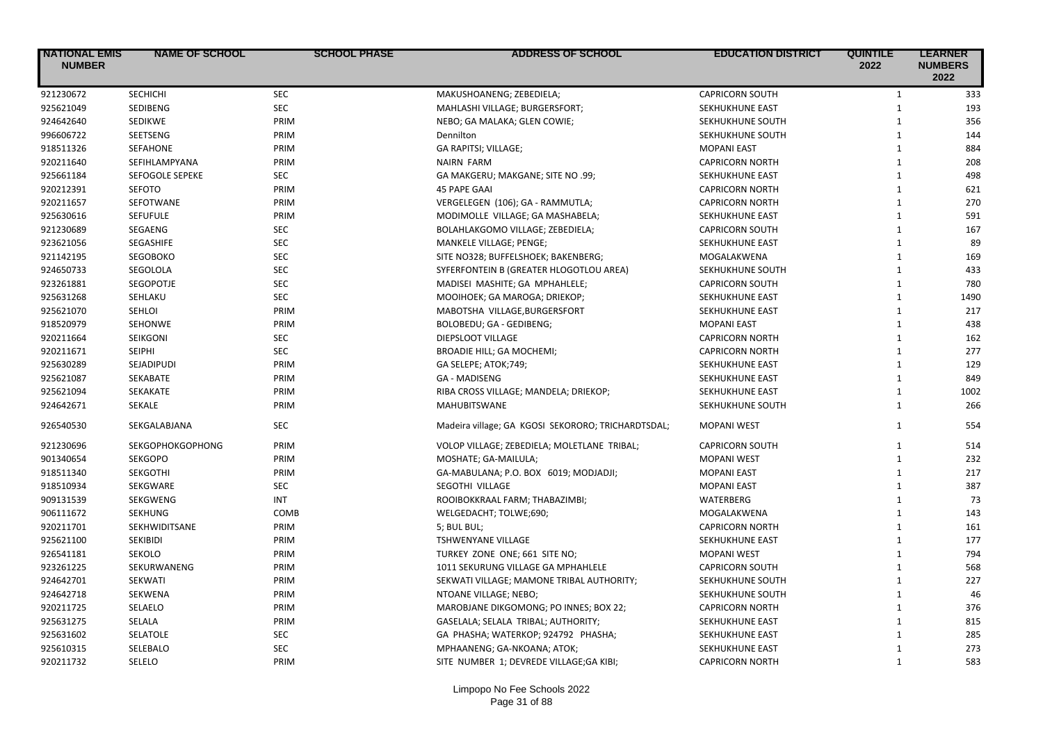| NATIONAL EMIS NUMBER | NAME OF SCHOOL | SCHOOL PHASE | ADDRESS OF SCHOOL | EDUCATION DISTRICT | QUINTILE 2022 | LEARNER NUMBERS 2022 |
|---|---|---|---|---|---|---|
| 921230672 | SECHICHI | SEC | MAKUSHOANENG; ZEBEDIELA; | CAPRICORN SOUTH | 1 | 333 |
| 925621049 | SEDIBENG | SEC | MAHLASHI VILLAGE; BURGERSFORT; | SEKHUKHUNE EAST | 1 | 193 |
| 924642640 | SEDIKWE | PRIM | NEBO; GA MALAKA; GLEN COWIE; | SEKHUKHUNE SOUTH | 1 | 356 |
| 996606722 | SEETSENG | PRIM | Dennilton | SEKHUKHUNE SOUTH | 1 | 144 |
| 918511326 | SEFAHONE | PRIM | GA RAPITSI; VILLAGE; | MOPANI EAST | 1 | 884 |
| 920211640 | SEFIHLAMPYANA | PRIM | NAIRN FARM | CAPRICORN NORTH | 1 | 208 |
| 925661184 | SEFOGOLE SEPEKE | SEC | GA MAKGERU; MAKGANE; SITE NO .99; | SEKHUKHUNE EAST | 1 | 498 |
| 920212391 | SEFOTO | PRIM | 45 PAPE GAAI | CAPRICORN NORTH | 1 | 621 |
| 920211657 | SEFOTWANE | PRIM | VERGELEGEN (106); GA - RAMMUTLA; | CAPRICORN NORTH | 1 | 270 |
| 925630616 | SEFUFULE | PRIM | MODIMOLLE VILLAGE; GA MASHABELA; | SEKHUKHUNE EAST | 1 | 591 |
| 921230689 | SEGAENG | SEC | BOLAHLAKGOMO VILLAGE; ZEBEDIELA; | CAPRICORN SOUTH | 1 | 167 |
| 923621056 | SEGASHIFE | SEC | MANKELE VILLAGE; PENGE; | SEKHUKHUNE EAST | 1 | 89 |
| 921142195 | SEGOBOKO | SEC | SITE NO328; BUFFELSHOEK; BAKENBERG; | MOGALAKWENA | 1 | 169 |
| 924650733 | SEGOLOLA | SEC | SYFERFONTEIN B (GREATER HLOGOTLOU AREA) | SEKHUKHUNE SOUTH | 1 | 433 |
| 923261881 | SEGOPOTJE | SEC | MADISEI MASHITE; GA MPHAHLELE; | CAPRICORN SOUTH | 1 | 780 |
| 925631268 | SEHLAKU | SEC | MOOIHOEK; GA MAROGA; DRIEKOP; | SEKHUKHUNE EAST | 1 | 1490 |
| 925621070 | SEHLOI | PRIM | MABOTSHA VILLAGE,BURGERSFORT | SEKHUKHUNE EAST | 1 | 217 |
| 918520979 | SEHONWE | PRIM | BOLOBEDU; GA - GEDIBENG; | MOPANI EAST | 1 | 438 |
| 920211664 | SEIKGONI | SEC | DIEPSLOOT VILLAGE | CAPRICORN NORTH | 1 | 162 |
| 920211671 | SEIPHI | SEC | BROADIE HILL; GA MOCHEMI; | CAPRICORN NORTH | 1 | 277 |
| 925630289 | SEJADIPUDI | PRIM | GA SELEPE; ATOK;749; | SEKHUKHUNE EAST | 1 | 129 |
| 925621087 | SEKABATE | PRIM | GA - MADISENG | SEKHUKHUNE EAST | 1 | 849 |
| 925621094 | SEKAKATE | PRIM | RIBA CROSS VILLAGE; MANDELA; DRIEKOP; | SEKHUKHUNE EAST | 1 | 1002 |
| 924642671 | SEKALE | PRIM | MAHUBITSWANE | SEKHUKHUNE SOUTH | 1 | 266 |
| 926540530 | SEKGALABJANA | SEC | Madeira village; GA KGOSI SEKORORO; TRICHARDTSDAL; | MOPANI WEST | 1 | 554 |
| 921230696 | SEKGOPHOKGOPHONG | PRIM | VOLOP VILLAGE; ZEBEDIELA; MOLETLANE TRIBAL; | CAPRICORN SOUTH | 1 | 514 |
| 901340654 | SEKGOPO | PRIM | MOSHATE; GA-MAILULA; | MOPANI WEST | 1 | 232 |
| 918511340 | SEKGOTHI | PRIM | GA-MABULANA; P.O. BOX 6019; MODJADJI; | MOPANI EAST | 1 | 217 |
| 918510934 | SEKGWARE | SEC | SEGOTHI VILLAGE | MOPANI EAST | 1 | 387 |
| 909131539 | SEKGWENG | INT | ROOIBOKKRAAL FARM; THABAZIMBI; | WATERBERG | 1 | 73 |
| 906111672 | SEKHUNG | COMB | WELGEDACHT; TOLWE;690; | MOGALAKWENA | 1 | 143 |
| 920211701 | SEKHWIDITSANE | PRIM | 5; BUL BUL; | CAPRICORN NORTH | 1 | 161 |
| 925621100 | SEKIBIDI | PRIM | TSHWENYANE VILLAGE | SEKHUKHUNE EAST | 1 | 177 |
| 926541181 | SEKOLO | PRIM | TURKEY ZONE ONE; 661 SITE NO; | MOPANI WEST | 1 | 794 |
| 923261225 | SEKURWANENG | PRIM | 1011 SEKURUNG VILLAGE GA MPHAHLELE | CAPRICORN SOUTH | 1 | 568 |
| 924642701 | SEKWATI | PRIM | SEKWATI VILLAGE; MAMONE TRIBAL AUTHORITY; | SEKHUKHUNE SOUTH | 1 | 227 |
| 924642718 | SEKWENA | PRIM | NTOANE VILLAGE; NEBO; | SEKHUKHUNE SOUTH | 1 | 46 |
| 920211725 | SELAELO | PRIM | MAROBJANE DIKGOMONG; PO INNES; BOX 22; | CAPRICORN NORTH | 1 | 376 |
| 925631275 | SELALA | PRIM | GASELALA; SELALA TRIBAL; AUTHORITY; | SEKHUKHUNE EAST | 1 | 815 |
| 925631602 | SELATOLE | SEC | GA PHASHA; WATERKOP; 924792 PHASHA; | SEKHUKHUNE EAST | 1 | 285 |
| 925610315 | SELEBALO | SEC | MPHAANENG; GA-NKOANA; ATOK; | SEKHUKHUNE EAST | 1 | 273 |
| 920211732 | SELELO | PRIM | SITE NUMBER 1; DEVREDE VILLAGE;GA KIBI; | CAPRICORN NORTH | 1 | 583 |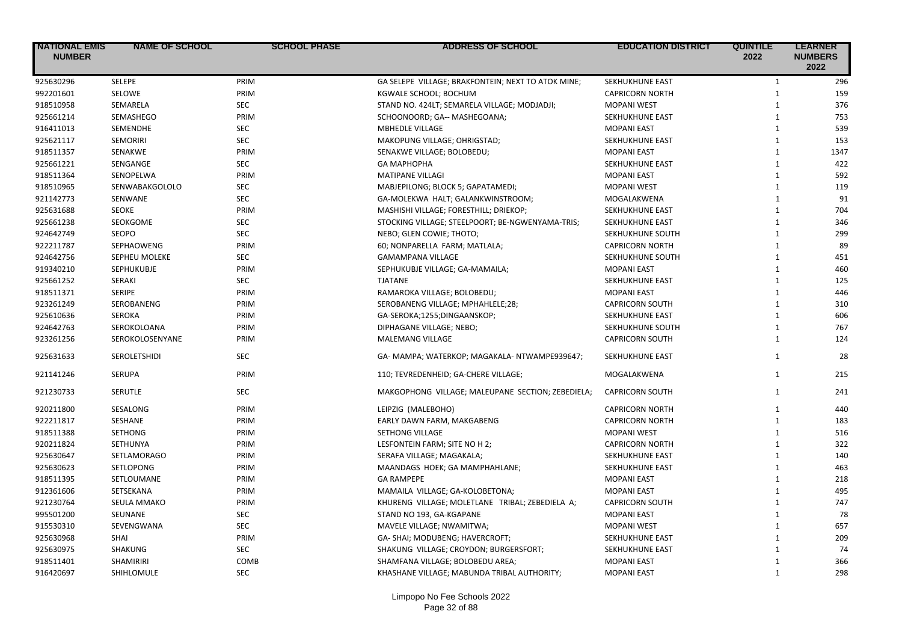| NATIONAL EMIS NUMBER | NAME OF SCHOOL | SCHOOL PHASE | ADDRESS OF SCHOOL | EDUCATION DISTRICT | QUINTILE 2022 | LEARNER NUMBERS 2022 |
|---|---|---|---|---|---|---|
| 925630296 | SELEPE | PRIM | GA SELEPE VILLAGE; BRAKFONTEIN; NEXT TO ATOK MINE; | SEKHUKHUNE EAST | 1 | 296 |
| 992201601 | SELOWE | PRIM | KGWALE SCHOOL; BOCHUM | CAPRICORN NORTH | 1 | 159 |
| 918510958 | SEMARELA | SEC | STAND NO. 424LT; SEMARELA VILLAGE; MODJADJI; | MOPANI WEST | 1 | 376 |
| 925661214 | SEMASHEGO | PRIM | SCHOONOORD; GA-- MASHEGOANA; | SEKHUKHUNE EAST | 1 | 753 |
| 916411013 | SEMENDHE | SEC | MBHEDLE VILLAGE | MOPANI EAST | 1 | 539 |
| 925621117 | SEMORIRI | SEC | MAKOPUNG VILLAGE; OHRIGSTAD; | SEKHUKHUNE EAST | 1 | 153 |
| 918511357 | SENAKWE | PRIM | SENAKWE VILLAGE; BOLOBEDU; | MOPANI EAST | 1 | 1347 |
| 925661221 | SENGANGE | SEC | GA MAPHOPHA | SEKHUKHUNE EAST | 1 | 422 |
| 918511364 | SENOPELWA | PRIM | MATIPANE VILLAGI | MOPANI EAST | 1 | 592 |
| 918510965 | SENWABAKGOLOLO | SEC | MABJEPILONG; BLOCK 5; GAPATAMEDI; | MOPANI WEST | 1 | 119 |
| 921142773 | SENWANE | SEC | GA-MOLEKWA HALT; GALANKWINSTROOM; | MOGALAKWENA | 1 | 91 |
| 925631688 | SEOKE | PRIM | MASHISHI VILLAGE; FORESTHILL; DRIEKOP; | SEKHUKHUNE EAST | 1 | 704 |
| 925661238 | SEOKGOME | SEC | STOCKING VILLAGE; STEELPOORT; BE-NGWENYAMA-TRIS; | SEKHUKHUNE EAST | 1 | 346 |
| 924642749 | SEOPO | SEC | NEBO; GLEN COWIE; THOTO; | SEKHUKHUNE SOUTH | 1 | 299 |
| 922211787 | SEPHAOWENG | PRIM | 60; NONPARELLA FARM; MATLALA; | CAPRICORN NORTH | 1 | 89 |
| 924642756 | SEPHEU MOLEKE | SEC | GAMAMPANA VILLAGE | SEKHUKHUNE SOUTH | 1 | 451 |
| 919340210 | SEPHUKUBJE | PRIM | SEPHUKUBJE VILLAGE; GA-MAMAILA; | MOPANI EAST | 1 | 460 |
| 925661252 | SERAKI | SEC | TJATANE | SEKHUKHUNE EAST | 1 | 125 |
| 918511371 | SERIPE | PRIM | RAMAROKA VILLAGE; BOLOBEDU; | MOPANI EAST | 1 | 446 |
| 923261249 | SEROBANENG | PRIM | SEROBANENG VILLAGE; MPHAHLELE;28; | CAPRICORN SOUTH | 1 | 310 |
| 925610636 | SEROKA | PRIM | GA-SEROKA;1255;DINGAANSKOP; | SEKHUKHUNE EAST | 1 | 606 |
| 924642763 | SEROKOLOANA | PRIM | DIPHAGANE VILLAGE; NEBO; | SEKHUKHUNE SOUTH | 1 | 767 |
| 923261256 | SEROKOLOSENYANE | PRIM | MALEMANG VILLAGE | CAPRICORN SOUTH | 1 | 124 |
| 925631633 | SEROLETSHIDI | SEC | GA- MAMPA; WATERKOP; MAGAKALA- NTWAMPE939647; | SEKHUKHUNE EAST | 1 | 28 |
| 921141246 | SERUPA | PRIM | 110; TEVREDENHEID; GA-CHERE VILLAGE; | MOGALAKWENA | 1 | 215 |
| 921230733 | SERUTLE | SEC | MAKGOPHONG VILLAGE; MALEUPANE SECTION; ZEBEDIELA; | CAPRICORN SOUTH | 1 | 241 |
| 920211800 | SESALONG | PRIM | LEIPZIG (MALEBOHO) | CAPRICORN NORTH | 1 | 440 |
| 922211817 | SESHANE | PRIM | EARLY DAWN FARM, MAKGABENG | CAPRICORN NORTH | 1 | 183 |
| 918511388 | SETHONG | PRIM | SETHONG VILLAGE | MOPANI WEST | 1 | 516 |
| 920211824 | SETHUNYA | PRIM | LESFONTEIN FARM; SITE NO H 2; | CAPRICORN NORTH | 1 | 322 |
| 925630647 | SETLAMORAGO | PRIM | SERAFA VILLAGE; MAGAKALA; | SEKHUKHUNE EAST | 1 | 140 |
| 925630623 | SETLOPONG | PRIM | MAANDAGS HOEK; GA MAMPHAHLANE; | SEKHUKHUNE EAST | 1 | 463 |
| 918511395 | SETLOUMANE | PRIM | GA RAMPEPE | MOPANI EAST | 1 | 218 |
| 912361606 | SETSEKANA | PRIM | MAMAILA VILLAGE; GA-KOLOBETONA; | MOPANI EAST | 1 | 495 |
| 921230764 | SEULA MMAKO | PRIM | KHURENG VILLAGE; MOLETLANE TRIBAL; ZEBEDIELA A; | CAPRICORN SOUTH | 1 | 747 |
| 995501200 | SEUNANE | SEC | STAND NO 193, GA-KGAPANE | MOPANI EAST | 1 | 78 |
| 915530310 | SEVENGWANA | SEC | MAVELE VILLAGE; NWAMITWA; | MOPANI WEST | 1 | 657 |
| 925630968 | SHAI | PRIM | GA- SHAI; MODUBENG; HAVERCROFT; | SEKHUKHUNE EAST | 1 | 209 |
| 925630975 | SHAKUNG | SEC | SHAKUNG VILLAGE; CROYDON; BURGERSFORT; | SEKHUKHUNE EAST | 1 | 74 |
| 918511401 | SHAMIRIRI | COMB | SHAMFANA VILLAGE; BOLOBEDU AREA; | MOPANI EAST | 1 | 366 |
| 916420697 | SHIHLOMULE | SEC | KHASHANE VILLAGE; MABUNDA TRIBAL AUTHORITY; | MOPANI EAST | 1 | 298 |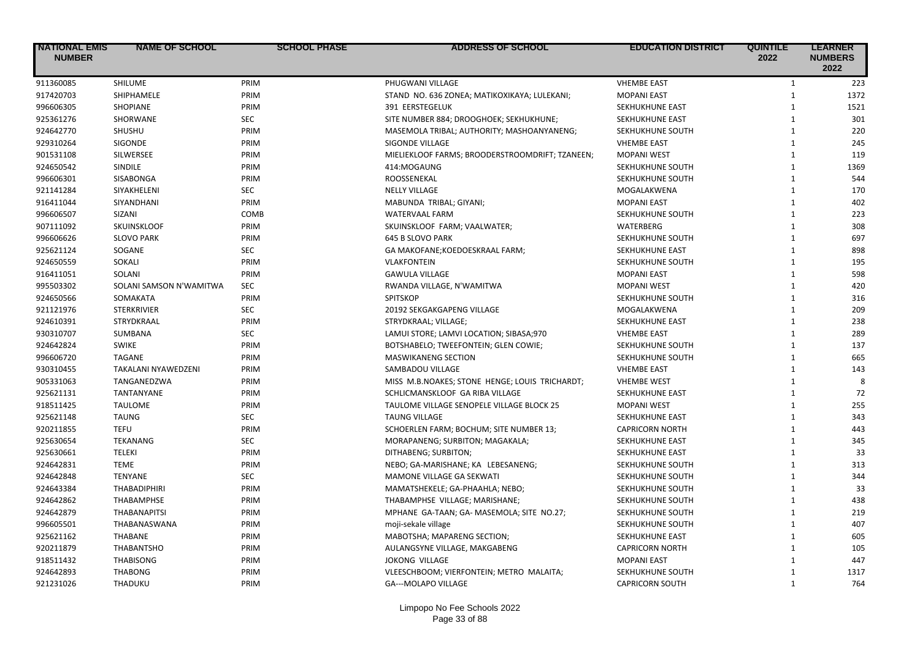| NATIONAL EMIS NUMBER | NAME OF SCHOOL | SCHOOL PHASE | ADDRESS OF SCHOOL | EDUCATION DISTRICT | QUINTILE 2022 | LEARNER NUMBERS 2022 |
|---|---|---|---|---|---|---|
| 911360085 | SHILUME | PRIM | PHUGWANI VILLAGE | VHEMBE EAST | 1 | 223 |
| 917420703 | SHIPHAMELE | PRIM | STAND NO. 636 ZONEA; MATIKOXIKAYA; LULEKANI; | MOPANI EAST | 1 | 1372 |
| 996606305 | SHOPIANE | PRIM | 391 EERSTEGELUK | SEKHUKHUNE EAST | 1 | 1521 |
| 925361276 | SHORWANE | SEC | SITE NUMBER 884; DROOGHOEK; SEKHUKHUNE; | SEKHUKHUNE EAST | 1 | 301 |
| 924642770 | SHUSHU | PRIM | MASEMOLA TRIBAL; AUTHORITY; MASHOANYANENG; | SEKHUKHUNE SOUTH | 1 | 220 |
| 929310264 | SIGONDE | PRIM | SIGONDE VILLAGE | VHEMBE EAST | 1 | 245 |
| 901531108 | SILWERSEE | PRIM | MIELIEKLOOF FARMS; BROODERSTROOMDRIFT; TZANEEN; | MOPANI WEST | 1 | 119 |
| 924650542 | SINDILE | PRIM | 414:MOGAUNG | SEKHUKHUNE SOUTH | 1 | 1369 |
| 996606301 | SISABONGA | PRIM | ROOSSENEKAL | SEKHUKHUNE SOUTH | 1 | 544 |
| 921141284 | SIYAKHELENI | SEC | NELLY VILLAGE | MOGALAKWENA | 1 | 170 |
| 916411044 | SIYANDHANI | PRIM | MABUNDA TRIBAL; GIYANI; | MOPANI EAST | 1 | 402 |
| 996606507 | SIZANI | COMB | WATERVAAL FARM | SEKHUKHUNE SOUTH | 1 | 223 |
| 907111092 | SKUINSKLOOF | PRIM | SKUINSKLOOF FARM; VAALWATER; | WATERBERG | 1 | 308 |
| 996606626 | SLOVO PARK | PRIM | 645 B SLOVO PARK | SEKHUKHUNE SOUTH | 1 | 697 |
| 925621124 | SOGANE | SEC | GA MAKOFANE;KOEDOESKRAAL FARM; | SEKHUKHUNE EAST | 1 | 898 |
| 924650559 | SOKALI | PRIM | VLAKFONTEIN | SEKHUKHUNE SOUTH | 1 | 195 |
| 916411051 | SOLANI | PRIM | GAWULA VILLAGE | MOPANI EAST | 1 | 598 |
| 995503302 | SOLANI SAMSON N'WAMITWA | SEC | RWANDA VILLAGE, N'WAMITWA | MOPANI WEST | 1 | 420 |
| 924650566 | SOMAKATA | PRIM | SPITSKOP | SEKHUKHUNE SOUTH | 1 | 316 |
| 921121976 | STERKRIVIER | SEC | 20192 SEKGAKGAPENG VILLAGE | MOGALAKWENA | 1 | 209 |
| 924610391 | STRYDKRAAL | PRIM | STRYDKRAAL; VILLAGE; | SEKHUKHUNE EAST | 1 | 238 |
| 930310707 | SUMBANA | SEC | LAMUI STORE; LAMVI LOCATION; SIBASA;970 | VHEMBE EAST | 1 | 289 |
| 924642824 | SWIKE | PRIM | BOTSHABELO; TWEEFONTEIN; GLEN COWIE; | SEKHUKHUNE SOUTH | 1 | 137 |
| 996606720 | TAGANE | PRIM | MASWIKANENG SECTION | SEKHUKHUNE SOUTH | 1 | 665 |
| 930310455 | TAKALANI NYAWEDZENI | PRIM | SAMBADOU VILLAGE | VHEMBE EAST | 1 | 143 |
| 905331063 | TANGANEDZWA | PRIM | MISS M.B.NOAKES; STONE HENGE; LOUIS TRICHARDT; | VHEMBE WEST | 1 | 8 |
| 925621131 | TANTANYANE | PRIM | SCHLICMANSKLOOF GA RIBA VILLAGE | SEKHUKHUNE EAST | 1 | 72 |
| 918511425 | TAULOME | PRIM | TAULOME VILLAGE SENOPELE VILLAGE BLOCK 25 | MOPANI WEST | 1 | 255 |
| 925621148 | TAUNG | SEC | TAUNG VILLAGE | SEKHUKHUNE EAST | 1 | 343 |
| 920211855 | TEFU | PRIM | SCHOERLEN FARM; BOCHUM; SITE NUMBER 13; | CAPRICORN NORTH | 1 | 443 |
| 925630654 | TEKANANG | SEC | MORAPANENG; SURBITON; MAGAKALA; | SEKHUKHUNE EAST | 1 | 345 |
| 925630661 | TELEKI | PRIM | DITHABENG; SURBITON; | SEKHUKHUNE EAST | 1 | 33 |
| 924642831 | TEME | PRIM | NEBO; GA-MARISHANE; KA LEBESANENG; | SEKHUKHUNE SOUTH | 1 | 313 |
| 924642848 | TENYANE | SEC | MAMONE VILLAGE GA SEKWATI | SEKHUKHUNE SOUTH | 1 | 344 |
| 924643384 | THABADIPHIRI | PRIM | MAMATSHEKELE; GA-PHAAHLA; NEBO; | SEKHUKHUNE SOUTH | 1 | 33 |
| 924642862 | THABAMPHSE | PRIM | THABAMPHSE VILLAGE; MARISHANE; | SEKHUKHUNE SOUTH | 1 | 438 |
| 924642879 | THABANAPITSI | PRIM | MPHANE GA-TAAN; GA- MASEMOLA; SITE NO.27; | SEKHUKHUNE SOUTH | 1 | 219 |
| 996605501 | THABANASWANA | PRIM | moji-sekale village | SEKHUKHUNE SOUTH | 1 | 407 |
| 925621162 | THABANE | PRIM | MABOTSHA; MAPARENG SECTION; | SEKHUKHUNE EAST | 1 | 605 |
| 920211879 | THABANTSHO | PRIM | AULANGSYNE VILLAGE, MAKGABENG | CAPRICORN NORTH | 1 | 105 |
| 918511432 | THABISONG | PRIM | JOKONG VILLAGE | MOPANI EAST | 1 | 447 |
| 924642893 | THABONG | PRIM | VLEESCHBOOM; VIERFONTEIN; METRO MALAITA; | SEKHUKHUNE SOUTH | 1 | 1317 |
| 921231026 | THADUKU | PRIM | GA---MOLAPO VILLAGE | CAPRICORN SOUTH | 1 | 764 |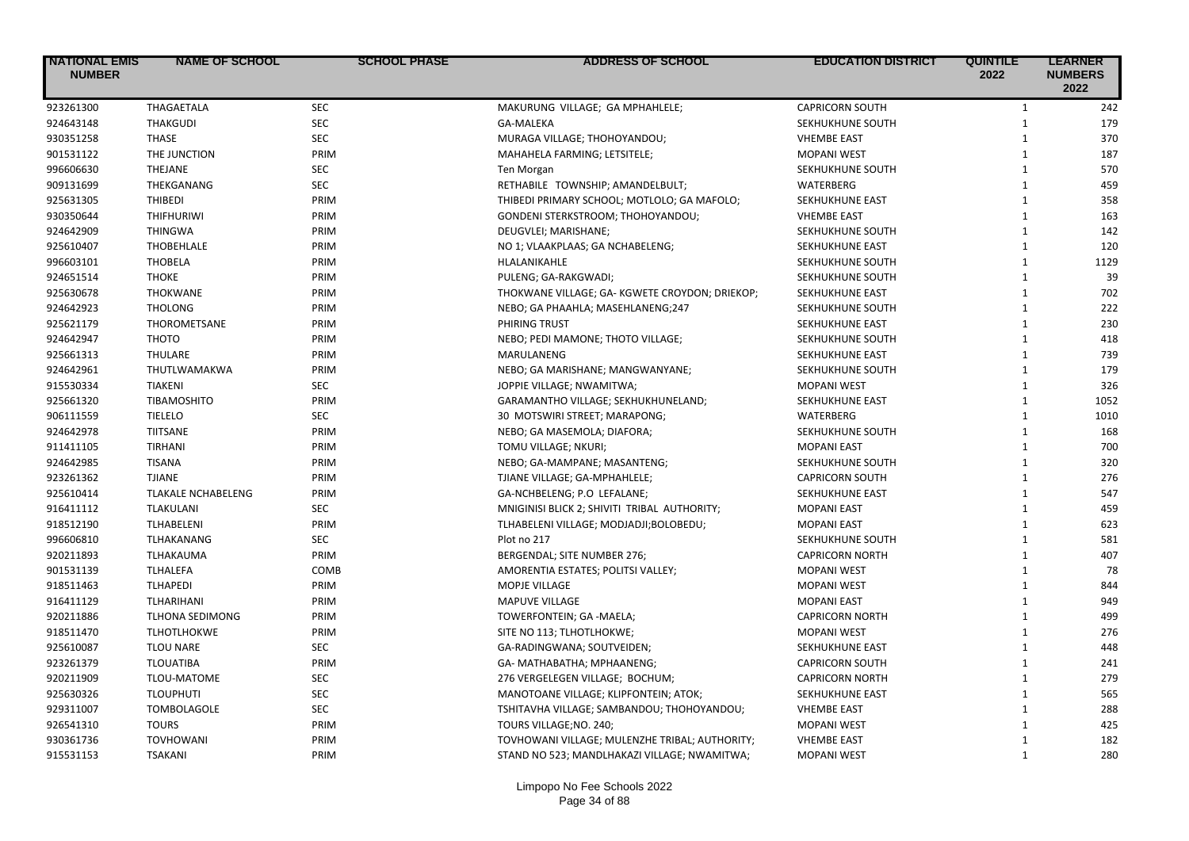| NATIONAL EMIS NUMBER | NAME OF SCHOOL | SCHOOL PHASE | ADDRESS OF SCHOOL | EDUCATION DISTRICT | QUINTILE 2022 | LEARNER NUMBERS 2022 |
|---|---|---|---|---|---|---|
| 923261300 | THAGAETALA | SEC | MAKURUNG VILLAGE; GA MPHAHLELE; | CAPRICORN SOUTH | 1 | 242 |
| 924643148 | THAKGUDI | SEC | GA-MALEKA | SEKHUKHUNE SOUTH | 1 | 179 |
| 930351258 | THASE | SEC | MURAGA VILLAGE; THOHOYANDOU; | VHEMBE EAST | 1 | 370 |
| 901531122 | THE JUNCTION | PRIM | MAHAHELA FARMING; LETSITELE; | MOPANI WEST | 1 | 187 |
| 996606630 | THEJANE | SEC | Ten Morgan | SEKHUKHUNE SOUTH | 1 | 570 |
| 909131699 | THEKGANANG | SEC | RETHABILE TOWNSHIP; AMANDELBULT; | WATERBERG | 1 | 459 |
| 925631305 | THIBEDI | PRIM | THIBEDI PRIMARY SCHOOL; MOTLOLO; GA MAFOLO; | SEKHUKHUNE EAST | 1 | 358 |
| 930350644 | THIFHURIWI | PRIM | GONDENI STERKSTROOM; THOHOYANDOU; | VHEMBE EAST | 1 | 163 |
| 924642909 | THINGWA | PRIM | DEUGVLEI; MARISHANE; | SEKHUKHUNE SOUTH | 1 | 142 |
| 925610407 | THOBEHLALE | PRIM | NO 1; VLAAKPLAAS; GA NCHABELENG; | SEKHUKHUNE EAST | 1 | 120 |
| 996603101 | THOBELA | PRIM | HLALANIKAHLE | SEKHUKHUNE SOUTH | 1 | 1129 |
| 924651514 | THOKE | PRIM | PULENG; GA-RAKGWADI; | SEKHUKHUNE SOUTH | 1 | 39 |
| 925630678 | THOKWANE | PRIM | THOKWANE VILLAGE; GA- KGWETE CROYDON; DRIEKOP; | SEKHUKHUNE EAST | 1 | 702 |
| 924642923 | THOLONG | PRIM | NEBO; GA PHAAHLA; MASEHLANENG;247 | SEKHUKHUNE SOUTH | 1 | 222 |
| 925621179 | THOROMETSANE | PRIM | PHIRING TRUST | SEKHUKHUNE EAST | 1 | 230 |
| 924642947 | THOTO | PRIM | NEBO; PEDI MAMONE; THOTO VILLAGE; | SEKHUKHUNE SOUTH | 1 | 418 |
| 925661313 | THULARE | PRIM | MARULANENG | SEKHUKHUNE EAST | 1 | 739 |
| 924642961 | THUTLWAMAKWA | PRIM | NEBO; GA MARISHANE; MANGWANYANE; | SEKHUKHUNE SOUTH | 1 | 179 |
| 915530334 | TIAKENI | SEC | JOPPIE VILLAGE; NWAMITWA; | MOPANI WEST | 1 | 326 |
| 925661320 | TIBAMOSHITO | PRIM | GARAMANTHO VILLAGE; SEKHUKHUNELAND; | SEKHUKHUNE EAST | 1 | 1052 |
| 906111559 | TIELELO | SEC | 30 MOTSWIRI STREET; MARAPONG; | WATERBERG | 1 | 1010 |
| 924642978 | TIITSANE | PRIM | NEBO; GA MASEMOLA; DIAFORA; | SEKHUKHUNE SOUTH | 1 | 168 |
| 911411105 | TIRHANI | PRIM | TOMU VILLAGE; NKURI; | MOPANI EAST | 1 | 700 |
| 924642985 | TISANA | PRIM | NEBO; GA-MAMPANE; MASANTENG; | SEKHUKHUNE SOUTH | 1 | 320 |
| 923261362 | TJIANE | PRIM | TJIANE VILLAGE; GA-MPHAHLELE; | CAPRICORN SOUTH | 1 | 276 |
| 925610414 | TLAKALE NCHABELENG | PRIM | GA-NCHBELENG; P.O LEFALANE; | SEKHUKHUNE EAST | 1 | 547 |
| 916411112 | TLAKULANI | SEC | MNIGINISI BLICK 2; SHIVITI TRIBAL AUTHORITY; | MOPANI EAST | 1 | 459 |
| 918512190 | TLHABELENI | PRIM | TLHABELENI VILLAGE; MODJADJI;BOLOBEDU; | MOPANI EAST | 1 | 623 |
| 996606810 | TLHAKANANG | SEC | Plot no 217 | SEKHUKHUNE SOUTH | 1 | 581 |
| 920211893 | TLHAKAUMA | PRIM | BERGENDAL; SITE NUMBER 276; | CAPRICORN NORTH | 1 | 407 |
| 901531139 | TLHALEFA | COMB | AMORENTIA ESTATES; POLITSI VALLEY; | MOPANI WEST | 1 | 78 |
| 918511463 | TLHAPEDI | PRIM | MOPJE VILLAGE | MOPANI WEST | 1 | 844 |
| 916411129 | TLHARIHANI | PRIM | MAPUVE VILLAGE | MOPANI EAST | 1 | 949 |
| 920211886 | TLHONA SEDIMONG | PRIM | TOWERFONTEIN; GA -MAELA; | CAPRICORN NORTH | 1 | 499 |
| 918511470 | TLHOTLHOKWE | PRIM | SITE NO 113; TLHOTLHOKWE; | MOPANI WEST | 1 | 276 |
| 925610087 | TLOU NARE | SEC | GA-RADINGWANA; SOUTVEIDEN; | SEKHUKHUNE EAST | 1 | 448 |
| 923261379 | TLOUATIBA | PRIM | GA- MATHABATHA; MPHAANENG; | CAPRICORN SOUTH | 1 | 241 |
| 920211909 | TLOU-MATOME | SEC | 276 VERGELEGEN VILLAGE; BOCHUM; | CAPRICORN NORTH | 1 | 279 |
| 925630326 | TLOUPHUTI | SEC | MANOTOANE VILLAGE; KLIPFONTEIN; ATOK; | SEKHUKHUNE EAST | 1 | 565 |
| 929311007 | TOMBOLAGOLE | SEC | TSHITAVHA VILLAGE; SAMBANDOU; THOHOYANDOU; | VHEMBE EAST | 1 | 288 |
| 926541310 | TOURS | PRIM | TOURS VILLAGE;NO. 240; | MOPANI WEST | 1 | 425 |
| 930361736 | TOVHOWANI | PRIM | TOVHOWANI VILLAGE; MULENZHE TRIBAL; AUTHORITY; | VHEMBE EAST | 1 | 182 |
| 915531153 | TSAKANI | PRIM | STAND NO 523; MANDLHAKAZI VILLAGE; NWAMITWA; | MOPANI WEST | 1 | 280 |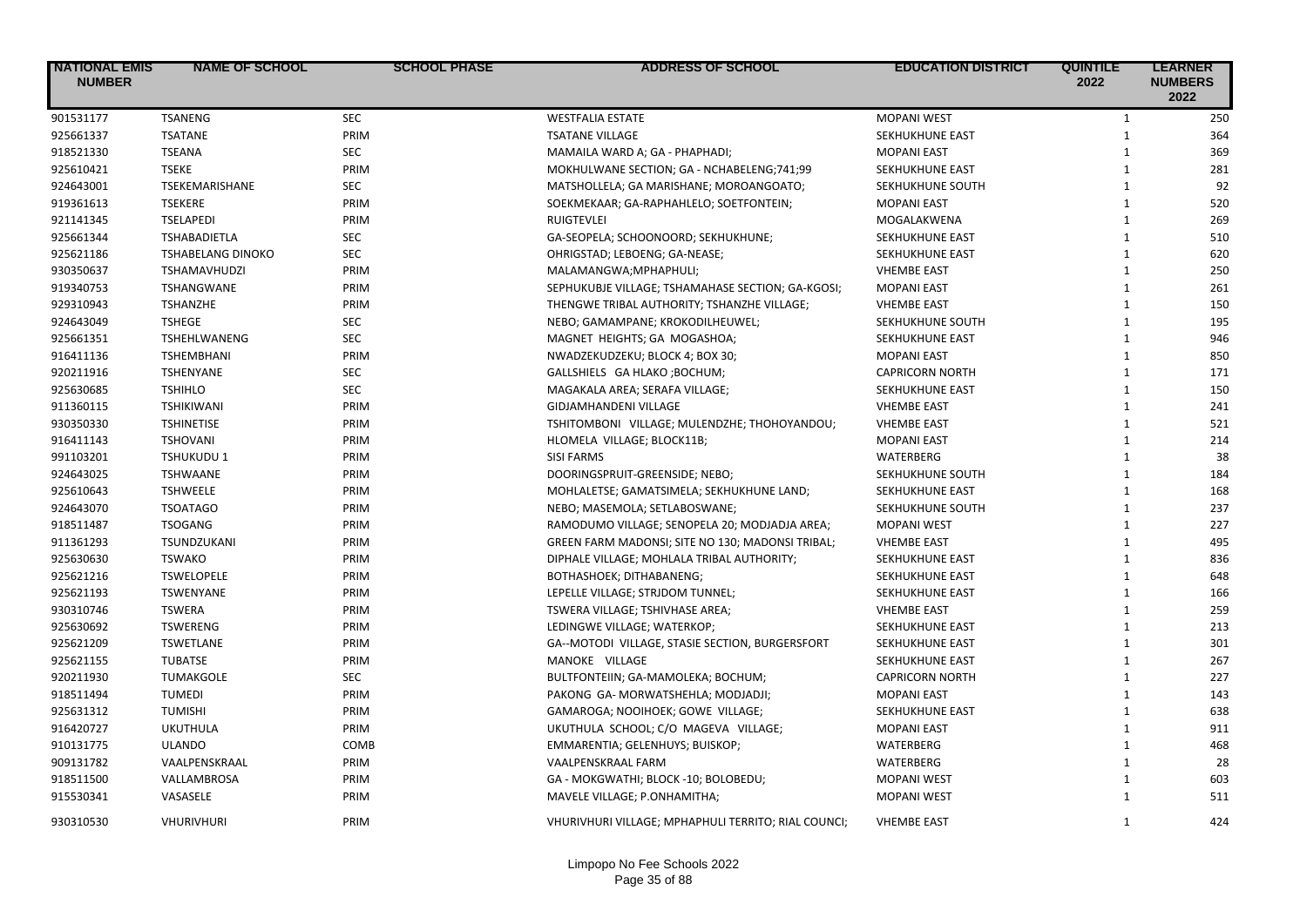| NATIONAL EMIS NUMBER | NAME OF SCHOOL | SCHOOL PHASE | ADDRESS OF SCHOOL | EDUCATION DISTRICT | QUINTILE 2022 | LEARNER NUMBERS 2022 |
|---|---|---|---|---|---|---|
| 901531177 | TSANENG | SEC | WESTFALIA ESTATE | MOPANI WEST | 1 | 250 |
| 925661337 | TSATANE | PRIM | TSATANE VILLAGE | SEKHUKHUNE EAST | 1 | 364 |
| 918521330 | TSEANA | SEC | MAMAILA WARD A; GA - PHAPHADI; | MOPANI EAST | 1 | 369 |
| 925610421 | TSEKE | PRIM | MOKHULWANE SECTION; GA - NCHABELENG;741;99 | SEKHUKHUNE EAST | 1 | 281 |
| 924643001 | TSEKEMARISHANE | SEC | MATSHOLLELA; GA MARISHANE; MOROANGOATO; | SEKHUKHUNE SOUTH | 1 | 92 |
| 919361613 | TSEKERE | PRIM | SOEKMEKAAR; GA-RAPHAHLELO; SOETFONTEIN; | MOPANI EAST | 1 | 520 |
| 921141345 | TSELAPEDI | PRIM | RUIGTEVLEI | MOGALAKWENA | 1 | 269 |
| 925661344 | TSHABADIETLA | SEC | GA-SEOPELA; SCHOONOORD; SEKHUKHUNE; | SEKHUKHUNE EAST | 1 | 510 |
| 925621186 | TSHABELANG DINOKO | SEC | OHRIGSTAD; LEBOENG; GA-NEASE; | SEKHUKHUNE EAST | 1 | 620 |
| 930350637 | TSHAMAVHUDZI | PRIM | MALAMANGWA;MPHAPHULI; | VHEMBE EAST | 1 | 250 |
| 919340753 | TSHANGWANE | PRIM | SEPHUKUBJE VILLAGE; TSHAMAHASE SECTION; GA-KGOSI; | MOPANI EAST | 1 | 261 |
| 929310943 | TSHANZHE | PRIM | THENGWE TRIBAL AUTHORITY; TSHANZHE VILLAGE; | VHEMBE EAST | 1 | 150 |
| 924643049 | TSHEGE | SEC | NEBO; GAMAMPANE; KROKODILHEUWEL; | SEKHUKHUNE SOUTH | 1 | 195 |
| 925661351 | TSHEHLWANENG | SEC | MAGNET HEIGHTS; GA MOGASHOA; | SEKHUKHUNE EAST | 1 | 946 |
| 916411136 | TSHEMBHANI | PRIM | NWADZEKUDZEKU; BLOCK 4; BOX 30; | MOPANI EAST | 1 | 850 |
| 920211916 | TSHENYANE | SEC | GALLSHIELS GA HLAKO ;BOCHUM; | CAPRICORN NORTH | 1 | 171 |
| 925630685 | TSHIHLO | SEC | MAGAKALA AREA; SERAFA VILLAGE; | SEKHUKHUNE EAST | 1 | 150 |
| 911360115 | TSHIKIWANI | PRIM | GIDJAMHANDENI VILLAGE | VHEMBE EAST | 1 | 241 |
| 930350330 | TSHINETISE | PRIM | TSHITOMBONI VILLAGE; MULENDZHE; THOHOYANDOU; | VHEMBE EAST | 1 | 521 |
| 916411143 | TSHOVANI | PRIM | HLOMELA VILLAGE; BLOCK11B; | MOPANI EAST | 1 | 214 |
| 991103201 | TSHUKUDU 1 | PRIM | SISI FARMS | WATERBERG | 1 | 38 |
| 924643025 | TSHWAANE | PRIM | DOORINGSPRUIT-GREENSIDE; NEBO; | SEKHUKHUNE SOUTH | 1 | 184 |
| 925610643 | TSHWEELE | PRIM | MOHLALETSE; GAMATSIMELA; SEKHUKHUNE LAND; | SEKHUKHUNE EAST | 1 | 168 |
| 924643070 | TSOATAGO | PRIM | NEBO; MASEMOLA; SETLABOSWANE; | SEKHUKHUNE SOUTH | 1 | 237 |
| 918511487 | TSOGANG | PRIM | RAMODUMO VILLAGE; SENOPELA 20; MODJADJA AREA; | MOPANI WEST | 1 | 227 |
| 911361293 | TSUNDZUKANI | PRIM | GREEN FARM MADONSI; SITE NO 130; MADONSI TRIBAL; | VHEMBE EAST | 1 | 495 |
| 925630630 | TSWAKO | PRIM | DIPHALE VILLAGE; MOHLALA TRIBAL AUTHORITY; | SEKHUKHUNE EAST | 1 | 836 |
| 925621216 | TSWELOPELE | PRIM | BOTHASHOEK; DITHABANENG; | SEKHUKHUNE EAST | 1 | 648 |
| 925621193 | TSWENYANE | PRIM | LEPELLE VILLAGE; STRJDOM TUNNEL; | SEKHUKHUNE EAST | 1 | 166 |
| 930310746 | TSWERA | PRIM | TSWERA VILLAGE; TSHIVHASE AREA; | VHEMBE EAST | 1 | 259 |
| 925630692 | TSWERENG | PRIM | LEDINGWE VILLAGE; WATERKOP; | SEKHUKHUNE EAST | 1 | 213 |
| 925621209 | TSWETLANE | PRIM | GA--MOTODI VILLAGE, STASIE SECTION, BURGERSFORT | SEKHUKHUNE EAST | 1 | 301 |
| 925621155 | TUBATSE | PRIM | MANOKE VILLAGE | SEKHUKHUNE EAST | 1 | 267 |
| 920211930 | TUMAKGOLE | SEC | BULTFONTEIIN; GA-MAMOLEKA; BOCHUM; | CAPRICORN NORTH | 1 | 227 |
| 918511494 | TUMEDI | PRIM | PAKONG GA- MORWATSHEHLA; MODJADJI; | MOPANI EAST | 1 | 143 |
| 925631312 | TUMISHI | PRIM | GAMAROGA; NOOIHOEK; GOWE VILLAGE; | SEKHUKHUNE EAST | 1 | 638 |
| 916420727 | UKUTHULA | PRIM | UKUTHULA SCHOOL; C/O MAGEVA VILLAGE; | MOPANI EAST | 1 | 911 |
| 910131775 | ULANDO | COMB | EMMARENTIA; GELENHUYS; BUISKOP; | WATERBERG | 1 | 468 |
| 909131782 | VAALPENSKRAAL | PRIM | VAALPENSKRAAL FARM | WATERBERG | 1 | 28 |
| 918511500 | VALLAMBROSA | PRIM | GA - MOKGWATHI; BLOCK -10; BOLOBEDU; | MOPANI WEST | 1 | 603 |
| 915530341 | VASASELE | PRIM | MAVELE VILLAGE; P.ONHAMITHA; | MOPANI WEST | 1 | 511 |
| 930310530 | VHURIVHURI | PRIM | VHURIVHURI VILLAGE; MPHAPHULI TERRITO; RIAL COUNCI; | VHEMBE EAST | 1 | 424 |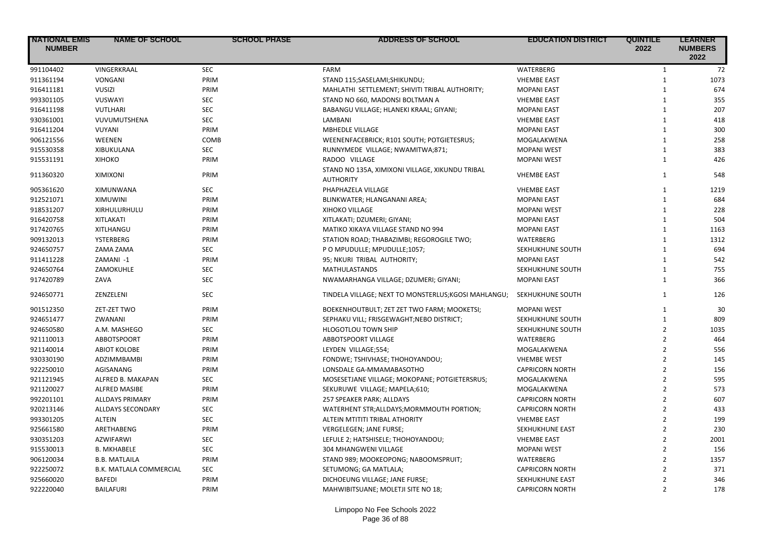| NATIONAL EMIS NUMBER | NAME OF SCHOOL | SCHOOL PHASE | ADDRESS OF SCHOOL | EDUCATION DISTRICT | QUINTILE 2022 | LEARNER NUMBERS 2022 |
|---|---|---|---|---|---|---|
| 991104402 | VINGERKRAAL | SEC | FARM | WATERBERG | 1 | 72 |
| 911361194 | VONGANI | PRIM | STAND 115;SASELAMI;SHIKUNDU; | VHEMBE EAST | 1 | 1073 |
| 916411181 | VUSIZI | PRIM | MAHLATHI SETTLEMENT; SHIVITI TRIBAL AUTHORITY; | MOPANI EAST | 1 | 674 |
| 993301105 | VUSWAYI | SEC | STAND NO 660, MADONSI BOLTMAN A | VHEMBE EAST | 1 | 355 |
| 916411198 | VUTLHARI | SEC | BABANGU VILLAGE; HLANEKI KRAAL; GIYANI; | MOPANI EAST | 1 | 207 |
| 930361001 | VUVUMUTSHENA | SEC | LAMBANI | VHEMBE EAST | 1 | 418 |
| 916411204 | VUYANI | PRIM | MBHEDLE VILLAGE | MOPANI EAST | 1 | 300 |
| 906121556 | WEENEN | COMB | WEENENFACEBRICK; R101 SOUTH; POTGIETESRUS; | MOGALAKWENA | 1 | 258 |
| 915530358 | XIBUKULANA | SEC | RUNNYMEDE VILLAGE; NWAMITWA;871; | MOPANI WEST | 1 | 383 |
| 915531191 | XIHOKO | PRIM | RADOO VILLAGE | MOPANI WEST | 1 | 426 |
| 911360320 | XIMIXONI | PRIM | STAND NO 135A, XIMIXONI VILLAGE, XIKUNDU TRIBAL AUTHORITY | VHEMBE EAST | 1 | 548 |
| 905361620 | XIMUNWANA | SEC | PHAPHAZELA VILLAGE | VHEMBE EAST | 1 | 1219 |
| 912521071 | XIMUWINI | PRIM | BLINKWATER; HLANGANANI AREA; | MOPANI EAST | 1 | 684 |
| 918531207 | XIRHULURHULU | PRIM | XIHOKO VILLAGE | MOPANI WEST | 1 | 228 |
| 916420758 | XITLAKATI | PRIM | XITLAKATI; DZUMERI; GIYANI; | MOPANI EAST | 1 | 504 |
| 917420765 | XITLHANGU | PRIM | MATIKO XIKAYA VILLAGE STAND NO 994 | MOPANI EAST | 1 | 1163 |
| 909132013 | YSTERBERG | PRIM | STATION ROAD; THABAZIMBI; REGOROGILE TWO; | WATERBERG | 1 | 1312 |
| 924650757 | ZAMA ZAMA | SEC | P O MPUDULLE; MPUDULLE;1057; | SEKHUKHUNE SOUTH | 1 | 694 |
| 911411228 | ZAMANI -1 | PRIM | 95; NKURI TRIBAL AUTHORITY; | MOPANI EAST | 1 | 542 |
| 924650764 | ZAMOKUHLE | SEC | MATHULASTANDS | SEKHUKHUNE SOUTH | 1 | 755 |
| 917420789 | ZAVA | SEC | NWAMARHANGA VILLAGE; DZUMERI; GIYANI; | MOPANI EAST | 1 | 366 |
| 924650771 | ZENZELENI | SEC | TINDELA VILLAGE; NEXT TO MONSTERLUS;KGOSI MAHLANGU; | SEKHUKHUNE SOUTH | 1 | 126 |
| 901512350 | ZET-ZET TWO | PRIM | BOEKENHOUTBULT; ZET ZET TWO FARM; MOOKETSI; | MOPANI WEST | 1 | 30 |
| 924651477 | ZWANANI | PRIM | SEPHAKU VILL; FRISGEWAGHT;NEBO DISTRICT; | SEKHUKHUNE SOUTH | 1 | 809 |
| 924650580 | A.M. MASHEGO | SEC | HLOGOTLOU TOWN SHIP | SEKHUKHUNE SOUTH | 2 | 1035 |
| 921110013 | ABBOTSPOORT | PRIM | ABBOTSPOORT VILLAGE | WATERBERG | 2 | 464 |
| 921140014 | ABIOT KOLOBE | PRIM | LEYDEN VILLAGE;554; | MOGALAKWENA | 2 | 556 |
| 930330190 | ADZIMMBAMBI | PRIM | FONDWE; TSHIVHASE; THOHOYANDOU; | VHEMBE WEST | 2 | 145 |
| 922250010 | AGISANANG | PRIM | LONSDALE GA-MMAMABASOTHO | CAPRICORN NORTH | 2 | 156 |
| 921121945 | ALFRED B. MAKAPAN | SEC | MOSESETJANE VILLAGE; MOKOPANE; POTGIETERSRUS; | MOGALAKWENA | 2 | 595 |
| 921120027 | ALFRED MASIBE | PRIM | SEKURUWE VILLAGE; MAPELA;610; | MOGALAKWENA | 2 | 573 |
| 992201101 | ALLDAYS PRIMARY | PRIM | 257 SPEAKER PARK; ALLDAYS | CAPRICORN NORTH | 2 | 607 |
| 920213146 | ALLDAYS SECONDARY | SEC | WATERHENT STR;ALLDAYS;MORMMOUTH PORTION; | CAPRICORN NORTH | 2 | 433 |
| 993301205 | ALTEIN | SEC | ALTEIN MTITITI TRIBAL ATHORITY | VHEMBE EAST | 2 | 199 |
| 925661580 | ARETHABENG | PRIM | VERGELEGEN; JANE FURSE; | SEKHUKHUNE EAST | 2 | 230 |
| 930351203 | AZWIFARWI | SEC | LEFULE 2; HATSHISELE; THOHOYANDOU; | VHEMBE EAST | 2 | 2001 |
| 915530013 | B. MKHABELE | SEC | 304 MHANGWENI VILLAGE | MOPANI WEST | 2 | 156 |
| 906120034 | B.B. MATLAILA | PRIM | STAND 989; MOOKEOPONG; NABOOMSPRUIT; | WATERBERG | 2 | 1357 |
| 922250072 | B.K. MATLALA COMMERCIAL | SEC | SETUMONG; GA MATLALA; | CAPRICORN NORTH | 2 | 371 |
| 925660020 | BAFEDI | PRIM | DICHOEUNG VILLAGE; JANE FURSE; | SEKHUKHUNE EAST | 2 | 346 |
| 922220040 | BAILAFURI | PRIM | MAHWIBITSUANE; MOLETJI SITE NO 18; | CAPRICORN NORTH | 2 | 178 |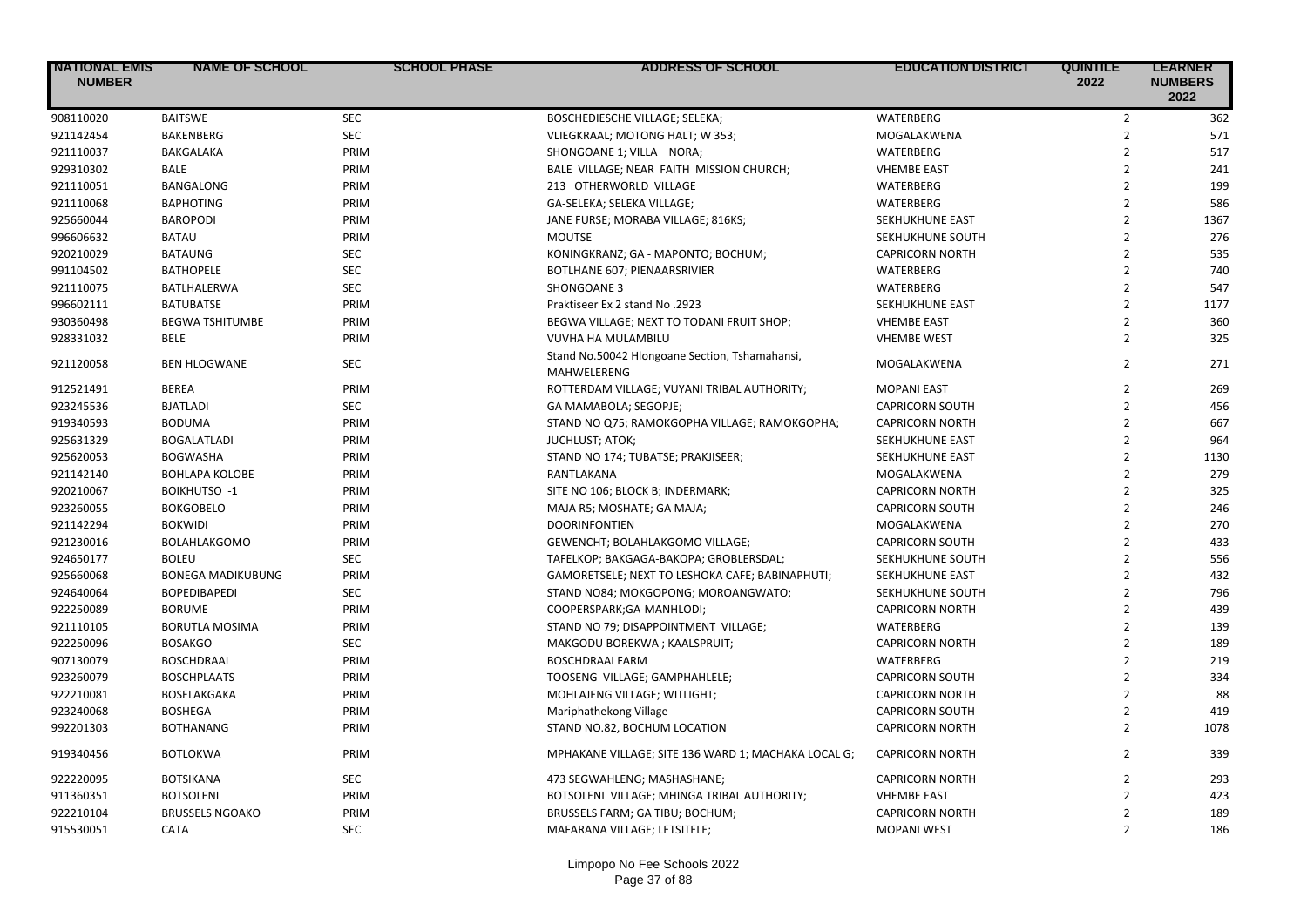| NATIONAL EMIS NUMBER | NAME OF SCHOOL | SCHOOL PHASE | ADDRESS OF SCHOOL | EDUCATION DISTRICT | QUINTILE 2022 | LEARNER NUMBERS 2022 |
|---|---|---|---|---|---|---|
| 908110020 | BAITSWE | SEC | BOSCHEDIESCHE VILLAGE; SELEKA; | WATERBERG | 2 | 362 |
| 921142454 | BAKENBERG | SEC | VLIEGKRAAL; MOTONG HALT; W 353; | MOGALAKWENA | 2 | 571 |
| 921110037 | BAKGALAKA | PRIM | SHONGOANE 1; VILLA NORA; | WATERBERG | 2 | 517 |
| 929310302 | BALE | PRIM | BALE VILLAGE; NEAR FAITH MISSION CHURCH; | VHEMBE EAST | 2 | 241 |
| 921110051 | BANGALONG | PRIM | 213 OTHERWORLD VILLAGE | WATERBERG | 2 | 199 |
| 921110068 | BAPHOTING | PRIM | GA-SELEKA; SELEKA VILLAGE; | WATERBERG | 2 | 586 |
| 925660044 | BAROPODI | PRIM | JANE FURSE; MORABA VILLAGE; 816KS; | SEKHUKHUNE EAST | 2 | 1367 |
| 996606632 | BATAU | PRIM | MOUTSE | SEKHUKHUNE SOUTH | 2 | 276 |
| 920210029 | BATAUNG | SEC | KONINGKRANZ; GA - MAPONTO; BOCHUM; | CAPRICORN NORTH | 2 | 535 |
| 991104502 | BATHOPELE | SEC | BOTLHANE 607; PIENAARSRIVIER | WATERBERG | 2 | 740 |
| 921110075 | BATLHALERWA | SEC | SHONGOANE 3 | WATERBERG | 2 | 547 |
| 996602111 | BATUBATSE | PRIM | Praktiseer Ex 2 stand No .2923 | SEKHUKHUNE EAST | 2 | 1177 |
| 930360498 | BEGWA TSHITUMBE | PRIM | BEGWA VILLAGE; NEXT TO TODANI FRUIT SHOP; | VHEMBE EAST | 2 | 360 |
| 928331032 | BELE | PRIM | VUVHA HA MULAMBILU | VHEMBE WEST | 2 | 325 |
| 921120058 | BEN HLOGWANE | SEC | Stand No.50042 Hlongoane Section, Tshamahansi, MAHWELERENG | MOGALAKWENA | 2 | 271 |
| 912521491 | BEREA | PRIM | ROTTERDAM VILLAGE; VUYANI TRIBAL AUTHORITY; | MOPANI EAST | 2 | 269 |
| 923245536 | BJATLADI | SEC | GA MAMABOLA; SEGOPJE; | CAPRICORN SOUTH | 2 | 456 |
| 919340593 | BODUMA | PRIM | STAND NO Q75; RAMOKGOPHA VILLAGE; RAMOKGOPHA; | CAPRICORN NORTH | 2 | 667 |
| 925631329 | BOGALATLADI | PRIM | JUCHLUST; ATOK; | SEKHUKHUNE EAST | 2 | 964 |
| 925620053 | BOGWASHA | PRIM | STAND NO 174; TUBATSE; PRAKJISEER; | SEKHUKHUNE EAST | 2 | 1130 |
| 921142140 | BOHLAPA KOLOBE | PRIM | RANTLAKANA | MOGALAKWENA | 2 | 279 |
| 920210067 | BOIKHUTSO -1 | PRIM | SITE NO 106; BLOCK B; INDERMARK; | CAPRICORN NORTH | 2 | 325 |
| 923260055 | BOKGOBELO | PRIM | MAJA R5; MOSHATE; GA MAJA; | CAPRICORN SOUTH | 2 | 246 |
| 921142294 | BOKWIDI | PRIM | DOORINFONTIEN | MOGALAKWENA | 2 | 270 |
| 921230016 | BOLAHLAKGOMO | PRIM | GEWENCHT; BOLAHLAKGOMO VILLAGE; | CAPRICORN SOUTH | 2 | 433 |
| 924650177 | BOLEU | SEC | TAFELKOP; BAKGAGA-BAKOPA; GROBLERSDAL; | SEKHUKHUNE SOUTH | 2 | 556 |
| 925660068 | BONEGA MADIKUBUNG | PRIM | GAMORETSELE; NEXT TO LESHOKA CAFE; BABINAPHUTI; | SEKHUKHUNE EAST | 2 | 432 |
| 924640064 | BOPEDIBAPEDI | SEC | STAND NO84; MOKGOPONG; MOROANGWATO; | SEKHUKHUNE SOUTH | 2 | 796 |
| 922250089 | BORUME | PRIM | COOPERSPARK;GA-MANHLODI; | CAPRICORN NORTH | 2 | 439 |
| 921110105 | BORUTLA MOSIMA | PRIM | STAND NO 79; DISAPPOINTMENT VILLAGE; | WATERBERG | 2 | 139 |
| 922250096 | BOSAKGO | SEC | MAKGODU BOREKWA ; KAALSPRUIT; | CAPRICORN NORTH | 2 | 189 |
| 907130079 | BOSCHDRAAI | PRIM | BOSCHDRAAI FARM | WATERBERG | 2 | 219 |
| 923260079 | BOSCHPLAATS | PRIM | TOOSENG VILLAGE; GAMPHAHLELE; | CAPRICORN SOUTH | 2 | 334 |
| 922210081 | BOSELAKGAKA | PRIM | MOHLAJENG VILLAGE; WITLIGHT; | CAPRICORN NORTH | 2 | 88 |
| 923240068 | BOSHEGA | PRIM | Mariphathekong Village | CAPRICORN SOUTH | 2 | 419 |
| 992201303 | BOTHANANG | PRIM | STAND NO.82, BOCHUM LOCATION | CAPRICORN NORTH | 2 | 1078 |
| 919340456 | BOTLOKWA | PRIM | MPHAKANE VILLAGE; SITE 136 WARD 1; MACHAKA LOCAL G; | CAPRICORN NORTH | 2 | 339 |
| 922220095 | BOTSIKANA | SEC | 473 SEGWAHLENG; MASHASHANE; | CAPRICORN NORTH | 2 | 293 |
| 911360351 | BOTSOLENI | PRIM | BOTSOLENI VILLAGE; MHINGA TRIBAL AUTHORITY; | VHEMBE EAST | 2 | 423 |
| 922210104 | BRUSSELS NGOAKO | PRIM | BRUSSELS FARM; GA TIBU; BOCHUM; | CAPRICORN NORTH | 2 | 189 |
| 915530051 | CATA | SEC | MAFARANA VILLAGE; LETSITELE; | MOPANI WEST | 2 | 186 |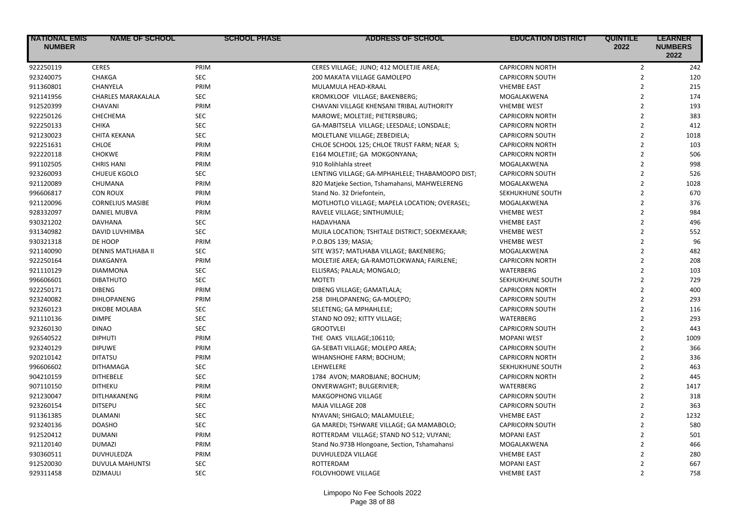| NATIONAL EMIS NUMBER | NAME OF SCHOOL | SCHOOL PHASE | ADDRESS OF SCHOOL | EDUCATION DISTRICT | QUINTILE 2022 | LEARNER NUMBERS 2022 |
|---|---|---|---|---|---|---|
| 922250119 | CERES | PRIM | CERES VILLAGE; JUNO; 412 MOLETJIE AREA; | CAPRICORN NORTH | 2 | 242 |
| 923240075 | CHAKGA | SEC | 200 MAKATA VILLAGE GAMOLEPO | CAPRICORN SOUTH | 2 | 120 |
| 911360801 | CHANYELA | PRIM | MULAMULA HEAD-KRAAL | VHEMBE EAST | 2 | 215 |
| 921141956 | CHARLES MARAKALALA | SEC | KROMKLOOF VILLAGE; BAKENBERG; | MOGALAKWENA | 2 | 174 |
| 912520399 | CHAVANI | PRIM | CHAVANI VILLAGE KHENSANI TRIBAL AUTHORITY | VHEMBE WEST | 2 | 193 |
| 922250126 | CHECHEMA | SEC | MAROWE; MOLETJIE; PIETERSBURG; | CAPRICORN NORTH | 2 | 383 |
| 922250133 | CHIKA | SEC | GA-MABITSELA VILLAGE; LEESDALE; LONSDALE; | CAPRICORN NORTH | 2 | 412 |
| 921230023 | CHITA KEKANA | SEC | MOLETLANE VILLAGE; ZEBEDIELA; | CAPRICORN SOUTH | 2 | 1018 |
| 922251631 | CHLOE | PRIM | CHLOE SCHOOL 125; CHLOE TRUST FARM; NEAR S; | CAPRICORN NORTH | 2 | 103 |
| 922220118 | CHOKWE | PRIM | E164 MOLETJIE; GA MOKGONYANA; | CAPRICORN NORTH | 2 | 506 |
| 991102505 | CHRIS HANI | PRIM | 910 Rolihlahla street | MOGALAKWENA | 2 | 998 |
| 923260093 | CHUEUE KGOLO | SEC | LENTING VILLAGE; GA-MPHAHLELE; THABAMOOPO DIST; | CAPRICORN SOUTH | 2 | 526 |
| 921120089 | CHUMANA | PRIM | 820 Matjeke Section, Tshamahansi, MAHWELERENG | MOGALAKWENA | 2 | 1028 |
| 996606817 | CON ROUX | PRIM | Stand No. 32 Driefontein, | SEKHUKHUNE SOUTH | 2 | 670 |
| 921120096 | CORNELIUS MASIBE | PRIM | MOTLHOTLO VILLAGE; MAPELA LOCATION; OVERASEL; | MOGALAKWENA | 2 | 376 |
| 928332097 | DANIEL MUBVA | PRIM | RAVELE VILLAGE; SINTHUMULE; | VHEMBE WEST | 2 | 984 |
| 930321202 | DAVHANA | SEC | HADAVHANA | VHEMBE EAST | 2 | 496 |
| 931340982 | DAVID LUVHIMBA | SEC | MUILA LOCATION; TSHITALE DISTRICT; SOEKMEKAAR; | VHEMBE WEST | 2 | 552 |
| 930321318 | DE HOOP | PRIM | P.O.BOS 139; MASIA; | VHEMBE WEST | 2 | 96 |
| 921140090 | DENNIS MATLHABA II | SEC | SITE W357; MATLHABA VILLAGE; BAKENBERG; | MOGALAKWENA | 2 | 482 |
| 922250164 | DIAKGANYA | PRIM | MOLETJIE AREA; GA-RAMOTLOKWANA; FAIRLENE; | CAPRICORN NORTH | 2 | 208 |
| 921110129 | DIAMMONA | SEC | ELLISRAS; PALALA; MONGALO; | WATERBERG | 2 | 103 |
| 996606601 | DIBATHUTO | SEC | MOTETI | SEKHUKHUNE SOUTH | 2 | 729 |
| 922250171 | DIBENG | PRIM | DIBENG VILLAGE; GAMATLALA; | CAPRICORN NORTH | 2 | 400 |
| 923240082 | DIHLOPANENG | PRIM | 258 DIHLOPANENG; GA-MOLEPO; | CAPRICORN SOUTH | 2 | 293 |
| 923260123 | DIKOBE MOLABA | SEC | SELETENG; GA MPHAHLELE; | CAPRICORN SOUTH | 2 | 116 |
| 921110136 | DIMPE | SEC | STAND NO 092; KITTY VILLAGE; | WATERBERG | 2 | 293 |
| 923260130 | DINAO | SEC | GROOTVLEI | CAPRICORN SOUTH | 2 | 443 |
| 926540522 | DIPHUTI | PRIM | THE OAKS VILLAGE;106110; | MOPANI WEST | 2 | 1009 |
| 923240129 | DIPUWE | PRIM | GA-SEBATI VILLAGE; MOLEPO AREA; | CAPRICORN SOUTH | 2 | 366 |
| 920210142 | DITATSU | PRIM | WIHANSHOHE FARM; BOCHUM; | CAPRICORN NORTH | 2 | 336 |
| 996606602 | DITHAMAGA | SEC | LEHWELERE | SEKHUKHUNE SOUTH | 2 | 463 |
| 904210159 | DITHEBELE | SEC | 1784 AVON; MAROBJANE; BOCHUM; | CAPRICORN NORTH | 2 | 445 |
| 907110150 | DITHEKU | PRIM | ONVERWAGHT; BULGERIVIER; | WATERBERG | 2 | 1417 |
| 921230047 | DITLHAKANENG | PRIM | MAKGOPHONG VILLAGE | CAPRICORN SOUTH | 2 | 318 |
| 923260154 | DITSEPU | SEC | MAJA VILLAGE 208 | CAPRICORN SOUTH | 2 | 363 |
| 911361385 | DLAMANI | SEC | NYAVANI; SHIGALO; MALAMULELE; | VHEMBE EAST | 2 | 1232 |
| 923240136 | DOASHO | SEC | GA MAREDI; TSHWARE VILLAGE; GA MAMABOLO; | CAPRICORN SOUTH | 2 | 580 |
| 912520412 | DUMANI | PRIM | ROTTERDAM VILLAGE; STAND NO 512; VUYANI; | MOPANI EAST | 2 | 501 |
| 921120140 | DUMAZI | PRIM | Stand No.973B Hlongoane, Section, Tshamahansi | MOGALAKWENA | 2 | 466 |
| 930360511 | DUVHULEDZA | PRIM | DUVHULEDZA VILLAGE | VHEMBE EAST | 2 | 280 |
| 912520030 | DUVULA MAHUNTSI | SEC | ROTTERDAM | MOPANI EAST | 2 | 667 |
| 929311458 | DZIMAULI | SEC | FOLOVHODWE VILLAGE | VHEMBE EAST | 2 | 758 |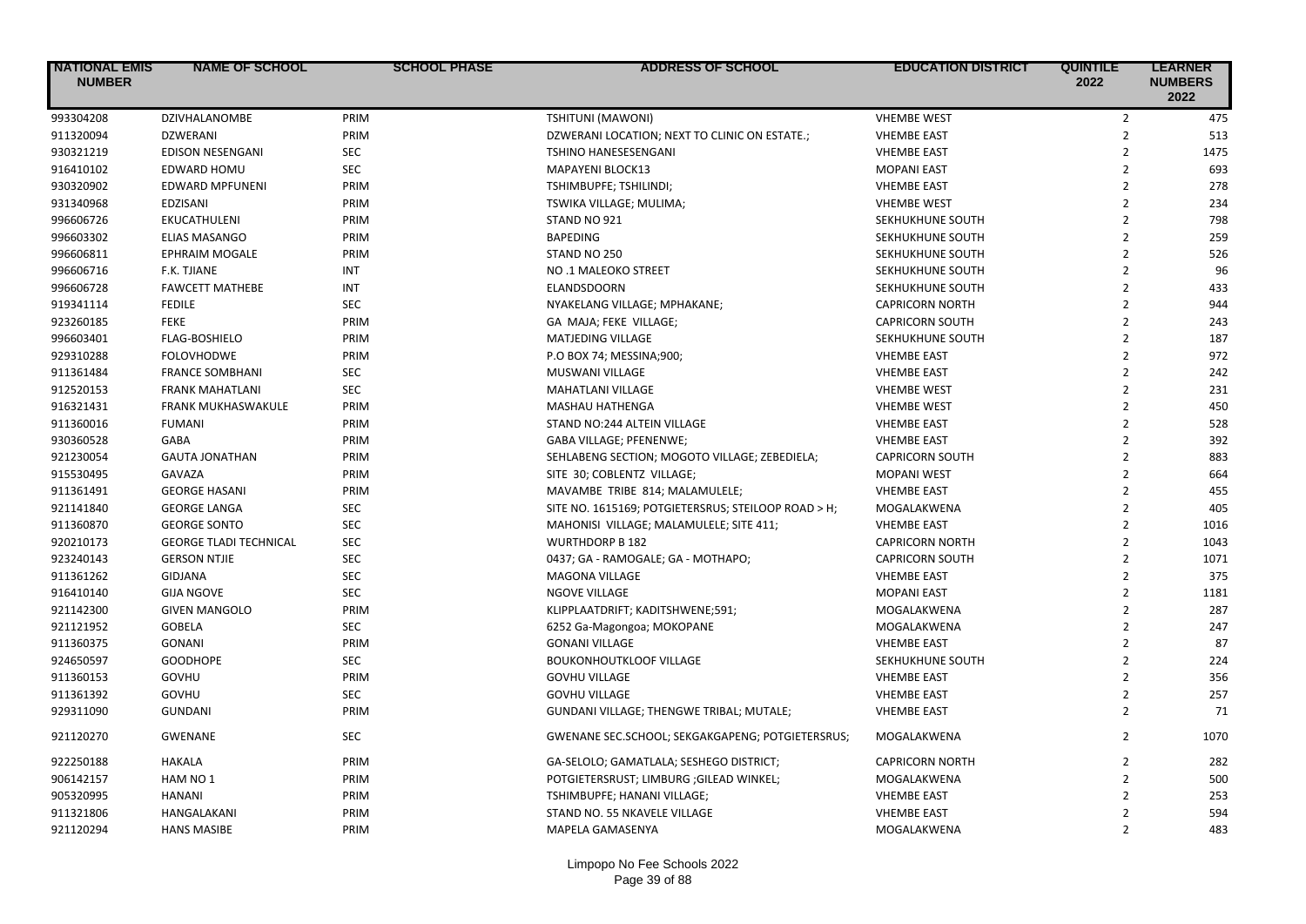| NATIONAL EMIS NUMBER | NAME OF SCHOOL | SCHOOL PHASE | ADDRESS OF SCHOOL | EDUCATION DISTRICT | QUINTILE 2022 | LEARNER NUMBERS 2022 |
|---|---|---|---|---|---|---|
| 993304208 | DZIVHALANOMBE | PRIM | TSHITUNI (MAWONI) | VHEMBE WEST | 2 | 475 |
| 911320094 | DZWERANI | PRIM | DZWERANI LOCATION; NEXT TO CLINIC ON ESTATE.; | VHEMBE EAST | 2 | 513 |
| 930321219 | EDISON NESENGANI | SEC | TSHINO HANESESENGANI | VHEMBE EAST | 2 | 1475 |
| 916410102 | EDWARD HOMU | SEC | MAPAYENI BLOCK13 | MOPANI EAST | 2 | 693 |
| 930320902 | EDWARD MPFUNENI | PRIM | TSHIMBUPFE; TSHILINDI; | VHEMBE EAST | 2 | 278 |
| 931340968 | EDZISANI | PRIM | TSWIKA VILLAGE; MULIMA; | VHEMBE WEST | 2 | 234 |
| 996606726 | EKUCATHULENI | PRIM | STAND NO 921 | SEKHUKHUNE SOUTH | 2 | 798 |
| 996603302 | ELIAS MASANGO | PRIM | BAPEDING | SEKHUKHUNE SOUTH | 2 | 259 |
| 996606811 | EPHRAIM MOGALE | PRIM | STAND NO 250 | SEKHUKHUNE SOUTH | 2 | 526 |
| 996606716 | F.K. TJIANE | INT | NO .1 MALEOKO STREET | SEKHUKHUNE SOUTH | 2 | 96 |
| 996606728 | FAWCETT MATHEBE | INT | ELANDSDOORN | SEKHUKHUNE SOUTH | 2 | 433 |
| 919341114 | FEDILE | SEC | NYAKELANG VILLAGE; MPHAKANE; | CAPRICORN NORTH | 2 | 944 |
| 923260185 | FEKE | PRIM | GA MAJA; FEKE VILLAGE; | CAPRICORN SOUTH | 2 | 243 |
| 996603401 | FLAG-BOSHIELO | PRIM | MATJEDING VILLAGE | SEKHUKHUNE SOUTH | 2 | 187 |
| 929310288 | FOLOVHODWE | PRIM | P.O BOX 74; MESSINA;900; | VHEMBE EAST | 2 | 972 |
| 911361484 | FRANCE SOMBHANI | SEC | MUSWANI VILLAGE | VHEMBE EAST | 2 | 242 |
| 912520153 | FRANK MAHATLANI | SEC | MAHATLANI VILLAGE | VHEMBE WEST | 2 | 231 |
| 916321431 | FRANK MUKHASWAKULE | PRIM | MASHAU HATHENGA | VHEMBE WEST | 2 | 450 |
| 911360016 | FUMANI | PRIM | STAND NO:244 ALTEIN VILLAGE | VHEMBE EAST | 2 | 528 |
| 930360528 | GABA | PRIM | GABA VILLAGE; PFENENWE; | VHEMBE EAST | 2 | 392 |
| 921230054 | GAUTA JONATHAN | PRIM | SEHLABENG SECTION; MOGOTO VILLAGE; ZEBEDIELA; | CAPRICORN SOUTH | 2 | 883 |
| 915530495 | GAVAZA | PRIM | SITE 30; COBLENTZ VILLAGE; | MOPANI WEST | 2 | 664 |
| 911361491 | GEORGE HASANI | PRIM | MAVAMBE TRIBE 814; MALAMULELE; | VHEMBE EAST | 2 | 455 |
| 921141840 | GEORGE LANGA | SEC | SITE NO. 1615169; POTGIETERSRUS; STEILOOP ROAD > H; | MOGALAKWENA | 2 | 405 |
| 911360870 | GEORGE SONTO | SEC | MAHONISI VILLAGE; MALAMULELE; SITE 411; | VHEMBE EAST | 2 | 1016 |
| 920210173 | GEORGE TLADI TECHNICAL | SEC | WURTHDORP B 182 | CAPRICORN NORTH | 2 | 1043 |
| 923240143 | GERSON NTJIE | SEC | 0437; GA - RAMOGALE; GA - MOTHAPO; | CAPRICORN SOUTH | 2 | 1071 |
| 911361262 | GIDJANA | SEC | MAGONA VILLAGE | VHEMBE EAST | 2 | 375 |
| 916410140 | GIJA NGOVE | SEC | NGOVE VILLAGE | MOPANI EAST | 2 | 1181 |
| 921142300 | GIVEN MANGOLO | PRIM | KLIPPLAATDRIFT; KADITSHWENE;591; | MOGALAKWENA | 2 | 287 |
| 921121952 | GOBELA | SEC | 6252 Ga-Magongoa; MOKOPANE | MOGALAKWENA | 2 | 247 |
| 911360375 | GONANI | PRIM | GONANI VILLAGE | VHEMBE EAST | 2 | 87 |
| 924650597 | GOODHOPE | SEC | BOUKONHOUTKLOOF VILLAGE | SEKHUKHUNE SOUTH | 2 | 224 |
| 911360153 | GOVHU | PRIM | GOVHU VILLAGE | VHEMBE EAST | 2 | 356 |
| 911361392 | GOVHU | SEC | GOVHU VILLAGE | VHEMBE EAST | 2 | 257 |
| 929311090 | GUNDANI | PRIM | GUNDANI VILLAGE; THENGWE TRIBAL; MUTALE; | VHEMBE EAST | 2 | 71 |
| 921120270 | GWENANE | SEC | GWENANE SEC.SCHOOL; SEKGAKGAPENG; POTGIETERSRUS; | MOGALAKWENA | 2 | 1070 |
| 922250188 | HAKALA | PRIM | GA-SELOLO; GAMATLALA; SESHEGO DISTRICT; | CAPRICORN NORTH | 2 | 282 |
| 906142157 | HAM NO 1 | PRIM | POTGIETERSRUST; LIMBURG ;GILEAD WINKEL; | MOGALAKWENA | 2 | 500 |
| 905320995 | HANANI | PRIM | TSHIMBUPFE; HANANI VILLAGE; | VHEMBE EAST | 2 | 253 |
| 911321806 | HANGALAKANI | PRIM | STAND NO. 55 NKAVELE VILLAGE | VHEMBE EAST | 2 | 594 |
| 921120294 | HANS MASIBE | PRIM | MAPELA GAMASENYA | MOGALAKWENA | 2 | 483 |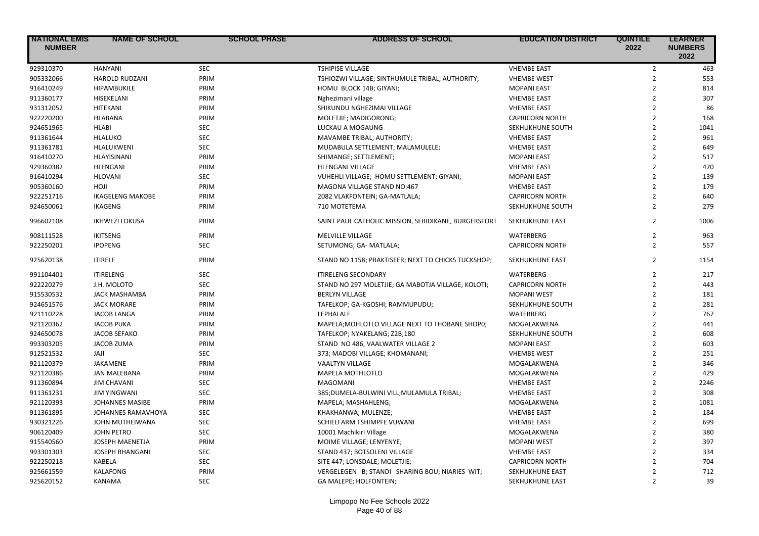| NATIONAL EMIS NUMBER | NAME OF SCHOOL | SCHOOL PHASE | ADDRESS OF SCHOOL | EDUCATION DISTRICT | QUINTILE 2022 | LEARNER NUMBERS 2022 |
|---|---|---|---|---|---|---|
| 929310370 | HANYANI | SEC | TSHIPISE VILLAGE | VHEMBE EAST | 2 | 463 |
| 905332066 | HAROLD RUDZANI | PRIM | TSHIOZWI VILLAGE; SINTHUMULE TRIBAL; AUTHORITY; | VHEMBE WEST | 2 | 553 |
| 916410249 | HIPAMBUKILE | PRIM | HOMU BLOCK 14B; GIYANI; | MOPANI EAST | 2 | 814 |
| 911360177 | HISEKELANI | PRIM | Nghezimani village | VHEMBE EAST | 2 | 307 |
| 931312052 | HITEKANI | PRIM | SHIKUNDU NGHEZIMAI VILLAGE | VHEMBE EAST | 2 | 86 |
| 922220200 | HLABANA | PRIM | MOLETJIE; MADIGORONG; | CAPRICORN NORTH | 2 | 168 |
| 924651965 | HLABI | SEC | LUCKAU A MOGAUNG | SEKHUKHUNE SOUTH | 2 | 1041 |
| 911361644 | HLALUKO | SEC | MAVAMBE TRIBAL; AUTHORITY; | VHEMBE EAST | 2 | 961 |
| 911361781 | HLALUKWENI | SEC | MUDABULA SETTLEMENT; MALAMULELE; | VHEMBE EAST | 2 | 649 |
| 916410270 | HLAYISINANI | PRIM | SHIMANGE; SETTLEMENT; | MOPANI EAST | 2 | 517 |
| 929360382 | HLENGANI | PRIM | HLENGANI VILLAGE | VHEMBE EAST | 2 | 470 |
| 916410294 | HLOVANI | SEC | VUHEHLI VILLAGE; HOMU SETTLEMENT; GIYANI; | MOPANI EAST | 2 | 139 |
| 905360160 | HOJI | PRIM | MAGONA VILLAGE STAND NO:467 | VHEMBE EAST | 2 | 179 |
| 922251716 | IKAGELENG MAKOBE | PRIM | 2082 VLAKFONTEIN; GA-MATLALA; | CAPRICORN NORTH | 2 | 640 |
| 924650061 | IKAGENG | PRIM | 710 MOTETEMA | SEKHUKHUNE SOUTH | 2 | 279 |
| 996602108 | IKHWEZI LOKUSA | PRIM | SAINT PAUL CATHOLIC MISSION, SEBIDIKANE, BURGERSFORT | SEKHUKHUNE EAST | 2 | 1006 |
| 908111528 | IKITSENG | PRIM | MELVILLE VILLAGE | WATERBERG | 2 | 963 |
| 922250201 | IPOPENG | SEC | SETUMONG; GA- MATLALA; | CAPRICORN NORTH | 2 | 557 |
| 925620138 | ITIRELE | PRIM | STAND NO 1158; PRAKTISEER; NEXT TO CHICKS TUCKSHOP; | SEKHUKHUNE EAST | 2 | 1154 |
| 991104401 | ITIRELENG | SEC | ITIRELENG SECONDARY | WATERBERG | 2 | 217 |
| 922220279 | J.H. MOLOTO | SEC | STAND NO 297 MOLETJIE; GA MABOTJA VILLAGE; KOLOTI; | CAPRICORN NORTH | 2 | 443 |
| 915530532 | JACK MASHAMBA | PRIM | BERLYN VILLAGE | MOPANI WEST | 2 | 181 |
| 924651576 | JACK MORARE | PRIM | TAFELKOP; GA-KGOSHI; RAMMUPUDU; | SEKHUKHUNE SOUTH | 2 | 281 |
| 921110228 | JACOB LANGA | PRIM | LEPHALALE | WATERBERG | 2 | 767 |
| 921120362 | JACOB PUKA | PRIM | MAPELA;MOHLOTLO VILLAGE NEXT TO THOBANE SHOP0; | MOGALAKWENA | 2 | 441 |
| 924650078 | JACOB SEFAKO | PRIM | TAFELKOP; NYAKELANG; Z2B;180 | SEKHUKHUNE SOUTH | 2 | 608 |
| 993303205 | JACOB ZUMA | PRIM | STAND NO 486, VAALWATER VILLAGE 2 | MOPANI EAST | 2 | 603 |
| 912521532 | JAJI | SEC | 373; MADOBI VILLAGE; KHOMANANI; | VHEMBE WEST | 2 | 251 |
| 921120379 | JAKAMENE | PRIM | VAALTYN VILLAGE | MOGALAKWENA | 2 | 346 |
| 921120386 | JAN MALEBANA | PRIM | MAPELA MOTHLOTLO | MOGALAKWENA | 2 | 429 |
| 911360894 | JIM CHAVANI | SEC | MAGOMANI | VHEMBE EAST | 2 | 2246 |
| 911361231 | JIM YINGWANI | SEC | 385;DUMELA-BULWINI VILL;MULAMULA TRIBAL; | VHEMBE EAST | 2 | 308 |
| 921120393 | JOHANNES MASIBE | PRIM | MAPELA; MASHAHLENG; | MOGALAKWENA | 2 | 1081 |
| 911361895 | JOHANNES RAMAVHOYA | SEC | KHAKHANWA; MULENZE; | VHEMBE EAST | 2 | 184 |
| 930321226 | JOHN MUTHEIWANA | SEC | SCHIELFARM TSHIMPFE VUWANI | VHEMBE EAST | 2 | 699 |
| 906120409 | JOHN PETRO | SEC | 10001 Machikiri Village | MOGALAKWENA | 2 | 380 |
| 915540560 | JOSEPH MAENETJA | PRIM | MOIME VILLAGE; LENYENYE; | MOPANI WEST | 2 | 397 |
| 993301303 | JOSEPH RHANGANI | SEC | STAND 437; BOTSOLENI VILLAGE | VHEMBE EAST | 2 | 334 |
| 922250218 | KABELA | SEC | SITE 447; LONSDALE; MOLETJIE; | CAPRICORN NORTH | 2 | 704 |
| 925661559 | KALAFONG | PRIM | VERGELEGEN B; STANDI SHARING BOU; NIARIES WIT; | SEKHUKHUNE EAST | 2 | 712 |
| 925620152 | KANAMA | SEC | GA MALEPE; HOLFONTEIN; | SEKHUKHUNE EAST | 2 | 39 |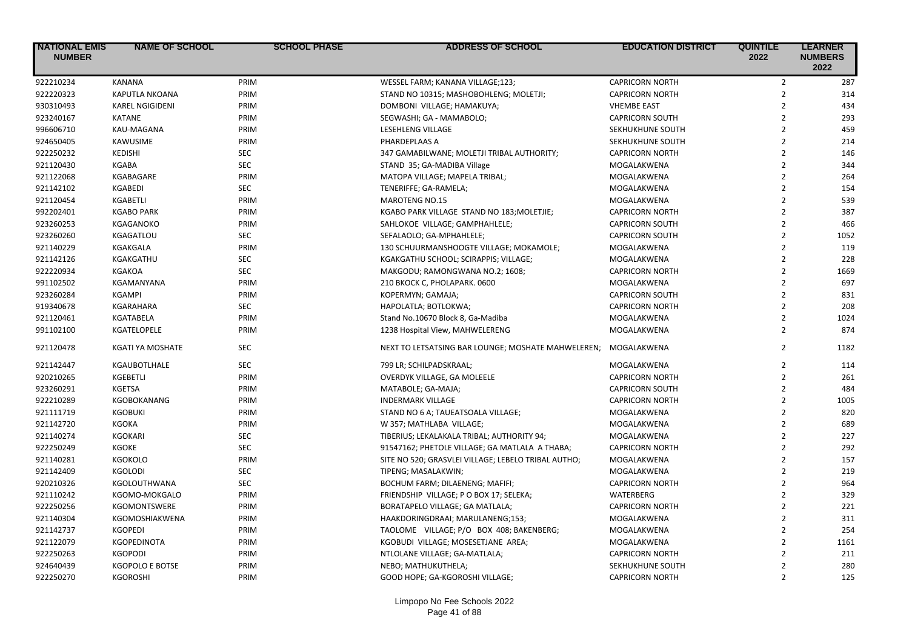| NATIONAL EMIS NUMBER | NAME OF SCHOOL | SCHOOL PHASE | ADDRESS OF SCHOOL | EDUCATION DISTRICT | QUINTILE 2022 | LEARNER NUMBERS 2022 |
|---|---|---|---|---|---|---|
| 922210234 | KANANA | PRIM | WESSEL FARM; KANANA VILLAGE;123; | CAPRICORN NORTH | 2 | 287 |
| 922220323 | KAPUTLA NKOANA | PRIM | STAND NO 10315; MASHOBOHLENG; MOLETJI; | CAPRICORN NORTH | 2 | 314 |
| 930310493 | KAREL NGIGIDENI | PRIM | DOMBONI VILLAGE; HAMAKUYA; | VHEMBE EAST | 2 | 434 |
| 923240167 | KATANE | PRIM | SEGWASHI; GA - MAMABOLO; | CAPRICORN SOUTH | 2 | 293 |
| 996606710 | KAU-MAGANA | PRIM | LESEHLENG VILLAGE | SEKHUKHUNE SOUTH | 2 | 459 |
| 924650405 | KAWUSIME | PRIM | PHARDEPLAAS A | SEKHUKHUNE SOUTH | 2 | 214 |
| 922250232 | KEDISHI | SEC | 347 GAMABILWANE; MOLETJI TRIBAL AUTHORITY; | CAPRICORN NORTH | 2 | 146 |
| 921120430 | KGABA | SEC | STAND 35; GA-MADIBA Village | MOGALAKWENA | 2 | 344 |
| 921122068 | KGABAGARE | PRIM | MATOPA VILLAGE; MAPELA TRIBAL; | MOGALAKWENA | 2 | 264 |
| 921142102 | KGABEDI | SEC | TENERIFFE; GA-RAMELA; | MOGALAKWENA | 2 | 154 |
| 921120454 | KGABETLI | PRIM | MAROTENG NO.15 | MOGALAKWENA | 2 | 539 |
| 992202401 | KGABO PARK | PRIM | KGABO PARK VILLAGE STAND NO 183;MOLETJIE; | CAPRICORN NORTH | 2 | 387 |
| 923260253 | KGAGANOKO | PRIM | SAHLOKOE VILLAGE; GAMPHAHLELE; | CAPRICORN SOUTH | 2 | 466 |
| 923260260 | KGAGATLOU | SEC | SEFALAOLO; GA-MPHAHLELE; | CAPRICORN SOUTH | 2 | 1052 |
| 921140229 | KGAKGALA | PRIM | 130 SCHUURMANSHOOGTE VILLAGE; MOKAMOLE; | MOGALAKWENA | 2 | 119 |
| 921142126 | KGAKGATHU | SEC | KGAKGATHU SCHOOL; SCIRAPPIS; VILLAGE; | MOGALAKWENA | 2 | 228 |
| 922220934 | KGAKOA | SEC | MAKGODU; RAMONGWANA NO.2; 1608; | CAPRICORN NORTH | 2 | 1669 |
| 991102502 | KGAMANYANA | PRIM | 210 BKOCK C, PHOLAPARK. 0600 | MOGALAKWENA | 2 | 697 |
| 923260284 | KGAMPI | PRIM | KOPERMYN; GAMAJA; | CAPRICORN SOUTH | 2 | 831 |
| 919340678 | KGARAHARA | SEC | HAPOLATLA; BOTLOKWA; | CAPRICORN NORTH | 2 | 208 |
| 921120461 | KGATABELA | PRIM | Stand No.10670 Block 8, Ga-Madiba | MOGALAKWENA | 2 | 1024 |
| 991102100 | KGATELOPELE | PRIM | 1238 Hospital View, MAHWELERENG | MOGALAKWENA | 2 | 874 |
| 921120478 | KGATI YA MOSHATE | SEC | NEXT TO LETSATSING BAR LOUNGE; MOSHATE MAHWELEREN; | MOGALAKWENA | 2 | 1182 |
| 921142447 | KGAUBOTLHALE | SEC | 799 LR; SCHILPADSKRAAL; | MOGALAKWENA | 2 | 114 |
| 920210265 | KGEBETLI | PRIM | OVERDYK VILLAGE, GA MOLEELE | CAPRICORN NORTH | 2 | 261 |
| 923260291 | KGETSA | PRIM | MATABOLE; GA-MAJA; | CAPRICORN SOUTH | 2 | 484 |
| 922210289 | KGOBOKANANG | PRIM | INDERMARK VILLAGE | CAPRICORN NORTH | 2 | 1005 |
| 921111719 | KGOBUKI | PRIM | STAND NO 6 A; TAUEATSOALA VILLAGE; | MOGALAKWENA | 2 | 820 |
| 921142720 | KGOKA | PRIM | W 357; MATHLABA VILLAGE; | MOGALAKWENA | 2 | 689 |
| 921140274 | KGOKARI | SEC | TIBERIUS; LEKALAKALA TRIBAL; AUTHORITY 94; | MOGALAKWENA | 2 | 227 |
| 922250249 | KGOKE | SEC | 91547162; PHETOLE VILLAGE; GA MATLALA A THABA; | CAPRICORN NORTH | 2 | 292 |
| 921140281 | KGOKOLO | PRIM | SITE NO 520; GRASVLEI VILLAGE; LEBELO TRIBAL AUTHO; | MOGALAKWENA | 2 | 157 |
| 921142409 | KGOLODI | SEC | TIPENG; MASALAKWIN; | MOGALAKWENA | 2 | 219 |
| 920210326 | KGOLOUTHWANA | SEC | BOCHUM FARM; DILAENENG; MAFIFI; | CAPRICORN NORTH | 2 | 964 |
| 921110242 | KGOMO-MOKGALO | PRIM | FRIENDSHIP VILLAGE; P O BOX 17; SELEKA; | WATERBERG | 2 | 329 |
| 922250256 | KGOMONTSWERE | PRIM | BORATAPELO VILLAGE; GA MATLALA; | CAPRICORN NORTH | 2 | 221 |
| 921140304 | KGOMOSHIAKWENA | PRIM | HAAKDORINGDRAAI; MARULANENG;153; | MOGALAKWENA | 2 | 311 |
| 921142737 | KGOPEDI | PRIM | TAOLOME VILLAGE; P/O BOX 408; BAKENBERG; | MOGALAKWENA | 2 | 254 |
| 921122079 | KGOPEDINOTA | PRIM | KGOBUDI VILLAGE; MOSESETJANE AREA; | MOGALAKWENA | 2 | 1161 |
| 922250263 | KGOPODI | PRIM | NTLOLANE VILLAGE; GA-MATLALA; | CAPRICORN NORTH | 2 | 211 |
| 924640439 | KGOPOLO E BOTSE | PRIM | NEBO; MATHUKUTHELA; | SEKHUKHUNE SOUTH | 2 | 280 |
| 922250270 | KGOROSHI | PRIM | GOOD HOPE; GA-KGOROSHI VILLAGE; | CAPRICORN NORTH | 2 | 125 |

Limpopo No Fee Schools 2022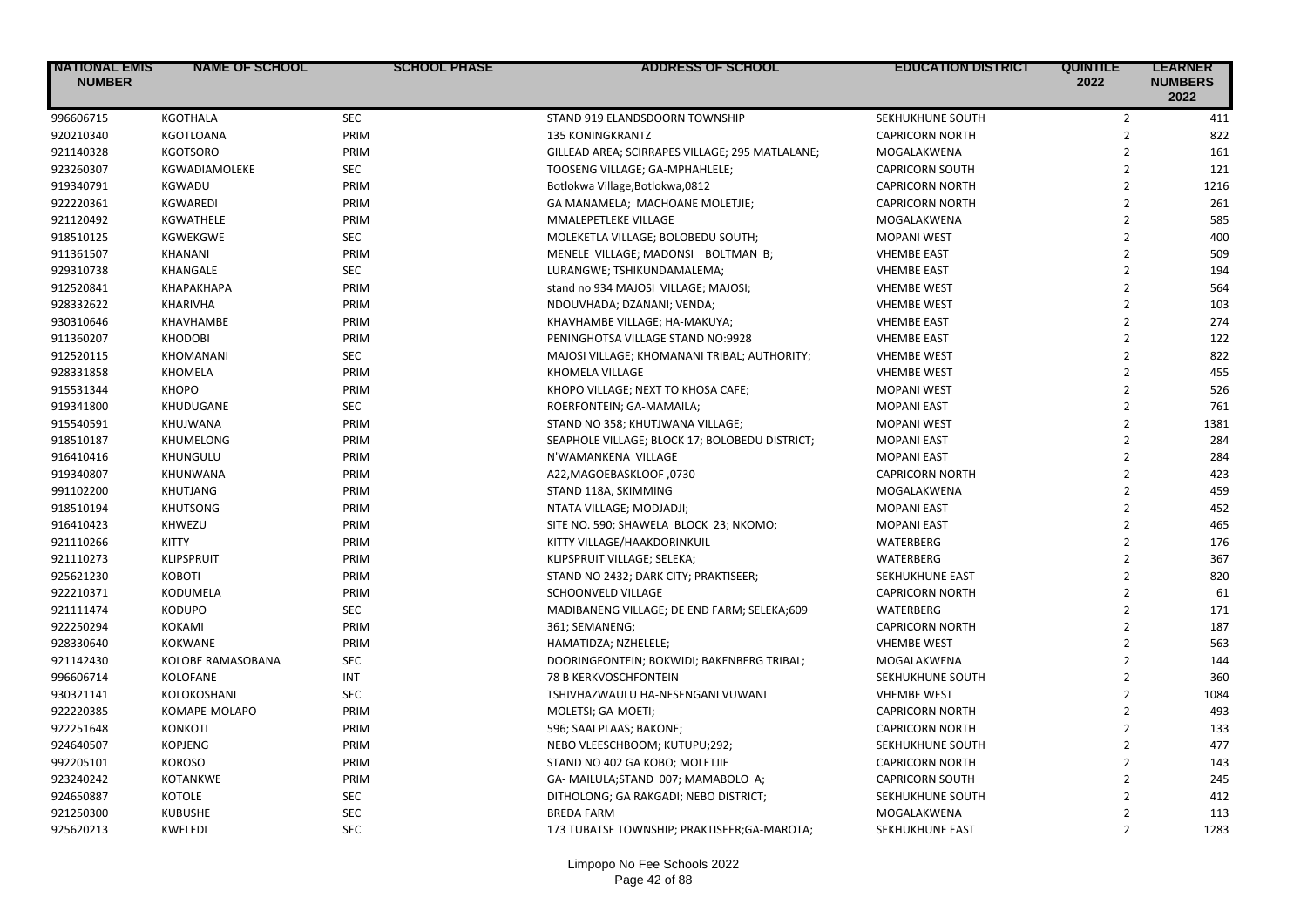| NATIONAL EMIS NUMBER | NAME OF SCHOOL | SCHOOL PHASE | ADDRESS OF SCHOOL | EDUCATION DISTRICT | QUINTILE 2022 | LEARNER NUMBERS 2022 |
|---|---|---|---|---|---|---|
| 996606715 | KGOTHALA | SEC | STAND 919 ELANDSDOORN TOWNSHIP | SEKHUKHUNE SOUTH | 2 | 411 |
| 920210340 | KGOTLOANA | PRIM | 135 KONINGKRANTZ | CAPRICORN NORTH | 2 | 822 |
| 921140328 | KGOTSORO | PRIM | GILLEAD AREA; SCIRRAPES VILLAGE; 295 MATLALANE; | MOGALAKWENA | 2 | 161 |
| 923260307 | KGWADIAMOLEKE | SEC | TOOSENG VILLAGE; GA-MPHAHLELE; | CAPRICORN SOUTH | 2 | 121 |
| 919340791 | KGWADU | PRIM | Botlokwa Village,Botlokwa,0812 | CAPRICORN NORTH | 2 | 1216 |
| 922220361 | KGWAREDI | PRIM | GA MANAMELA; MACHOANE MOLETJIE; | CAPRICORN NORTH | 2 | 261 |
| 921120492 | KGWATHELE | PRIM | MMALEPETLEKE VILLAGE | MOGALAKWENA | 2 | 585 |
| 918510125 | KGWEKGWE | SEC | MOLEKETLA VILLAGE; BOLOBEDU SOUTH; | MOPANI WEST | 2 | 400 |
| 911361507 | KHANANI | PRIM | MENELE VILLAGE; MADONSI BOLTMAN B; | VHEMBE EAST | 2 | 509 |
| 929310738 | KHANGALE | SEC | LURANGWE; TSHIKUNDAMALEMA; | VHEMBE EAST | 2 | 194 |
| 912520841 | KHAPAKHAPA | PRIM | stand no 934 MAJOSI VILLAGE; MAJOSI; | VHEMBE WEST | 2 | 564 |
| 928332622 | KHARIVHA | PRIM | NDOUVHADA; DZANANI; VENDA; | VHEMBE WEST | 2 | 103 |
| 930310646 | KHAVHAMBE | PRIM | KHAVHAMBE VILLAGE; HA-MAKUYA; | VHEMBE EAST | 2 | 274 |
| 911360207 | KHODOBI | PRIM | PENINGHOTSA VILLAGE STAND NO:9928 | VHEMBE EAST | 2 | 122 |
| 912520115 | KHOMANANI | SEC | MAJOSI VILLAGE; KHOMANANI TRIBAL; AUTHORITY; | VHEMBE WEST | 2 | 822 |
| 928331858 | KHOMELA | PRIM | KHOMELA VILLAGE | VHEMBE WEST | 2 | 455 |
| 915531344 | KHOPO | PRIM | KHOPO VILLAGE; NEXT TO KHOSA CAFE; | MOPANI WEST | 2 | 526 |
| 919341800 | KHUDUGANE | SEC | ROERFONTEIN; GA-MAMAILA; | MOPANI EAST | 2 | 761 |
| 915540591 | KHUJWANA | PRIM | STAND NO 358; KHUTJWANA VILLAGE; | MOPANI WEST | 2 | 1381 |
| 918510187 | KHUMELONG | PRIM | SEAPHOLE VILLAGE; BLOCK 17; BOLOBEDU DISTRICT; | MOPANI EAST | 2 | 284 |
| 916410416 | KHUNGULU | PRIM | N'WAMANKENA VILLAGE | MOPANI EAST | 2 | 284 |
| 919340807 | KHUNWANA | PRIM | A22,MAGOEBASKLOOF ,0730 | CAPRICORN NORTH | 2 | 423 |
| 991102200 | KHUTJANG | PRIM | STAND 118A, SKIMMING | MOGALAKWENA | 2 | 459 |
| 918510194 | KHUTSONG | PRIM | NTATA VILLAGE; MODJADJI; | MOPANI EAST | 2 | 452 |
| 916410423 | KHWEZU | PRIM | SITE NO. 590; SHAWELA BLOCK 23; NKOMO; | MOPANI EAST | 2 | 465 |
| 921110266 | KITTY | PRIM | KITTY VILLAGE/HAAKDORINKUIL | WATERBERG | 2 | 176 |
| 921110273 | KLIPSPRUIT | PRIM | KLIPSPRUIT VILLAGE; SELEKA; | WATERBERG | 2 | 367 |
| 925621230 | KOBOTI | PRIM | STAND NO 2432; DARK CITY; PRAKTISEER; | SEKHUKHUNE EAST | 2 | 820 |
| 922210371 | KODUMELA | PRIM | SCHOONVELD VILLAGE | CAPRICORN NORTH | 2 | 61 |
| 921111474 | KODUPO | SEC | MADIBANENG VILLAGE; DE END FARM; SELEKA;609 | WATERBERG | 2 | 171 |
| 922250294 | KOKAMI | PRIM | 361; SEMANENG; | CAPRICORN NORTH | 2 | 187 |
| 928330640 | KOKWANE | PRIM | HAMATIDZA; NZHELELE; | VHEMBE WEST | 2 | 563 |
| 921142430 | KOLOBE RAMASOBANA | SEC | DOORINGFONTEIN; BOKWIDI; BAKENBERG TRIBAL; | MOGALAKWENA | 2 | 144 |
| 996606714 | KOLOFANE | INT | 78 B KERKVOSCHFONTEIN | SEKHUKHUNE SOUTH | 2 | 360 |
| 930321141 | KOLOKOSHANI | SEC | TSHIVHAZWAULU HA-NESENGANI VUWANI | VHEMBE WEST | 2 | 1084 |
| 922220385 | KOMAPE-MOLAPO | PRIM | MOLETSI; GA-MOETI; | CAPRICORN NORTH | 2 | 493 |
| 922251648 | KONKOTI | PRIM | 596; SAAI PLAAS; BAKONE; | CAPRICORN NORTH | 2 | 133 |
| 924640507 | KOPJENG | PRIM | NEBO VLEESCHBOOM; KUTUPU;292; | SEKHUKHUNE SOUTH | 2 | 477 |
| 992205101 | KOROSO | PRIM | STAND NO 402 GA KOBO; MOLETJIE | CAPRICORN NORTH | 2 | 143 |
| 923240242 | KOTANKWE | PRIM | GA- MAILULA;STAND 007; MAMABOLO A; | CAPRICORN SOUTH | 2 | 245 |
| 924650887 | KOTOLE | SEC | DITHOLONG; GA RAKGADI; NEBO DISTRICT; | SEKHUKHUNE SOUTH | 2 | 412 |
| 921250300 | KUBUSHE | SEC | BREDA FARM | MOGALAKWENA | 2 | 113 |
| 925620213 | KWELEDI | SEC | 173 TUBATSE TOWNSHIP; PRAKTISEER;GA-MAROTA; | SEKHUKHUNE EAST | 2 | 1283 |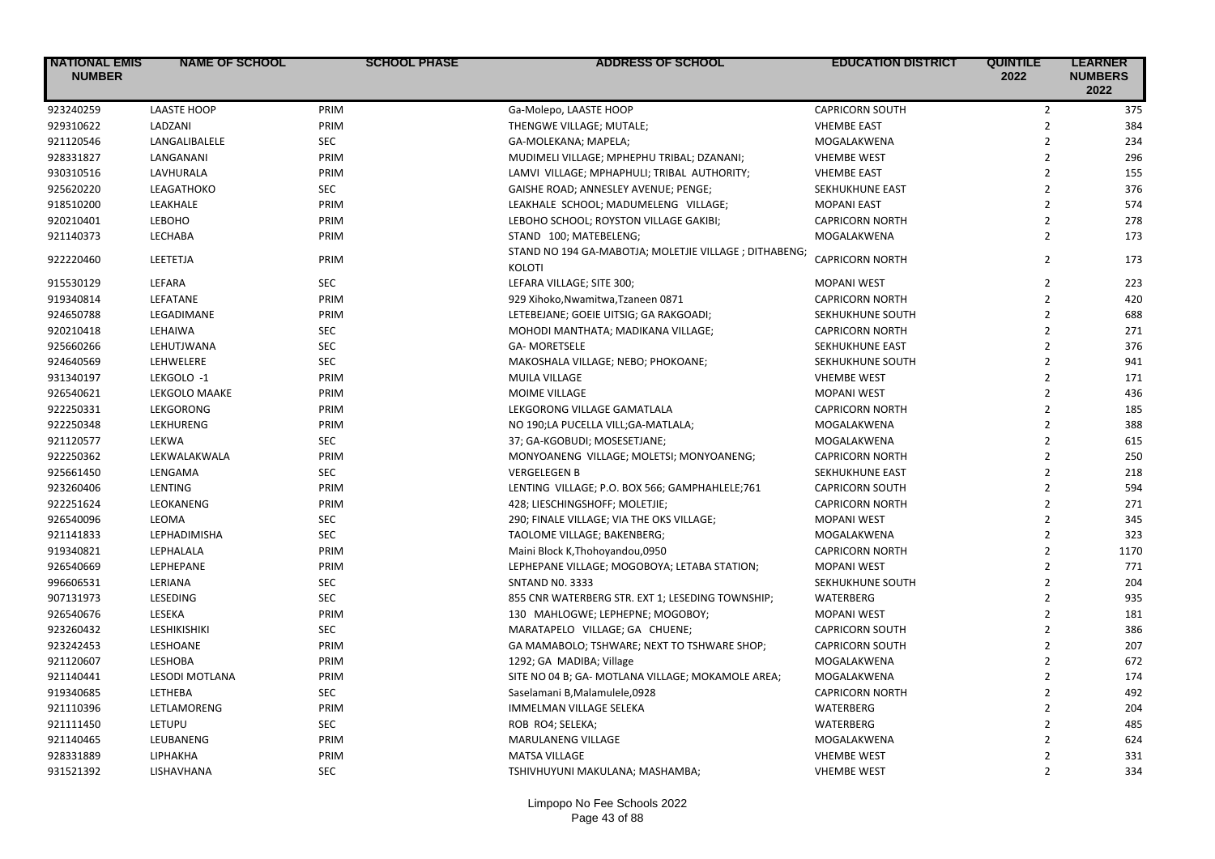| NATIONAL EMIS NUMBER | NAME OF SCHOOL | SCHOOL PHASE | ADDRESS OF SCHOOL | EDUCATION DISTRICT | QUINTILE 2022 | LEARNER NUMBERS 2022 |
|---|---|---|---|---|---|---|
| 923240259 | LAASTE HOOP | PRIM | Ga-Molepo, LAASTE HOOP | CAPRICORN SOUTH | 2 | 375 |
| 929310622 | LADZANI | PRIM | THENGWE VILLAGE; MUTALE; | VHEMBE EAST | 2 | 384 |
| 921120546 | LANGALIBALELE | SEC | GA-MOLEKANA; MAPELA; | MOGALAKWENA | 2 | 234 |
| 928331827 | LANGANANI | PRIM | MUDIMELI VILLAGE; MPHEPHU TRIBAL; DZANANI; | VHEMBE WEST | 2 | 296 |
| 930310516 | LAVHURALA | PRIM | LAMVI VILLAGE; MPHAPHULI; TRIBAL AUTHORITY; | VHEMBE EAST | 2 | 155 |
| 925620220 | LEAGATHOKO | SEC | GAISHE ROAD; ANNESLEY AVENUE; PENGE; | SEKHUKHUNE EAST | 2 | 376 |
| 918510200 | LEAKHALE | PRIM | LEAKHALE SCHOOL; MADUMELENG VILLAGE; | MOPANI EAST | 2 | 574 |
| 920210401 | LEBOHO | PRIM | LEBOHO SCHOOL; ROYSTON VILLAGE GAKIBI; | CAPRICORN NORTH | 2 | 278 |
| 921140373 | LECHABA | PRIM | STAND 100; MATEBELENG; | MOGALAKWENA | 2 | 173 |
| 922220460 | LEETETJA | PRIM | STAND NO 194 GA-MABOTJA; MOLETJIE VILLAGE ; DITHABENG; KOLOTI | CAPRICORN NORTH | 2 | 173 |
| 915530129 | LEFARA | SEC | LEFARA VILLAGE; SITE 300; | MOPANI WEST | 2 | 223 |
| 919340814 | LEFATANE | PRIM | 929 Xihoko,Nwamitwa,Tzaneen 0871 | CAPRICORN NORTH | 2 | 420 |
| 924650788 | LEGADIMANE | PRIM | LETEBEJANE; GOEIE UITSIG; GA RAKGOADI; | SEKHUKHUNE SOUTH | 2 | 688 |
| 920210418 | LEHAIWA | SEC | MOHODI MANTHATA; MADIKANA VILLAGE; | CAPRICORN NORTH | 2 | 271 |
| 925660266 | LEHUTJWANA | SEC | GA- MORETSELE | SEKHUKHUNE EAST | 2 | 376 |
| 924640569 | LEHWELERE | SEC | MAKOSHALA VILLAGE; NEBO; PHOKOANE; | SEKHUKHUNE SOUTH | 2 | 941 |
| 931340197 | LEKGOLO -1 | PRIM | MUILA VILLAGE | VHEMBE WEST | 2 | 171 |
| 926540621 | LEKGOLO MAAKE | PRIM | MOIME VILLAGE | MOPANI WEST | 2 | 436 |
| 922250331 | LEKGORONG | PRIM | LEKGORONG VILLAGE GAMATLALA | CAPRICORN NORTH | 2 | 185 |
| 922250348 | LEKHURENG | PRIM | NO 190;LA PUCELLA VILL;GA-MATLALA; | MOGALAKWENA | 2 | 388 |
| 921120577 | LEKWA | SEC | 37; GA-KGOBUDI; MOSESETJANE; | MOGALAKWENA | 2 | 615 |
| 922250362 | LEKWALAKWALA | PRIM | MONYOANENG VILLAGE; MOLETSI; MONYOANENG; | CAPRICORN NORTH | 2 | 250 |
| 925661450 | LENGAMA | SEC | VERGELEGEN B | SEKHUKHUNE EAST | 2 | 218 |
| 923260406 | LENTING | PRIM | LENTING VILLAGE; P.O. BOX 566; GAMPHAHLELE;761 | CAPRICORN SOUTH | 2 | 594 |
| 922251624 | LEOKANENG | PRIM | 428; LIESCHINGSHOFF; MOLETJIE; | CAPRICORN NORTH | 2 | 271 |
| 926540096 | LEOMA | SEC | 290; FINALE VILLAGE; VIA THE OKS VILLAGE; | MOPANI WEST | 2 | 345 |
| 921141833 | LEPHADIMISHA | SEC | TAOLOME VILLAGE; BAKENBERG; | MOGALAKWENA | 2 | 323 |
| 919340821 | LEPHALALA | PRIM | Maini Block K,Thohoyandou,0950 | CAPRICORN NORTH | 2 | 1170 |
| 926540669 | LEPHEPANE | PRIM | LEPHEPANE VILLAGE; MOGOBOYA; LETABA STATION; | MOPANI WEST | 2 | 771 |
| 996606531 | LERIANA | SEC | SNTAND N0. 3333 | SEKHUKHUNE SOUTH | 2 | 204 |
| 907131973 | LESEDING | SEC | 855 CNR WATERBERG STR. EXT 1; LESEDING TOWNSHIP; | WATERBERG | 2 | 935 |
| 926540676 | LESEKA | PRIM | 130 MAHLOGWE; LEPHEPNE; MOGOBOY; | MOPANI WEST | 2 | 181 |
| 923260432 | LESHIKISHIKI | SEC | MARATAPELO VILLAGE; GA CHUENE; | CAPRICORN SOUTH | 2 | 386 |
| 923242453 | LESHOANE | PRIM | GA MAMABOLO; TSHWARE; NEXT TO TSHWARE SHOP; | CAPRICORN SOUTH | 2 | 207 |
| 921120607 | LESHOBA | PRIM | 1292; GA MADIBA; Village | MOGALAKWENA | 2 | 672 |
| 921140441 | LESODI MOTLANA | PRIM | SITE NO 04 B; GA- MOTLANA VILLAGE; MOKAMOLE AREA; | MOGALAKWENA | 2 | 174 |
| 919340685 | LETHEBA | SEC | Saselamani B,Malamulele,0928 | CAPRICORN NORTH | 2 | 492 |
| 921110396 | LETLAMORENG | PRIM | IMMELMAN VILLAGE SELEKA | WATERBERG | 2 | 204 |
| 921111450 | LETUPU | SEC | ROB RO4; SELEKA; | WATERBERG | 2 | 485 |
| 921140465 | LEUBANENG | PRIM | MARULANENG VILLAGE | MOGALAKWENA | 2 | 624 |
| 928331889 | LIPHAKHA | PRIM | MATSA VILLAGE | VHEMBE WEST | 2 | 331 |
| 931521392 | LISHAVHANA | SEC | TSHIVHUYUNI MAKULANA; MASHAMBA; | VHEMBE WEST | 2 | 334 |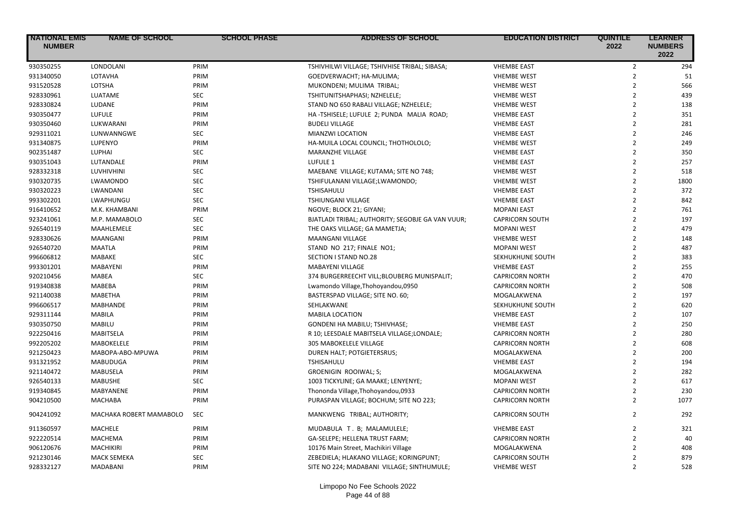| NATIONAL EMIS NUMBER | NAME OF SCHOOL | SCHOOL PHASE | ADDRESS OF SCHOOL | EDUCATION DISTRICT | QUINTILE 2022 | LEARNER NUMBERS 2022 |
|---|---|---|---|---|---|---|
| 930350255 | LONDOLANI | PRIM | TSHIVHILWI VILLAGE; TSHIVHISE TRIBAL; SIBASA; | VHEMBE EAST | 2 | 294 |
| 931340050 | LOTAVHA | PRIM | GOEDVERWACHT; HA-MULIMA; | VHEMBE WEST | 2 | 51 |
| 931520528 | LOTSHA | PRIM | MUKONDENI; MULIMA TRIBAL; | VHEMBE WEST | 2 | 566 |
| 928330961 | LUATAME | SEC | TSHITUNITSHAPHASI; NZHELELE; | VHEMBE WEST | 2 | 439 |
| 928330824 | LUDANE | PRIM | STAND NO 650 RABALI VILLAGE; NZHELELE; | VHEMBE WEST | 2 | 138 |
| 930350477 | LUFULE | PRIM | HA -TSHISELE; LUFULE 2; PUNDA MALIA ROAD; | VHEMBE EAST | 2 | 351 |
| 930350460 | LUKWARANI | PRIM | BUDELI VILLAGE | VHEMBE EAST | 2 | 281 |
| 929311021 | LUNWANNGWE | SEC | MIANZWI LOCATION | VHEMBE EAST | 2 | 246 |
| 931340875 | LUPENYO | PRIM | HA-MUILA LOCAL COUNCIL; THOTHOLOLO; | VHEMBE WEST | 2 | 249 |
| 902351487 | LUPHAI | SEC | MARANZHE VILLAGE | VHEMBE EAST | 2 | 350 |
| 930351043 | LUTANDALE | PRIM | LUFULE 1 | VHEMBE EAST | 2 | 257 |
| 928332318 | LUVHIVHINI | SEC | MAEBANE VILLAGE; KUTAMA; SITE NO 748; | VHEMBE WEST | 2 | 518 |
| 930320735 | LWAMONDO | SEC | TSHIFULANANI VILLAGE;LWAMONDO; | VHEMBE WEST | 2 | 1800 |
| 930320223 | LWANDANI | SEC | TSHISAHULU | VHEMBE EAST | 2 | 372 |
| 993302201 | LWAPHUNGU | SEC | TSHIUNGANI VILLAGE | VHEMBE EAST | 2 | 842 |
| 916410652 | M.K. KHAMBANI | PRIM | NGOVE; BLOCK 21; GIYANI; | MOPANI EAST | 2 | 761 |
| 923241061 | M.P. MAMABOLO | SEC | BJATLADI TRIBAL; AUTHORITY; SEGOBJE GA VAN VUUR; | CAPRICORN SOUTH | 2 | 197 |
| 926540119 | MAAHLEMELE | SEC | THE OAKS VILLAGE; GA MAMETJA; | MOPANI WEST | 2 | 479 |
| 928330626 | MAANGANI | PRIM | MAANGANI VILLAGE | VHEMBE WEST | 2 | 148 |
| 926540720 | MAATLA | PRIM | STAND NO 217; FINALE NO1; | MOPANI WEST | 2 | 487 |
| 996606812 | MABAKE | SEC | SECTION I STAND NO.28 | SEKHUKHUNE SOUTH | 2 | 383 |
| 993301201 | MABAYENI | PRIM | MABAYENI VILLAGE | VHEMBE EAST | 2 | 255 |
| 920210456 | MABEA | SEC | 374 BURGERREECHT VILL;BLOUBERG MUNISPALIT; | CAPRICORN NORTH | 2 | 470 |
| 919340838 | MABEBA | PRIM | Lwamondo Village,Thohoyandou,0950 | CAPRICORN NORTH | 2 | 508 |
| 921140038 | MABETHA | PRIM | BASTERSPAD VILLAGE; SITE NO. 60; | MOGALAKWENA | 2 | 197 |
| 996606517 | MABHANDE | PRIM | SEHLAKWANE | SEKHUKHUNE SOUTH | 2 | 620 |
| 929311144 | MABILA | PRIM | MABILA LOCATION | VHEMBE EAST | 2 | 107 |
| 930350750 | MABILU | PRIM | GONDENI HA MABILU; TSHIVHASE; | VHEMBE EAST | 2 | 250 |
| 922250416 | MABITSELA | PRIM | R 10; LEESDALE MABITSELA VILLAGE;LONDALE; | CAPRICORN NORTH | 2 | 280 |
| 992205202 | MABOKELELE | PRIM | 305 MABOKELELE VILLAGE | CAPRICORN NORTH | 2 | 608 |
| 921250423 | MABOPA-ABO-MPUWA | PRIM | DUREN HALT; POTGIETERSRUS; | MOGALAKWENA | 2 | 200 |
| 931321952 | MABUDUGA | PRIM | TSHISAHULU | VHEMBE EAST | 2 | 194 |
| 921140472 | MABUSELA | PRIM | GROENIGIN ROOIWAL; S; | MOGALAKWENA | 2 | 282 |
| 926540133 | MABUSHE | SEC | 1003 TICKYLINE; GA MAAKE; LENYENYE; | MOPANI WEST | 2 | 617 |
| 919340845 | MABYANENE | PRIM | Thononda Village,Thohoyandou,0933 | CAPRICORN NORTH | 2 | 230 |
| 904210500 | MACHABA | PRIM | PURASPAN VILLAGE; BOCHUM; SITE NO 223; | CAPRICORN NORTH | 2 | 1077 |
| 904241092 | MACHAKA ROBERT MAMABOLO | SEC | MANKWENG TRIBAL; AUTHORITY; | CAPRICORN SOUTH | 2 | 292 |
| 911360597 | MACHELE | PRIM | MUDABULA T . B; MALAMULELE; | VHEMBE EAST | 2 | 321 |
| 922220514 | MACHEMA | PRIM | GA-SELEPE; HELLENA TRUST FARM; | CAPRICORN NORTH | 2 | 40 |
| 906120676 | MACHIKIRI | PRIM | 10176 Main Street, Machikiri Village | MOGALAKWENA | 2 | 408 |
| 921230146 | MACK SEMEKA | SEC | ZEBEDIELA; HLAKANO VILLAGE; KORINGPUNT; | CAPRICORN SOUTH | 2 | 879 |
| 928332127 | MADABANI | PRIM | SITE NO 224; MADABANI VILLAGE; SINTHUMULE; | VHEMBE WEST | 2 | 528 |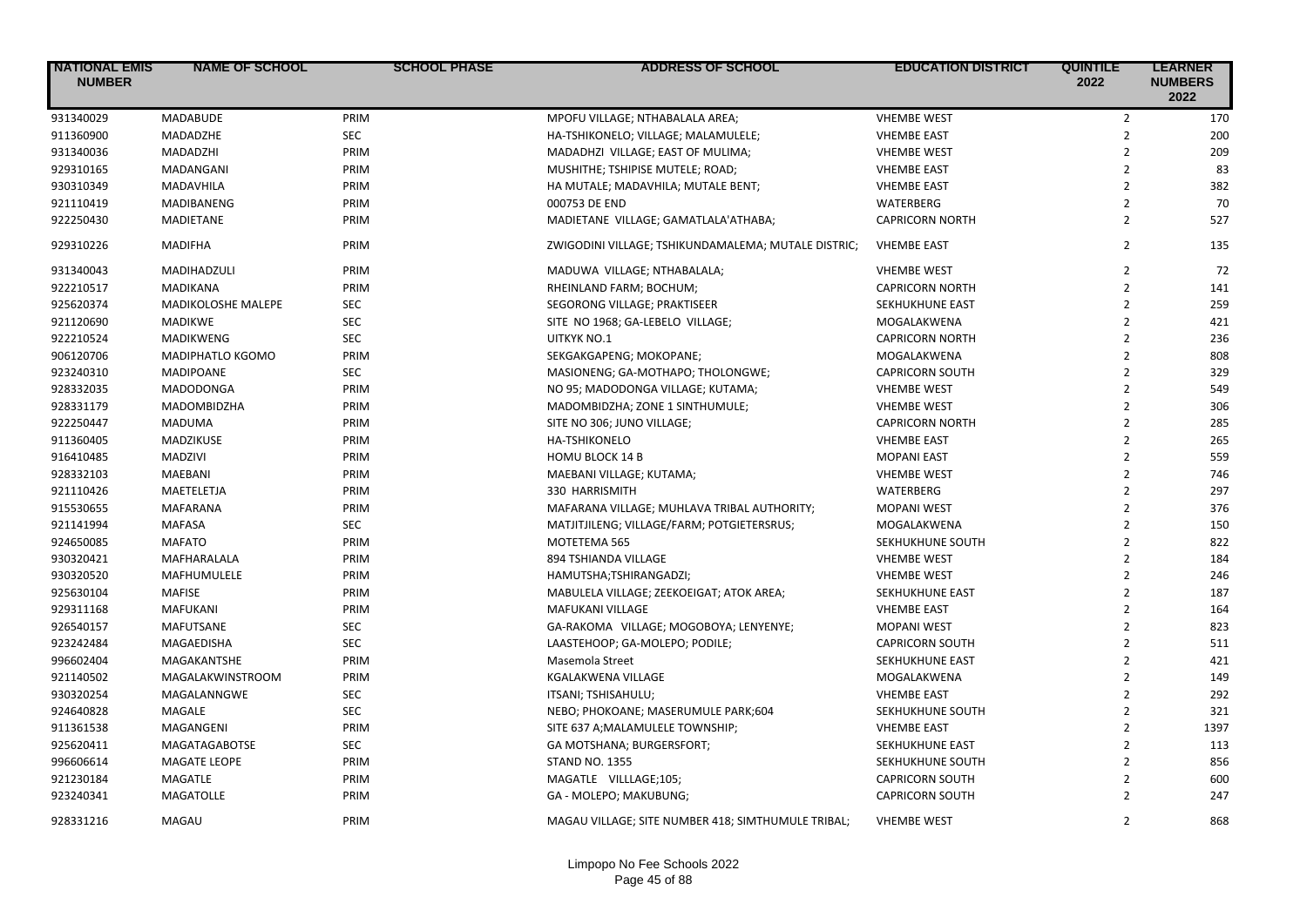| NATIONAL EMIS NUMBER | NAME OF SCHOOL | SCHOOL PHASE | ADDRESS OF SCHOOL | EDUCATION DISTRICT | QUINTILE 2022 | LEARNER NUMBERS 2022 |
|---|---|---|---|---|---|---|
| 931340029 | MADABUDE | PRIM | MPOFU VILLAGE; NTHABALALA AREA; | VHEMBE WEST | 2 | 170 |
| 911360900 | MADADZHE | SEC | HA-TSHIKONELO; VILLAGE; MALAMULELE; | VHEMBE EAST | 2 | 200 |
| 931340036 | MADADZHI | PRIM | MADADHZI VILLAGE; EAST OF MULIMA; | VHEMBE WEST | 2 | 209 |
| 929310165 | MADANGANI | PRIM | MUSHITHE; TSHIPISE MUTELE; ROAD; | VHEMBE EAST | 2 | 83 |
| 930310349 | MADAVHILA | PRIM | HA MUTALE; MADAVHILA; MUTALE BENT; | VHEMBE EAST | 2 | 382 |
| 921110419 | MADIBANENG | PRIM | 000753 DE END | WATERBERG | 2 | 70 |
| 922250430 | MADIETANE | PRIM | MADIETANE VILLAGE; GAMATLALA'ATHABA; | CAPRICORN NORTH | 2 | 527 |
| 929310226 | MADIFHA | PRIM | ZWIGODINI VILLAGE; TSHIKUNDAMALEMA; MUTALE DISTRIC; | VHEMBE EAST | 2 | 135 |
| 931340043 | MADIHADZULI | PRIM | MADUWA VILLAGE; NTHABALALA; | VHEMBE WEST | 2 | 72 |
| 922210517 | MADIKANA | PRIM | RHEINLAND FARM; BOCHUM; | CAPRICORN NORTH | 2 | 141 |
| 925620374 | MADIKOLOSHE MALEPE | SEC | SEGORONG VILLAGE; PRAKTISEER | SEKHUKHUNE EAST | 2 | 259 |
| 921120690 | MADIKWE | SEC | SITE NO 1968; GA-LEBELO VILLAGE; | MOGALAKWENA | 2 | 421 |
| 922210524 | MADIKWENG | SEC | UITKYK NO.1 | CAPRICORN NORTH | 2 | 236 |
| 906120706 | MADIPHATLO KGOMO | PRIM | SEKGAKGAPENG; MOKOPANE; | MOGALAKWENA | 2 | 808 |
| 923240310 | MADIPOANE | SEC | MASIONENG; GA-MOTHAPO; THOLONGWE; | CAPRICORN SOUTH | 2 | 329 |
| 928332035 | MADODONGA | PRIM | NO 95; MADODONGA VILLAGE; KUTAMA; | VHEMBE WEST | 2 | 549 |
| 928331179 | MADOMBIDZHA | PRIM | MADOMBIDZHA; ZONE 1 SINTHUMULE; | VHEMBE WEST | 2 | 306 |
| 922250447 | MADUMA | PRIM | SITE NO 306; JUNO VILLAGE; | CAPRICORN NORTH | 2 | 285 |
| 911360405 | MADZIKUSE | PRIM | HA-TSHIKONELO | VHEMBE EAST | 2 | 265 |
| 916410485 | MADZIVI | PRIM | HOMU BLOCK 14 B | MOPANI EAST | 2 | 559 |
| 928332103 | MAEBANI | PRIM | MAEBANI VILLAGE; KUTAMA; | VHEMBE WEST | 2 | 746 |
| 921110426 | MAETELETJA | PRIM | 330 HARRISMITH | WATERBERG | 2 | 297 |
| 915530655 | MAFARANA | PRIM | MAFARANA VILLAGE; MUHLAVA TRIBAL AUTHORITY; | MOPANI WEST | 2 | 376 |
| 921141994 | MAFASA | SEC | MATJITJILENG; VILLAGE/FARM; POTGIETERSRUS; | MOGALAKWENA | 2 | 150 |
| 924650085 | MAFATO | PRIM | MOTETEMA 565 | SEKHUKHUNE SOUTH | 2 | 822 |
| 930320421 | MAFHARALALA | PRIM | 894 TSHIANDA VILLAGE | VHEMBE WEST | 2 | 184 |
| 930320520 | MAFHUMULELE | PRIM | HAMUTSHA;TSHIRANGADZI; | VHEMBE WEST | 2 | 246 |
| 925630104 | MAFISE | PRIM | MABULELA VILLAGE; ZEEKOEIGAT; ATOK AREA; | SEKHUKHUNE EAST | 2 | 187 |
| 929311168 | MAFUKANI | PRIM | MAFUKANI VILLAGE | VHEMBE EAST | 2 | 164 |
| 926540157 | MAFUTSANE | SEC | GA-RAKOMA VILLAGE; MOGOBOYA; LENYENYE; | MOPANI WEST | 2 | 823 |
| 923242484 | MAGAEDISHA | SEC | LAASTEHOOP; GA-MOLEPO; PODILE; | CAPRICORN SOUTH | 2 | 511 |
| 996602404 | MAGAKANTSHE | PRIM | Masemola Street | SEKHUKHUNE EAST | 2 | 421 |
| 921140502 | MAGALAKWINSTROOM | PRIM | KGALAKWENA VILLAGE | MOGALAKWENA | 2 | 149 |
| 930320254 | MAGALANNGWE | SEC | ITSANI; TSHISAHULU; | VHEMBE EAST | 2 | 292 |
| 924640828 | MAGALE | SEC | NEBO; PHOKOANE; MASERUMULE PARK;604 | SEKHUKHUNE SOUTH | 2 | 321 |
| 911361538 | MAGANGENI | PRIM | SITE 637 A;MALAMULELE TOWNSHIP; | VHEMBE EAST | 2 | 1397 |
| 925620411 | MAGATAGABOTSE | SEC | GA MOTSHANA; BURGERSFORT; | SEKHUKHUNE EAST | 2 | 113 |
| 996606614 | MAGATE LEOPE | PRIM | STAND NO. 1355 | SEKHUKHUNE SOUTH | 2 | 856 |
| 921230184 | MAGATLE | PRIM | MAGATLE VILLLAGE;105; | CAPRICORN SOUTH | 2 | 600 |
| 923240341 | MAGATOLLE | PRIM | GA - MOLEPO; MAKUBUNG; | CAPRICORN SOUTH | 2 | 247 |
| 928331216 | MAGAU | PRIM | MAGAU VILLAGE; SITE NUMBER 418; SIMTHUMULE TRIBAL; | VHEMBE WEST | 2 | 868 |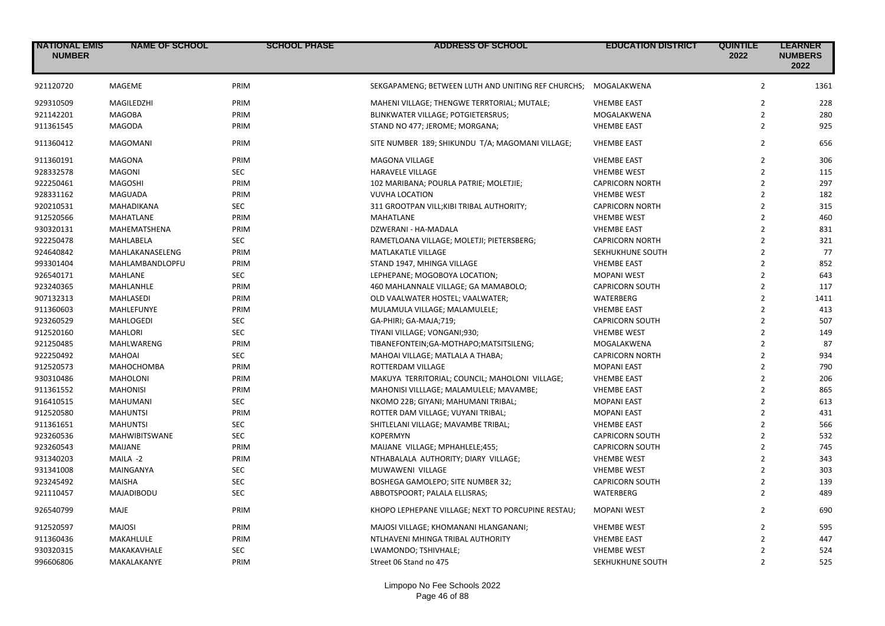| NATIONAL EMIS NUMBER | NAME OF SCHOOL | SCHOOL PHASE | ADDRESS OF SCHOOL | EDUCATION DISTRICT | QUINTILE 2022 | LEARNER NUMBERS 2022 |
|---|---|---|---|---|---|---|
| 921120720 | MAGEME | PRIM | SEKGAPAMENG; BETWEEN LUTH AND UNITING REF CHURCHS; | MOGALAKWENA | 2 | 1361 |
| 929310509 | MAGILEDZHI | PRIM | MAHENI VILLAGE; THENGWE TERRTORIAL; MUTALE; | VHEMBE EAST | 2 | 228 |
| 921142201 | MAGOBA | PRIM | BLINKWATER VILLAGE; POTGIETERSRUS; | MOGALAKWENA | 2 | 280 |
| 911361545 | MAGODA | PRIM | STAND NO 477; JEROME; MORGANA; | VHEMBE EAST | 2 | 925 |
| 911360412 | MAGOMANI | PRIM | SITE NUMBER 189; SHIKUNDU T/A; MAGOMANI VILLAGE; | VHEMBE EAST | 2 | 656 |
| 911360191 | MAGONA | PRIM | MAGONA VILLAGE | VHEMBE EAST | 2 | 306 |
| 928332578 | MAGONI | SEC | HARAVELE VILLAGE | VHEMBE WEST | 2 | 115 |
| 922250461 | MAGOSHI | PRIM | 102 MARIBANA; POURLA PATRIE; MOLETJIE; | CAPRICORN NORTH | 2 | 297 |
| 928331162 | MAGUADA | PRIM | VUVHA LOCATION | VHEMBE WEST | 2 | 182 |
| 920210531 | MAHADIKANA | SEC | 311 GROOTPAN VILL;KIBI TRIBAL AUTHORITY; | CAPRICORN NORTH | 2 | 315 |
| 912520566 | MAHATLANE | PRIM | MAHATLANE | VHEMBE WEST | 2 | 460 |
| 930320131 | MAHEMATSHENA | PRIM | DZWERANI - HA-MADALA | VHEMBE EAST | 2 | 831 |
| 922250478 | MAHLABELA | SEC | RAMETLOANA VILLAGE; MOLETJI; PIETERSBERG; | CAPRICORN NORTH | 2 | 321 |
| 924640842 | MAHLAKANASELENG | PRIM | MATLAKATLE VILLAGE | SEKHUKHUNE SOUTH | 2 | 77 |
| 993301404 | MAHLAMBANDLOPFU | PRIM | STAND 1947, MHINGA VILLAGE | VHEMBE EAST | 2 | 852 |
| 926540171 | MAHLANE | SEC | LEPHEPANE; MOGOBOYA LOCATION; | MOPANI WEST | 2 | 643 |
| 923240365 | MAHLANHLE | PRIM | 460 MAHLANNALE VILLAGE; GA MAMABOLO; | CAPRICORN SOUTH | 2 | 117 |
| 907132313 | MAHLASEDI | PRIM | OLD VAALWATER HOSTEL; VAALWATER; | WATERBERG | 2 | 1411 |
| 911360603 | MAHLEFUNYE | PRIM | MULAMULA VILLAGE; MALAMULELE; | VHEMBE EAST | 2 | 413 |
| 923260529 | MAHLOGEDI | SEC | GA-PHIRI; GA-MAJA;719; | CAPRICORN SOUTH | 2 | 507 |
| 912520160 | MAHLORI | SEC | TIYANI VILLAGE; VONGANI;930; | VHEMBE WEST | 2 | 149 |
| 921250485 | MAHLWARENG | PRIM | TIBANEFONTEIN;GA-MOTHAPO;MATSITSILENG; | MOGALAKWENA | 2 | 87 |
| 922250492 | MAHOAI | SEC | MAHOAI VILLAGE; MATLALA A THABA; | CAPRICORN NORTH | 2 | 934 |
| 912520573 | MAHOCHOMBA | PRIM | ROTTERDAM VILLAGE | MOPANI EAST | 2 | 790 |
| 930310486 | MAHOLONI | PRIM | MAKUYA TERRITORIAL; COUNCIL; MAHOLONI VILLAGE; | VHEMBE EAST | 2 | 206 |
| 911361552 | MAHONISI | PRIM | MAHONISI VILLLAGE; MALAMULELE; MAVAMBE; | VHEMBE EAST | 2 | 865 |
| 916410515 | MAHUMANI | SEC | NKOMO 22B; GIYANI; MAHUMANI TRIBAL; | MOPANI EAST | 2 | 613 |
| 912520580 | MAHUNTSI | PRIM | ROTTER DAM VILLAGE; VUYANI TRIBAL; | MOPANI EAST | 2 | 431 |
| 911361651 | MAHUNTSI | SEC | SHITLELANI VILLAGE; MAVAMBE TRIBAL; | VHEMBE EAST | 2 | 566 |
| 923260536 | MAHWIBITSWANE | SEC | KOPERMYN | CAPRICORN SOUTH | 2 | 532 |
| 923260543 | MAIJANE | PRIM | MAIJANE VILLAGE; MPHAHLELE;455; | CAPRICORN SOUTH | 2 | 745 |
| 931340203 | MAILA -2 | PRIM | NTHABALALA AUTHORITY; DIARY VILLAGE; | VHEMBE WEST | 2 | 343 |
| 931341008 | MAINGANYA | SEC | MUWAWENI VILLAGE | VHEMBE WEST | 2 | 303 |
| 923245492 | MAISHA | SEC | BOSHEGA GAMOLEPO; SITE NUMBER 32; | CAPRICORN SOUTH | 2 | 139 |
| 921110457 | MAJADIBODU | SEC | ABBOTSPOORT; PALALA ELLISRAS; | WATERBERG | 2 | 489 |
| 926540799 | MAJE | PRIM | KHOPO LEPHEPANE VILLAGE; NEXT TO PORCUPINE RESTAU; | MOPANI WEST | 2 | 690 |
| 912520597 | MAJOSI | PRIM | MAJOSI VILLAGE; KHOMANANI HLANGANANI; | VHEMBE WEST | 2 | 595 |
| 911360436 | MAKAHLULE | PRIM | NTLHAVENI MHINGA TRIBAL AUTHORITY | VHEMBE EAST | 2 | 447 |
| 930320315 | MAKAKAVHALE | SEC | LWAMONDO; TSHIVHALE; | VHEMBE WEST | 2 | 524 |
| 996606806 | MAKALAKANYE | PRIM | Street 06 Stand no 475 | SEKHUKHUNE SOUTH | 2 | 525 |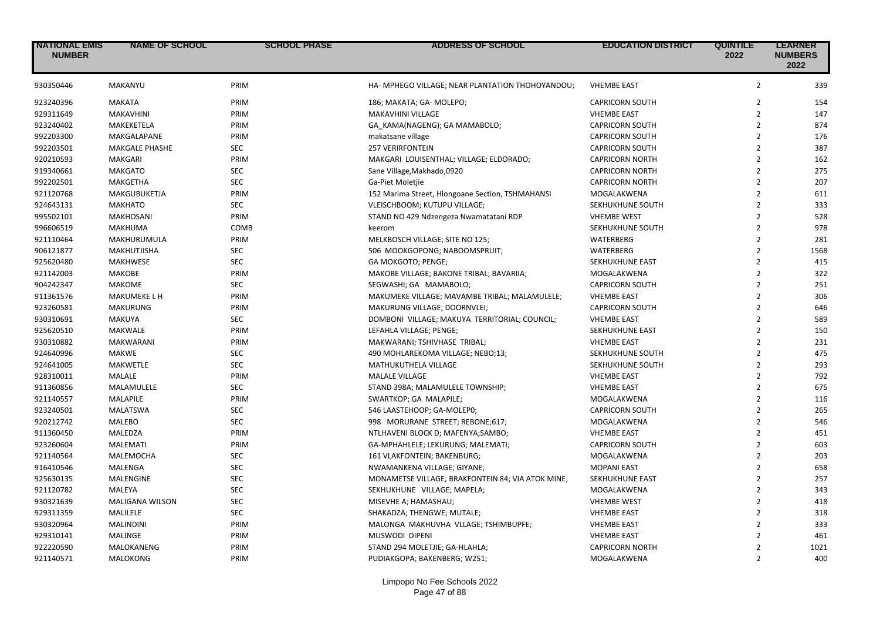| NATIONAL EMIS NUMBER | NAME OF SCHOOL | SCHOOL PHASE | ADDRESS OF SCHOOL | EDUCATION DISTRICT | QUINTILE 2022 | LEARNER NUMBERS 2022 |
|---|---|---|---|---|---|---|
| 930350446 | MAKANYU | PRIM | HA- MPHEGO VILLAGE; NEAR PLANTATION THOHOYANDOU; | VHEMBE EAST | 2 | 339 |
| 923240396 | MAKATA | PRIM | 186; MAKATA; GA- MOLEPO; | CAPRICORN SOUTH | 2 | 154 |
| 929311649 | MAKAVHINI | PRIM | MAKAVHINI VILLAGE | VHEMBE EAST | 2 | 147 |
| 923240402 | MAKEKETELA | PRIM | GA_KAMA(NAGENG); GA MAMABOLO; | CAPRICORN SOUTH | 2 | 874 |
| 992203300 | MAKGALAPANE | PRIM | makatsane village | CAPRICORN SOUTH | 2 | 176 |
| 992203501 | MAKGALE PHASHE | SEC | 257 VERIRFONTEIN | CAPRICORN SOUTH | 2 | 387 |
| 920210593 | MAKGARI | PRIM | MAKGARI LOUISENTHAL; VILLAGE; ELDORADO; | CAPRICORN NORTH | 2 | 162 |
| 919340661 | MAKGATO | SEC | Sane Village,Makhado,0920 | CAPRICORN NORTH | 2 | 275 |
| 992202501 | MAKGETHA | SEC | Ga-Piet Moletjie | CAPRICORN NORTH | 2 | 207 |
| 921120768 | MAKGUBUKETJA | PRIM | 152 Marima Street, Hlongoane Section, TSHMAHANSI | MOGALAKWENA | 2 | 611 |
| 924643131 | MAKHATO | SEC | VLEISCHBOOM; KUTUPU VILLAGE; | SEKHUKHUNE SOUTH | 2 | 333 |
| 995502101 | MAKHOSANI | PRIM | STAND NO 429 Ndzengeza Nwamatatani RDP | VHEMBE WEST | 2 | 528 |
| 996606519 | MAKHUMA | COMB | keerom | SEKHUKHUNE SOUTH | 2 | 978 |
| 921110464 | MAKHURUMULA | PRIM | MELKBOSCH VILLAGE; SITE NO 125; | WATERBERG | 2 | 281 |
| 906121877 | MAKHUTJISHA | SEC | 506 MOOKGOPONG; NABOOMSPRUIT; | WATERBERG | 2 | 1568 |
| 925620480 | MAKHWESE | SEC | GA MOKGOTO; PENGE; | SEKHUKHUNE EAST | 2 | 415 |
| 921142003 | MAKOBE | PRIM | MAKOBE VILLAGE; BAKONE TRIBAL; BAVARIIA; | MOGALAKWENA | 2 | 322 |
| 904242347 | MAKOME | SEC | SEGWASHI; GA MAMABOLO; | CAPRICORN SOUTH | 2 | 251 |
| 911361576 | MAKUMEKE L H | PRIM | MAKUMEKE VILLAGE; MAVAMBE TRIBAL; MALAMULELE; | VHEMBE EAST | 2 | 306 |
| 923260581 | MAKURUNG | PRIM | MAKURUNG VILLAGE; DOORNVLEI; | CAPRICORN SOUTH | 2 | 646 |
| 930310691 | MAKUYA | SEC | DOMBONI VILLAGE; MAKUYA TERRITORIAL; COUNCIL; | VHEMBE EAST | 2 | 589 |
| 925620510 | MAKWALE | PRIM | LEFAHLA VILLAGE; PENGE; | SEKHUKHUNE EAST | 2 | 150 |
| 930310882 | MAKWARANI | PRIM | MAKWARANI; TSHIVHASE TRIBAL; | VHEMBE EAST | 2 | 231 |
| 924640996 | MAKWE | SEC | 490 MOHLAREKOMA VILLAGE; NEBO;13; | SEKHUKHUNE SOUTH | 2 | 475 |
| 924641005 | MAKWETLE | SEC | MATHUKUTHELA VILLAGE | SEKHUKHUNE SOUTH | 2 | 293 |
| 928310011 | MALALE | PRIM | MALALE VILLAGE | VHEMBE EAST | 2 | 792 |
| 911360856 | MALAMULELE | SEC | STAND 398A; MALAMULELE TOWNSHIP; | VHEMBE EAST | 2 | 675 |
| 921140557 | MALAPILE | PRIM | SWARTKOP; GA MALAPILE; | MOGALAKWENA | 2 | 116 |
| 923240501 | MALATSWA | SEC | 546 LAASTEHOOP; GA-MOLEP0; | CAPRICORN SOUTH | 2 | 265 |
| 920212742 | MALEBO | SEC | 998 MORURANE STREET; REBONE;617; | MOGALAKWENA | 2 | 546 |
| 911360450 | MALEDZA | PRIM | NTLHAVENI BLOCK D; MAFENYA;SAMBO; | VHEMBE EAST | 2 | 451 |
| 923260604 | MALEMATI | PRIM | GA-MPHAHLELE; LEKURUNG; MALEMATI; | CAPRICORN SOUTH | 2 | 603 |
| 921140564 | MALEMOCHA | SEC | 161 VLAKFONTEIN; BAKENBURG; | MOGALAKWENA | 2 | 203 |
| 916410546 | MALENGA | SEC | NWAMANKENA VILLAGE; GIYANE; | MOPANI EAST | 2 | 658 |
| 925630135 | MALENGINE | SEC | MONAMETSE VILLAGE; BRAKFONTEIN 84; VIA ATOK MINE; | SEKHUKHUNE EAST | 2 | 257 |
| 921120782 | MALEYA | SEC | SEKHUKHUNE VILLAGE; MAPELA; | MOGALAKWENA | 2 | 343 |
| 930321639 | MALIGANA WILSON | SEC | MISEVHE A; HAMASHAU; | VHEMBE WEST | 2 | 418 |
| 929311359 | MALILELE | SEC | SHAKADZA; THENGWE; MUTALE; | VHEMBE EAST | 2 | 318 |
| 930320964 | MALINDINI | PRIM | MALONGA MAKHUVHA VLLAGE; TSHIMBUPFE; | VHEMBE EAST | 2 | 333 |
| 929310141 | MALINGE | PRIM | MUSWODI DIPENI | VHEMBE EAST | 2 | 461 |
| 922220590 | MALOKANENG | PRIM | STAND 294 MOLETJIE; GA-HLAHLA; | CAPRICORN NORTH | 2 | 1021 |
| 921140571 | MALOKONG | PRIM | PUDIAKGOPA; BAKENBERG; W251; | MOGALAKWENA | 2 | 400 |

Limpopo No Fee Schools 2022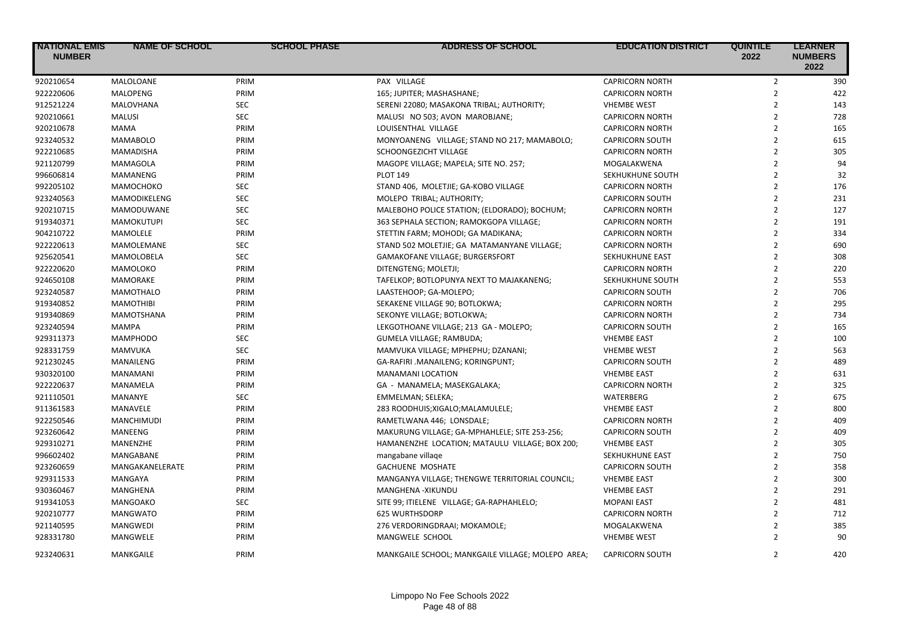| NATIONAL EMIS NUMBER | NAME OF SCHOOL | SCHOOL PHASE | ADDRESS OF SCHOOL | EDUCATION DISTRICT | QUINTILE 2022 | LEARNER NUMBERS 2022 |
|---|---|---|---|---|---|---|
| 920210654 | MALOLOANE | PRIM | PAX VILLAGE | CAPRICORN NORTH | 2 | 390 |
| 922220606 | MALOPENG | PRIM | 165; JUPITER; MASHASHANE; | CAPRICORN NORTH | 2 | 422 |
| 912521224 | MALOVHANA | SEC | SERENI 22080; MASAKONA TRIBAL; AUTHORITY; | VHEMBE WEST | 2 | 143 |
| 920210661 | MALUSI | SEC | MALUSI NO 503; AVON MAROBJANE; | CAPRICORN NORTH | 2 | 728 |
| 920210678 | MAMA | PRIM | LOUISENTHAL VILLAGE | CAPRICORN NORTH | 2 | 165 |
| 923240532 | MAMABOLO | PRIM | MONYOANENG VILLAGE; STAND NO 217; MAMABOLO; | CAPRICORN SOUTH | 2 | 615 |
| 922210685 | MAMADISHA | PRIM | SCHOONGEZICHT VILLAGE | CAPRICORN NORTH | 2 | 305 |
| 921120799 | MAMAGOLA | PRIM | MAGOPE VILLAGE; MAPELA; SITE NO. 257; | MOGALAKWENA | 2 | 94 |
| 996606814 | MAMANENG | PRIM | PLOT 149 | SEKHUKHUNE SOUTH | 2 | 32 |
| 992205102 | MAMOCHOKO | SEC | STAND 406, MOLETJIE; GA-KOBO VILLAGE | CAPRICORN NORTH | 2 | 176 |
| 923240563 | MAMODIKELENG | SEC | MOLEPO TRIBAL; AUTHORITY; | CAPRICORN SOUTH | 2 | 231 |
| 920210715 | MAMODUWANE | SEC | MALEBOHO POLICE STATION; (ELDORADO); BOCHUM; | CAPRICORN NORTH | 2 | 127 |
| 919340371 | MAMOKUTUPI | SEC | 363 SEPHALA SECTION; RAMOKGOPA VILLAGE; | CAPRICORN NORTH | 2 | 191 |
| 904210722 | MAMOLELE | PRIM | STETTIN FARM; MOHODI; GA MADIKANA; | CAPRICORN NORTH | 2 | 334 |
| 922220613 | MAMOLEMANE | SEC | STAND 502 MOLETJIE; GA MATAMANYANE VILLAGE; | CAPRICORN NORTH | 2 | 690 |
| 925620541 | MAMOLOBELA | SEC | GAMAKOFANE VILLAGE; BURGERSFORT | SEKHUKHUNE EAST | 2 | 308 |
| 922220620 | MAMOLOKO | PRIM | DITENGTENG; MOLETJI; | CAPRICORN NORTH | 2 | 220 |
| 924650108 | MAMORAKE | PRIM | TAFELKOP; BOTLOPUNYA NEXT TO MAJAKANENG; | SEKHUKHUNE SOUTH | 2 | 553 |
| 923240587 | MAMOTHALO | PRIM | LAASTEHOOP; GA-MOLEPO; | CAPRICORN SOUTH | 2 | 706 |
| 919340852 | MAMOTHIBI | PRIM | SEKAKENE VILLAGE 90; BOTLOKWA; | CAPRICORN NORTH | 2 | 295 |
| 919340869 | MAMOTSHANA | PRIM | SEKONYE VILLAGE; BOTLOKWA; | CAPRICORN NORTH | 2 | 734 |
| 923240594 | MAMPA | PRIM | LEKGOTHOANE VILLAGE; 213 GA - MOLEPO; | CAPRICORN SOUTH | 2 | 165 |
| 929311373 | MAMPHODO | SEC | GUMELA VILLAGE; RAMBUDA; | VHEMBE EAST | 2 | 100 |
| 928331759 | MAMVUKA | SEC | MAMVUKA VILLAGE; MPHEPHU; DZANANI; | VHEMBE WEST | 2 | 563 |
| 921230245 | MANAILENG | PRIM | GA-RAFIRI .MANAILENG; KORINGPUNT; | CAPRICORN SOUTH | 2 | 489 |
| 930320100 | MANAMANI | PRIM | MANAMANI LOCATION | VHEMBE EAST | 2 | 631 |
| 922220637 | MANAMELA | PRIM | GA - MANAMELA; MASEKGALAKA; | CAPRICORN NORTH | 2 | 325 |
| 921110501 | MANANYE | SEC | EMMELMAN; SELEKA; | WATERBERG | 2 | 675 |
| 911361583 | MANAVELE | PRIM | 283 ROODHUIS;XIGALO;MALAMULELE; | VHEMBE EAST | 2 | 800 |
| 922250546 | MANCHIMUDI | PRIM | RAMETLWANA 446; LONSDALE; | CAPRICORN NORTH | 2 | 409 |
| 923260642 | MANEENG | PRIM | MAKURUNG VILLAGE; GA-MPHAHLELE; SITE 253-256; | CAPRICORN SOUTH | 2 | 409 |
| 929310271 | MANENZHE | PRIM | HAMANENZHE LOCATION; MATAULU VILLAGE; BOX 200; | VHEMBE EAST | 2 | 305 |
| 996602402 | MANGABANE | PRIM | mangabane village | SEKHUKHUNE EAST | 2 | 750 |
| 923260659 | MANGAKANELERATE | PRIM | GACHUENE MOSHATE | CAPRICORN SOUTH | 2 | 358 |
| 929311533 | MANGAYA | PRIM | MANGANYA VILLAGE; THENGWE TERRITORIAL COUNCIL; | VHEMBE EAST | 2 | 300 |
| 930360467 | MANGHENA | PRIM | MANGHENA -XIKUNDU | VHEMBE EAST | 2 | 291 |
| 919341053 | MANGOAKO | SEC | SITE 99; ITIELENE VILLAGE; GA-RAPHAHLELO; | MOPANI EAST | 2 | 481 |
| 920210777 | MANGWATO | PRIM | 625 WURTHSDORP | CAPRICORN NORTH | 2 | 712 |
| 921140595 | MANGWEDI | PRIM | 276 VERDORINGDRAAI; MOKAMOLE; | MOGALAKWENA | 2 | 385 |
| 928331780 | MANGWELE | PRIM | MANGWELE SCHOOL | VHEMBE WEST | 2 | 90 |
| 923240631 | MANKGAILE | PRIM | MANKGAILE SCHOOL; MANKGAILE VILLAGE; MOLEPO AREA; | CAPRICORN SOUTH | 2 | 420 |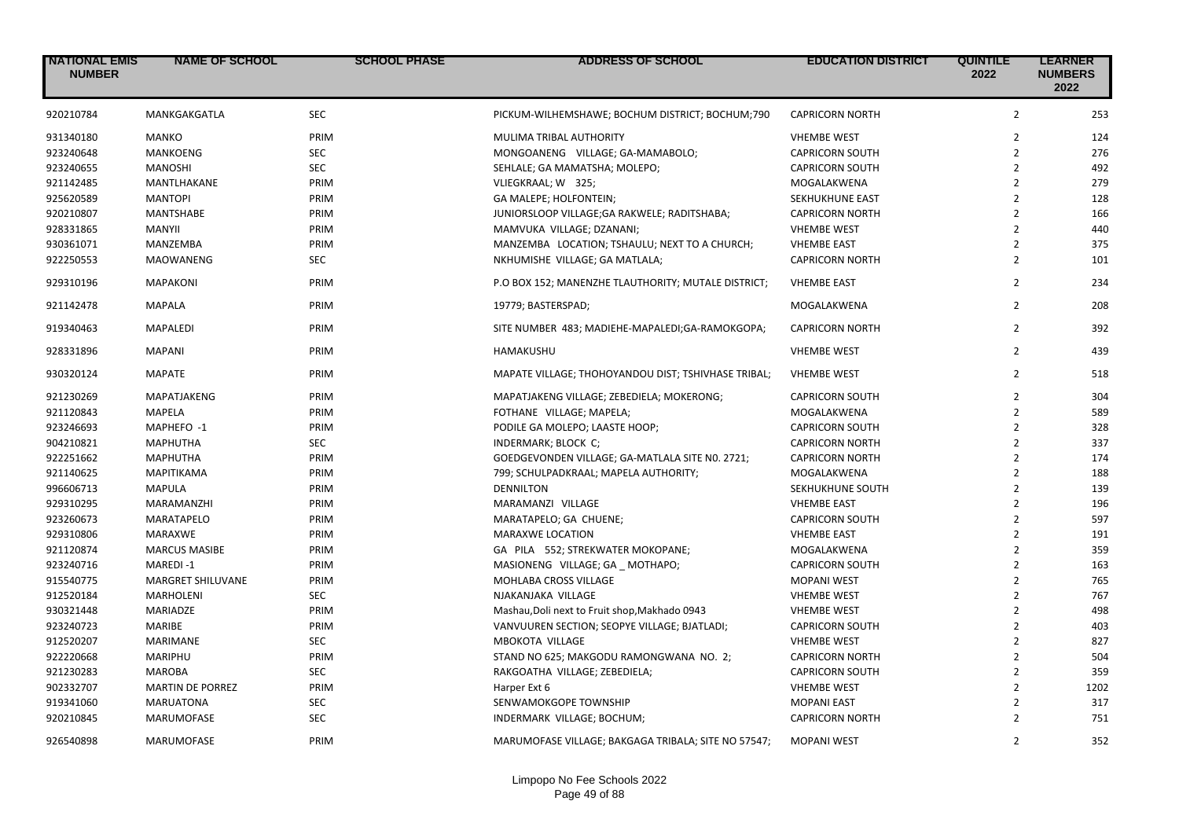| NATIONAL EMIS NUMBER | NAME OF SCHOOL | SCHOOL PHASE | ADDRESS OF SCHOOL | EDUCATION DISTRICT | QUINTILE 2022 | LEARNER NUMBERS 2022 |
|---|---|---|---|---|---|---|
| 920210784 | MANKGAKGATLA | SEC | PICKUM-WILHEMSHAWE; BOCHUM DISTRICT; BOCHUM;790 | CAPRICORN NORTH | 2 | 253 |
| 931340180 | MANKO | PRIM | MULIMA TRIBAL AUTHORITY | VHEMBE WEST | 2 | 124 |
| 923240648 | MANKOENG | SEC | MONGOANENG VILLAGE; GA-MAMABOLO; | CAPRICORN SOUTH | 2 | 276 |
| 923240655 | MANOSHI | SEC | SEHLALE; GA MAMATSHA; MOLEPO; | CAPRICORN SOUTH | 2 | 492 |
| 921142485 | MANTLHAKANE | PRIM | VLIEGKRAAL; W 325; | MOGALAKWENA | 2 | 279 |
| 925620589 | MANTOPI | PRIM | GA MALEPE; HOLFONTEIN; | SEKHUKHUNE EAST | 2 | 128 |
| 920210807 | MANTSHABE | PRIM | JUNIORSLOOP VILLAGE;GA RAKWELE; RADITSHABA; | CAPRICORN NORTH | 2 | 166 |
| 928331865 | MANYII | PRIM | MAMVUKA VILLAGE; DZANANI; | VHEMBE WEST | 2 | 440 |
| 930361071 | MANZEMBA | PRIM | MANZEMBA LOCATION; TSHAULU; NEXT TO A CHURCH; | VHEMBE EAST | 2 | 375 |
| 922250553 | MAOWANENG | SEC | NKHUMISHE VILLAGE; GA MATLALA; | CAPRICORN NORTH | 2 | 101 |
| 929310196 | MAPAKONI | PRIM | P.O BOX 152; MANENZHE TLAUTHORITY; MUTALE DISTRICT; | VHEMBE EAST | 2 | 234 |
| 921142478 | MAPALA | PRIM | 19779; BASTERSPAD; | MOGALAKWENA | 2 | 208 |
| 919340463 | MAPALEDI | PRIM | SITE NUMBER 483; MADIEHE-MAPALEDI;GA-RAMOKGOPA; | CAPRICORN NORTH | 2 | 392 |
| 928331896 | MAPANI | PRIM | HAMAKUSHU | VHEMBE WEST | 2 | 439 |
| 930320124 | MAPATE | PRIM | MAPATE VILLAGE; THOHOYANDOU DIST; TSHIVHASE TRIBAL; | VHEMBE WEST | 2 | 518 |
| 921230269 | MAPATJAKENG | PRIM | MAPATJAKENG VILLAGE; ZEBEDIELA; MOKERONG; | CAPRICORN SOUTH | 2 | 304 |
| 921120843 | MAPELA | PRIM | FOTHANE VILLAGE; MAPELA; | MOGALAKWENA | 2 | 589 |
| 923246693 | MAPHEFO -1 | PRIM | PODILE GA MOLEPO; LAASTE HOOP; | CAPRICORN SOUTH | 2 | 328 |
| 904210821 | MAPHUTHA | SEC | INDERMARK; BLOCK C; | CAPRICORN NORTH | 2 | 337 |
| 922251662 | MAPHUTHA | PRIM | GOEDGEVONDEN VILLAGE; GA-MATLALA SITE N0. 2721; | CAPRICORN NORTH | 2 | 174 |
| 921140625 | MAPITIKAMA | PRIM | 799; SCHULPADKRAAL; MAPELA AUTHORITY; | MOGALAKWENA | 2 | 188 |
| 996606713 | MAPULA | PRIM | DENNILTON | SEKHUKHUNE SOUTH | 2 | 139 |
| 929310295 | MARAMANZHI | PRIM | MARAMANZI VILLAGE | VHEMBE EAST | 2 | 196 |
| 923260673 | MARATAPELO | PRIM | MARATAPELO; GA CHUENE; | CAPRICORN SOUTH | 2 | 597 |
| 929310806 | MARAXWE | PRIM | MARAXWE LOCATION | VHEMBE EAST | 2 | 191 |
| 921120874 | MARCUS MASIBE | PRIM | GA PILA 552; STREKWATER MOKOPANE; | MOGALAKWENA | 2 | 359 |
| 923240716 | MAREDI -1 | PRIM | MASIONENG VILLAGE; GA _ MOTHAPO; | CAPRICORN SOUTH | 2 | 163 |
| 915540775 | MARGRET SHILUVANE | PRIM | MOHLABA CROSS VILLAGE | MOPANI WEST | 2 | 765 |
| 912520184 | MARHOLENI | SEC | NJAKANJAKA VILLAGE | VHEMBE WEST | 2 | 767 |
| 930321448 | MARIADZE | PRIM | Mashau,Doli next to Fruit shop,Makhado 0943 | VHEMBE WEST | 2 | 498 |
| 923240723 | MARIBE | PRIM | VANVUUREN SECTION; SEOPYE VILLAGE; BJATLADI; | CAPRICORN SOUTH | 2 | 403 |
| 912520207 | MARIMANE | SEC | MBOKOTA VILLAGE | VHEMBE WEST | 2 | 827 |
| 922220668 | MARIPHU | PRIM | STAND NO 625; MAKGODU RAMONGWANA NO. 2; | CAPRICORN NORTH | 2 | 504 |
| 921230283 | MAROBA | SEC | RAKGOATHA VILLAGE; ZEBEDIELA; | CAPRICORN SOUTH | 2 | 359 |
| 902332707 | MARTIN DE PORREZ | PRIM | Harper Ext 6 | VHEMBE WEST | 2 | 1202 |
| 919341060 | MARUATONA | SEC | SENWAMOKGOPE TOWNSHIP | MOPANI EAST | 2 | 317 |
| 920210845 | MARUMOFASE | SEC | INDERMARK VILLAGE; BOCHUM; | CAPRICORN NORTH | 2 | 751 |
| 926540898 | MARUMOFASE | PRIM | MARUMOFASE VILLAGE; BAKGAGA TRIBALA; SITE NO 57547; | MOPANI WEST | 2 | 352 |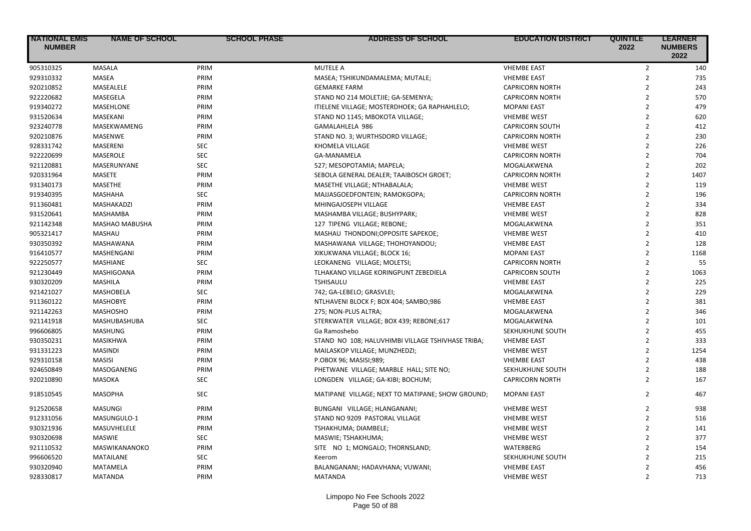| NATIONAL EMIS NUMBER | NAME OF SCHOOL | SCHOOL PHASE | ADDRESS OF SCHOOL | EDUCATION DISTRICT | QUINTILE 2022 | LEARNER NUMBERS 2022 |
|---|---|---|---|---|---|---|
| 905310325 | MASALA | PRIM | MUTELE A | VHEMBE EAST | 2 | 140 |
| 929310332 | MASEA | PRIM | MASEA; TSHIKUNDAMALEMA; MUTALE; | VHEMBE EAST | 2 | 735 |
| 920210852 | MASEALELE | PRIM | GEMARKE FARM | CAPRICORN NORTH | 2 | 243 |
| 922220682 | MASEGELA | PRIM | STAND NO 214 MOLETJIE; GA-SEMENYA; | CAPRICORN NORTH | 2 | 570 |
| 919340272 | MASEHLONE | PRIM | ITIELENE VILLAGE; MOSTERDHOEK; GA RAPHAHLELO; | MOPANI EAST | 2 | 479 |
| 931520634 | MASEKANI | PRIM | STAND NO 1145; MBOKOTA VILLAGE; | VHEMBE WEST | 2 | 620 |
| 923240778 | MASEKWAMENG | PRIM | GAMALAHLELA 986 | CAPRICORN SOUTH | 2 | 412 |
| 920210876 | MASENWE | PRIM | STAND NO. 3; WURTHSDORD VILLAGE; | CAPRICORN NORTH | 2 | 230 |
| 928331742 | MASERENI | SEC | KHOMELA VILLAGE | VHEMBE WEST | 2 | 226 |
| 922220699 | MASEROLE | SEC | GA-MANAMELA | CAPRICORN NORTH | 2 | 704 |
| 921120881 | MASERUNYANE | SEC | 527; MESOPOTAMIA; MAPELA; | MOGALAKWENA | 2 | 202 |
| 920331964 | MASETE | PRIM | SEBOLA GENERAL DEALER; TAAIBOSCH GROET; | CAPRICORN NORTH | 2 | 1407 |
| 931340173 | MASETHE | PRIM | MASETHE VILLAGE; NTHABALALA; | VHEMBE WEST | 2 | 119 |
| 919340395 | MASHAHA | SEC | MAJJASGOEDFONTEIN; RAMOKGOPA; | CAPRICORN NORTH | 2 | 196 |
| 911360481 | MASHAKADZI | PRIM | MHINGAJOSEPH VILLAGE | VHEMBE EAST | 2 | 334 |
| 931520641 | MASHAMBA | PRIM | MASHAMBA VILLAGE; BUSHYPARK; | VHEMBE WEST | 2 | 828 |
| 921142348 | MASHAO MABUSHA | PRIM | 127 TIPENG VILLAGE; REBONE; | MOGALAKWENA | 2 | 351 |
| 905321417 | MASHAU | PRIM | MASHAU THONDONI;OPPOSITE SAPEKOE; | VHEMBE WEST | 2 | 410 |
| 930350392 | MASHAWANA | PRIM | MASHAWANA VILLAGE; THOHOYANDOU; | VHEMBE EAST | 2 | 128 |
| 916410577 | MASHENGANI | PRIM | XIKUKWANA VILLAGE; BLOCK 16; | MOPANI EAST | 2 | 1168 |
| 922250577 | MASHIANE | SEC | LEOKANENG VILLAGE; MOLETSI; | CAPRICORN NORTH | 2 | 55 |
| 921230449 | MASHIGOANA | PRIM | TLHAKANO VILLAGE KORINGPUNT ZEBEDIELA | CAPRICORN SOUTH | 2 | 1063 |
| 930320209 | MASHILA | PRIM | TSHISAULU | VHEMBE EAST | 2 | 225 |
| 921421027 | MASHOBELA | SEC | 742; GA-LEBELO; GRASVLEI; | MOGALAKWENA | 2 | 229 |
| 911360122 | MASHOBYE | PRIM | NTLHAVENI BLOCK F; BOX 404; SAMBO;986 | VHEMBE EAST | 2 | 381 |
| 921142263 | MASHOSHO | PRIM | 275; NON-PLUS ALTRA; | MOGALAKWENA | 2 | 346 |
| 921141918 | MASHUBASHUBA | SEC | STERKWATER VILLAGE; BOX 439; REBONE;617 | MOGALAKWENA | 2 | 101 |
| 996606805 | MASHUNG | PRIM | Ga Ramoshebo | SEKHUKHUNE SOUTH | 2 | 455 |
| 930350231 | MASIKHWA | PRIM | STAND NO 108; HALUVHIMBI VILLAGE TSHIVHASE TRIBA; | VHEMBE EAST | 2 | 333 |
| 931331223 | MASINDI | PRIM | MAILASKOP VILLAGE; MUNZHEDZI; | VHEMBE WEST | 2 | 1254 |
| 929310158 | MASISI | PRIM | P.OBOX 96; MASISI;989; | VHEMBE EAST | 2 | 438 |
| 924650849 | MASOGANENG | PRIM | PHETWANE VILLAGE; MARBLE HALL; SITE NO; | SEKHUKHUNE SOUTH | 2 | 188 |
| 920210890 | MASOKA | SEC | LONGDEN VILLAGE; GA-KIBI; BOCHUM; | CAPRICORN NORTH | 2 | 167 |
| 918510545 | MASOPHA | SEC | MATIPANE VILLAGE; NEXT TO MATIPANE; SHOW GROUND; | MOPANI EAST | 2 | 467 |
| 912520658 | MASUNGI | PRIM | BUNGANI VILLAGE; HLANGANANI; | VHEMBE WEST | 2 | 938 |
| 912331056 | MASUNGULO-1 | PRIM | STAND NO 9209 PASTORAL VILLAGE | VHEMBE WEST | 2 | 516 |
| 930321936 | MASUVHELELE | PRIM | TSHAKHUMA; DIAMBELE; | VHEMBE WEST | 2 | 141 |
| 930320698 | MASWIE | SEC | MASWIE; TSHAKHUMA; | VHEMBE WEST | 2 | 377 |
| 921110532 | MASWIKANANOKO | PRIM | SITE NO 1; MONGALO; THORNSLAND; | WATERBERG | 2 | 154 |
| 996606520 | MATAILANE | SEC | Keerom | SEKHUKHUNE SOUTH | 2 | 215 |
| 930320940 | MATAMELA | PRIM | BALANGANANI; HADAVHANA; VUWANI; | VHEMBE EAST | 2 | 456 |
| 928330817 | MATANDA | PRIM | MATANDA | VHEMBE WEST | 2 | 713 |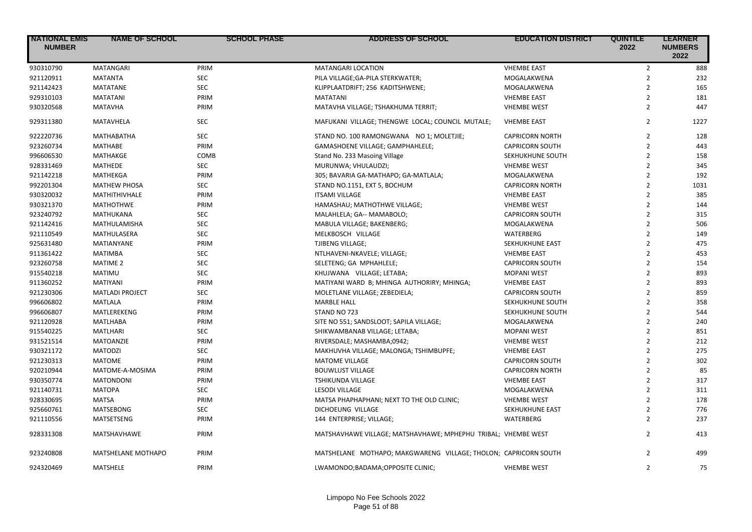| NATIONAL EMIS NUMBER | NAME OF SCHOOL | SCHOOL PHASE | ADDRESS OF SCHOOL | EDUCATION DISTRICT | QUINTILE 2022 | LEARNER NUMBERS 2022 |
|---|---|---|---|---|---|---|
| 930310790 | MATANGARI | PRIM | MATANGARI LOCATION | VHEMBE EAST | 2 | 888 |
| 921120911 | MATANTA | SEC | PILA VILLAGE;GA-PILA STERKWATER; | MOGALAKWENA | 2 | 232 |
| 921142423 | MATATANE | SEC | KLIPPLAATDRIFT; 256 KADITSHWENE; | MOGALAKWENA | 2 | 165 |
| 929310103 | MATATANI | PRIM | MATATANI | VHEMBE EAST | 2 | 181 |
| 930320568 | MATAVHA | PRIM | MATAVHA VILLAGE; TSHAKHUMA TERRIT; | VHEMBE WEST | 2 | 447 |
| 929311380 | MATAVHELA | SEC | MAFUKANI VILLAGE; THENGWE LOCAL; COUNCIL MUTALE; | VHEMBE EAST | 2 | 1227 |
| 922220736 | MATHABATHA | SEC | STAND NO. 100 RAMONGWANA NO 1; MOLETJIE; | CAPRICORN NORTH | 2 | 128 |
| 923260734 | MATHABE | PRIM | GAMASHOENE VILLAGE; GAMPHAHLELE; | CAPRICORN SOUTH | 2 | 443 |
| 996606530 | MATHAKGE | COMB | Stand No. 233 Masoing Village | SEKHUKHUNE SOUTH | 2 | 158 |
| 928331469 | MATHEDE | SEC | MURUNWA; VHULAUDZI; | VHEMBE WEST | 2 | 345 |
| 921142218 | MATHEKGA | PRIM | 305; BAVARIA GA-MATHAPO; GA-MATLALA; | MOGALAKWENA | 2 | 192 |
| 992201304 | MATHEW PHOSA | SEC | STAND NO.1151, EXT 5, BOCHUM | CAPRICORN NORTH | 2 | 1031 |
| 930320032 | MATHITHIVHALE | PRIM | ITSAMI VILLAGE | VHEMBE EAST | 2 | 385 |
| 930321370 | MATHOTHWE | PRIM | HAMASHAU; MATHOTHWE VILLAGE; | VHEMBE WEST | 2 | 144 |
| 923240792 | MATHUKANA | SEC | MALAHLELA; GA-- MAMABOLO; | CAPRICORN SOUTH | 2 | 315 |
| 921142416 | MATHULAMISHA | SEC | MABULA VILLAGE; BAKENBERG; | MOGALAKWENA | 2 | 506 |
| 921110549 | MATHULASERA | SEC | MELKBOSCH VILLAGE | WATERBERG | 2 | 149 |
| 925631480 | MATIANYANE | PRIM | TJIBENG VILLAGE; | SEKHUKHUNE EAST | 2 | 475 |
| 911361422 | MATIMBA | SEC | NTLHAVENI-NKAVELE; VILLAGE; | VHEMBE EAST | 2 | 453 |
| 923260758 | MATIME 2 | SEC | SELETENG; GA MPHAHLELE; | CAPRICORN SOUTH | 2 | 154 |
| 915540218 | MATIMU | SEC | KHUJWANA VILLAGE; LETABA; | MOPANI WEST | 2 | 893 |
| 911360252 | MATIYANI | PRIM | MATIYANI WARD B; MHINGA AUTHORIRY; MHINGA; | VHEMBE EAST | 2 | 893 |
| 921230306 | MATLADI PROJECT | SEC | MOLETLANE VILLAGE; ZEBEDIELA; | CAPRICORN SOUTH | 2 | 859 |
| 996606802 | MATLALA | PRIM | MARBLE HALL | SEKHUKHUNE SOUTH | 2 | 358 |
| 996606807 | MATLEREKENG | PRIM | STAND NO 723 | SEKHUKHUNE SOUTH | 2 | 544 |
| 921120928 | MATLHABA | PRIM | SITE NO 551; SANDSLOOT; SAPILA VILLAGE; | MOGALAKWENA | 2 | 240 |
| 915540225 | MATLHARI | SEC | SHIKWAMBANAB VILLAGE; LETABA; | MOPANI WEST | 2 | 851 |
| 931521514 | MATOANZIE | PRIM | RIVERSDALE; MASHAMBA;0942; | VHEMBE WEST | 2 | 212 |
| 930321172 | MATODZI | SEC | MAKHUVHA VILLAGE; MALONGA; TSHIMBUPFE; | VHEMBE EAST | 2 | 275 |
| 921230313 | MATOME | PRIM | MATOME VILLAGE | CAPRICORN SOUTH | 2 | 302 |
| 920210944 | MATOME-A-MOSIMA | PRIM | BOUWLUST VILLAGE | CAPRICORN NORTH | 2 | 85 |
| 930350774 | MATONDONI | PRIM | TSHIKUNDA VILLAGE | VHEMBE EAST | 2 | 317 |
| 921140731 | MATOPA | SEC | LESODI VILLAGE | MOGALAKWENA | 2 | 311 |
| 928330695 | MATSA | PRIM | MATSA PHAPHAPHANI; NEXT TO THE OLD CLINIC; | VHEMBE WEST | 2 | 178 |
| 925660761 | MATSEBONG | SEC | DICHOEUNG VILLAGE | SEKHUKHUNE EAST | 2 | 776 |
| 921110556 | MATSETSENG | PRIM | 144 ENTERPRISE; VILLAGE; | WATERBERG | 2 | 237 |
| 928331308 | MATSHAVHAWE | PRIM | MATSHAVHAWE VILLAGE; MATSHAVHAWE; MPHEPHU TRIBAL; | VHEMBE WEST | 2 | 413 |
| 923240808 | MATSHELANE MOTHAPO | PRIM | MATSHELANE MOTHAPO; MAKGWARENG VILLAGE; THOLON; | CAPRICORN SOUTH | 2 | 499 |
| 924320469 | MATSHELE | PRIM | LWAMONDO;BADAMA;OPPOSITE CLINIC; | VHEMBE WEST | 2 | 75 |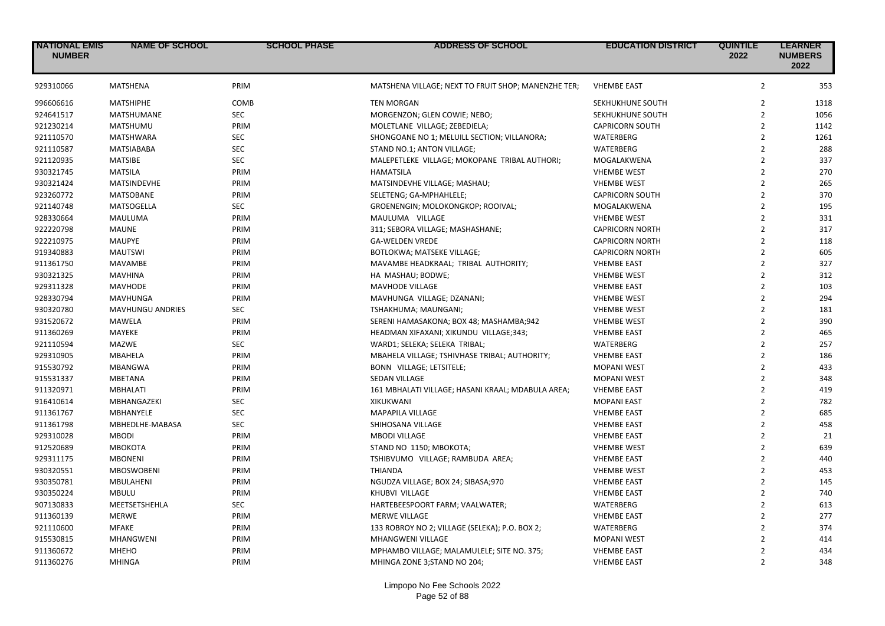| NATIONAL EMIS NUMBER | NAME OF SCHOOL | SCHOOL PHASE | ADDRESS OF SCHOOL | EDUCATION DISTRICT | QUINTILE 2022 | LEARNER NUMBERS 2022 |
|---|---|---|---|---|---|---|
| 929310066 | MATSHENA | PRIM | MATSHENA VILLAGE; NEXT TO FRUIT SHOP; MANENZHE TER; | VHEMBE EAST | 2 | 353 |
| 996606616 | MATSHIPHE | COMB | TEN MORGAN | SEKHUKHUNE SOUTH | 2 | 1318 |
| 924641517 | MATSHUMANE | SEC | MORGENZON; GLEN COWIE; NEBO; | SEKHUKHUNE SOUTH | 2 | 1056 |
| 921230214 | MATSHUMU | PRIM | MOLETLANE VILLAGE; ZEBEDIELA; | CAPRICORN SOUTH | 2 | 1142 |
| 921110570 | MATSHWARA | SEC | SHONGOANE NO 1; MELUILL SECTION; VILLANORA; | WATERBERG | 2 | 1261 |
| 921110587 | MATSIABABA | SEC | STAND NO.1; ANTON VILLAGE; | WATERBERG | 2 | 288 |
| 921120935 | MATSIBE | SEC | MALEPETLEKE VILLAGE; MOKOPANE TRIBAL AUTHORI; | MOGALAKWENA | 2 | 337 |
| 930321745 | MATSILA | PRIM | HAMATSILA | VHEMBE WEST | 2 | 270 |
| 930321424 | MATSINDEVHE | PRIM | MATSINDEVHE VILLAGE; MASHAU; | VHEMBE WEST | 2 | 265 |
| 923260772 | MATSOBANE | PRIM | SELETENG; GA-MPHAHLELE; | CAPRICORN SOUTH | 2 | 370 |
| 921140748 | MATSOGELLA | SEC | GROENENGIN; MOLOKONGKOP; ROOIVAL; | MOGALAKWENA | 2 | 195 |
| 928330664 | MAULUMA | PRIM | MAULUMA VILLAGE | VHEMBE WEST | 2 | 331 |
| 922220798 | MAUNE | PRIM | 311; SEBORA VILLAGE; MASHASHANE; | CAPRICORN NORTH | 2 | 317 |
| 922210975 | MAUPYE | PRIM | GA-WELDEN VREDE | CAPRICORN NORTH | 2 | 118 |
| 919340883 | MAUTSWI | PRIM | BOTLOKWA; MATSEKE VILLAGE; | CAPRICORN NORTH | 2 | 605 |
| 911361750 | MAVAMBE | PRIM | MAVAMBE HEADKRAAL; TRIBAL AUTHORITY; | VHEMBE EAST | 2 | 327 |
| 930321325 | MAVHINA | PRIM | HA MASHAU; BODWE; | VHEMBE WEST | 2 | 312 |
| 929311328 | MAVHODE | PRIM | MAVHODE VILLAGE | VHEMBE EAST | 2 | 103 |
| 928330794 | MAVHUNGA | PRIM | MAVHUNGA VILLAGE; DZANANI; | VHEMBE WEST | 2 | 294 |
| 930320780 | MAVHUNGU ANDRIES | SEC | TSHAKHUMA; MAUNGANI; | VHEMBE WEST | 2 | 181 |
| 931520672 | MAWELA | PRIM | SERENI HAMASAKONA; BOX 48; MASHAMBA;942 | VHEMBE WEST | 2 | 390 |
| 911360269 | MAYEKE | PRIM | HEADMAN XIFAXANI; XIKUNDU VILLAGE;343; | VHEMBE EAST | 2 | 465 |
| 921110594 | MAZWE | SEC | WARD1; SELEKA; SELEKA TRIBAL; | WATERBERG | 2 | 257 |
| 929310905 | MBAHELA | PRIM | MBAHELA VILLAGE; TSHIVHASE TRIBAL; AUTHORITY; | VHEMBE EAST | 2 | 186 |
| 915530792 | MBANGWA | PRIM | BONN VILLAGE; LETSITELE; | MOPANI WEST | 2 | 433 |
| 915531337 | MBETANA | PRIM | SEDAN VILLAGE | MOPANI WEST | 2 | 348 |
| 911320971 | MBHALATI | PRIM | 161 MBHALATI VILLAGE; HASANI KRAAL; MDABULA AREA; | VHEMBE EAST | 2 | 419 |
| 916410614 | MBHANGAZEKI | SEC | XIKUKWANI | MOPANI EAST | 2 | 782 |
| 911361767 | MBHANYELE | SEC | MAPAPILA VILLAGE | VHEMBE EAST | 2 | 685 |
| 911361798 | MBHEDLHE-MABASA | SEC | SHIHOSANA VILLAGE | VHEMBE EAST | 2 | 458 |
| 929310028 | MBODI | PRIM | MBODI VILLAGE | VHEMBE EAST | 2 | 21 |
| 912520689 | MBOKOTA | PRIM | STAND NO 1150; MBOKOTA; | VHEMBE WEST | 2 | 639 |
| 929311175 | MBONENI | PRIM | TSHIBVUMO VILLAGE; RAMBUDA AREA; | VHEMBE EAST | 2 | 440 |
| 930320551 | MBOSWOBENI | PRIM | THIANDA | VHEMBE WEST | 2 | 453 |
| 930350781 | MBULAHENI | PRIM | NGUDZA VILLAGE; BOX 24; SIBASA;970 | VHEMBE EAST | 2 | 145 |
| 930350224 | MBULU | PRIM | KHUBVI VILLAGE | VHEMBE EAST | 2 | 740 |
| 907130833 | MEETSETSHEHLA | SEC | HARTEBEESPOORT FARM; VAALWATER; | WATERBERG | 2 | 613 |
| 911360139 | MERWE | PRIM | MERWE VILLAGE | VHEMBE EAST | 2 | 277 |
| 921110600 | MFAKE | PRIM | 133 ROBROY NO 2; VILLAGE (SELEKA); P.O. BOX 2; | WATERBERG | 2 | 374 |
| 915530815 | MHANGWENI | PRIM | MHANGWENI VILLAGE | MOPANI WEST | 2 | 414 |
| 911360672 | MHEHO | PRIM | MPHAMBO VILLAGE; MALAMULELE; SITE NO. 375; | VHEMBE EAST | 2 | 434 |
| 911360276 | MHINGA | PRIM | MHINGA ZONE 3;STAND NO 204; | VHEMBE EAST | 2 | 348 |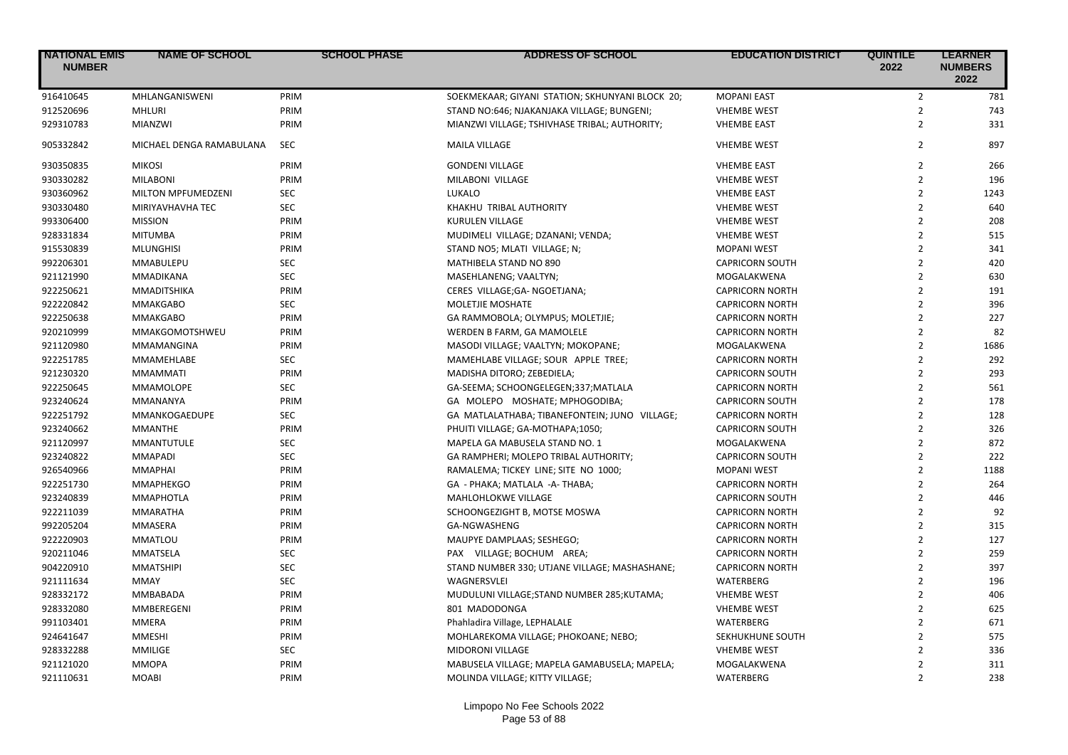| NATIONAL EMIS NUMBER | NAME OF SCHOOL | SCHOOL PHASE | ADDRESS OF SCHOOL | EDUCATION DISTRICT | QUINTILE 2022 | LEARNER NUMBERS 2022 |
|---|---|---|---|---|---|---|
| 916410645 | MHLANGANISWENI | PRIM | SOEKMEKAAR; GIYANI STATION; SKHUNYANI BLOCK 20; | MOPANI EAST | 2 | 781 |
| 912520696 | MHLURI | PRIM | STAND NO:646; NJAKANJAKA VILLAGE; BUNGENI; | VHEMBE WEST | 2 | 743 |
| 929310783 | MIANZWI | PRIM | MIANZWI VILLAGE; TSHIVHASE TRIBAL; AUTHORITY; | VHEMBE EAST | 2 | 331 |
| 905332842 | MICHAEL DENGA RAMABULANA | SEC | MAILA VILLAGE | VHEMBE WEST | 2 | 897 |
| 930350835 | MIKOSI | PRIM | GONDENI VILLAGE | VHEMBE EAST | 2 | 266 |
| 930330282 | MILABONI | PRIM | MILABONI VILLAGE | VHEMBE WEST | 2 | 196 |
| 930360962 | MILTON MPFUMEDZENI | SEC | LUKALO | VHEMBE EAST | 2 | 1243 |
| 930330480 | MIRIYAVHAVHA TEC | SEC | KHAKHU TRIBAL AUTHORITY | VHEMBE WEST | 2 | 640 |
| 993306400 | MISSION | PRIM | KURULEN VILLAGE | VHEMBE WEST | 2 | 208 |
| 928331834 | MITUMBA | PRIM | MUDIMELI VILLAGE; DZANANI; VENDA; | VHEMBE WEST | 2 | 515 |
| 915530839 | MLUNGHISI | PRIM | STAND NO5; MLATI VILLAGE; N; | MOPANI WEST | 2 | 341 |
| 992206301 | MMABULEPU | SEC | MATHIBELA STAND NO 890 | CAPRICORN SOUTH | 2 | 420 |
| 921121990 | MMADIKANA | SEC | MASEHLANENG; VAALTYN; | MOGALAKWENA | 2 | 630 |
| 922250621 | MMADITSHIKA | PRIM | CERES VILLAGE;GA- NGOETJANA; | CAPRICORN NORTH | 2 | 191 |
| 922220842 | MMAKGABO | SEC | MOLETJIE MOSHATE | CAPRICORN NORTH | 2 | 396 |
| 922250638 | MMAKGABO | PRIM | GA RAMMOBOLA; OLYMPUS; MOLETJIE; | CAPRICORN NORTH | 2 | 227 |
| 920210999 | MMAKGOMOTSHWEU | PRIM | WERDEN B FARM, GA MAMOLELE | CAPRICORN NORTH | 2 | 82 |
| 921120980 | MMAMANGINA | PRIM | MASODI VILLAGE; VAALTYN; MOKOPANE; | MOGALAKWENA | 2 | 1686 |
| 922251785 | MMAMEHLABE | SEC | MAMEHLABE VILLAGE; SOUR APPLE TREE; | CAPRICORN NORTH | 2 | 292 |
| 921230320 | MMAMMATI | PRIM | MADISHA DITORO; ZEBEDIELA; | CAPRICORN SOUTH | 2 | 293 |
| 922250645 | MMAMOLOPE | SEC | GA-SEEMA; SCHOONGELEGEN;337;MATLALA | CAPRICORN NORTH | 2 | 561 |
| 923240624 | MMANANYA | PRIM | GA MOLEPO MOSHATE; MPHOGODIBA; | CAPRICORN SOUTH | 2 | 178 |
| 922251792 | MMANKOGAEDUPE | SEC | GA MATLALATHABA; TIBANEFONTEIN; JUNO VILLAGE; | CAPRICORN NORTH | 2 | 128 |
| 923240662 | MMANTHE | PRIM | PHUITI VILLAGE; GA-MOTHAPA;1050; | CAPRICORN SOUTH | 2 | 326 |
| 921120997 | MMANTUTULE | SEC | MAPELA GA MABUSELA STAND NO. 1 | MOGALAKWENA | 2 | 872 |
| 923240822 | MMAPADI | SEC | GA RAMPHERI; MOLEPO TRIBAL AUTHORITY; | CAPRICORN SOUTH | 2 | 222 |
| 926540966 | MMAPHAI | PRIM | RAMALEMA; TICKEY LINE; SITE NO 1000; | MOPANI WEST | 2 | 1188 |
| 922251730 | MMAPHEKGO | PRIM | GA - PHAKA; MATLALA -A- THABA; | CAPRICORN NORTH | 2 | 264 |
| 923240839 | MMAPHOTLA | PRIM | MAHLOHLOKWE VILLAGE | CAPRICORN SOUTH | 2 | 446 |
| 922211039 | MMARATHA | PRIM | SCHOONGEZIGHT B, MOTSE MOSWA | CAPRICORN NORTH | 2 | 92 |
| 992205204 | MMASERA | PRIM | GA-NGWASHENG | CAPRICORN NORTH | 2 | 315 |
| 922220903 | MMATLOU | PRIM | MAUPYE DAMPLAAS; SESHEGO; | CAPRICORN NORTH | 2 | 127 |
| 920211046 | MMATSELA | SEC | PAX VILLAGE; BOCHUM AREA; | CAPRICORN NORTH | 2 | 259 |
| 904220910 | MMATSHIPI | SEC | STAND NUMBER 330; UTJANE VILLAGE; MASHASHANE; | CAPRICORN NORTH | 2 | 397 |
| 921111634 | MMAY | SEC | WAGNERSVLEI | WATERBERG | 2 | 196 |
| 928332172 | MMBABADA | PRIM | MUDULUNI VILLAGE;STAND NUMBER 285;KUTAMA; | VHEMBE WEST | 2 | 406 |
| 928332080 | MMBEREGENI | PRIM | 801 MADODONGA | VHEMBE WEST | 2 | 625 |
| 991103401 | MMERA | PRIM | Phahladira Village, LEPHALALE | WATERBERG | 2 | 671 |
| 924641647 | MMESHI | PRIM | MOHLAREKOMA VILLAGE; PHOKOANE; NEBO; | SEKHUKHUNE SOUTH | 2 | 575 |
| 928332288 | MMILIGE | SEC | MIDORONI VILLAGE | VHEMBE WEST | 2 | 336 |
| 921121020 | MMOPA | PRIM | MABUSELA VILLAGE; MAPELA GAMABUSELA; MAPELA; | MOGALAKWENA | 2 | 311 |
| 921110631 | MOABI | PRIM | MOLINDA VILLAGE; KITTY VILLAGE; | WATERBERG | 2 | 238 |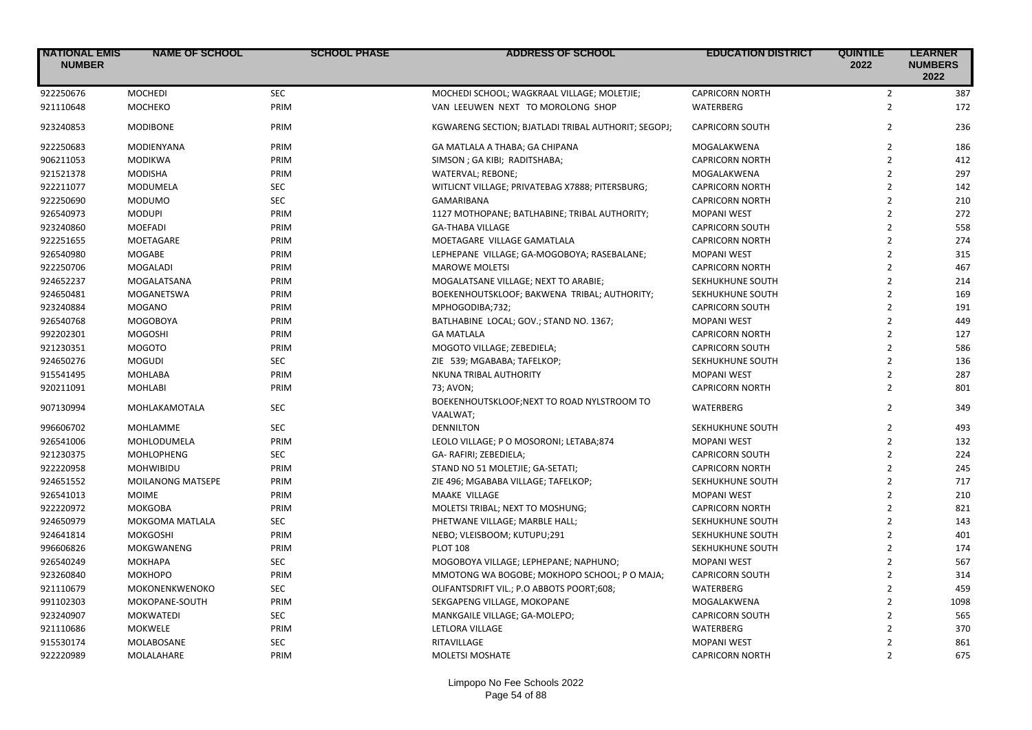| NATIONAL EMIS NUMBER | NAME OF SCHOOL | SCHOOL PHASE | ADDRESS OF SCHOOL | EDUCATION DISTRICT | QUINTILE 2022 | LEARNER NUMBERS 2022 |
|---|---|---|---|---|---|---|
| 922250676 | MOCHEDI | SEC | MOCHEDI SCHOOL; WAGKRAAL VILLAGE; MOLETJIE; | CAPRICORN NORTH | 2 | 387 |
| 921110648 | MOCHEKO | PRIM | VAN LEEUWEN NEXT TO MOROLONG SHOP | WATERBERG | 2 | 172 |
| 923240853 | MODIBONE | PRIM | KGWARENG SECTION; BJATLADI TRIBAL AUTHORIT; SEGOPJ; | CAPRICORN SOUTH | 2 | 236 |
| 922250683 | MODIENYANA | PRIM | GA MATLALA A THABA; GA CHIPANA | MOGALAKWENA | 2 | 186 |
| 906211053 | MODIKWA | PRIM | SIMSON ; GA KIBI; RADITSHABA; | CAPRICORN NORTH | 2 | 412 |
| 921521378 | MODISHA | PRIM | WATERVAL; REBONE; | MOGALAKWENA | 2 | 297 |
| 922211077 | MODUMELA | SEC | WITLICNT VILLAGE; PRIVATEBAG X7888; PITERSBURG; | CAPRICORN NORTH | 2 | 142 |
| 922250690 | MODUMO | SEC | GAMARIBANA | CAPRICORN NORTH | 2 | 210 |
| 926540973 | MODUPI | PRIM | 1127 MOTHOPANE; BATLHABINE; TRIBAL AUTHORITY; | MOPANI WEST | 2 | 272 |
| 923240860 | MOEFADI | PRIM | GA-THABA VILLAGE | CAPRICORN SOUTH | 2 | 558 |
| 922251655 | MOETAGARE | PRIM | MOETAGARE VILLAGE GAMATLALA | CAPRICORN NORTH | 2 | 274 |
| 926540980 | MOGABE | PRIM | LEPHEPANE VILLAGE; GA-MOGOBOYA; RASEBALANE; | MOPANI WEST | 2 | 315 |
| 922250706 | MOGALADI | PRIM | MAROWE MOLETSI | CAPRICORN NORTH | 2 | 467 |
| 924652237 | MOGALATSANA | PRIM | MOGALATSANE VILLAGE; NEXT TO ARABIE; | SEKHUKHUNE SOUTH | 2 | 214 |
| 924650481 | MOGANETSWA | PRIM | BOEKENHOUTSKLOOF; BAKWENA TRIBAL; AUTHORITY; | SEKHUKHUNE SOUTH | 2 | 169 |
| 923240884 | MOGANO | PRIM | MPHOGODIBA;732; | CAPRICORN SOUTH | 2 | 191 |
| 926540768 | MOGOBOYA | PRIM | BATLHABINE LOCAL; GOV.; STAND NO. 1367; | MOPANI WEST | 2 | 449 |
| 992202301 | MOGOSHI | PRIM | GA MATLALA | CAPRICORN NORTH | 2 | 127 |
| 921230351 | MOGOTO | PRIM | MOGOTO VILLAGE; ZEBEDIELA; | CAPRICORN SOUTH | 2 | 586 |
| 924650276 | MOGUDI | SEC | ZIE 539; MGABABA; TAFELKOP; | SEKHUKHUNE SOUTH | 2 | 136 |
| 915541495 | MOHLABA | PRIM | NKUNA TRIBAL AUTHORITY | MOPANI WEST | 2 | 287 |
| 920211091 | MOHLABI | PRIM | 73; AVON; | CAPRICORN NORTH | 2 | 801 |
| 907130994 | MOHLAKAMOTALA | SEC | BOEKENHOUTSKLOOF;NEXT TO ROAD NYLSTROOM TO VAALWAT; | WATERBERG | 2 | 349 |
| 996606702 | MOHLAMME | SEC | DENNILTON | SEKHUKHUNE SOUTH | 2 | 493 |
| 926541006 | MOHLODUMELA | PRIM | LEOLO VILLAGE; P O MOSORONI; LETABA;874 | MOPANI WEST | 2 | 132 |
| 921230375 | MOHLOPHENG | SEC | GA- RAFIRI; ZEBEDIELA; | CAPRICORN SOUTH | 2 | 224 |
| 922220958 | MOHWIBIDU | PRIM | STAND NO 51 MOLETJIE; GA-SETATI; | CAPRICORN NORTH | 2 | 245 |
| 924651552 | MOILANONG MATSEPE | PRIM | ZIE 496; MGABABA VILLAGE; TAFELKOP; | SEKHUKHUNE SOUTH | 2 | 717 |
| 926541013 | MOIME | PRIM | MAAKE VILLAGE | MOPANI WEST | 2 | 210 |
| 922220972 | MOKGOBA | PRIM | MOLETSI TRIBAL; NEXT TO MOSHUNG; | CAPRICORN NORTH | 2 | 821 |
| 924650979 | MOKGOMA MATLALA | SEC | PHETWANE VILLAGE; MARBLE HALL; | SEKHUKHUNE SOUTH | 2 | 143 |
| 924641814 | MOKGOSHI | PRIM | NEBO; VLEISBOOM; KUTUPU;291 | SEKHUKHUNE SOUTH | 2 | 401 |
| 996606826 | MOKGWANENG | PRIM | PLOT 108 | SEKHUKHUNE SOUTH | 2 | 174 |
| 926540249 | MOKHAPA | SEC | MOGOBOYA VILLAGE; LEPHEPANE; NAPHUNO; | MOPANI WEST | 2 | 567 |
| 923260840 | MOKHOPO | PRIM | MMOTONG WA BOGOBE; MOKHOPO SCHOOL; P O MAJA; | CAPRICORN SOUTH | 2 | 314 |
| 921110679 | MOKONENKWENOKO | SEC | OLIFANTSDRIFT VIL.; P.O ABBOTS POORT;608; | WATERBERG | 2 | 459 |
| 991102303 | MOKOPANE-SOUTH | PRIM | SEKGAPENG VILLAGE, MOKOPANE | MOGALAKWENA | 2 | 1098 |
| 923240907 | MOKWATEDI | SEC | MANKGAILE VILLAGE; GA-MOLEPO; | CAPRICORN SOUTH | 2 | 565 |
| 921110686 | MOKWELE | PRIM | LETLORA VILLAGE | WATERBERG | 2 | 370 |
| 915530174 | MOLABOSANE | SEC | RITAVILLAGE | MOPANI WEST | 2 | 861 |
| 922220989 | MOLALAHARE | PRIM | MOLETSI MOSHATE | CAPRICORN NORTH | 2 | 675 |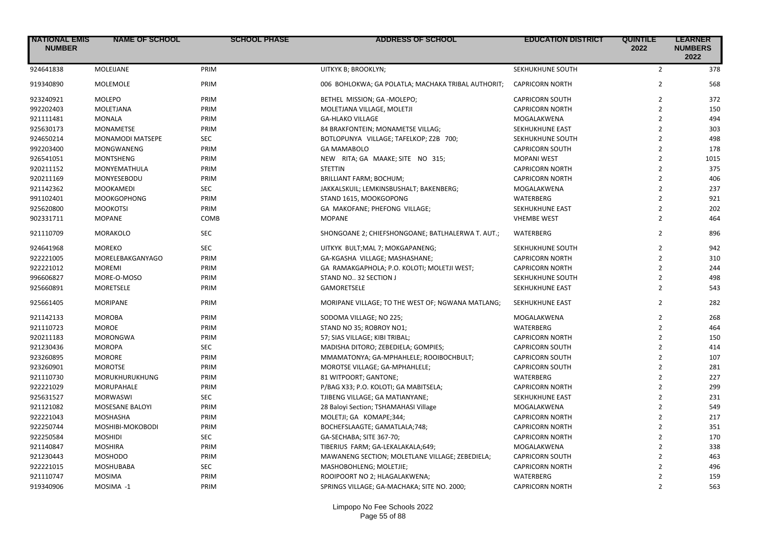| NATIONAL EMIS NUMBER | NAME OF SCHOOL | SCHOOL PHASE | ADDRESS OF SCHOOL | EDUCATION DISTRICT | QUINTILE 2022 | LEARNER NUMBERS 2022 |
|---|---|---|---|---|---|---|
| 924641838 | MOLEIJANE | PRIM | UITKYK B; BROOKLYN; | SEKHUKHUNE SOUTH | 2 | 378 |
| 919340890 | MOLEMOLE | PRIM | 006 BOHLOKWA; GA POLATLA; MACHAKA TRIBAL AUTHORIT; | CAPRICORN NORTH | 2 | 568 |
| 923240921 | MOLEPO | PRIM | BETHEL MISSION; GA -MOLEPO; | CAPRICORN SOUTH | 2 | 372 |
| 992202403 | MOLETJANA | PRIM | MOLETJANA VILLAGE, MOLETJI | CAPRICORN NORTH | 2 | 150 |
| 921111481 | MONALA | PRIM | GA-HLAKO VILLAGE | MOGALAKWENA | 2 | 494 |
| 925630173 | MONAMETSE | PRIM | 84 BRAKFONTEIN; MONAMETSE VILLAG; | SEKHUKHUNE EAST | 2 | 303 |
| 924650214 | MONAMODI MATSEPE | SEC | BOTLOPUNYA VILLAGE; TAFELKOP; Z2B 700; | SEKHUKHUNE SOUTH | 2 | 498 |
| 992203400 | MONGWANENG | PRIM | GA MAMABOLO | CAPRICORN SOUTH | 2 | 178 |
| 926541051 | MONTSHENG | PRIM | NEW RITA; GA MAAKE; SITE NO 315; | MOPANI WEST | 2 | 1015 |
| 920211152 | MONYEMATHULA | PRIM | STETTIN | CAPRICORN NORTH | 2 | 375 |
| 920211169 | MONYESEBODU | PRIM | BRILLIANT FARM; BOCHUM; | CAPRICORN NORTH | 2 | 406 |
| 921142362 | MOOKAMEDI | SEC | JAKKALSKUIL; LEMKINSBUSHALT; BAKENBERG; | MOGALAKWENA | 2 | 237 |
| 991102401 | MOOKGOPHONG | PRIM | STAND 1615, MOOKGOPONG | WATERBERG | 2 | 921 |
| 925620800 | MOOKOTSI | PRIM | GA MAKOFANE; PHEFONG VILLAGE; | SEKHUKHUNE EAST | 2 | 202 |
| 902331711 | MOPANE | COMB | MOPANE | VHEMBE WEST | 2 | 464 |
| 921110709 | MORAKOLO | SEC | SHONGOANE 2; CHIEFSHONGOANE; BATLHALERWA T. AUT.; | WATERBERG | 2 | 896 |
| 924641968 | MOREKO | SEC | UITKYK BULT;MAL 7; MOKGAPANENG; | SEKHUKHUNE SOUTH | 2 | 942 |
| 922221005 | MORELEBAKGANYAGO | PRIM | GA-KGASHA VILLAGE; MASHASHANE; | CAPRICORN NORTH | 2 | 310 |
| 922221012 | MOREMI | PRIM | GA RAMAKGAPHOLA; P.O. KOLOTI; MOLETJI WEST; | CAPRICORN NORTH | 2 | 244 |
| 996606827 | MORE-O-MOSO | PRIM | STAND NO.. 32 SECTION J | SEKHUKHUNE SOUTH | 2 | 498 |
| 925660891 | MORETSELE | PRIM | GAMORETSELE | SEKHUKHUNE EAST | 2 | 543 |
| 925661405 | MORIPANE | PRIM | MORIPANE VILLAGE; TO THE WEST OF; NGWANA MATLANG; | SEKHUKHUNE EAST | 2 | 282 |
| 921142133 | MOROBA | PRIM | SODOMA VILLAGE; NO 225; | MOGALAKWENA | 2 | 268 |
| 921110723 | MOROE | PRIM | STAND NO 35; ROBROY NO1; | WATERBERG | 2 | 464 |
| 920211183 | MORONGWA | PRIM | 57; SIAS VILLAGE; KIBI TRIBAL; | CAPRICORN NORTH | 2 | 150 |
| 921230436 | MOROPA | SEC | MADISHA DITORO; ZEBEDIELA; GOMPIES; | CAPRICORN SOUTH | 2 | 414 |
| 923260895 | MORORE | PRIM | MMAMATONYA; GA-MPHAHLELE; ROOIBOCHBULT; | CAPRICORN SOUTH | 2 | 107 |
| 923260901 | MOROTSE | PRIM | MOROTSE VILLAGE; GA-MPHAHLELE; | CAPRICORN SOUTH | 2 | 281 |
| 921110730 | MORUKHURUKHUNG | PRIM | 81 WITPOORT; GANTONE; | WATERBERG | 2 | 227 |
| 922221029 | MORUPAHALE | PRIM | P/BAG X33; P.O. KOLOTI; GA MABITSELA; | CAPRICORN NORTH | 2 | 299 |
| 925631527 | MORWASWI | SEC | TJIBENG VILLAGE; GA MATIANYANE; | SEKHUKHUNE EAST | 2 | 231 |
| 921121082 | MOSESANE BALOYI | PRIM | 28 Baloyi Section; TSHAMAHASI Village | MOGALAKWENA | 2 | 549 |
| 922221043 | MOSHASHA | PRIM | MOLETJI; GA KOMAPE;344; | CAPRICORN NORTH | 2 | 217 |
| 922250744 | MOSHIBI-MOKOBODI | PRIM | BOCHEFSLAAGTE; GAMATLALA;748; | CAPRICORN NORTH | 2 | 351 |
| 922250584 | MOSHIDI | SEC | GA-SECHABA; SITE 367-70; | CAPRICORN NORTH | 2 | 170 |
| 921140847 | MOSHIRA | PRIM | TIBERIUS FARM; GA-LEKALAKALA;649; | MOGALAKWENA | 2 | 338 |
| 921230443 | MOSHODO | PRIM | MAWANENG SECTION; MOLETLANE VILLAGE; ZEBEDIELA; | CAPRICORN SOUTH | 2 | 463 |
| 922221015 | MOSHUBABA | SEC | MASHOBOHLENG; MOLETJIE; | CAPRICORN NORTH | 2 | 496 |
| 921110747 | MOSIMA | PRIM | ROOIPOORT NO 2; HLAGALAKWENA; | WATERBERG | 2 | 159 |
| 919340906 | MOSIMA -1 | PRIM | SPRINGS VILLAGE; GA-MACHAKA; SITE NO. 2000; | CAPRICORN NORTH | 2 | 563 |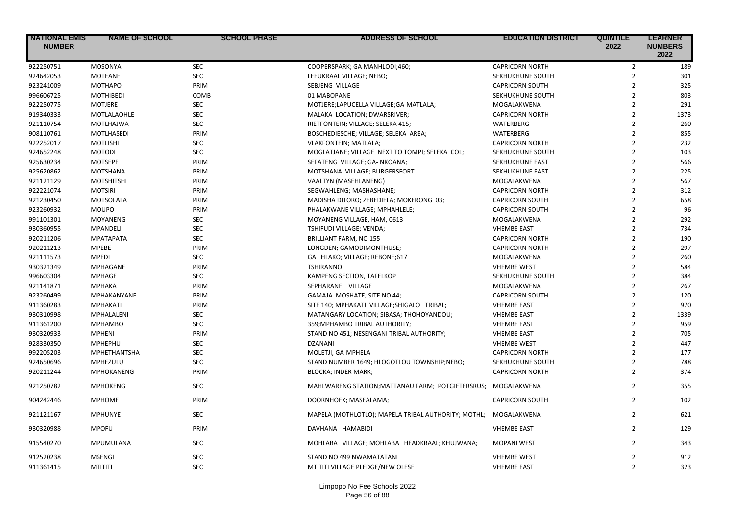| NATIONAL EMIS NUMBER | NAME OF SCHOOL | SCHOOL PHASE | ADDRESS OF SCHOOL | EDUCATION DISTRICT | QUINTILE 2022 | LEARNER NUMBERS 2022 |
|---|---|---|---|---|---|---|
| 922250751 | MOSONYA | SEC | COOPERSPARK; GA MANHLODI;460; | CAPRICORN NORTH | 2 | 189 |
| 924642053 | MOTEANE | SEC | LEEUKRAAL VILLAGE; NEBO; | SEKHUKHUNE SOUTH | 2 | 301 |
| 923241009 | MOTHAPO | PRIM | SEBJENG VILLAGE | CAPRICORN SOUTH | 2 | 325 |
| 996606725 | MOTHIBEDI | COMB | 01 MABOPANE | SEKHUKHUNE SOUTH | 2 | 803 |
| 922250775 | MOTJERE | SEC | MOTJERE;LAPUCELLA VILLAGE;GA-MATLALA; | MOGALAKWENA | 2 | 291 |
| 919340333 | MOTLALAOHLE | SEC | MALAKA LOCATION; DWARSRIVER; | CAPRICORN NORTH | 2 | 1373 |
| 921110754 | MOTLHAJWA | SEC | RIETFONTEIN; VILLAGE; SELEKA 415; | WATERBERG | 2 | 260 |
| 908110761 | MOTLHASEDI | PRIM | BOSCHEDIESCHE; VILLAGE; SELEKA AREA; | WATERBERG | 2 | 855 |
| 922252017 | MOTLISHI | SEC | VLAKFONTEIN; MATLALA; | CAPRICORN NORTH | 2 | 232 |
| 924652248 | MOTODI | SEC | MOGLATJANE; VILLAGE NEXT TO TOMPI; SELEKA COL; | SEKHUKHUNE SOUTH | 2 | 103 |
| 925630234 | MOTSEPE | PRIM | SEFATENG VILLAGE; GA- NKOANA; | SEKHUKHUNE EAST | 2 | 566 |
| 925620862 | MOTSHANA | PRIM | MOTSHANA VILLAGE; BURGERSFORT | SEKHUKHUNE EAST | 2 | 225 |
| 921121129 | MOTSHITSHI | PRIM | VAALTYN (MASEHLANENG) | MOGALAKWENA | 2 | 567 |
| 922221074 | MOTSIRI | PRIM | SEGWAHLENG; MASHASHANE; | CAPRICORN NORTH | 2 | 312 |
| 921230450 | MOTSOFALA | PRIM | MADISHA DITORO; ZEBEDIELA; MOKERONG 03; | CAPRICORN SOUTH | 2 | 658 |
| 923260932 | MOUPO | PRIM | PHALAKWANE VILLAGE; MPHAHLELE; | CAPRICORN SOUTH | 2 | 96 |
| 991101301 | MOYANENG | SEC | MOYANENG VILLAGE, HAM, 0613 | MOGALAKWENA | 2 | 292 |
| 930360955 | MPANDELI | SEC | TSHIFUDI VILLAGE; VENDA; | VHEMBE EAST | 2 | 734 |
| 920211206 | MPATAPATA | SEC | BRILLIANT FARM, NO 155 | CAPRICORN NORTH | 2 | 190 |
| 920211213 | MPEBE | PRIM | LONGDEN; GAMODIMONTHUSE; | CAPRICORN NORTH | 2 | 297 |
| 921111573 | MPEDI | SEC | GA HLAKO; VILLAGE; REBONE;617 | MOGALAKWENA | 2 | 260 |
| 930321349 | MPHAGANE | PRIM | TSHIRANNO | VHEMBE WEST | 2 | 584 |
| 996603304 | MPHAGE | SEC | KAMPENG SECTION, TAFELKOP | SEKHUKHUNE SOUTH | 2 | 384 |
| 921141871 | MPHAKA | PRIM | SEPHARANE VILLAGE | MOGALAKWENA | 2 | 267 |
| 923260499 | MPHAKANYANE | PRIM | GAMAJA MOSHATE; SITE NO 44; | CAPRICORN SOUTH | 2 | 120 |
| 911360283 | MPHAKATI | PRIM | SITE 140; MPHAKATI VILLAGE;SHIGALO TRIBAL; | VHEMBE EAST | 2 | 970 |
| 930310998 | MPHALALENI | SEC | MATANGARY LOCATION; SIBASA; THOHOYANDOU; | VHEMBE EAST | 2 | 1339 |
| 911361200 | MPHAMBO | SEC | 359;MPHAMBO TRIBAL AUTHORITY; | VHEMBE EAST | 2 | 959 |
| 930320933 | MPHENI | PRIM | STAND NO 451; NESENGANI TRIBAL AUTHORITY; | VHEMBE EAST | 2 | 705 |
| 928330350 | MPHEPHU | SEC | DZANANI | VHEMBE WEST | 2 | 447 |
| 992205203 | MPHETHANTSHA | SEC | MOLETJI, GA-MPHELA | CAPRICORN NORTH | 2 | 177 |
| 924650696 | MPHEZULU | SEC | STAND NUMBER 1649; HLOGOTLOU TOWNSHIP;NEBO; | SEKHUKHUNE SOUTH | 2 | 788 |
| 920211244 | MPHOKANENG | PRIM | BLOCKA; INDER MARK; | CAPRICORN NORTH | 2 | 374 |
| 921250782 | MPHOKENG | SEC | MAHLWARENG STATION;MATTANAU FARM; POTGIETERSRUS; | MOGALAKWENA | 2 | 355 |
| 904242446 | MPHOME | PRIM | DOORNHOEK; MASEALAMA; | CAPRICORN SOUTH | 2 | 102 |
| 921121167 | MPHUNYE | SEC | MAPELA (MOTHLOTLO); MAPELA TRIBAL AUTHORITY; MOTHL; | MOGALAKWENA | 2 | 621 |
| 930320988 | MPOFU | PRIM | DAVHANA - HAMABIDI | VHEMBE EAST | 2 | 129 |
| 915540270 | MPUMULANA | SEC | MOHLABA VILLAGE; MOHLABA HEADKRAAL; KHUJWANA; | MOPANI WEST | 2 | 343 |
| 912520238 | MSENGI | SEC | STAND NO 499 NWAMATATANI | VHEMBE WEST | 2 | 912 |
| 911361415 | MTITITI | SEC | MTITITI VILLAGE PLEDGE/NEW OLESE | VHEMBE EAST | 2 | 323 |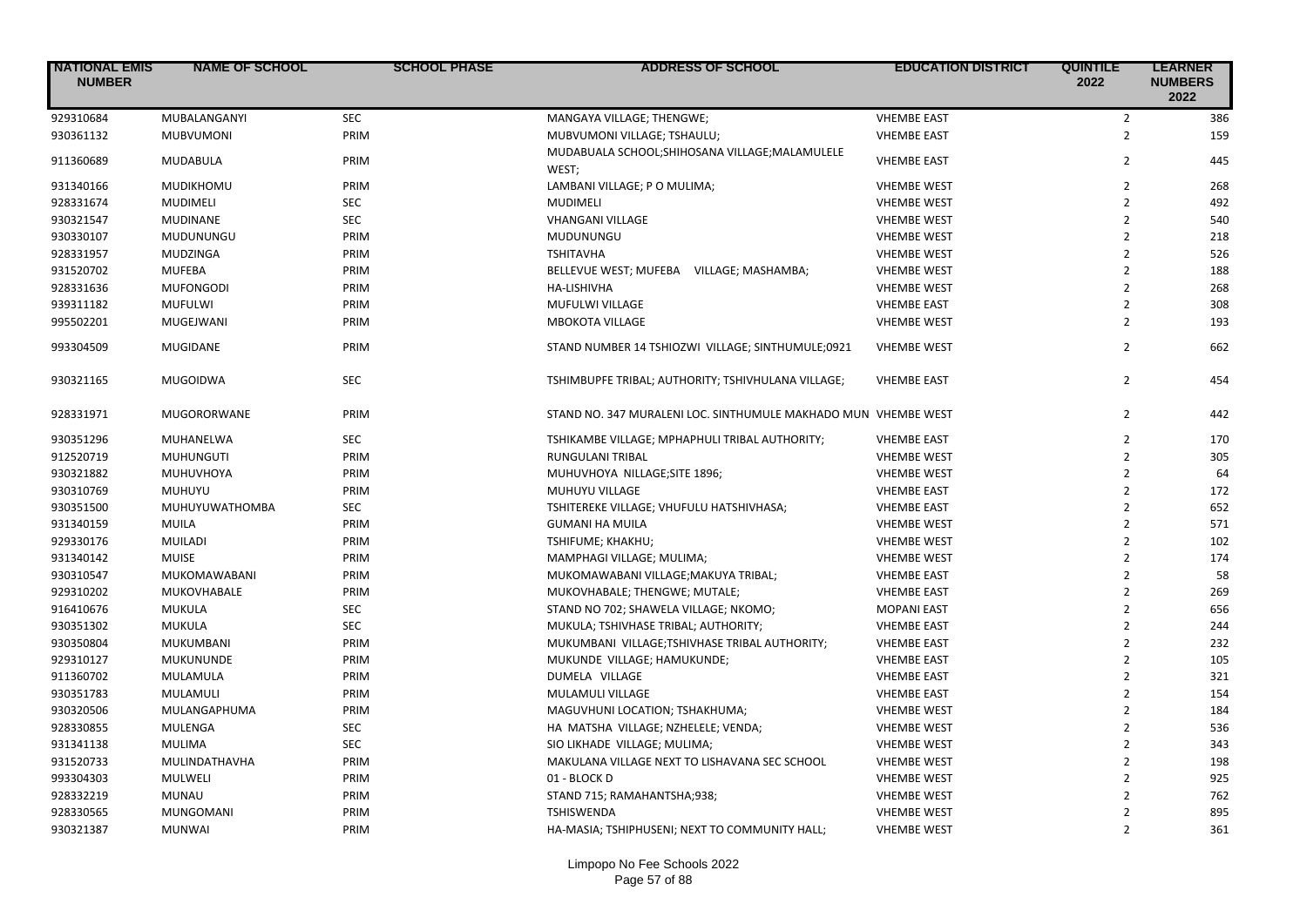| NATIONAL EMIS NUMBER | NAME OF SCHOOL | SCHOOL PHASE | ADDRESS OF SCHOOL | EDUCATION DISTRICT | QUINTILE 2022 | LEARNER NUMBERS 2022 |
|---|---|---|---|---|---|---|
| 929310684 | MUBALANGANYI | SEC | MANGAYA VILLAGE; THENGWE; | VHEMBE EAST | 2 | 386 |
| 930361132 | MUBVUMONI | PRIM | MUBVUMONI VILLAGE; TSHAULU; | VHEMBE EAST | 2 | 159 |
| 911360689 | MUDABULA | PRIM | MUDABUALA SCHOOL;SHIHOSANA VILLAGE;MALAMULELE WEST; | VHEMBE EAST | 2 | 445 |
| 931340166 | MUDIKHOMU | PRIM | LAMBANI VILLAGE; P O MULIMA; | VHEMBE WEST | 2 | 268 |
| 928331674 | MUDIMELI | SEC | MUDIMELI | VHEMBE WEST | 2 | 492 |
| 930321547 | MUDINANE | SEC | VHANGANI VILLAGE | VHEMBE WEST | 2 | 540 |
| 930330107 | MUDUNUNGU | PRIM | MUDUNUNGU | VHEMBE WEST | 2 | 218 |
| 928331957 | MUDZINGA | PRIM | TSHITAVHA | VHEMBE WEST | 2 | 526 |
| 931520702 | MUFEBA | PRIM | BELLEVUE WEST; MUFEBA VILLAGE; MASHAMBA; | VHEMBE WEST | 2 | 188 |
| 928331636 | MUFONGODI | PRIM | HA-LISHIVHA | VHEMBE WEST | 2 | 268 |
| 939311182 | MUFULWI | PRIM | MUFULWI VILLAGE | VHEMBE EAST | 2 | 308 |
| 995502201 | MUGEJWANI | PRIM | MBOKOTA VILLAGE | VHEMBE WEST | 2 | 193 |
| 993304509 | MUGIDANE | PRIM | STAND NUMBER 14 TSHIOZWI VILLAGE; SINTHUMULE;0921 | VHEMBE WEST | 2 | 662 |
| 930321165 | MUGOIDWA | SEC | TSHIMBUPFE TRIBAL; AUTHORITY; TSHIVHULANA VILLAGE; | VHEMBE EAST | 2 | 454 |
| 928331971 | MUGORORWANE | PRIM | STAND NO. 347 MURALENI LOC. SINTHUMULE MAKHADO MUN | VHEMBE WEST | 2 | 442 |
| 930351296 | MUHANELWA | SEC | TSHIKAMBE VILLAGE; MPHAPHULI TRIBAL AUTHORITY; | VHEMBE EAST | 2 | 170 |
| 912520719 | MUHUNGUTI | PRIM | RUNGULANI TRIBAL | VHEMBE WEST | 2 | 305 |
| 930321882 | MUHUVHOYA | PRIM | MUHUVHOYA NILLAGE;SITE 1896; | VHEMBE WEST | 2 | 64 |
| 930310769 | MUHUYU | PRIM | MUHUYU VILLAGE | VHEMBE EAST | 2 | 172 |
| 930351500 | MUHUYUWATHOMBA | SEC | TSHITEREKE VILLAGE; VHUFULU HATSHIVHASA; | VHEMBE EAST | 2 | 652 |
| 931340159 | MUILA | PRIM | GUMANI HA MUILA | VHEMBE WEST | 2 | 571 |
| 929330176 | MUILADI | PRIM | TSHIFUME; KHAKHU; | VHEMBE WEST | 2 | 102 |
| 931340142 | MUISE | PRIM | MAMPHAGI VILLAGE; MULIMA; | VHEMBE WEST | 2 | 174 |
| 930310547 | MUKOMAWABANI | PRIM | MUKOMAWABANI VILLAGE;MAKUYA TRIBAL; | VHEMBE EAST | 2 | 58 |
| 929310202 | MUKOVHABALE | PRIM | MUKOVHABALE; THENGWE; MUTALE; | VHEMBE EAST | 2 | 269 |
| 916410676 | MUKULA | SEC | STAND NO 702; SHAWELA VILLAGE; NKOMO; | MOPANI EAST | 2 | 656 |
| 930351302 | MUKULA | SEC | MUKULA; TSHIVHASE TRIBAL; AUTHORITY; | VHEMBE EAST | 2 | 244 |
| 930350804 | MUKUMBANI | PRIM | MUKUMBANI VILLAGE;TSHIVHASE TRIBAL AUTHORITY; | VHEMBE EAST | 2 | 232 |
| 929310127 | MUKUNUNDE | PRIM | MUKUNDE VILLAGE; HAMUKUNDE; | VHEMBE EAST | 2 | 105 |
| 911360702 | MULAMULA | PRIM | DUMELA VILLAGE | VHEMBE EAST | 2 | 321 |
| 930351783 | MULAMULI | PRIM | MULAMULI VILLAGE | VHEMBE EAST | 2 | 154 |
| 930320506 | MULANGAPHUMA | PRIM | MAGUVHUNI LOCATION; TSHAKHUMA; | VHEMBE WEST | 2 | 184 |
| 928330855 | MULENGA | SEC | HA MATSHA VILLAGE; NZHELELE; VENDA; | VHEMBE WEST | 2 | 536 |
| 931341138 | MULIMA | SEC | SIO LIKHADE VILLAGE; MULIMA; | VHEMBE WEST | 2 | 343 |
| 931520733 | MULINDATHAVHA | PRIM | MAKULANA VILLAGE NEXT TO LISHAVANA SEC SCHOOL | VHEMBE WEST | 2 | 198 |
| 993304303 | MULWELI | PRIM | 01 - BLOCK D | VHEMBE WEST | 2 | 925 |
| 928332219 | MUNAU | PRIM | STAND 715; RAMAHANTSHA;938; | VHEMBE WEST | 2 | 762 |
| 928330565 | MUNGOMANI | PRIM | TSHISWENDA | VHEMBE WEST | 2 | 895 |
| 930321387 | MUNWAI | PRIM | HA-MASIA; TSHIPHUSENI; NEXT TO COMMUNITY HALL; | VHEMBE WEST | 2 | 361 |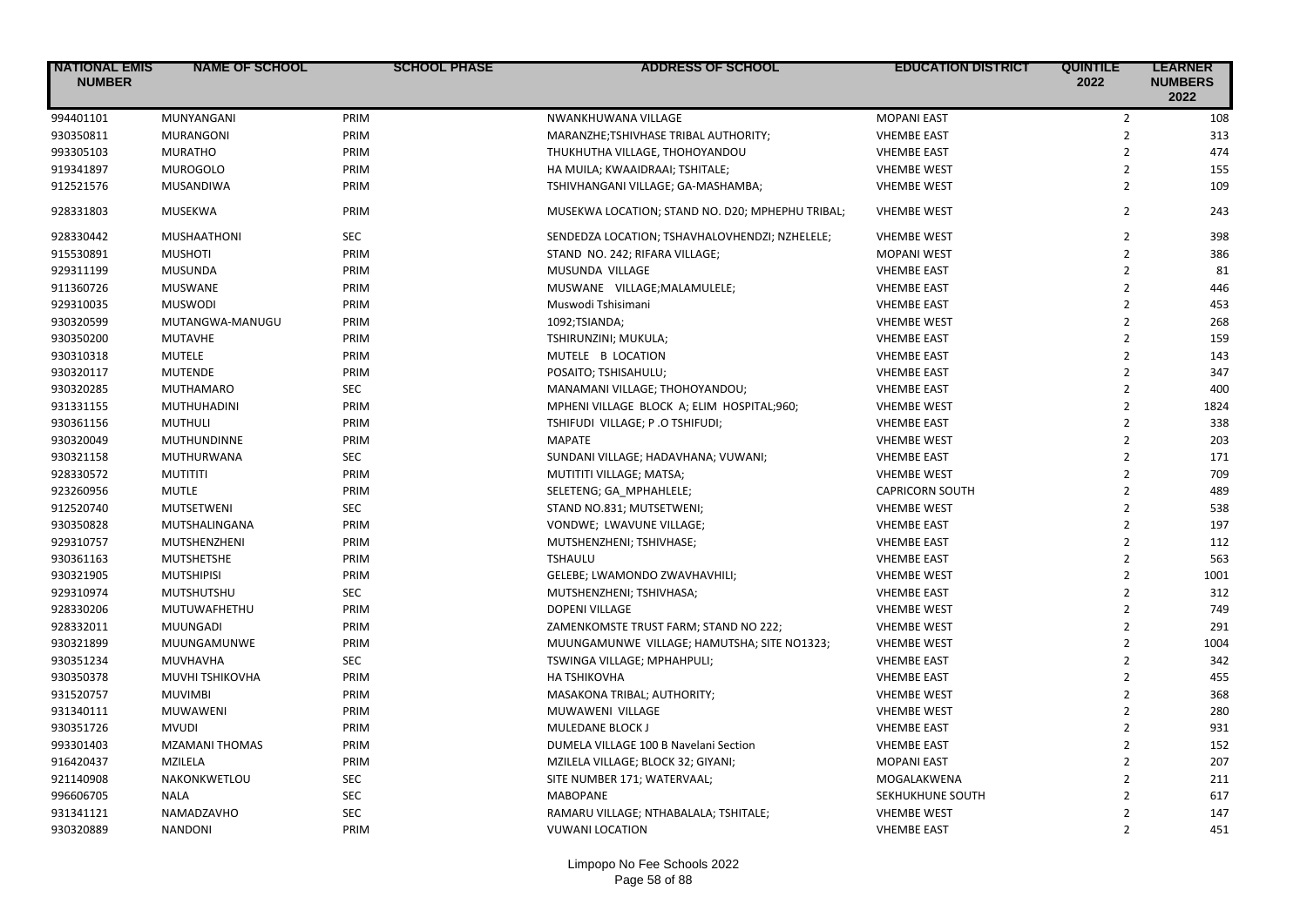| NATIONAL EMIS NUMBER | NAME OF SCHOOL | SCHOOL PHASE | ADDRESS OF SCHOOL | EDUCATION DISTRICT | QUINTILE 2022 | LEARNER NUMBERS 2022 |
|---|---|---|---|---|---|---|
| 994401101 | MUNYANGANI | PRIM | NWANKHUWANA VILLAGE | MOPANI EAST | 2 | 108 |
| 930350811 | MURANGONI | PRIM | MARANZHE;TSHIVHASE TRIBAL AUTHORITY; | VHEMBE EAST | 2 | 313 |
| 993305103 | MURATHO | PRIM | THUKHUTHA VILLAGE, THOHOYANDOU | VHEMBE EAST | 2 | 474 |
| 919341897 | MUROGOLO | PRIM | HA MUILA; KWAAIDRAAI; TSHITALE; | VHEMBE WEST | 2 | 155 |
| 912521576 | MUSANDIWA | PRIM | TSHIVHANGANI VILLAGE; GA-MASHAMBA; | VHEMBE WEST | 2 | 109 |
| 928331803 | MUSEKWA | PRIM | MUSEKWA LOCATION; STAND NO. D20; MPHEPHU TRIBAL; | VHEMBE WEST | 2 | 243 |
| 928330442 | MUSHAATHONI | SEC | SENDEDZA LOCATION; TSHAVHALOVHENDZI; NZHELELE; | VHEMBE WEST | 2 | 398 |
| 915530891 | MUSHOTI | PRIM | STAND NO. 242; RIFARA VILLAGE; | MOPANI WEST | 2 | 386 |
| 929311199 | MUSUNDA | PRIM | MUSUNDA VILLAGE | VHEMBE EAST | 2 | 81 |
| 911360726 | MUSWANE | PRIM | MUSWANE VILLAGE;MALAMULELE; | VHEMBE EAST | 2 | 446 |
| 929310035 | MUSWODI | PRIM | Muswodi Tshisimani | VHEMBE EAST | 2 | 453 |
| 930320599 | MUTANGWA-MANUGU | PRIM | 1092;TSIANDA; | VHEMBE WEST | 2 | 268 |
| 930350200 | MUTAVHE | PRIM | TSHIRUNZINI; MUKULA; | VHEMBE EAST | 2 | 159 |
| 930310318 | MUTELE | PRIM | MUTELE B LOCATION | VHEMBE EAST | 2 | 143 |
| 930320117 | MUTENDE | PRIM | POSAITO; TSHISAHULU; | VHEMBE EAST | 2 | 347 |
| 930320285 | MUTHAMARO | SEC | MANAMANI VILLAGE; THOHOYANDOU; | VHEMBE EAST | 2 | 400 |
| 931331155 | MUTHUHADINI | PRIM | MPHENI VILLAGE BLOCK A; ELIM HOSPITAL;960; | VHEMBE WEST | 2 | 1824 |
| 930361156 | MUTHULI | PRIM | TSHIFUDI VILLAGE; P .O TSHIFUDI; | VHEMBE EAST | 2 | 338 |
| 930320049 | MUTHUNDINNE | PRIM | MAPATE | VHEMBE WEST | 2 | 203 |
| 930321158 | MUTHURWANA | SEC | SUNDANI VILLAGE; HADAVHANA; VUWANI; | VHEMBE EAST | 2 | 171 |
| 928330572 | MUTITITI | PRIM | MUTITITI VILLAGE; MATSA; | VHEMBE WEST | 2 | 709 |
| 923260956 | MUTLE | PRIM | SELETENG; GA_MPHAHLELE; | CAPRICORN SOUTH | 2 | 489 |
| 912520740 | MUTSETWENI | SEC | STAND NO.831; MUTSETWENI; | VHEMBE WEST | 2 | 538 |
| 930350828 | MUTSHALINGANA | PRIM | VONDWE; LWAVUNE VILLAGE; | VHEMBE EAST | 2 | 197 |
| 929310757 | MUTSHENZHENI | PRIM | MUTSHENZHENI; TSHIVHASE; | VHEMBE EAST | 2 | 112 |
| 930361163 | MUTSHETSHE | PRIM | TSHAULU | VHEMBE EAST | 2 | 563 |
| 930321905 | MUTSHIPISI | PRIM | GELEBE; LWAMONDO ZWAVHAVHILI; | VHEMBE WEST | 2 | 1001 |
| 929310974 | MUTSHUTSHU | SEC | MUTSHENZHENI; TSHIVHASA; | VHEMBE EAST | 2 | 312 |
| 928330206 | MUTUWAFHETHU | PRIM | DOPENI VILLAGE | VHEMBE WEST | 2 | 749 |
| 928332011 | MUUNGADI | PRIM | ZAMENKOMSTE TRUST FARM; STAND NO 222; | VHEMBE WEST | 2 | 291 |
| 930321899 | MUUNGAMUNWE | PRIM | MUUNGAMUNWE VILLAGE; HAMUTSHA; SITE NO1323; | VHEMBE WEST | 2 | 1004 |
| 930351234 | MUVHAVHA | SEC | TSWINGA VILLAGE; MPHAHPULI; | VHEMBE EAST | 2 | 342 |
| 930350378 | MUVHI TSHIKOVHA | PRIM | HA TSHIKOVHA | VHEMBE EAST | 2 | 455 |
| 931520757 | MUVIMBI | PRIM | MASAKONA TRIBAL; AUTHORITY; | VHEMBE WEST | 2 | 368 |
| 931340111 | MUWAWENI | PRIM | MUWAWENI VILLAGE | VHEMBE WEST | 2 | 280 |
| 930351726 | MVUDI | PRIM | MULEDANE BLOCK J | VHEMBE EAST | 2 | 931 |
| 993301403 | MZAMANI THOMAS | PRIM | DUMELA VILLAGE 100 B Navelani Section | VHEMBE EAST | 2 | 152 |
| 916420437 | MZILELA | PRIM | MZILELA VILLAGE; BLOCK 32; GIYANI; | MOPANI EAST | 2 | 207 |
| 921140908 | NAKONKWETLOU | SEC | SITE NUMBER 171; WATERVAAL; | MOGALAKWENA | 2 | 211 |
| 996606705 | NALA | SEC | MABOPANE | SEKHUKHUNE SOUTH | 2 | 617 |
| 931341121 | NAMADZAVHO | SEC | RAMARU VILLAGE; NTHABALALA; TSHITALE; | VHEMBE WEST | 2 | 147 |
| 930320889 | NANDONI | PRIM | VUWANI LOCATION | VHEMBE EAST | 2 | 451 |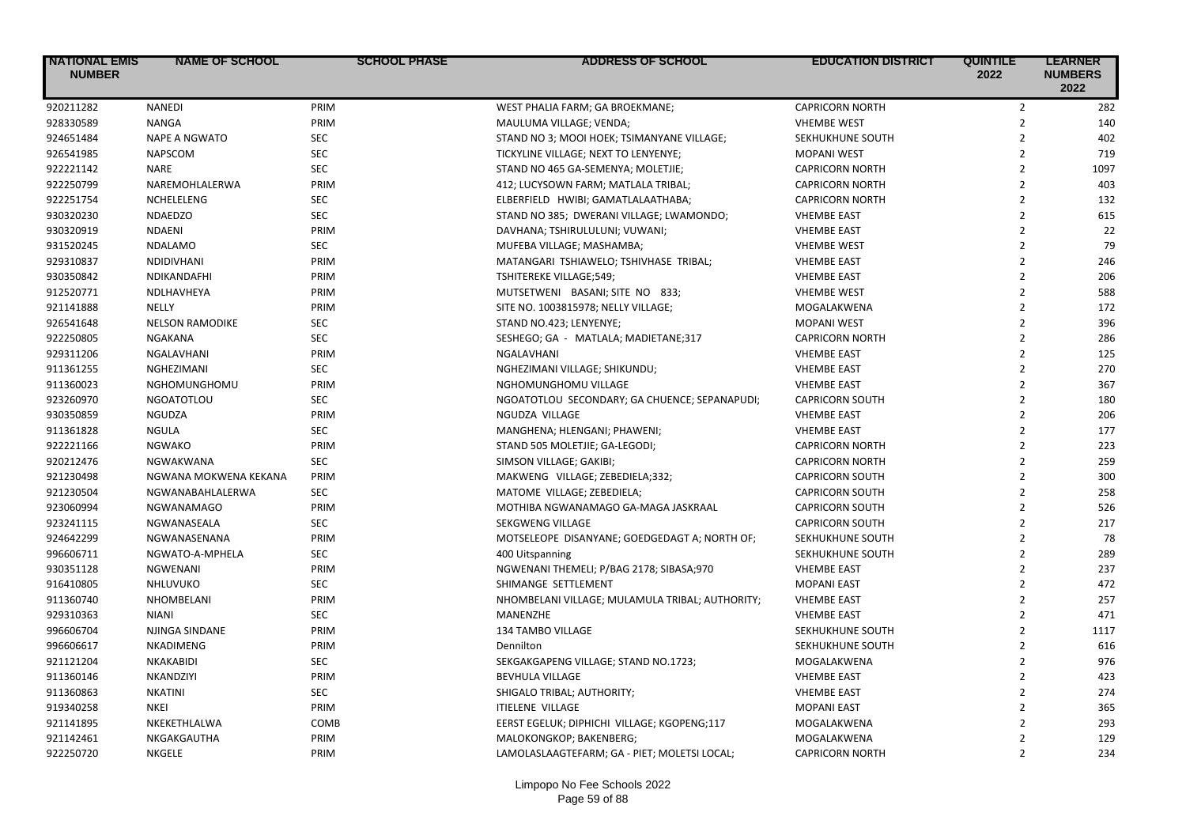| NATIONAL EMIS NUMBER | NAME OF SCHOOL | SCHOOL PHASE | ADDRESS OF SCHOOL | EDUCATION DISTRICT | QUINTILE 2022 | LEARNER NUMBERS 2022 |
|---|---|---|---|---|---|---|
| 920211282 | NANEDI | PRIM | WEST PHALIA FARM; GA BROEKMANE; | CAPRICORN NORTH | 2 | 282 |
| 928330589 | NANGA | PRIM | MAULUMA VILLAGE; VENDA; | VHEMBE WEST | 2 | 140 |
| 924651484 | NAPE A NGWATO | SEC | STAND NO 3; MOOI HOEK; TSIMANYANE VILLAGE; | SEKHUKHUNE SOUTH | 2 | 402 |
| 926541985 | NAPSCOM | SEC | TICKYLINE VILLAGE; NEXT TO LENYENYE; | MOPANI WEST | 2 | 719 |
| 922221142 | NARE | SEC | STAND NO 465 GA-SEMENYA; MOLETJIE; | CAPRICORN NORTH | 2 | 1097 |
| 922250799 | NAREMOHLALERWA | PRIM | 412; LUCYSOWN FARM; MATLALA TRIBAL; | CAPRICORN NORTH | 2 | 403 |
| 922251754 | NCHELELENG | SEC | ELBERFIELD HWIBI; GAMATLALAATHABA; | CAPRICORN NORTH | 2 | 132 |
| 930320230 | NDAEDZO | SEC | STAND NO 385; DWERANI VILLAGE; LWAMONDO; | VHEMBE EAST | 2 | 615 |
| 930320919 | NDAENI | PRIM | DAVHANA; TSHIRULULUNI; VUWANI; | VHEMBE EAST | 2 | 22 |
| 931520245 | NDALAMO | SEC | MUFEBA VILLAGE; MASHAMBA; | VHEMBE WEST | 2 | 79 |
| 929310837 | NDIDIVHANI | PRIM | MATANGARI TSHIAWELO; TSHIVHASE TRIBAL; | VHEMBE EAST | 2 | 246 |
| 930350842 | NDIKANDAFHI | PRIM | TSHITEREKE VILLAGE;549; | VHEMBE EAST | 2 | 206 |
| 912520771 | NDLHAVHEYA | PRIM | MUTSETWENI BASANI; SITE NO 833; | VHEMBE WEST | 2 | 588 |
| 921141888 | NELLY | PRIM | SITE NO. 1003815978; NELLY VILLAGE; | MOGALAKWENA | 2 | 172 |
| 926541648 | NELSON RAMODIKE | SEC | STAND NO.423; LENYENYE; | MOPANI WEST | 2 | 396 |
| 922250805 | NGAKANA | SEC | SESHEGO; GA - MATLALA; MADIETANE;317 | CAPRICORN NORTH | 2 | 286 |
| 929311206 | NGALAVHANI | PRIM | NGALAVHANI | VHEMBE EAST | 2 | 125 |
| 911361255 | NGHEZIMANI | SEC | NGHEZIMANI VILLAGE; SHIKUNDU; | VHEMBE EAST | 2 | 270 |
| 911360023 | NGHOMUNGHOMU | PRIM | NGHOMUNGHOMU VILLAGE | VHEMBE EAST | 2 | 367 |
| 923260970 | NGOATOTLOU | SEC | NGOATOTLOU SECONDARY; GA CHUENCE; SEPANAPUDI; | CAPRICORN SOUTH | 2 | 180 |
| 930350859 | NGUDZA | PRIM | NGUDZA VILLAGE | VHEMBE EAST | 2 | 206 |
| 911361828 | NGULA | SEC | MANGHENA; HLENGANI; PHAWENI; | VHEMBE EAST | 2 | 177 |
| 922221166 | NGWAKO | PRIM | STAND 505 MOLETJIE; GA-LEGODI; | CAPRICORN NORTH | 2 | 223 |
| 920212476 | NGWAKWANA | SEC | SIMSON VILLAGE; GAKIBI; | CAPRICORN NORTH | 2 | 259 |
| 921230498 | NGWANA MOKWENA KEKANA | PRIM | MAKWENG VILLAGE; ZEBEDIELA;332; | CAPRICORN SOUTH | 2 | 300 |
| 921230504 | NGWANABAHLALERWA | SEC | MATOME VILLAGE; ZEBEDIELA; | CAPRICORN SOUTH | 2 | 258 |
| 923060994 | NGWANAMAGO | PRIM | MOTHIBA NGWANAMAGO GA-MAGA JASKRAAL | CAPRICORN SOUTH | 2 | 526 |
| 923241115 | NGWANASEALA | SEC | SEKGWENG VILLAGE | CAPRICORN SOUTH | 2 | 217 |
| 924642299 | NGWANASENANA | PRIM | MOTSELEOPE DISANYANE; GOEDGEDAGT A; NORTH OF; | SEKHUKHUNE SOUTH | 2 | 78 |
| 996606711 | NGWATO-A-MPHELA | SEC | 400 Uitspanning | SEKHUKHUNE SOUTH | 2 | 289 |
| 930351128 | NGWENANI | PRIM | NGWENANI THEMELI; P/BAG 2178; SIBASA;970 | VHEMBE EAST | 2 | 237 |
| 916410805 | NHLUVUKO | SEC | SHIMANGE SETTLEMENT | MOPANI EAST | 2 | 472 |
| 911360740 | NHOMBELANI | PRIM | NHOMBELANI VILLAGE; MULAMULA TRIBAL; AUTHORITY; | VHEMBE EAST | 2 | 257 |
| 929310363 | NIANI | SEC | MANENZHE | VHEMBE EAST | 2 | 471 |
| 996606704 | NJINGA SINDANE | PRIM | 134 TAMBO VILLAGE | SEKHUKHUNE SOUTH | 2 | 1117 |
| 996606617 | NKADIMENG | PRIM | Dennilton | SEKHUKHUNE SOUTH | 2 | 616 |
| 921121204 | NKAKABIDI | SEC | SEKGAKGAPENG VILLAGE; STAND NO.1723; | MOGALAKWENA | 2 | 976 |
| 911360146 | NKANDZIYI | PRIM | BEVHULA VILLAGE | VHEMBE EAST | 2 | 423 |
| 911360863 | NKATINI | SEC | SHIGALO TRIBAL; AUTHORITY; | VHEMBE EAST | 2 | 274 |
| 919340258 | NKEI | PRIM | ITIELENE VILLAGE | MOPANI EAST | 2 | 365 |
| 921141895 | NKEKETHLALWA | COMB | EERST EGELUK; DIPHICHI VILLAGE; KGOPENG;117 | MOGALAKWENA | 2 | 293 |
| 921142461 | NKGAKGAUTHA | PRIM | MALOKONGKOP; BAKENBERG; | MOGALAKWENA | 2 | 129 |
| 922250720 | NKGELE | PRIM | LAMOLASLAAGTEFARM; GA - PIET; MOLETSI LOCAL; | CAPRICORN NORTH | 2 | 234 |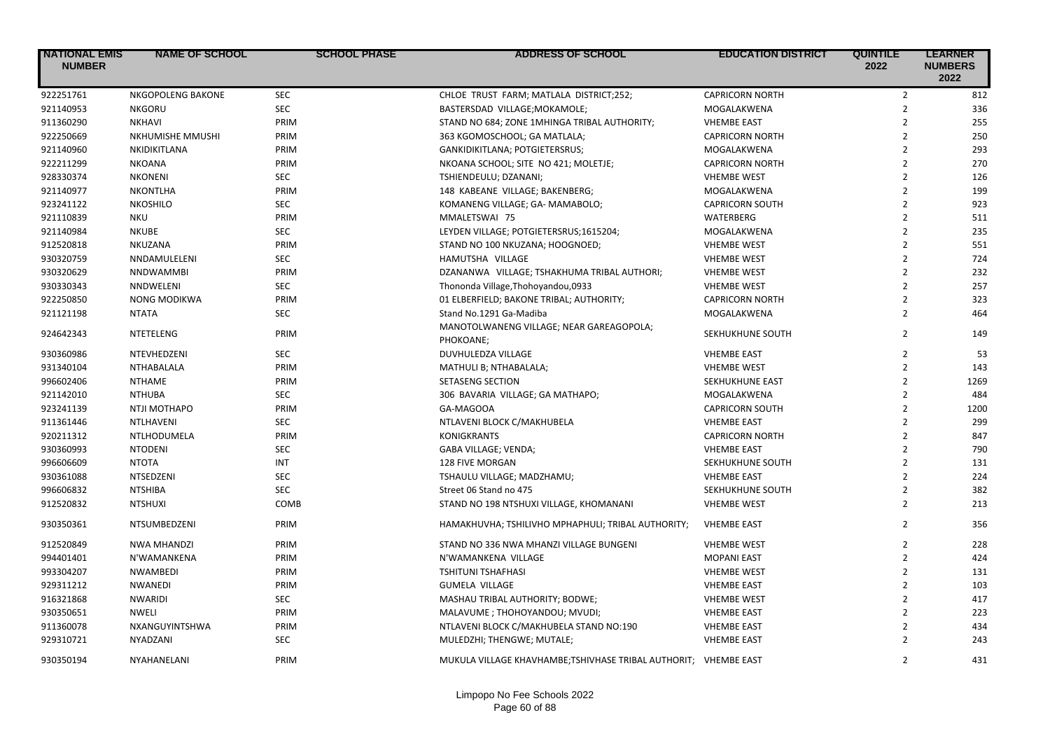| NATIONAL EMIS NUMBER | NAME OF SCHOOL | SCHOOL PHASE | ADDRESS OF SCHOOL | EDUCATION DISTRICT | QUINTILE 2022 | LEARNER NUMBERS 2022 |
|---|---|---|---|---|---|---|
| 922251761 | NKGOPOLENG BAKONE | SEC | CHLOE TRUST FARM; MATLALA DISTRICT;252; | CAPRICORN NORTH | 2 | 812 |
| 921140953 | NKGORU | SEC | BASTERSDAD VILLAGE;MOKAMOLE; | MOGALAKWENA | 2 | 336 |
| 911360290 | NKHAVI | PRIM | STAND NO 684; ZONE 1MHINGA TRIBAL AUTHORITY; | VHEMBE EAST | 2 | 255 |
| 922250669 | NKHUMISHE MMUSHI | PRIM | 363 KGOMOSCHOOL; GA MATLALA; | CAPRICORN NORTH | 2 | 250 |
| 921140960 | NKIDIKITLANA | PRIM | GANKIDIKITLANA; POTGIETERSRUS; | MOGALAKWENA | 2 | 293 |
| 922211299 | NKOANA | PRIM | NKOANA SCHOOL; SITE NO 421; MOLETJE; | CAPRICORN NORTH | 2 | 270 |
| 928330374 | NKONENI | SEC | TSHIENDEULU; DZANANI; | VHEMBE WEST | 2 | 126 |
| 921140977 | NKONTLHA | PRIM | 148 KABEANE VILLAGE; BAKENBERG; | MOGALAKWENA | 2 | 199 |
| 923241122 | NKOSHILO | SEC | KOMANENG VILLAGE; GA- MAMABOLO; | CAPRICORN SOUTH | 2 | 923 |
| 921110839 | NKU | PRIM | MMALETSWAI 75 | WATERBERG | 2 | 511 |
| 921140984 | NKUBE | SEC | LEYDEN VILLAGE; POTGIETERSRUS;1615204; | MOGALAKWENA | 2 | 235 |
| 912520818 | NKUZANA | PRIM | STAND NO 100 NKUZANA; HOOGNOED; | VHEMBE WEST | 2 | 551 |
| 930320759 | NNDAMULELENI | SEC | HAMUTSHA VILLAGE | VHEMBE WEST | 2 | 724 |
| 930320629 | NNDWAMMBI | PRIM | DZANANWA VILLAGE; TSHAKHUMA TRIBAL AUTHORI; | VHEMBE WEST | 2 | 232 |
| 930330343 | NNDWELENI | SEC | Thononda Village,Thohoyandou,0933 | VHEMBE WEST | 2 | 257 |
| 922250850 | NONG MODIKWA | PRIM | 01 ELBERFIELD; BAKONE TRIBAL; AUTHORITY; | CAPRICORN NORTH | 2 | 323 |
| 921121198 | NTATA | SEC | Stand No.1291 Ga-Madiba | MOGALAKWENA | 2 | 464 |
| 924642343 | NTETELENG | PRIM | MANOTOLWANENG VILLAGE; NEAR GAREAGOPOLA; PHOKOANE; | SEKHUKHUNE SOUTH | 2 | 149 |
| 930360986 | NTEVHEDZENI | SEC | DUVHULEDZA VILLAGE | VHEMBE EAST | 2 | 53 |
| 931340104 | NTHABALALA | PRIM | MATHULI B; NTHABALALA; | VHEMBE WEST | 2 | 143 |
| 996602406 | NTHAME | PRIM | SETASENG SECTION | SEKHUKHUNE EAST | 2 | 1269 |
| 921142010 | NTHUBA | SEC | 306 BAVARIA VILLAGE; GA MATHAPO; | MOGALAKWENA | 2 | 484 |
| 923241139 | NTJI MOTHAPO | PRIM | GA-MAGOOA | CAPRICORN SOUTH | 2 | 1200 |
| 911361446 | NTLHAVENI | SEC | NTLAVENI BLOCK C/MAKHUBELA | VHEMBE EAST | 2 | 299 |
| 920211312 | NTLHODUMELA | PRIM | KONIGKRANTS | CAPRICORN NORTH | 2 | 847 |
| 930360993 | NTODENI | SEC | GABA VILLAGE; VENDA; | VHEMBE EAST | 2 | 790 |
| 996606609 | NTOTA | INT | 128 FIVE MORGAN | SEKHUKHUNE SOUTH | 2 | 131 |
| 930361088 | NTSEDZENI | SEC | TSHAULU VILLAGE; MADZHAMU; | VHEMBE EAST | 2 | 224 |
| 996606832 | NTSHIBA | SEC | Street 06 Stand no 475 | SEKHUKHUNE SOUTH | 2 | 382 |
| 912520832 | NTSHUXI | COMB | STAND NO 198 NTSHUXI VILLAGE, KHOMANANI | VHEMBE WEST | 2 | 213 |
| 930350361 | NTSUMBEDZENI | PRIM | HAMAKHUVHA; TSHILIVHO MPHAPHULI; TRIBAL AUTHORITY; | VHEMBE EAST | 2 | 356 |
| 912520849 | NWA MHANDZI | PRIM | STAND NO 336 NWA MHANZI VILLAGE BUNGENI | VHEMBE WEST | 2 | 228 |
| 994401401 | N'WAMANKENA | PRIM | N'WAMANKENA VILLAGE | MOPANI EAST | 2 | 424 |
| 993304207 | NWAMBEDI | PRIM | TSHITUNI TSHAFHASI | VHEMBE WEST | 2 | 131 |
| 929311212 | NWANEDI | PRIM | GUMELA VILLAGE | VHEMBE EAST | 2 | 103 |
| 916321868 | NWARIDI | SEC | MASHAU TRIBAL AUTHORITY; BODWE; | VHEMBE WEST | 2 | 417 |
| 930350651 | NWELI | PRIM | MALAVUME ; THOHOYANDOU; MVUDI; | VHEMBE EAST | 2 | 223 |
| 911360078 | NXANGUYINTSHWA | PRIM | NTLAVENI BLOCK C/MAKHUBELA STAND NO:190 | VHEMBE EAST | 2 | 434 |
| 929310721 | NYADZANI | SEC | MULEDZHI; THENGWE; MUTALE; | VHEMBE EAST | 2 | 243 |
| 930350194 | NYAHANELANI | PRIM | MUKULA VILLAGE KHAVHAMBE;TSHIVHASE TRIBAL AUTHORIT; | VHEMBE EAST | 2 | 431 |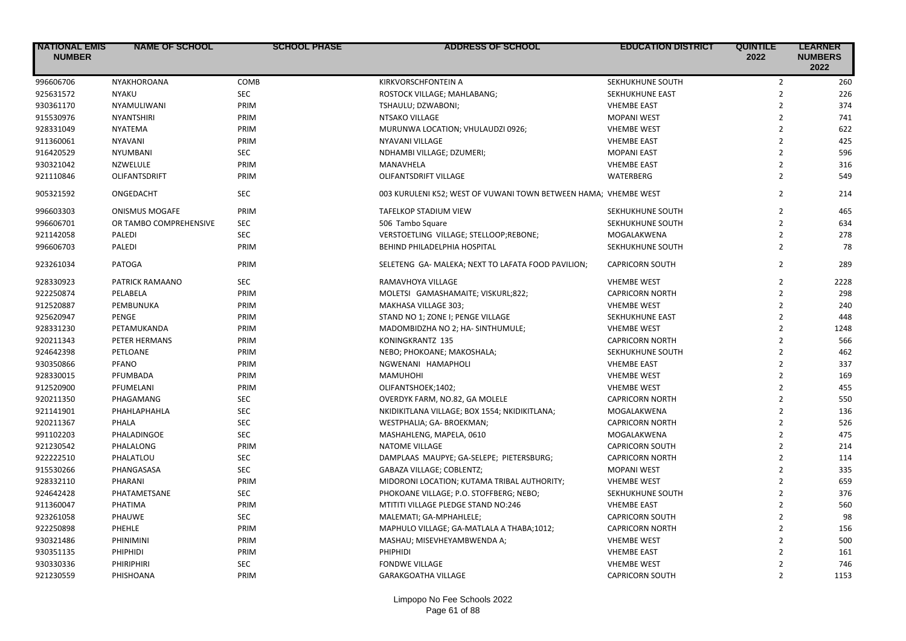| NATIONAL EMIS NUMBER | NAME OF SCHOOL | SCHOOL PHASE | ADDRESS OF SCHOOL | EDUCATION DISTRICT | QUINTILE 2022 | LEARNER NUMBERS 2022 |
|---|---|---|---|---|---|---|
| 996606706 | NYAKHOROANA | COMB | KIRKVORSCHFONTEIN A | SEKHUKHUNE SOUTH | 2 | 260 |
| 925631572 | NYAKU | SEC | ROSTOCK VILLAGE; MAHLABANG; | SEKHUKHUNE EAST | 2 | 226 |
| 930361170 | NYAMULIWANI | PRIM | TSHAULU; DZWABONI; | VHEMBE EAST | 2 | 374 |
| 915530976 | NYANTSHIRI | PRIM | NTSAKO VILLAGE | MOPANI WEST | 2 | 741 |
| 928331049 | NYATEMA | PRIM | MURUNWA LOCATION; VHULAUDZI 0926; | VHEMBE WEST | 2 | 622 |
| 911360061 | NYAVANI | PRIM | NYAVANI VILLAGE | VHEMBE EAST | 2 | 425 |
| 916420529 | NYUMBANI | SEC | NDHAMBI VILLAGE; DZUMERI; | MOPANI EAST | 2 | 596 |
| 930321042 | NZWELULE | PRIM | MANAVHELA | VHEMBE EAST | 2 | 316 |
| 921110846 | OLIFANTSDRIFT | PRIM | OLIFANTSDRIFT VILLAGE | WATERBERG | 2 | 549 |
| 905321592 | ONGEDACHT | SEC | 003 KURULENI K52; WEST OF VUWANI TOWN BETWEEN HAMA; | VHEMBE WEST | 2 | 214 |
| 996603303 | ONISMUS MOGAFE | PRIM | TAFELKOP STADIUM VIEW | SEKHUKHUNE SOUTH | 2 | 465 |
| 996606701 | OR TAMBO COMPREHENSIVE | SEC | 506 Tambo Square | SEKHUKHUNE SOUTH | 2 | 634 |
| 921142058 | PALEDI | SEC | VERSTOETLING VILLAGE; STELLOOP;REBONE; | MOGALAKWENA | 2 | 278 |
| 996606703 | PALEDI | PRIM | BEHIND PHILADELPHIA HOSPITAL | SEKHUKHUNE SOUTH | 2 | 78 |
| 923261034 | PATOGA | PRIM | SELETENG GA- MALEKA; NEXT TO LAFATA FOOD PAVILION; | CAPRICORN SOUTH | 2 | 289 |
| 928330923 | PATRICK RAMAANO | SEC | RAMAVHOYA VILLAGE | VHEMBE WEST | 2 | 2228 |
| 922250874 | PELABELA | PRIM | MOLETSI GAMASHAMAITE; VISKURL;822; | CAPRICORN NORTH | 2 | 298 |
| 912520887 | PEMBUNUKA | PRIM | MAKHASA VILLAGE 303; | VHEMBE WEST | 2 | 240 |
| 925620947 | PENGE | PRIM | STAND NO 1; ZONE I; PENGE VILLAGE | SEKHUKHUNE EAST | 2 | 448 |
| 928331230 | PETAMUKANDA | PRIM | MADOMBIDZHA NO 2; HA- SINTHUMULE; | VHEMBE WEST | 2 | 1248 |
| 920211343 | PETER HERMANS | PRIM | KONINGKRANTZ 135 | CAPRICORN NORTH | 2 | 566 |
| 924642398 | PETLOANE | PRIM | NEBO; PHOKOANE; MAKOSHALA; | SEKHUKHUNE SOUTH | 2 | 462 |
| 930350866 | PFANO | PRIM | NGWENANI HAMAPHOLI | VHEMBE EAST | 2 | 337 |
| 928330015 | PFUMBADA | PRIM | MAMUHOHI | VHEMBE WEST | 2 | 169 |
| 912520900 | PFUMELANI | PRIM | OLIFANTSHOEK;1402; | VHEMBE WEST | 2 | 455 |
| 920211350 | PHAGAMANG | SEC | OVERDYK FARM, NO.82, GA MOLELE | CAPRICORN NORTH | 2 | 550 |
| 921141901 | PHAHLAPHAHLA | SEC | NKIDIKITLANA VILLAGE; BOX 1554; NKIDIKITLANA; | MOGALAKWENA | 2 | 136 |
| 920211367 | PHALA | SEC | WESTPHALIA; GA- BROEKMAN; | CAPRICORN NORTH | 2 | 526 |
| 991102203 | PHALADINGOE | SEC | MASHAHLENG, MAPELA, 0610 | MOGALAKWENA | 2 | 475 |
| 921230542 | PHALALONG | PRIM | NATOME VILLAGE | CAPRICORN SOUTH | 2 | 214 |
| 922222510 | PHALATLOU | SEC | DAMPLAAS MAUPYE; GA-SELEPE; PIETERSBURG; | CAPRICORN NORTH | 2 | 114 |
| 915530266 | PHANGASASA | SEC | GABAZA VILLAGE; COBLENTZ; | MOPANI WEST | 2 | 335 |
| 928332110 | PHARANI | PRIM | MIDORONI LOCATION; KUTAMA TRIBAL AUTHORITY; | VHEMBE WEST | 2 | 659 |
| 924642428 | PHATAMETSANE | SEC | PHOKOANE VILLAGE; P.O. STOFFBERG; NEBO; | SEKHUKHUNE SOUTH | 2 | 376 |
| 911360047 | PHATIMA | PRIM | MTITITI VILLAGE PLEDGE STAND NO:246 | VHEMBE EAST | 2 | 560 |
| 923261058 | PHAUWE | SEC | MALEMATI; GA-MPHAHLELE; | CAPRICORN SOUTH | 2 | 98 |
| 922250898 | PHEHLE | PRIM | MAPHULO VILLAGE; GA-MATLALA A THABA;1012; | CAPRICORN NORTH | 2 | 156 |
| 930321486 | PHINIMINI | PRIM | MASHAU; MISEVHEYAMBWENDA A; | VHEMBE WEST | 2 | 500 |
| 930351135 | PHIPHIDI | PRIM | PHIPHIDI | VHEMBE EAST | 2 | 161 |
| 930330336 | PHIRIPHIRI | SEC | FONDWE VILLAGE | VHEMBE WEST | 2 | 746 |
| 921230559 | PHISHOANA | PRIM | GARAKGOATHA VILLAGE | CAPRICORN SOUTH | 2 | 1153 |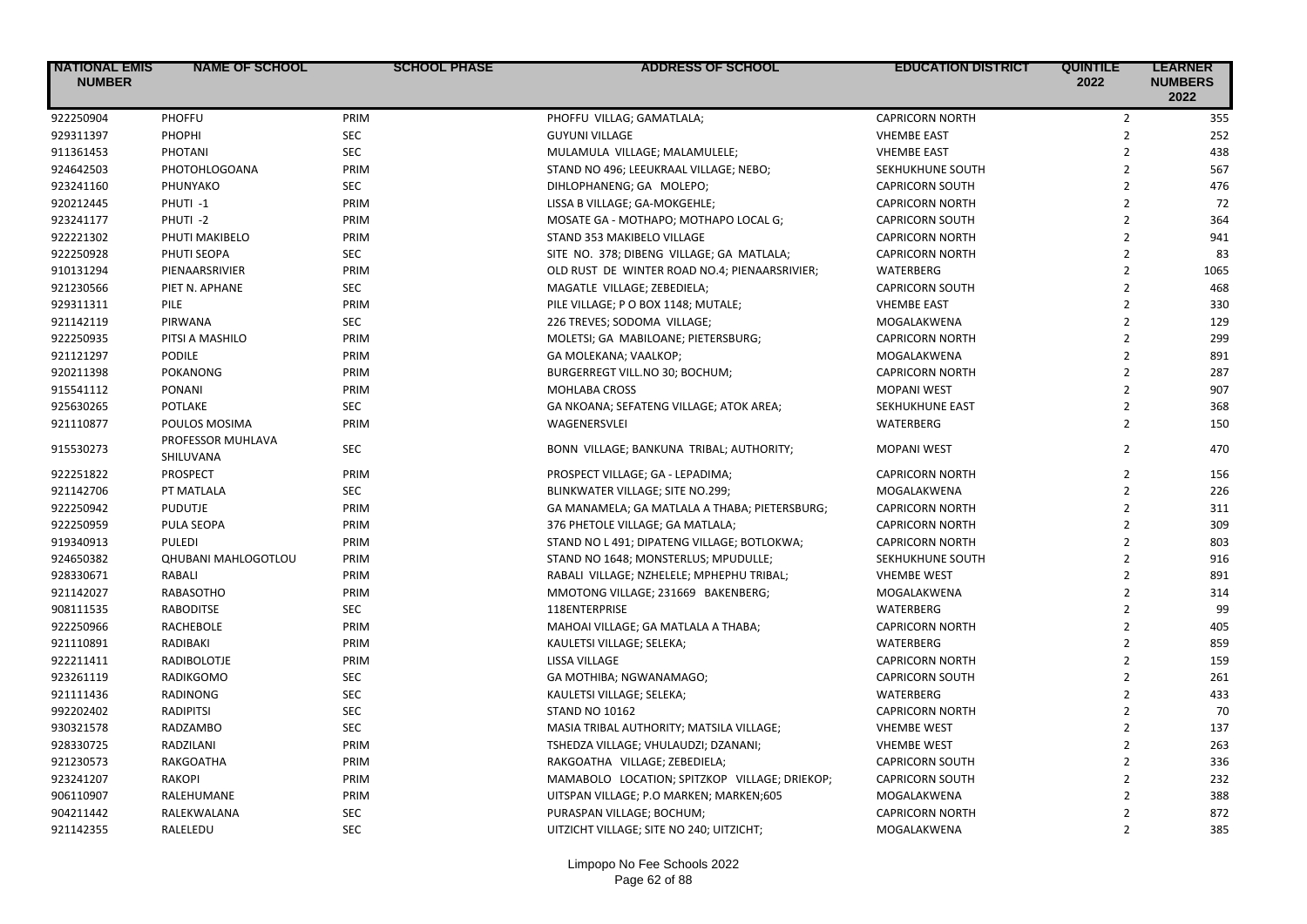| NATIONAL EMIS NUMBER | NAME OF SCHOOL | SCHOOL PHASE | ADDRESS OF SCHOOL | EDUCATION DISTRICT | QUINTILE 2022 | LEARNER NUMBERS 2022 |
|---|---|---|---|---|---|---|
| 922250904 | PHOFFU | PRIM | PHOFFU VILLAG; GAMATLALA; | CAPRICORN NORTH | 2 | 355 |
| 929311397 | PHOPHI | SEC | GUYUNI VILLAGE | VHEMBE EAST | 2 | 252 |
| 911361453 | PHOTANI | SEC | MULAMULA VILLAGE; MALAMULELE; | VHEMBE EAST | 2 | 438 |
| 924642503 | PHOTOHLOGOANA | PRIM | STAND NO 496; LEEUKRAAL VILLAGE; NEBO; | SEKHUKHUNE SOUTH | 2 | 567 |
| 923241160 | PHUNYAKO | SEC | DIHLOPHANENG; GA MOLEPO; | CAPRICORN SOUTH | 2 | 476 |
| 920212445 | PHUTI -1 | PRIM | LISSA B VILLAGE; GA-MOKGEHLE; | CAPRICORN NORTH | 2 | 72 |
| 923241177 | PHUTI -2 | PRIM | MOSATE GA - MOTHAPO; MOTHAPO LOCAL G; | CAPRICORN SOUTH | 2 | 364 |
| 922221302 | PHUTI MAKIBELO | PRIM | STAND 353 MAKIBELO VILLAGE | CAPRICORN NORTH | 2 | 941 |
| 922250928 | PHUTI SEOPA | SEC | SITE NO. 378; DIBENG VILLAGE; GA MATLALA; | CAPRICORN NORTH | 2 | 83 |
| 910131294 | PIENAARSRIVIER | PRIM | OLD RUST DE WINTER ROAD NO.4; PIENAARSRIVIER; | WATERBERG | 2 | 1065 |
| 921230566 | PIET N. APHANE | SEC | MAGATLE VILLAGE; ZEBEDIELA; | CAPRICORN SOUTH | 2 | 468 |
| 929311311 | PILE | PRIM | PILE VILLAGE; P O BOX 1148; MUTALE; | VHEMBE EAST | 2 | 330 |
| 921142119 | PIRWANA | SEC | 226 TREVES; SODOMA VILLAGE; | MOGALAKWENA | 2 | 129 |
| 922250935 | PITSI A MASHILO | PRIM | MOLETSI; GA MABILOANE; PIETERSBURG; | CAPRICORN NORTH | 2 | 299 |
| 921121297 | PODILE | PRIM | GA MOLEKANA; VAALKOP; | MOGALAKWENA | 2 | 891 |
| 920211398 | POKANONG | PRIM | BURGERREGT VILL.NO 30; BOCHUM; | CAPRICORN NORTH | 2 | 287 |
| 915541112 | PONANI | PRIM | MOHLABA CROSS | MOPANI WEST | 2 | 907 |
| 925630265 | POTLAKE | SEC | GA NKOANA; SEFATENG VILLAGE; ATOK AREA; | SEKHUKHUNE EAST | 2 | 368 |
| 921110877 | POULOS MOSIMA | PRIM | WAGENERSVLEI | WATERBERG | 2 | 150 |
| 915530273 | PROFESSOR MUHLAVA SHILUVANA | SEC | BONN VILLAGE; BANKUNA TRIBAL; AUTHORITY; | MOPANI WEST | 2 | 470 |
| 922251822 | PROSPECT | PRIM | PROSPECT VILLAGE; GA - LEPADIMA; | CAPRICORN NORTH | 2 | 156 |
| 921142706 | PT MATLALA | SEC | BLINKWATER VILLAGE; SITE NO.299; | MOGALAKWENA | 2 | 226 |
| 922250942 | PUDUTJE | PRIM | GA MANAMELA; GA MATLALA A THABA; PIETERSBURG; | CAPRICORN NORTH | 2 | 311 |
| 922250959 | PULA SEOPA | PRIM | 376 PHETOLE VILLAGE; GA MATLALA; | CAPRICORN NORTH | 2 | 309 |
| 919340913 | PULEDI | PRIM | STAND NO L 491; DIPATENG VILLAGE; BOTLOKWA; | CAPRICORN NORTH | 2 | 803 |
| 924650382 | QHUBANI MAHLOGOTLOU | PRIM | STAND NO 1648; MONSTERLUS; MPUDULLE; | SEKHUKHUNE SOUTH | 2 | 916 |
| 928330671 | RABALI | PRIM | RABALI VILLAGE; NZHELELE; MPHEPHU TRIBAL; | VHEMBE WEST | 2 | 891 |
| 921142027 | RABASOTHO | PRIM | MMOTONG VILLAGE; 231669 BAKENBERG; | MOGALAKWENA | 2 | 314 |
| 908111535 | RABODITSE | SEC | 118ENTERPRISE | WATERBERG | 2 | 99 |
| 922250966 | RACHEBOLE | PRIM | MAHOAI VILLAGE; GA MATLALA A THABA; | CAPRICORN NORTH | 2 | 405 |
| 921110891 | RADIBAKI | PRIM | KAULETSI VILLAGE; SELEKA; | WATERBERG | 2 | 859 |
| 922211411 | RADIBOLOTJE | PRIM | LISSA VILLAGE | CAPRICORN NORTH | 2 | 159 |
| 923261119 | RADIKGOMO | SEC | GA MOTHIBA; NGWANAMAGO; | CAPRICORN SOUTH | 2 | 261 |
| 921111436 | RADINONG | SEC | KAULETSI VILLAGE; SELEKA; | WATERBERG | 2 | 433 |
| 992202402 | RADIPITSI | SEC | STAND NO 10162 | CAPRICORN NORTH | 2 | 70 |
| 930321578 | RADZAMBO | SEC | MASIA TRIBAL AUTHORITY; MATSILA VILLAGE; | VHEMBE WEST | 2 | 137 |
| 928330725 | RADZILANI | PRIM | TSHEDZA VILLAGE; VHULAUDZI; DZANANI; | VHEMBE WEST | 2 | 263 |
| 921230573 | RAKGOATHA | PRIM | RAKGOATHA VILLAGE; ZEBEDIELA; | CAPRICORN SOUTH | 2 | 336 |
| 923241207 | RAKOPI | PRIM | MAMABOLO LOCATION; SPITZKOP VILLAGE; DRIEKOP; | CAPRICORN SOUTH | 2 | 232 |
| 906110907 | RALEHUMANE | PRIM | UITSPAN VILLAGE; P.O MARKEN; MARKEN;605 | MOGALAKWENA | 2 | 388 |
| 904211442 | RALEKWALANA | SEC | PURASPAN VILLAGE; BOCHUM; | CAPRICORN NORTH | 2 | 872 |
| 921142355 | RALELEDU | SEC | UITZICHT VILLAGE; SITE NO 240; UITZICHT; | MOGALAKWENA | 2 | 385 |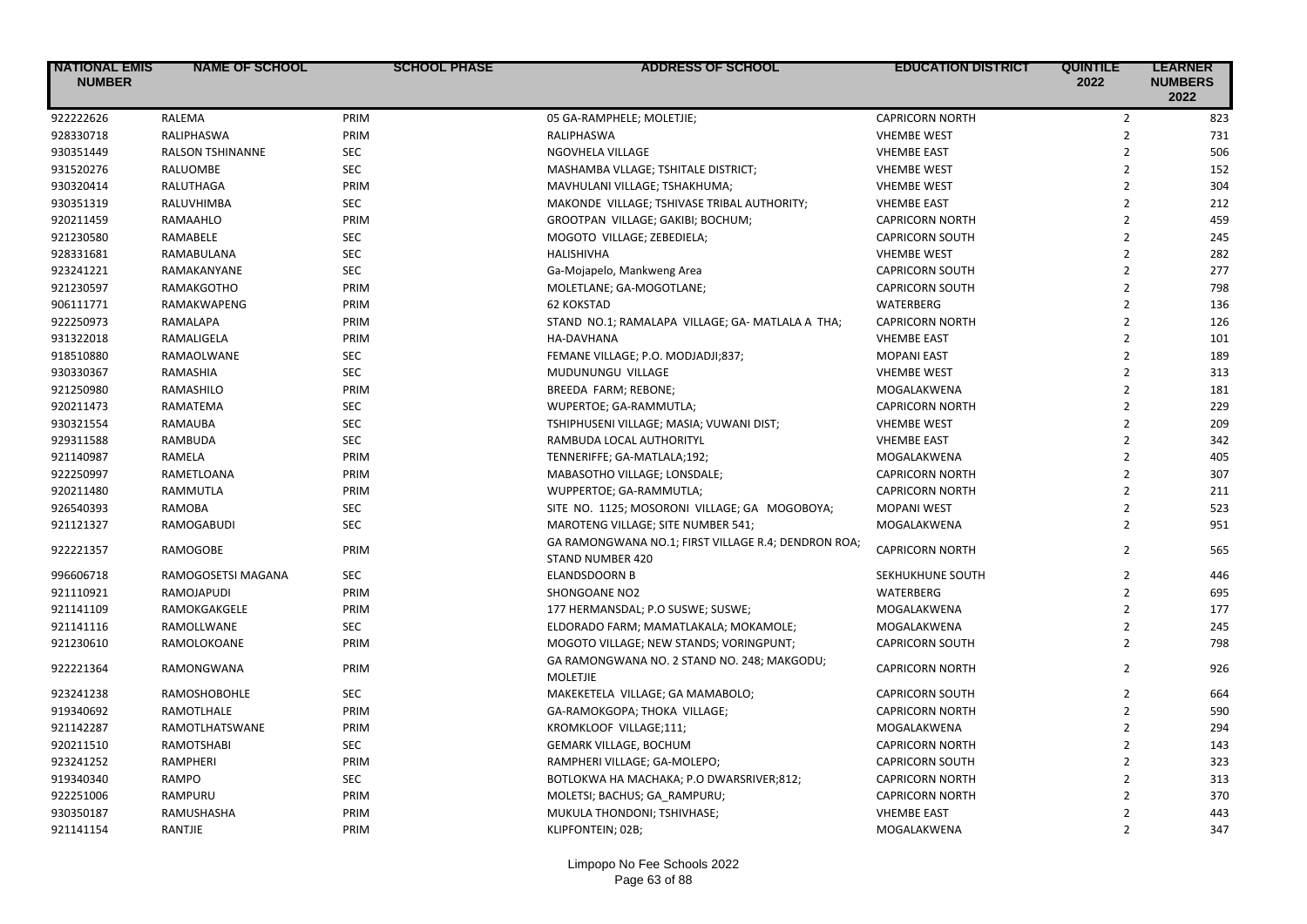| NATIONAL EMIS NUMBER | NAME OF SCHOOL | SCHOOL PHASE | ADDRESS OF SCHOOL | EDUCATION DISTRICT | QUINTILE 2022 | LEARNER NUMBERS 2022 |
|---|---|---|---|---|---|---|
| 922222626 | RALEMA | PRIM | 05 GA-RAMPHELE; MOLETJIE; | CAPRICORN NORTH | 2 | 823 |
| 928330718 | RALIPHASWA | PRIM | RALIPHASWA | VHEMBE WEST | 2 | 731 |
| 930351449 | RALSON TSHINANNE | SEC | NGOVHELA VILLAGE | VHEMBE EAST | 2 | 506 |
| 931520276 | RALUOMBE | SEC | MASHAMBA VLLAGE; TSHITALE DISTRICT; | VHEMBE WEST | 2 | 152 |
| 930320414 | RALUTHAGA | PRIM | MAVHULANI VILLAGE; TSHAKHUMA; | VHEMBE WEST | 2 | 304 |
| 930351319 | RALUVHIMBA | SEC | MAKONDE VILLAGE; TSHIVASE TRIBAL AUTHORITY; | VHEMBE EAST | 2 | 212 |
| 920211459 | RAMAAHLO | PRIM | GROOTPAN VILLAGE; GAKIBI; BOCHUM; | CAPRICORN NORTH | 2 | 459 |
| 921230580 | RAMABELE | SEC | MOGOTO VILLAGE; ZEBEDIELA; | CAPRICORN SOUTH | 2 | 245 |
| 928331681 | RAMABULANA | SEC | HALISHIVHA | VHEMBE WEST | 2 | 282 |
| 923241221 | RAMAKANYANE | SEC | Ga-Mojapelo, Mankweng Area | CAPRICORN SOUTH | 2 | 277 |
| 921230597 | RAMAKGOTHO | PRIM | MOLETLANE; GA-MOGOTLANE; | CAPRICORN SOUTH | 2 | 798 |
| 906111771 | RAMAKWAPENG | PRIM | 62 KOKSTAD | WATERBERG | 2 | 136 |
| 922250973 | RAMALAPA | PRIM | STAND NO.1; RAMALAPA VILLAGE; GA- MATLALA A THA; | CAPRICORN NORTH | 2 | 126 |
| 931322018 | RAMALIGELA | PRIM | HA-DAVHANA | VHEMBE EAST | 2 | 101 |
| 918510880 | RAMAOLWANE | SEC | FEMANE VILLAGE; P.O. MODJADJI;837; | MOPANI EAST | 2 | 189 |
| 930330367 | RAMASHIA | SEC | MUDUNUNGU VILLAGE | VHEMBE WEST | 2 | 313 |
| 921250980 | RAMASHILO | PRIM | BREEDA FARM; REBONE; | MOGALAKWENA | 2 | 181 |
| 920211473 | RAMATEMA | SEC | WUPERTOE; GA-RAMMUTLA; | CAPRICORN NORTH | 2 | 229 |
| 930321554 | RAMAUBA | SEC | TSHIPHUSENI VILLAGE; MASIA; VUWANI DIST; | VHEMBE WEST | 2 | 209 |
| 929311588 | RAMBUDA | SEC | RAMBUDA LOCAL AUTHORITYL | VHEMBE EAST | 2 | 342 |
| 921140987 | RAMELA | PRIM | TENNERIFFE; GA-MATLALA;192; | MOGALAKWENA | 2 | 405 |
| 922250997 | RAMETLOANA | PRIM | MABASOTHO VILLAGE; LONSDALE; | CAPRICORN NORTH | 2 | 307 |
| 920211480 | RAMMUTLA | PRIM | WUPPERTOE; GA-RAMMUTLA; | CAPRICORN NORTH | 2 | 211 |
| 926540393 | RAMOBA | SEC | SITE NO. 1125; MOSORONI VILLAGE; GA MOGOBOYA; | MOPANI WEST | 2 | 523 |
| 921121327 | RAMOGABUDI | SEC | MAROTENG VILLAGE; SITE NUMBER 541; | MOGALAKWENA | 2 | 951 |
| 922221357 | RAMOGOBE | PRIM | GA RAMONGWANA NO.1; FIRST VILLAGE R.4; DENDRON ROA; STAND NUMBER 420 | CAPRICORN NORTH | 2 | 565 |
| 996606718 | RAMOGOSETSI MAGANA | SEC | ELANDSDOORN B | SEKHUKHUNE SOUTH | 2 | 446 |
| 921110921 | RAMOJAPUDI | PRIM | SHONGOANE NO2 | WATERBERG | 2 | 695 |
| 921141109 | RAMOKGAKGELE | PRIM | 177 HERMANSDAL; P.O SUSWE; SUSWE; | MOGALAKWENA | 2 | 177 |
| 921141116 | RAMOLLWANE | SEC | ELDORADO FARM; MAMATLAKALA; MOKAMOLE; | MOGALAKWENA | 2 | 245 |
| 921230610 | RAMOLOKOANE | PRIM | MOGOTO VILLAGE; NEW STANDS; VORINGPUNT; | CAPRICORN SOUTH | 2 | 798 |
| 922221364 | RAMONGWANA | PRIM | GA RAMONGWANA NO. 2 STAND NO. 248; MAKGODU; MOLETJIE | CAPRICORN NORTH | 2 | 926 |
| 923241238 | RAMOSHOBOHLE | SEC | MAKEKETELA VILLAGE; GA MAMABOLO; | CAPRICORN SOUTH | 2 | 664 |
| 919340692 | RAMOTLHALE | PRIM | GA-RAMOKGOPA; THOKA VILLAGE; | CAPRICORN NORTH | 2 | 590 |
| 921142287 | RAMOTLHATSWANE | PRIM | KROMKLOOF VILLAGE;111; | MOGALAKWENA | 2 | 294 |
| 920211510 | RAMOTSHABI | SEC | GEMARK VILLAGE, BOCHUM | CAPRICORN NORTH | 2 | 143 |
| 923241252 | RAMPHERI | PRIM | RAMPHERI VILLAGE; GA-MOLEPO; | CAPRICORN SOUTH | 2 | 323 |
| 919340340 | RAMPO | SEC | BOTLOKWA HA MACHAKA; P.O DWARSRIVER;812; | CAPRICORN NORTH | 2 | 313 |
| 922251006 | RAMPURU | PRIM | MOLETSI; BACHUS; GA_RAMPURU; | CAPRICORN NORTH | 2 | 370 |
| 930350187 | RAMUSHASHA | PRIM | MUKULA THONDONI; TSHIVHASE; | VHEMBE EAST | 2 | 443 |
| 921141154 | RANTJIE | PRIM | KLIPFONTEIN; 02B; | MOGALAKWENA | 2 | 347 |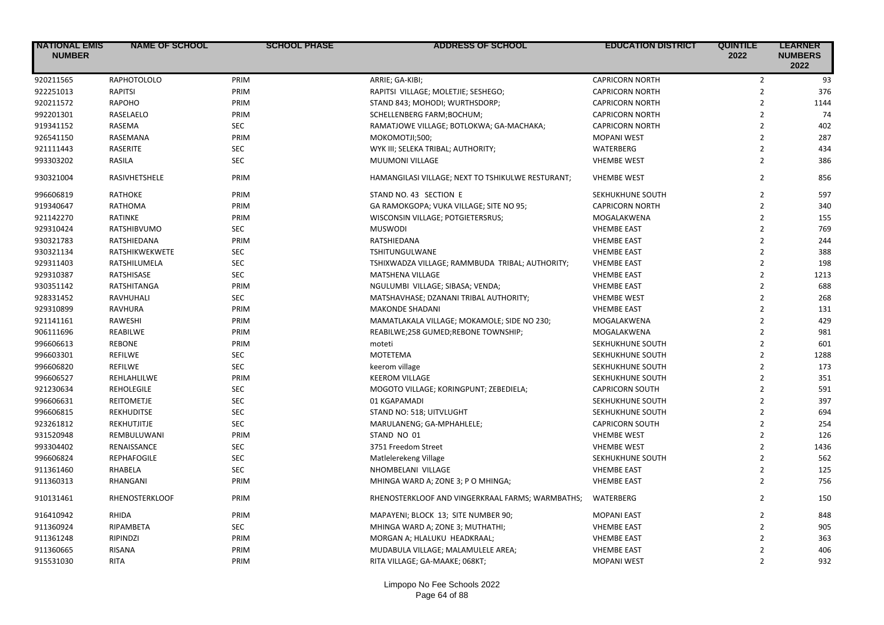| NATIONAL EMIS NUMBER | NAME OF SCHOOL | SCHOOL PHASE | ADDRESS OF SCHOOL | EDUCATION DISTRICT | QUINTILE 2022 | LEARNER NUMBERS 2022 |
|---|---|---|---|---|---|---|
| 920211565 | RAPHOTOLOLO | PRIM | ARRIE; GA-KIBI; | CAPRICORN NORTH | 2 | 93 |
| 922251013 | RAPITSI | PRIM | RAPITSI VILLAGE; MOLETJIE; SESHEGO; | CAPRICORN NORTH | 2 | 376 |
| 920211572 | RAPOHO | PRIM | STAND 843; MOHODI; WURTHSDORP; | CAPRICORN NORTH | 2 | 1144 |
| 992201301 | RASELAELO | PRIM | SCHELLENBERG FARM;BOCHUM; | CAPRICORN NORTH | 2 | 74 |
| 919341152 | RASEMA | SEC | RAMATJOWE VILLAGE; BOTLOKWA; GA-MACHAKA; | CAPRICORN NORTH | 2 | 402 |
| 926541150 | RASEMANA | PRIM | MOKOMOTJI;500; | MOPANI WEST | 2 | 287 |
| 921111443 | RASERITE | SEC | WYK III; SELEKA TRIBAL; AUTHORITY; | WATERBERG | 2 | 434 |
| 993303202 | RASILA | SEC | MUUMONI VILLAGE | VHEMBE WEST | 2 | 386 |
| 930321004 | RASIVHETSHELE | PRIM | HAMANGILASI VILLAGE; NEXT TO TSHIKULWE RESTURANT; | VHEMBE WEST | 2 | 856 |
| 996606819 | RATHOKE | PRIM | STAND NO. 43 SECTION E | SEKHUKHUNE SOUTH | 2 | 597 |
| 919340647 | RATHOMA | PRIM | GA RAMOKGOPA; VUKA VILLAGE; SITE NO 95; | CAPRICORN NORTH | 2 | 340 |
| 921142270 | RATINKE | PRIM | WISCONSIN VILLAGE; POTGIETERSRUS; | MOGALAKWENA | 2 | 155 |
| 929310424 | RATSHIBVUMO | SEC | MUSWODI | VHEMBE EAST | 2 | 769 |
| 930321783 | RATSHIEDANA | PRIM | RATSHIEDANA | VHEMBE EAST | 2 | 244 |
| 930321134 | RATSHIKWEKWETE | SEC | TSHITUNGULWANE | VHEMBE EAST | 2 | 388 |
| 929311403 | RATSHILUMELA | SEC | TSHIXWADZA VILLAGE; RAMMBUDA TRIBAL; AUTHORITY; | VHEMBE EAST | 2 | 198 |
| 929310387 | RATSHISASE | SEC | MATSHENA VILLAGE | VHEMBE EAST | 2 | 1213 |
| 930351142 | RATSHITANGA | PRIM | NGULUMBI VILLAGE; SIBASA; VENDA; | VHEMBE EAST | 2 | 688 |
| 928331452 | RAVHUHALI | SEC | MATSHAVHASE; DZANANI TRIBAL AUTHORITY; | VHEMBE WEST | 2 | 268 |
| 929310899 | RAVHURA | PRIM | MAKONDE SHADANI | VHEMBE EAST | 2 | 131 |
| 921141161 | RAWESHI | PRIM | MAMATLAKALA VILLAGE; MOKAMOLE; SIDE NO 230; | MOGALAKWENA | 2 | 429 |
| 906111696 | REABILWE | PRIM | REABILWE;258 GUMED;REBONE TOWNSHIP; | MOGALAKWENA | 2 | 981 |
| 996606613 | REBONE | PRIM | moteti | SEKHUKHUNE SOUTH | 2 | 601 |
| 996603301 | REFILWE | SEC | MOTETEMA | SEKHUKHUNE SOUTH | 2 | 1288 |
| 996606820 | REFILWE | SEC | keerom village | SEKHUKHUNE SOUTH | 2 | 173 |
| 996606527 | REHLAHLILWE | PRIM | KEEROM VILLAGE | SEKHUKHUNE SOUTH | 2 | 351 |
| 921230634 | REHOLEGILE | SEC | MOGOTO VILLAGE; KORINGPUNT; ZEBEDIELA; | CAPRICORN SOUTH | 2 | 591 |
| 996606631 | REITOMETJE | SEC | 01 KGAPAMADI | SEKHUKHUNE SOUTH | 2 | 397 |
| 996606815 | REKHUDITSE | SEC | STAND NO: 518; UITVLUGHT | SEKHUKHUNE SOUTH | 2 | 694 |
| 923261812 | REKHUTJITJE | SEC | MARULANENG; GA-MPHAHLELE; | CAPRICORN SOUTH | 2 | 254 |
| 931520948 | REMBULUWANI | PRIM | STAND NO 01 | VHEMBE WEST | 2 | 126 |
| 993304402 | RENAISSANCE | SEC | 3751 Freedom Street | VHEMBE WEST | 2 | 1436 |
| 996606824 | REPHAFOGILE | SEC | Matlelerekeng Village | SEKHUKHUNE SOUTH | 2 | 562 |
| 911361460 | RHABELA | SEC | NHOMBELANI VILLAGE | VHEMBE EAST | 2 | 125 |
| 911360313 | RHANGANI | PRIM | MHINGA WARD A; ZONE 3; P O MHINGA; | VHEMBE EAST | 2 | 756 |
| 910131461 | RHENOSTERKLOOF | PRIM | RHENOSTERKLOOF AND VINGERKRAAL FARMS; WARMBATHS; | WATERBERG | 2 | 150 |
| 916410942 | RHIDA | PRIM | MAPAYENI; BLOCK 13; SITE NUMBER 90; | MOPANI EAST | 2 | 848 |
| 911360924 | RIPAMBETA | SEC | MHINGA WARD A; ZONE 3; MUTHATHI; | VHEMBE EAST | 2 | 905 |
| 911361248 | RIPINDZI | PRIM | MORGAN A; HLALUKU HEADKRAAL; | VHEMBE EAST | 2 | 363 |
| 911360665 | RISANA | PRIM | MUDABULA VILLAGE; MALAMULELE AREA; | VHEMBE EAST | 2 | 406 |
| 915531030 | RITA | PRIM | RITA VILLAGE; GA-MAAKE; 068KT; | MOPANI WEST | 2 | 932 |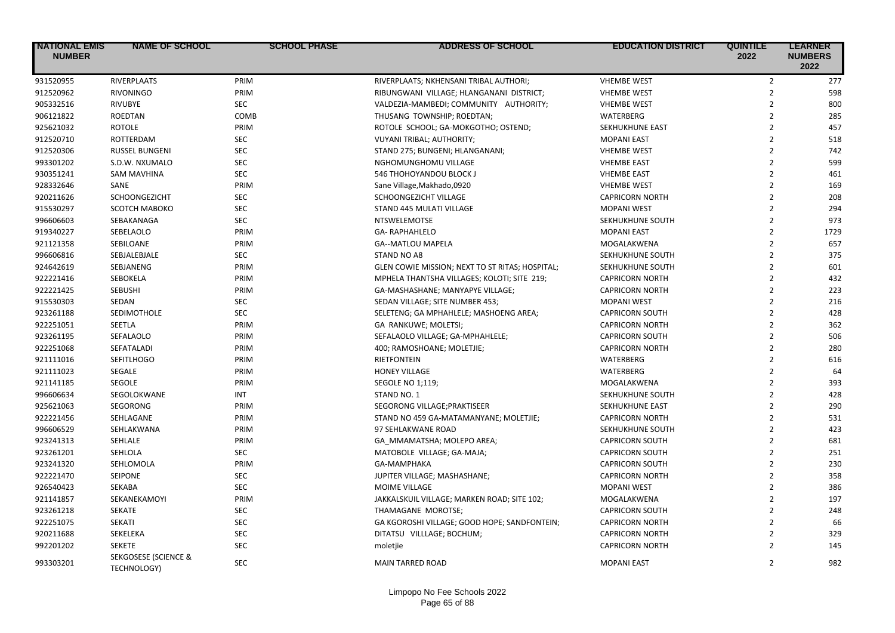| NATIONAL EMIS NUMBER | NAME OF SCHOOL | SCHOOL PHASE | ADDRESS OF SCHOOL | EDUCATION DISTRICT | QUINTILE 2022 | LEARNER NUMBERS 2022 |
|---|---|---|---|---|---|---|
| 931520955 | RIVERPLAATS | PRIM | RIVERPLAATS; NKHENSANI TRIBAL AUTHORI; | VHEMBE WEST | 2 | 277 |
| 912520962 | RIVONINGO | PRIM | RIBUNGWANI VILLAGE; HLANGANANI DISTRICT; | VHEMBE WEST | 2 | 598 |
| 905332516 | RIVUBYE | SEC | VALDEZIA-MAMBEDI; COMMUNITY AUTHORITY; | VHEMBE WEST | 2 | 800 |
| 906121822 | ROEDTAN | COMB | THUSANG TOWNSHIP; ROEDTAN; | WATERBERG | 2 | 285 |
| 925621032 | ROTOLE | PRIM | ROTOLE SCHOOL; GA-MOKGOTHO; OSTEND; | SEKHUKHUNE EAST | 2 | 457 |
| 912520710 | ROTTERDAM | SEC | VUYANI TRIBAL; AUTHORITY; | MOPANI EAST | 2 | 518 |
| 912520306 | RUSSEL BUNGENI | SEC | STAND 275; BUNGENI; HLANGANANI; | VHEMBE WEST | 2 | 742 |
| 993301202 | S.D.W. NXUMALO | SEC | NGHOMUNGHOMU VILLAGE | VHEMBE EAST | 2 | 599 |
| 930351241 | SAM MAVHINA | SEC | 546 THOHOYANDOU BLOCK J | VHEMBE EAST | 2 | 461 |
| 928332646 | SANE | PRIM | Sane Village,Makhado,0920 | VHEMBE WEST | 2 | 169 |
| 920211626 | SCHOONGEZICHT | SEC | SCHOONGEZICHT VILLAGE | CAPRICORN NORTH | 2 | 208 |
| 915530297 | SCOTCH MABOKO | SEC | STAND 445 MULATI VILLAGE | MOPANI WEST | 2 | 294 |
| 996606603 | SEBAKANAGA | SEC | NTSWELEMOTSE | SEKHUKHUNE SOUTH | 2 | 973 |
| 919340227 | SEBELAOLO | PRIM | GA- RAPHAHLELO | MOPANI EAST | 2 | 1729 |
| 921121358 | SEBILOANE | PRIM | GA--MATLOU MAPELA | MOGALAKWENA | 2 | 657 |
| 996606816 | SEBJALEBJALE | SEC | STAND NO A8 | SEKHUKHUNE SOUTH | 2 | 375 |
| 924642619 | SEBJANENG | PRIM | GLEN COWIE MISSION; NEXT TO ST RITAS; HOSPITAL; | SEKHUKHUNE SOUTH | 2 | 601 |
| 922221416 | SEBOKELA | PRIM | MPHELA THANTSHA VILLAGES; KOLOTI; SITE 219; | CAPRICORN NORTH | 2 | 432 |
| 922221425 | SEBUSHI | PRIM | GA-MASHASHANE; MANYAPYE VILLAGE; | CAPRICORN NORTH | 2 | 223 |
| 915530303 | SEDAN | SEC | SEDAN VILLAGE; SITE NUMBER 453; | MOPANI WEST | 2 | 216 |
| 923261188 | SEDIMOTHOLE | SEC | SELETENG; GA MPHAHLELE; MASHOENG AREA; | CAPRICORN SOUTH | 2 | 428 |
| 922251051 | SEETLA | PRIM | GA RANKUWE; MOLETSI; | CAPRICORN NORTH | 2 | 362 |
| 923261195 | SEFALAOLO | PRIM | SEFALAOLO VILLAGE; GA-MPHAHLELE; | CAPRICORN SOUTH | 2 | 506 |
| 922251068 | SEFATALADI | PRIM | 400; RAMOSHOANE; MOLETJIE; | CAPRICORN NORTH | 2 | 280 |
| 921111016 | SEFITLHOGO | PRIM | RIETFONTEIN | WATERBERG | 2 | 616 |
| 921111023 | SEGALE | PRIM | HONEY VILLAGE | WATERBERG | 2 | 64 |
| 921141185 | SEGOLE | PRIM | SEGOLE NO 1;119; | MOGALAKWENA | 2 | 393 |
| 996606634 | SEGOLOKWANE | INT | STAND NO. 1 | SEKHUKHUNE SOUTH | 2 | 428 |
| 925621063 | SEGORONG | PRIM | SEGORONG VILLAGE;PRAKTISEER | SEKHUKHUNE EAST | 2 | 290 |
| 922221456 | SEHLAGANE | PRIM | STAND NO 459 GA-MATAMANYANE; MOLETJIE; | CAPRICORN NORTH | 2 | 531 |
| 996606529 | SEHLAKWANA | PRIM | 97 SEHLAKWANE ROAD | SEKHUKHUNE SOUTH | 2 | 423 |
| 923241313 | SEHLALE | PRIM | GA_MMAMATSHA; MOLEPO AREA; | CAPRICORN SOUTH | 2 | 681 |
| 923261201 | SEHLOLA | SEC | MATOBOLE VILLAGE; GA-MAJA; | CAPRICORN SOUTH | 2 | 251 |
| 923241320 | SEHLOMOLA | PRIM | GA-MAMPHAKA | CAPRICORN SOUTH | 2 | 230 |
| 922221470 | SEIPONE | SEC | JUPITER VILLAGE; MASHASHANE; | CAPRICORN NORTH | 2 | 358 |
| 926540423 | SEKABA | SEC | MOIME VILLAGE | MOPANI WEST | 2 | 386 |
| 921141857 | SEKANEKAMOYI | PRIM | JAKKALSKUIL VILLAGE; MARKEN ROAD; SITE 102; | MOGALAKWENA | 2 | 197 |
| 923261218 | SEKATE | SEC | THAMAGANE MOROTSE; | CAPRICORN SOUTH | 2 | 248 |
| 922251075 | SEKATI | SEC | GA KGOROSHI VILLAGE; GOOD HOPE; SANDFONTEIN; | CAPRICORN NORTH | 2 | 66 |
| 920211688 | SEKELEKA | SEC | DITATSU VILLLAGE; BOCHUM; | CAPRICORN NORTH | 2 | 329 |
| 992201202 | SEKETE | SEC | moletjie | CAPRICORN NORTH | 2 | 145 |
| 993303201 | SEKGOSESE (SCIENCE & TECHNOLOGY) | SEC | MAIN TARRED ROAD | MOPANI EAST | 2 | 982 |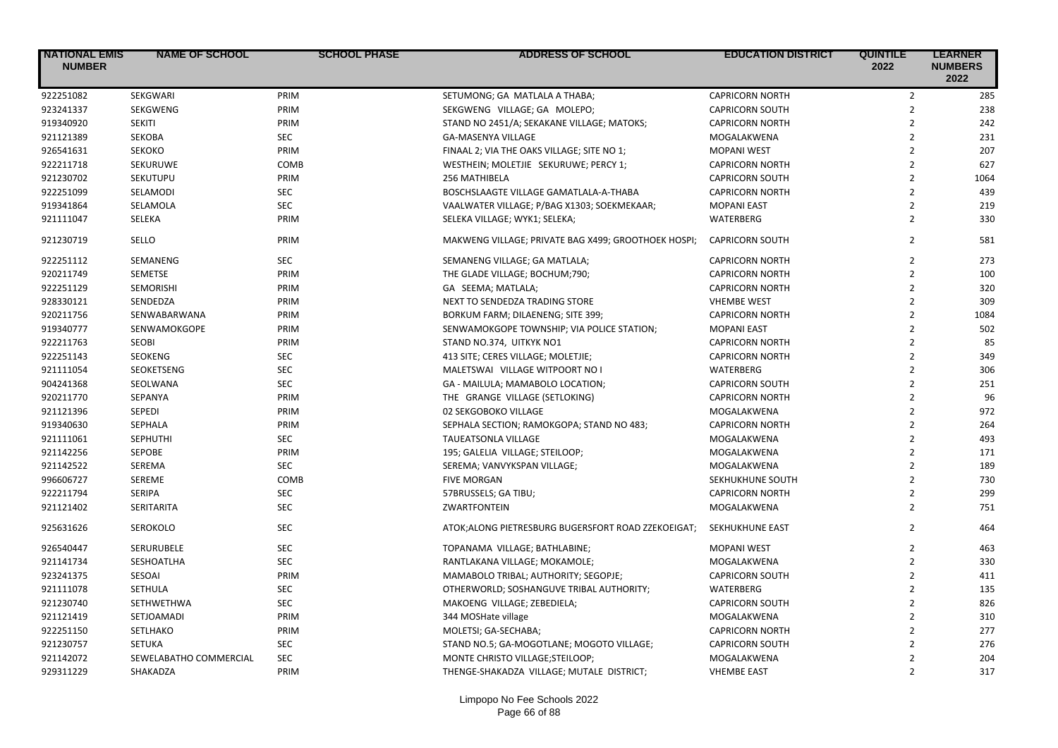| NATIONAL EMIS NUMBER | NAME OF SCHOOL | SCHOOL PHASE | ADDRESS OF SCHOOL | EDUCATION DISTRICT | QUINTILE 2022 | LEARNER NUMBERS 2022 |
|---|---|---|---|---|---|---|
| 922251082 | SEKGWARI | PRIM | SETUMONG; GA MATLALA A THABA; | CAPRICORN NORTH | 2 | 285 |
| 923241337 | SEKGWENG | PRIM | SEKGWENG VILLAGE; GA MOLEPO; | CAPRICORN SOUTH | 2 | 238 |
| 919340920 | SEKITI | PRIM | STAND NO 2451/A; SEKAKANE VILLAGE; MATOKS; | CAPRICORN NORTH | 2 | 242 |
| 921121389 | SEKOBA | SEC | GA-MASENYA VILLAGE | MOGALAKWENA | 2 | 231 |
| 926541631 | SEKOKO | PRIM | FINAAL 2; VIA THE OAKS VILLAGE; SITE NO 1; | MOPANI WEST | 2 | 207 |
| 922211718 | SEKURUWE | COMB | WESTHEIN; MOLETJIE SEKURUWE; PERCY 1; | CAPRICORN NORTH | 2 | 627 |
| 921230702 | SEKUTUPU | PRIM | 256 MATHIBELA | CAPRICORN SOUTH | 2 | 1064 |
| 922251099 | SELAMODI | SEC | BOSCHSLAAGTE VILLAGE GAMATLALA-A-THABA | CAPRICORN NORTH | 2 | 439 |
| 919341864 | SELAMOLA | SEC | VAALWATER VILLAGE; P/BAG X1303; SOEKMEKAAR; | MOPANI EAST | 2 | 219 |
| 921111047 | SELEKA | PRIM | SELEKA VILLAGE; WYK1; SELEKA; | WATERBERG | 2 | 330 |
| 921230719 | SELLO | PRIM | MAKWENG VILLAGE; PRIVATE BAG X499; GROOTHOEK HOSPI; | CAPRICORN SOUTH | 2 | 581 |
| 922251112 | SEMANENG | SEC | SEMANENG VILLAGE; GA MATLALA; | CAPRICORN NORTH | 2 | 273 |
| 920211749 | SEMETSE | PRIM | THE GLADE VILLAGE; BOCHUM;790; | CAPRICORN NORTH | 2 | 100 |
| 922251129 | SEMORISHI | PRIM | GA SEEMA; MATLALA; | CAPRICORN NORTH | 2 | 320 |
| 928330121 | SENDEDZA | PRIM | NEXT TO SENDEDZA TRADING STORE | VHEMBE WEST | 2 | 309 |
| 920211756 | SENWABARWANA | PRIM | BORKUM FARM; DILAENENG; SITE 399; | CAPRICORN NORTH | 2 | 1084 |
| 919340777 | SENWAMOKGOPE | PRIM | SENWAMOKGOPE TOWNSHIP; VIA POLICE STATION; | MOPANI EAST | 2 | 502 |
| 922211763 | SEOBI | PRIM | STAND NO.374, UITKYK NO1 | CAPRICORN NORTH | 2 | 85 |
| 922251143 | SEOKENG | SEC | 413 SITE; CERES VILLAGE; MOLETJIE; | CAPRICORN NORTH | 2 | 349 |
| 921111054 | SEOKETSENG | SEC | MALETSWAI VILLAGE WITPOORT NO I | WATERBERG | 2 | 306 |
| 904241368 | SEOLWANA | SEC | GA - MAILULA; MAMABOLO LOCATION; | CAPRICORN SOUTH | 2 | 251 |
| 920211770 | SEPANYA | PRIM | THE GRANGE VILLAGE (SETLOKING) | CAPRICORN NORTH | 2 | 96 |
| 921121396 | SEPEDI | PRIM | 02 SEKGOBOKO VILLAGE | MOGALAKWENA | 2 | 972 |
| 919340630 | SEPHALA | PRIM | SEPHALA SECTION; RAMOKGOPA; STAND NO 483; | CAPRICORN NORTH | 2 | 264 |
| 921111061 | SEPHUTHI | SEC | TAUEATSONLA VILLAGE | MOGALAKWENA | 2 | 493 |
| 921142256 | SEPOBE | PRIM | 195; GALELIA VILLAGE; STEILOOP; | MOGALAKWENA | 2 | 171 |
| 921142522 | SEREMA | SEC | SEREMA; VANVYKSPAN VILLAGE; | MOGALAKWENA | 2 | 189 |
| 996606727 | SEREME | COMB | FIVE MORGAN | SEKHUKHUNE SOUTH | 2 | 730 |
| 922211794 | SERIPA | SEC | 57BRUSSELS; GA TIBU; | CAPRICORN NORTH | 2 | 299 |
| 921121402 | SERITARITA | SEC | ZWARTFONTEIN | MOGALAKWENA | 2 | 751 |
| 925631626 | SEROKOLO | SEC | ATOK;ALONG PIETRESBURG BUGERSFORT ROAD ZZEKOEIGAT; | SEKHUKHUNE EAST | 2 | 464 |
| 926540447 | SERURUBELE | SEC | TOPANAMA VILLAGE; BATHLABINE; | MOPANI WEST | 2 | 463 |
| 921141734 | SESHOATLHA | SEC | RANTLAKANA VILLAGE; MOKAMOLE; | MOGALAKWENA | 2 | 330 |
| 923241375 | SESOAI | PRIM | MAMABOLO TRIBAL; AUTHORITY; SEGOPJE; | CAPRICORN SOUTH | 2 | 411 |
| 921111078 | SETHULA | SEC | OTHERWORLD; SOSHANGUVE TRIBAL AUTHORITY; | WATERBERG | 2 | 135 |
| 921230740 | SETHWETHWA | SEC | MAKOENG VILLAGE; ZEBEDIELA; | CAPRICORN SOUTH | 2 | 826 |
| 921121419 | SETJOAMADI | PRIM | 344 MOSHate village | MOGALAKWENA | 2 | 310 |
| 922251150 | SETLHAKO | PRIM | MOLETSI; GA-SECHABA; | CAPRICORN NORTH | 2 | 277 |
| 921230757 | SETUKA | SEC | STAND NO.5; GA-MOGOTLANE; MOGOTO VILLAGE; | CAPRICORN SOUTH | 2 | 276 |
| 921142072 | SEWELABATHO COMMERCIAL | SEC | MONTE CHRISTO VILLAGE;STEILOOP; | MOGALAKWENA | 2 | 204 |
| 929311229 | SHAKADZA | PRIM | THENGE-SHAKADZA VILLAGE; MUTALE DISTRICT; | VHEMBE EAST | 2 | 317 |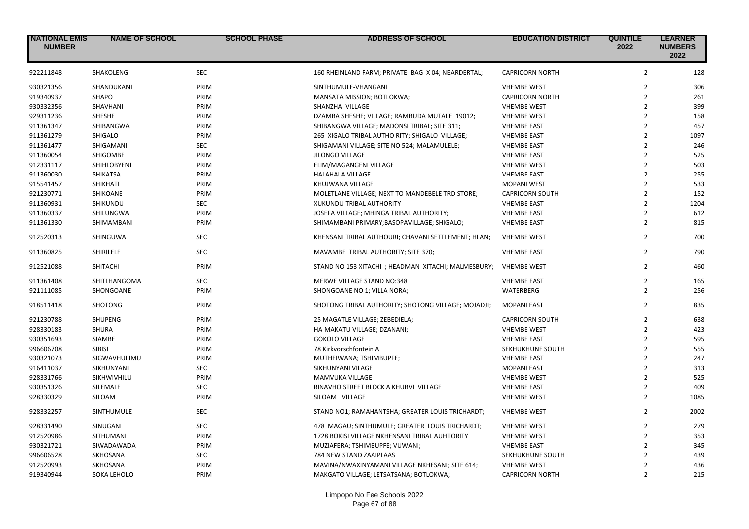| NATIONAL EMIS NUMBER | NAME OF SCHOOL | SCHOOL PHASE | ADDRESS OF SCHOOL | EDUCATION DISTRICT | QUINTILE 2022 | LEARNER NUMBERS 2022 |
|---|---|---|---|---|---|---|
| 922211848 | SHAKOLENG | SEC | 160 RHEINLAND FARM; PRIVATE BAG X 04; NEARDERTAL; | CAPRICORN NORTH | 2 | 128 |
| 930321356 | SHANDUKANI | PRIM | SINTHUMULE-VHANGANI | VHEMBE WEST | 2 | 306 |
| 919340937 | SHAPO | PRIM | MANSATA MISSION; BOTLOKWA; | CAPRICORN NORTH | 2 | 261 |
| 930332356 | SHAVHANI | PRIM | SHANZHA VILLAGE | VHEMBE WEST | 2 | 399 |
| 929311236 | SHESHE | PRIM | DZAMBA SHESHE; VILLAGE; RAMBUDA MUTALE 19012; | VHEMBE WEST | 2 | 158 |
| 911361347 | SHIBANGWA | PRIM | SHIBANGWA VILLAGE; MADONSI TRIBAL; SITE 311; | VHEMBE EAST | 2 | 457 |
| 911361279 | SHIGALO | PRIM | 265 XIGALO TRIBAL AUTHO RITY; SHIGALO VILLAGE; | VHEMBE EAST | 2 | 1097 |
| 911361477 | SHIGAMANI | SEC | SHIGAMANI VILLAGE; SITE NO 524; MALAMULELE; | VHEMBE EAST | 2 | 246 |
| 911360054 | SHIGOMBE | PRIM | JILONGO VILLAGE | VHEMBE EAST | 2 | 525 |
| 912331117 | SHIHLOBYENI | PRIM | ELIM/MAGANGENI VILLAGE | VHEMBE WEST | 2 | 503 |
| 911360030 | SHIKATSA | PRIM | HALAHALA VILLAGE | VHEMBE EAST | 2 | 255 |
| 915541457 | SHIKHATI | PRIM | KHUJWANA VILLAGE | MOPANI WEST | 2 | 533 |
| 921230771 | SHIKOANE | PRIM | MOLETLANE VILLAGE; NEXT TO MANDEBELE TRD STORE; | CAPRICORN SOUTH | 2 | 152 |
| 911360931 | SHIKUNDU | SEC | XUKUNDU TRIBAL AUTHORITY | VHEMBE EAST | 2 | 1204 |
| 911360337 | SHILUNGWA | PRIM | JOSEFA VILLAGE; MHINGA TRIBAL AUTHORITY; | VHEMBE EAST | 2 | 612 |
| 911361330 | SHIMAMBANI | PRIM | SHIMAMBANI PRIMARY;BASOPAVILLAGE; SHIGALO; | VHEMBE EAST | 2 | 815 |
| 912520313 | SHINGUWA | SEC | KHENSANI TRIBAL AUTHOURI; CHAVANI SETTLEMENT; HLAN; | VHEMBE WEST | 2 | 700 |
| 911360825 | SHIRILELE | SEC | MAVAMBE TRIBAL AUTHORITY; SITE 370; | VHEMBE EAST | 2 | 790 |
| 912521088 | SHITACHI | PRIM | STAND NO 153 XITACHI ; HEADMAN XITACHI; MALMESBURY; | VHEMBE WEST | 2 | 460 |
| 911361408 | SHITLHANGOMA | SEC | MERWE VILLAGE STAND NO:348 | VHEMBE EAST | 2 | 165 |
| 921111085 | SHONGOANE | PRIM | SHONGOANE NO 1; VILLA NORA; | WATERBERG | 2 | 256 |
| 918511418 | SHOTONG | PRIM | SHOTONG TRIBAL AUTHORITY; SHOTONG VILLAGE; MOJADJI; | MOPANI EAST | 2 | 835 |
| 921230788 | SHUPENG | PRIM | 25 MAGATLE VILLAGE; ZEBEDIELA; | CAPRICORN SOUTH | 2 | 638 |
| 928330183 | SHURA | PRIM | HA-MAKATU VILLAGE; DZANANI; | VHEMBE WEST | 2 | 423 |
| 930351693 | SIAMBE | PRIM | GOKOLO VILLAGE | VHEMBE EAST | 2 | 595 |
| 996606708 | SIBISI | PRIM | 78 Kirkvorschfontein A | SEKHUKHUNE SOUTH | 2 | 555 |
| 930321073 | SIGWAVHULIMU | PRIM | MUTHEIWANA; TSHIMBUPFE; | VHEMBE EAST | 2 | 247 |
| 916411037 | SIKHUNYANI | SEC | SIKHUNYANI VILAGE | MOPANI EAST | 2 | 313 |
| 928331766 | SIKHWIVHILU | PRIM | MAMVUKA VILLAGE | VHEMBE WEST | 2 | 525 |
| 930351326 | SILEMALE | SEC | RINAVHO STREET BLOCK A KHUBVI VILLAGE | VHEMBE EAST | 2 | 409 |
| 928330329 | SILOAM | PRIM | SILOAM VILLAGE | VHEMBE WEST | 2 | 1085 |
| 928332257 | SINTHUMULE | SEC | STAND NO1; RAMAHANTSHA; GREATER LOUIS TRICHARDT; | VHEMBE WEST | 2 | 2002 |
| 928331490 | SINUGANI | SEC | 478 MAGAU; SINTHUMULE; GREATER LOUIS TRICHARDT; | VHEMBE WEST | 2 | 279 |
| 912520986 | SITHUMANI | PRIM | 1728 BOKISI VILLAGE NKHENSANI TRIBAL AUHTORITY | VHEMBE WEST | 2 | 353 |
| 930321721 | SIWADAWADA | PRIM | MUZIAFERA; TSHIMBUPFE; VUWANI; | VHEMBE EAST | 2 | 345 |
| 996606528 | SKHOSANA | SEC | 784 NEW STAND ZAAIPLAAS | SEKHUKHUNE SOUTH | 2 | 439 |
| 912520993 | SKHOSANA | PRIM | MAVINA/NWAXINYAMANI VILLAGE NKHESANI; SITE 614; | VHEMBE WEST | 2 | 436 |
| 919340944 | SOKA LEHOLO | PRIM | MAKGATO VILLAGE; LETSATSANA; BOTLOKWA; | CAPRICORN NORTH | 2 | 215 |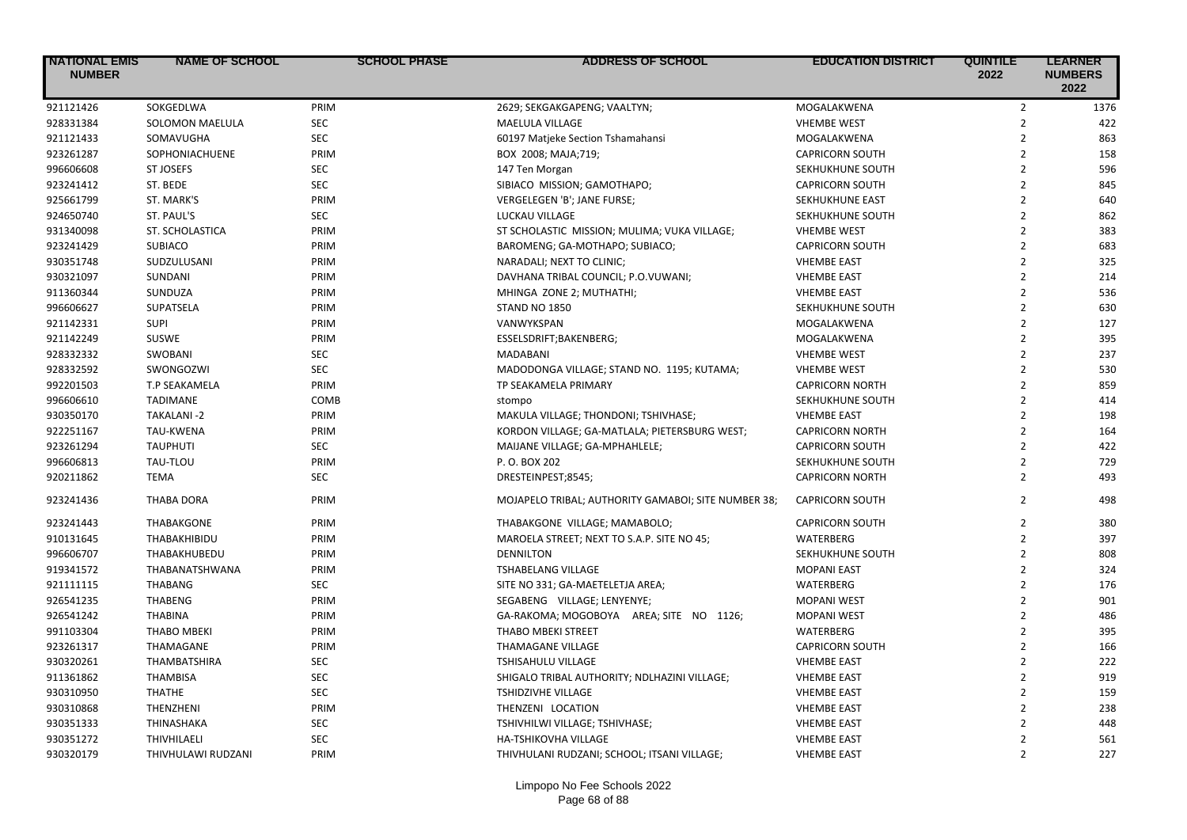| NATIONAL EMIS NUMBER | NAME OF SCHOOL | SCHOOL PHASE | ADDRESS OF SCHOOL | EDUCATION DISTRICT | QUINTILE 2022 | LEARNER NUMBERS 2022 |
|---|---|---|---|---|---|---|
| 921121426 | SOKGEDLWA | PRIM | 2629; SEKGAKGAPENG; VAALTYN; | MOGALAKWENA | 2 | 1376 |
| 928331384 | SOLOMON MAELULA | SEC | MAELULA VILLAGE | VHEMBE WEST | 2 | 422 |
| 921121433 | SOMAVUGHA | SEC | 60197 Matjeke Section Tshamahansi | MOGALAKWENA | 2 | 863 |
| 923261287 | SOPHONIACHUENE | PRIM | BOX 2008; MAJA;719; | CAPRICORN SOUTH | 2 | 158 |
| 996606608 | ST JOSEFS | SEC | 147 Ten Morgan | SEKHUKHUNE SOUTH | 2 | 596 |
| 923241412 | ST. BEDE | SEC | SIBIACO MISSION; GAMOTHAPO; | CAPRICORN SOUTH | 2 | 845 |
| 925661799 | ST. MARK'S | PRIM | VERGELEGEN 'B'; JANE FURSE; | SEKHUKHUNE EAST | 2 | 640 |
| 924650740 | ST. PAUL'S | SEC | LUCKAU VILLAGE | SEKHUKHUNE SOUTH | 2 | 862 |
| 931340098 | ST. SCHOLASTICA | PRIM | ST SCHOLASTIC MISSION; MULIMA; VUKA VILLAGE; | VHEMBE WEST | 2 | 383 |
| 923241429 | SUBIACO | PRIM | BAROMENG; GA-MOTHAPO; SUBIACO; | CAPRICORN SOUTH | 2 | 683 |
| 930351748 | SUDZULUSANI | PRIM | NARADALI; NEXT TO CLINIC; | VHEMBE EAST | 2 | 325 |
| 930321097 | SUNDANI | PRIM | DAVHANA TRIBAL COUNCIL; P.O.VUWANI; | VHEMBE EAST | 2 | 214 |
| 911360344 | SUNDUZA | PRIM | MHINGA ZONE 2; MUTHATHI; | VHEMBE EAST | 2 | 536 |
| 996606627 | SUPATSELA | PRIM | STAND NO 1850 | SEKHUKHUNE SOUTH | 2 | 630 |
| 921142331 | SUPI | PRIM | VANWYKSPAN | MOGALAKWENA | 2 | 127 |
| 921142249 | SUSWE | PRIM | ESSELSDRIFT;BAKENBERG; | MOGALAKWENA | 2 | 395 |
| 928332332 | SWOBANI | SEC | MADABANI | VHEMBE WEST | 2 | 237 |
| 928332592 | SWONGOZWI | SEC | MADODONGA VILLAGE; STAND NO. 1195; KUTAMA; | VHEMBE WEST | 2 | 530 |
| 992201503 | T.P SEAKAMELA | PRIM | TP SEAKAMELA PRIMARY | CAPRICORN NORTH | 2 | 859 |
| 996606610 | TADIMANE | COMB | stompo | SEKHUKHUNE SOUTH | 2 | 414 |
| 930350170 | TAKALANI -2 | PRIM | MAKULA VILLAGE; THONDONI; TSHIVHASE; | VHEMBE EAST | 2 | 198 |
| 922251167 | TAU-KWENA | PRIM | KORDON VILLAGE; GA-MATLALA; PIETERSBURG WEST; | CAPRICORN NORTH | 2 | 164 |
| 923261294 | TAUPHUTI | SEC | MAIJANE VILLAGE; GA-MPHAHLELE; | CAPRICORN SOUTH | 2 | 422 |
| 996606813 | TAU-TLOU | PRIM | P. O. BOX 202 | SEKHUKHUNE SOUTH | 2 | 729 |
| 920211862 | TEMA | SEC | DRESTEINPEST;8545; | CAPRICORN NORTH | 2 | 493 |
| 923241436 | THABA DORA | PRIM | MOJAPELO TRIBAL; AUTHORITY GAMABOI; SITE NUMBER 38; | CAPRICORN SOUTH | 2 | 498 |
| 923241443 | THABAKGONE | PRIM | THABAKGONE VILLAGE; MAMABOLO; | CAPRICORN SOUTH | 2 | 380 |
| 910131645 | THABAKHIBIDU | PRIM | MAROELA STREET; NEXT TO S.A.P. SITE NO 45; | WATERBERG | 2 | 397 |
| 996606707 | THABAKHUBEDU | PRIM | DENNILTON | SEKHUKHUNE SOUTH | 2 | 808 |
| 919341572 | THABANATSHWANA | PRIM | TSHABELANG VILLAGE | MOPANI EAST | 2 | 324 |
| 921111115 | THABANG | SEC | SITE NO 331; GA-MAETELETJA AREA; | WATERBERG | 2 | 176 |
| 926541235 | THABENG | PRIM | SEGABENG VILLAGE; LENYENYE; | MOPANI WEST | 2 | 901 |
| 926541242 | THABINA | PRIM | GA-RAKOMA; MOGOBOYA AREA; SITE NO 1126; | MOPANI WEST | 2 | 486 |
| 991103304 | THABO MBEKI | PRIM | THABO MBEKI STREET | WATERBERG | 2 | 395 |
| 923261317 | THAMAGANE | PRIM | THAMAGANE VILLAGE | CAPRICORN SOUTH | 2 | 166 |
| 930320261 | THAMBATSHIRA | SEC | TSHISAHULU VILLAGE | VHEMBE EAST | 2 | 222 |
| 911361862 | THAMBISA | SEC | SHIGALO TRIBAL AUTHORITY; NDLHAZINI VILLAGE; | VHEMBE EAST | 2 | 919 |
| 930310950 | THATHE | SEC | TSHIDZIVHE VILLAGE | VHEMBE EAST | 2 | 159 |
| 930310868 | THENZHENI | PRIM | THENZENI LOCATION | VHEMBE EAST | 2 | 238 |
| 930351333 | THINASHAKA | SEC | TSHIVHILWI VILLAGE; TSHIVHASE; | VHEMBE EAST | 2 | 448 |
| 930351272 | THIVHILAELI | SEC | HA-TSHIKOVHA VILLAGE | VHEMBE EAST | 2 | 561 |
| 930320179 | THIVHULAWI RUDZANI | PRIM | THIVHULANI RUDZANI; SCHOOL; ITSANI VILLAGE; | VHEMBE EAST | 2 | 227 |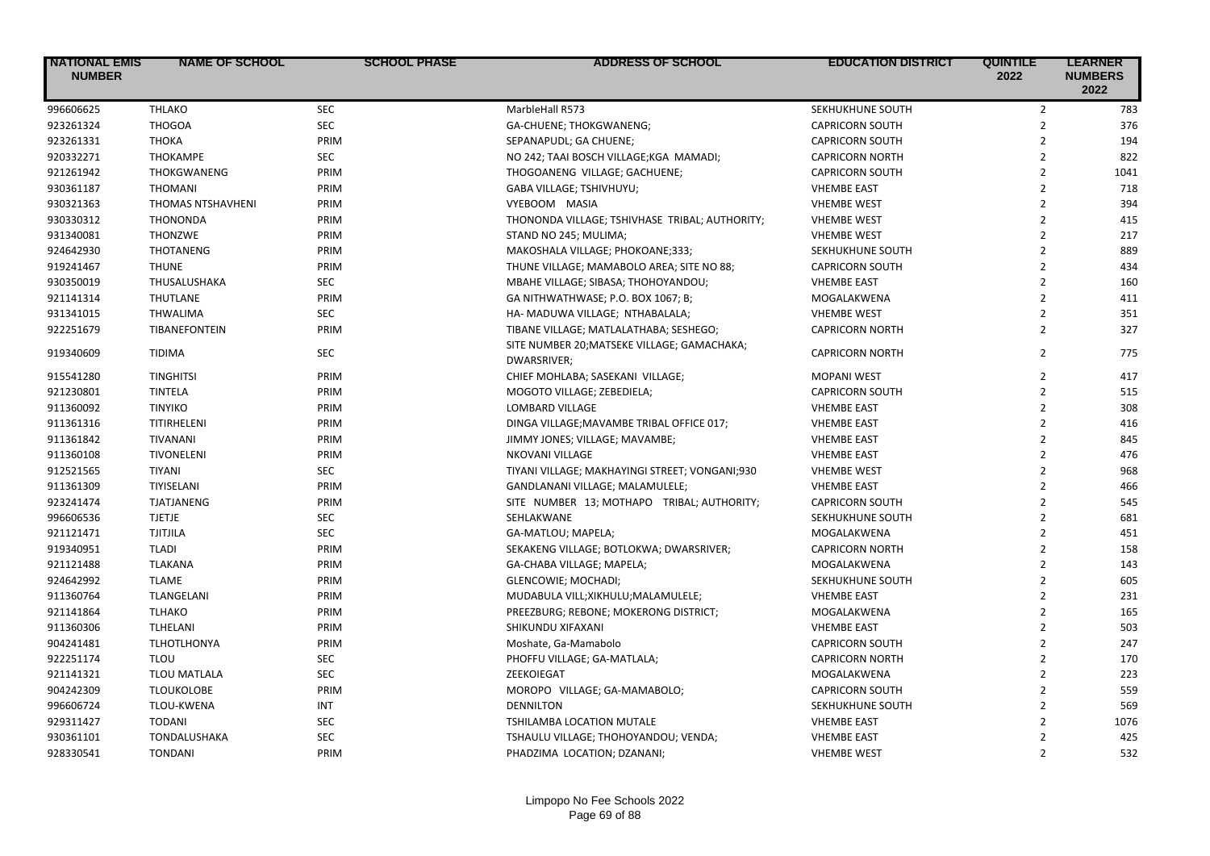| NATIONAL EMIS NUMBER | NAME OF SCHOOL | SCHOOL PHASE | ADDRESS OF SCHOOL | EDUCATION DISTRICT | QUINTILE 2022 | LEARNER NUMBERS 2022 |
|---|---|---|---|---|---|---|
| 996606625 | THLAKO | SEC | MarbleHall R573 | SEKHUKHUNE SOUTH | 2 | 783 |
| 923261324 | THOGOA | SEC | GA-CHUENE; THOKGWANENG; | CAPRICORN SOUTH | 2 | 376 |
| 923261331 | THOKA | PRIM | SEPANAPUDL; GA CHUENE; | CAPRICORN SOUTH | 2 | 194 |
| 920332271 | THOKAMPE | SEC | NO 242; TAAI BOSCH VILLAGE;KGA MAMADI; | CAPRICORN NORTH | 2 | 822 |
| 921261942 | THOKGWANENG | PRIM | THOGOANENG VILLAGE; GACHUENE; | CAPRICORN SOUTH | 2 | 1041 |
| 930361187 | THOMANI | PRIM | GABA VILLAGE; TSHIVHUYU; | VHEMBE EAST | 2 | 718 |
| 930321363 | THOMAS NTSHAVHENI | PRIM | VYEBOOM MASIA | VHEMBE WEST | 2 | 394 |
| 930330312 | THONONDA | PRIM | THONONDA VILLAGE; TSHIVHASE TRIBAL; AUTHORITY; | VHEMBE WEST | 2 | 415 |
| 931340081 | THONZWE | PRIM | STAND NO 245; MULIMA; | VHEMBE WEST | 2 | 217 |
| 924642930 | THOTANENG | PRIM | MAKOSHALA VILLAGE; PHOKOANE;333; | SEKHUKHUNE SOUTH | 2 | 889 |
| 919241467 | THUNE | PRIM | THUNE VILLAGE; MAMABOLO AREA; SITE NO 88; | CAPRICORN SOUTH | 2 | 434 |
| 930350019 | THUSALUSHAKA | SEC | MBAHE VILLAGE; SIBASA; THOHOYANDOU; | VHEMBE EAST | 2 | 160 |
| 921141314 | THUTLANE | PRIM | GA NITHWATHWASE; P.O. BOX 1067; B; | MOGALAKWENA | 2 | 411 |
| 931341015 | THWALIMA | SEC | HA- MADUWA VILLAGE; NTHABALALA; | VHEMBE WEST | 2 | 351 |
| 922251679 | TIBANEFONTEIN | PRIM | TIBANE VILLAGE; MATLALATHABA; SESHEGO; | CAPRICORN NORTH | 2 | 327 |
| 919340609 | TIDIMA | SEC | SITE NUMBER 20;MATSEKE VILLAGE; GAMACHAKA; DWARSRIVER; | CAPRICORN NORTH | 2 | 775 |
| 915541280 | TINGHITSI | PRIM | CHIEF MOHLABA; SASEKANI VILLAGE; | MOPANI WEST | 2 | 417 |
| 921230801 | TINTELA | PRIM | MOGOTO VILLAGE; ZEBEDIELA; | CAPRICORN SOUTH | 2 | 515 |
| 911360092 | TINYIKO | PRIM | LOMBARD VILLAGE | VHEMBE EAST | 2 | 308 |
| 911361316 | TITIRHELENI | PRIM | DINGA VILLAGE;MAVAMBE TRIBAL OFFICE 017; | VHEMBE EAST | 2 | 416 |
| 911361842 | TIVANANI | PRIM | JIMMY JONES; VILLAGE; MAVAMBE; | VHEMBE EAST | 2 | 845 |
| 911360108 | TIVONELENI | PRIM | NKOVANI VILLAGE | VHEMBE EAST | 2 | 476 |
| 912521565 | TIYANI | SEC | TIYANI VILLAGE; MAKHAYINGI STREET; VONGANI;930 | VHEMBE WEST | 2 | 968 |
| 911361309 | TIYISELANI | PRIM | GANDLANANI VILLAGE; MALAMULELE; | VHEMBE EAST | 2 | 466 |
| 923241474 | TJATJANENG | PRIM | SITE NUMBER 13; MOTHAPO TRIBAL; AUTHORITY; | CAPRICORN SOUTH | 2 | 545 |
| 996606536 | TJETJE | SEC | SEHLAKWANE | SEKHUKHUNE SOUTH | 2 | 681 |
| 921121471 | TJITJILA | SEC | GA-MATLOU; MAPELA; | MOGALAKWENA | 2 | 451 |
| 919340951 | TLADI | PRIM | SEKAKENG VILLAGE; BOTLOKWA; DWARSRIVER; | CAPRICORN NORTH | 2 | 158 |
| 921121488 | TLAKANA | PRIM | GA-CHABA VILLAGE; MAPELA; | MOGALAKWENA | 2 | 143 |
| 924642992 | TLAME | PRIM | GLENCOWIE; MOCHADI; | SEKHUKHUNE SOUTH | 2 | 605 |
| 911360764 | TLANGELANI | PRIM | MUDABULA VILL;XIKHULU;MALAMULELE; | VHEMBE EAST | 2 | 231 |
| 921141864 | TLHAKO | PRIM | PREEZBURG; REBONE; MOKERONG DISTRICT; | MOGALAKWENA | 2 | 165 |
| 911360306 | TLHELANI | PRIM | SHIKUNDU XIFAXANI | VHEMBE EAST | 2 | 503 |
| 904241481 | TLHOTLHONYA | PRIM | Moshate, Ga-Mamabolo | CAPRICORN SOUTH | 2 | 247 |
| 922251174 | TLOU | SEC | PHOFFU VILLAGE; GA-MATLALA; | CAPRICORN NORTH | 2 | 170 |
| 921141321 | TLOU MATLALA | SEC | ZEEKOIEGAT | MOGALAKWENA | 2 | 223 |
| 904242309 | TLOUKOLOBE | PRIM | MOROPO VILLAGE; GA-MAMABOLO; | CAPRICORN SOUTH | 2 | 559 |
| 996606724 | TLOU-KWENA | INT | DENNILTON | SEKHUKHUNE SOUTH | 2 | 569 |
| 929311427 | TODANI | SEC | TSHILAMBA LOCATION MUTALE | VHEMBE EAST | 2 | 1076 |
| 930361101 | TONDALUSHAKA | SEC | TSHAULU VILLAGE; THOHOYANDOU; VENDA; | VHEMBE EAST | 2 | 425 |
| 928330541 | TONDANI | PRIM | PHADZIMA LOCATION; DZANANI; | VHEMBE WEST | 2 | 532 |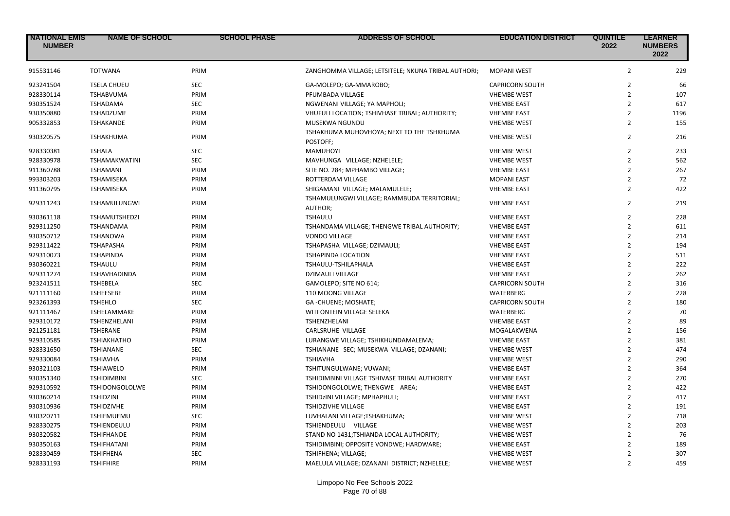| NATIONAL EMIS NUMBER | NAME OF SCHOOL | SCHOOL PHASE | ADDRESS OF SCHOOL | EDUCATION DISTRICT | QUINTILE 2022 | LEARNER NUMBERS 2022 |
|---|---|---|---|---|---|---|
| 915531146 | TOTWANA | PRIM | ZANGHOMMA VILLAGE; LETSITELE; NKUNA TRIBAL AUTHORI; | MOPANI WEST | 2 | 229 |
| 923241504 | TSELA CHUEU | SEC | GA-MOLEPO; GA-MMAROBO; | CAPRICORN SOUTH | 2 | 66 |
| 928330114 | TSHABVUMA | PRIM | PFUMBADA VILLAGE | VHEMBE WEST | 2 | 107 |
| 930351524 | TSHADAMA | SEC | NGWENANI VILLAGE; YA MAPHOLI; | VHEMBE EAST | 2 | 617 |
| 930350880 | TSHADZUME | PRIM | VHUFULI LOCATION; TSHIVHASE TRIBAL; AUTHORITY; | VHEMBE EAST | 2 | 1196 |
| 905332853 | TSHAKANDE | PRIM | MUSEKWA NGUNDU | VHEMBE WEST | 2 | 155 |
| 930320575 | TSHAKHUMA | PRIM | TSHAKHUMA MUHOVHOYA; NEXT TO THE TSHKHUMA POSTOFF; | VHEMBE WEST | 2 | 216 |
| 928330381 | TSHALA | SEC | MAMUHOYI | VHEMBE WEST | 2 | 233 |
| 928330978 | TSHAMAKWATINI | SEC | MAVHUNGA VILLAGE; NZHELELE; | VHEMBE WEST | 2 | 562 |
| 911360788 | TSHAMANI | PRIM | SITE NO. 284; MPHAMBO VILLAGE; | VHEMBE EAST | 2 | 267 |
| 993303203 | TSHAMISEKA | PRIM | ROTTERDAM VILLAGE | MOPANI EAST | 2 | 72 |
| 911360795 | TSHAMISEKA | PRIM | SHIGAMANI VILLAGE; MALAMULELE; | VHEMBE EAST | 2 | 422 |
| 929311243 | TSHAMULUNGWI | PRIM | TSHAMULUNGWI VILLAGE; RAMMBUDA TERRITORIAL; AUTHOR; | VHEMBE EAST | 2 | 219 |
| 930361118 | TSHAMUTSHEDZI | PRIM | TSHAULU | VHEMBE EAST | 2 | 228 |
| 929311250 | TSHANDAMA | PRIM | TSHANDAMA VILLAGE; THENGWE TRIBAL AUTHORITY; | VHEMBE EAST | 2 | 611 |
| 930350712 | TSHANOWA | PRIM | VONDO VILLAGE | VHEMBE EAST | 2 | 214 |
| 929311422 | TSHAPASHA | PRIM | TSHAPASHA VILLAGE; DZIMAULI; | VHEMBE EAST | 2 | 194 |
| 929310073 | TSHAPINDA | PRIM | TSHAPINDA LOCATION | VHEMBE EAST | 2 | 511 |
| 930360221 | TSHAULU | PRIM | TSHAULU-TSHILAPHALA | VHEMBE EAST | 2 | 222 |
| 929311274 | TSHAVHADINDA | PRIM | DZIMAULI VILLAGE | VHEMBE EAST | 2 | 262 |
| 923241511 | TSHEBELA | SEC | GAMOLEPO; SITE NO 614; | CAPRICORN SOUTH | 2 | 316 |
| 921111160 | TSHEESEBE | PRIM | 110 MOONG VILLAGE | WATERBERG | 2 | 228 |
| 923261393 | TSHEHLO | SEC | GA -CHUENE; MOSHATE; | CAPRICORN SOUTH | 2 | 180 |
| 921111467 | TSHELAMMAKE | PRIM | WITFONTEIN VILLAGE SELEKA | WATERBERG | 2 | 70 |
| 929310172 | TSHENZHELANI | PRIM | TSHENZHELANI | VHEMBE EAST | 2 | 89 |
| 921251181 | TSHERANE | PRIM | CARLSRUHE VILLAGE | MOGALAKWENA | 2 | 156 |
| 929310585 | TSHIAKHATHO | PRIM | LURANGWE VILLAGE; TSHIKHUNDAMALEMA; | VHEMBE EAST | 2 | 381 |
| 928331650 | TSHIANANE | SEC | TSHIANANE SEC; MUSEKWA VILLAGE; DZANANI; | VHEMBE WEST | 2 | 474 |
| 929330084 | TSHIAVHA | PRIM | TSHIAVHA | VHEMBE WEST | 2 | 290 |
| 930321103 | TSHIAWELO | PRIM | TSHITUNGULWANE; VUWANI; | VHEMBE EAST | 2 | 364 |
| 930351340 | TSHIDIMBINI | SEC | TSHIDIMBINI VILLAGE TSHIVASE TRIBAL AUTHORITY | VHEMBE EAST | 2 | 270 |
| 929310592 | TSHIDONGOLOLWE | PRIM | TSHIDONGOLOLWE; THENGWE AREA; | VHEMBE EAST | 2 | 422 |
| 930360214 | TSHIDZINI | PRIM | TSHIDzINI VILLAGE; MPHAPHULI; | VHEMBE EAST | 2 | 417 |
| 930310936 | TSHIDZIVHE | PRIM | TSHIDZIVHE VILLAGE | VHEMBE EAST | 2 | 191 |
| 930320711 | TSHIEMUEMU | SEC | LUVHALANI VILLAGE;TSHAKHUMA; | VHEMBE WEST | 2 | 718 |
| 928330275 | TSHIENDEULU | PRIM | TSHIENDEULU VILLAGE | VHEMBE WEST | 2 | 203 |
| 930320582 | TSHIFHANDE | PRIM | STAND NO 1431;TSHIANDA LOCAL AUTHORITY; | VHEMBE WEST | 2 | 76 |
| 930350163 | TSHIFHATANI | PRIM | TSHIDIMBINI; OPPOSITE VONDWE; HARDWARE; | VHEMBE EAST | 2 | 189 |
| 928330459 | TSHIFHENA | SEC | TSHIFHENA; VILLAGE; | VHEMBE WEST | 2 | 307 |
| 928331193 | TSHIFHIRE | PRIM | MAELULA VILLAGE; DZANANI DISTRICT; NZHELELE; | VHEMBE WEST | 2 | 459 |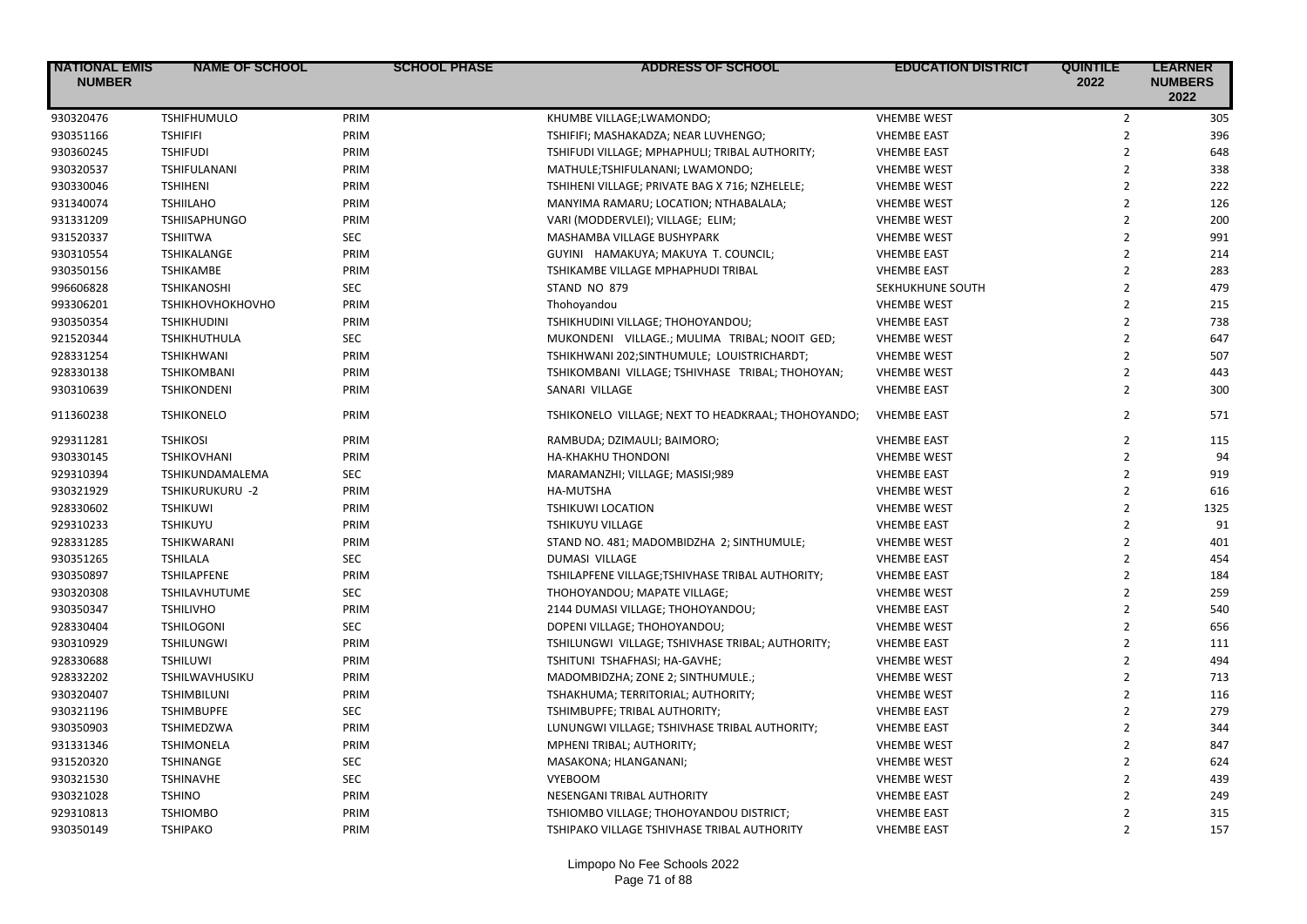| NATIONAL EMIS NUMBER | NAME OF SCHOOL | SCHOOL PHASE | ADDRESS OF SCHOOL | EDUCATION DISTRICT | QUINTILE 2022 | LEARNER NUMBERS 2022 |
|---|---|---|---|---|---|---|
| 930320476 | TSHIFHUMULO | PRIM | KHUMBE VILLAGE;LWAMONDO; | VHEMBE WEST | 2 | 305 |
| 930351166 | TSHIFIFI | PRIM | TSHIFIFI; MASHAKADZA; NEAR LUVHENGO; | VHEMBE EAST | 2 | 396 |
| 930360245 | TSHIFUDI | PRIM | TSHIFUDI VILLAGE; MPHAPHULI; TRIBAL AUTHORITY; | VHEMBE EAST | 2 | 648 |
| 930320537 | TSHIFULANANI | PRIM | MATHULE;TSHIFULANANI; LWAMONDO; | VHEMBE WEST | 2 | 338 |
| 930330046 | TSHIHENI | PRIM | TSHIHENI VILLAGE; PRIVATE BAG X 716; NZHELELE; | VHEMBE WEST | 2 | 222 |
| 931340074 | TSHIILAHO | PRIM | MANYIMA RAMARU; LOCATION; NTHABALALA; | VHEMBE WEST | 2 | 126 |
| 931331209 | TSHIISAPHUNGO | PRIM | VARI (MODDERVLEI); VILLAGE; ELIM; | VHEMBE WEST | 2 | 200 |
| 931520337 | TSHIITWA | SEC | MASHAMBA VILLAGE BUSHYPARK | VHEMBE WEST | 2 | 991 |
| 930310554 | TSHIKALANGE | PRIM | GUYINI HAMAKUYA; MAKUYA T. COUNCIL; | VHEMBE EAST | 2 | 214 |
| 930350156 | TSHIKAMBE | PRIM | TSHIKAMBE VILLAGE MPHAPHUDI TRIBAL | VHEMBE EAST | 2 | 283 |
| 996606828 | TSHIKANOSHI | SEC | STAND NO 879 | SEKHUKHUNE SOUTH | 2 | 479 |
| 993306201 | TSHIKHOVHOKHOVHO | PRIM | Thohoyandou | VHEMBE WEST | 2 | 215 |
| 930350354 | TSHIKHUDINI | PRIM | TSHIKHUDINI VILLAGE; THOHOYANDOU; | VHEMBE EAST | 2 | 738 |
| 921520344 | TSHIKHUTHULA | SEC | MUKONDENI VILLAGE.; MULIMA TRIBAL; NOOIT GED; | VHEMBE WEST | 2 | 647 |
| 928331254 | TSHIKHWANI | PRIM | TSHIKHWANI 202;SINTHUMULE; LOUISTRICHARDT; | VHEMBE WEST | 2 | 507 |
| 928330138 | TSHIKOMBANI | PRIM | TSHIKOMBANI VILLAGE; TSHIVHASE TRIBAL; THOHOYAN; | VHEMBE WEST | 2 | 443 |
| 930310639 | TSHIKONDENI | PRIM | SANARI VILLAGE | VHEMBE EAST | 2 | 300 |
| 911360238 | TSHIKONELO | PRIM | TSHIKONELO VILLAGE; NEXT TO HEADKRAAL; THOHOYANDO; | VHEMBE EAST | 2 | 571 |
| 929311281 | TSHIKOSI | PRIM | RAMBUDA; DZIMAULI; BAIMORO; | VHEMBE EAST | 2 | 115 |
| 930330145 | TSHIKOVHANI | PRIM | HA-KHAKHU THONDONI | VHEMBE WEST | 2 | 94 |
| 929310394 | TSHIKUNDAMALEMA | SEC | MARAMANZHI; VILLAGE; MASISI;989 | VHEMBE EAST | 2 | 919 |
| 930321929 | TSHIKURUKURU -2 | PRIM | HA-MUTSHA | VHEMBE WEST | 2 | 616 |
| 928330602 | TSHIKUWI | PRIM | TSHIKUWI LOCATION | VHEMBE WEST | 2 | 1325 |
| 929310233 | TSHIKUYU | PRIM | TSHIKUYU VILLAGE | VHEMBE EAST | 2 | 91 |
| 928331285 | TSHIKWARANI | PRIM | STAND NO. 481; MADOMBIDZHA 2; SINTHUMULE; | VHEMBE WEST | 2 | 401 |
| 930351265 | TSHILALA | SEC | DUMASI VILLAGE | VHEMBE EAST | 2 | 454 |
| 930350897 | TSHILAPFENE | PRIM | TSHILAPFENE VILLAGE;TSHIVHASE TRIBAL AUTHORITY; | VHEMBE EAST | 2 | 184 |
| 930320308 | TSHILAVHUTUME | SEC | THOHOYANDOU; MAPATE VILLAGE; | VHEMBE WEST | 2 | 259 |
| 930350347 | TSHILIVHO | PRIM | 2144 DUMASI VILLAGE; THOHOYANDOU; | VHEMBE EAST | 2 | 540 |
| 928330404 | TSHILOGONI | SEC | DOPENI VILLAGE; THOHOYANDOU; | VHEMBE WEST | 2 | 656 |
| 930310929 | TSHILUNGWI | PRIM | TSHILUNGWI VILLAGE; TSHIVHASE TRIBAL; AUTHORITY; | VHEMBE EAST | 2 | 111 |
| 928330688 | TSHILUWI | PRIM | TSHITUNI TSHAFHASI; HA-GAVHE; | VHEMBE WEST | 2 | 494 |
| 928332202 | TSHILWAVHUSIKU | PRIM | MADOMBIDZHA; ZONE 2; SINTHUMULE.; | VHEMBE WEST | 2 | 713 |
| 930320407 | TSHIMBILUNI | PRIM | TSHAKHUMA; TERRITORIAL; AUTHORITY; | VHEMBE WEST | 2 | 116 |
| 930321196 | TSHIMBUPFE | SEC | TSHIMBUPFE; TRIBAL AUTHORITY; | VHEMBE EAST | 2 | 279 |
| 930350903 | TSHIMEDZWA | PRIM | LUNUNGWI VILLAGE; TSHIVHASE TRIBAL AUTHORITY; | VHEMBE EAST | 2 | 344 |
| 931331346 | TSHIMONELA | PRIM | MPHENI TRIBAL; AUTHORITY; | VHEMBE WEST | 2 | 847 |
| 931520320 | TSHINANGE | SEC | MASAKONA; HLANGANANI; | VHEMBE WEST | 2 | 624 |
| 930321530 | TSHINAVHE | SEC | VYEBOOM | VHEMBE WEST | 2 | 439 |
| 930321028 | TSHINO | PRIM | NESENGANI TRIBAL AUTHORITY | VHEMBE EAST | 2 | 249 |
| 929310813 | TSHIOMBO | PRIM | TSHIOMBO VILLAGE; THOHOYANDOU DISTRICT; | VHEMBE EAST | 2 | 315 |
| 930350149 | TSHIPAKO | PRIM | TSHIPAKO VILLAGE TSHIVHASE TRIBAL AUTHORITY | VHEMBE EAST | 2 | 157 |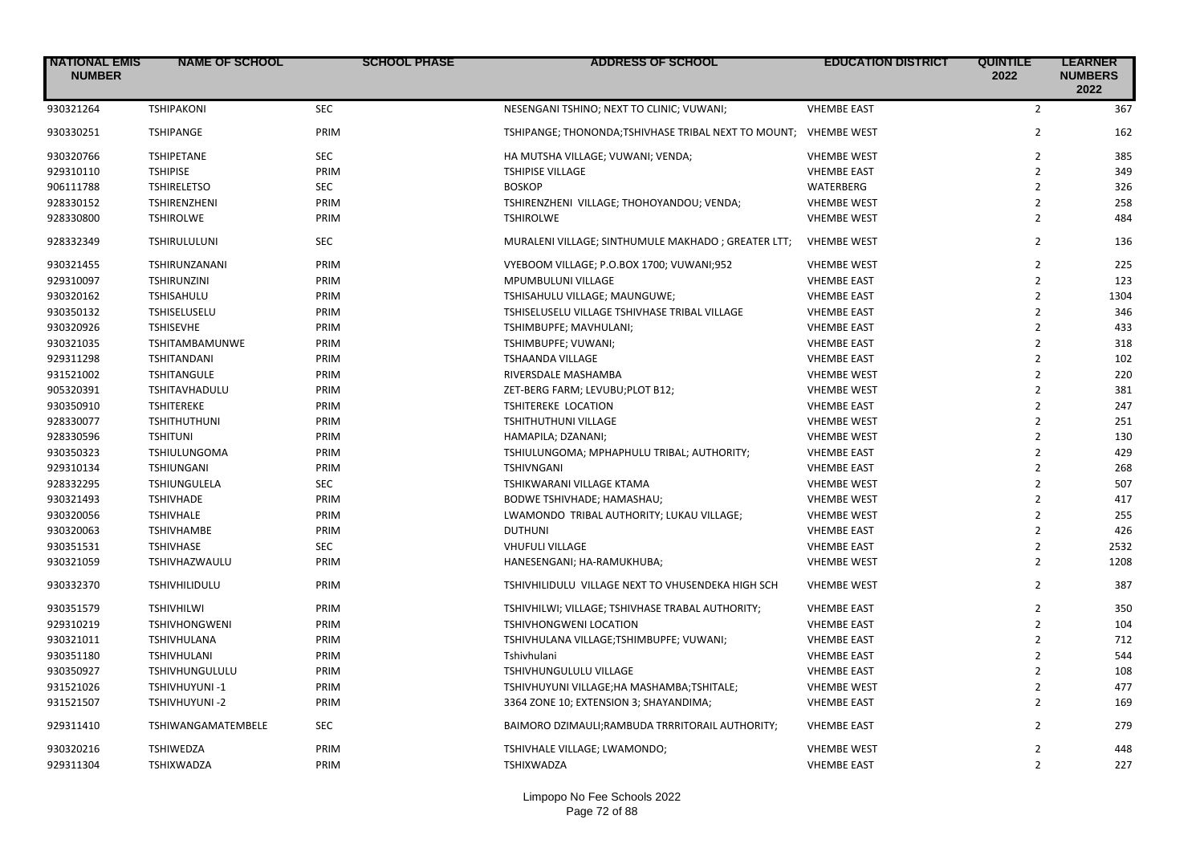| NATIONAL EMIS NUMBER | NAME OF SCHOOL | SCHOOL PHASE | ADDRESS OF SCHOOL | EDUCATION DISTRICT | QUINTILE 2022 | LEARNER NUMBERS 2022 |
|---|---|---|---|---|---|---|
| 930321264 | TSHIPAKONI | SEC | NESENGANI TSHINO; NEXT TO CLINIC; VUWANI; | VHEMBE EAST | 2 | 367 |
| 930330251 | TSHIPANGE | PRIM | TSHIPANGE; THONONDA;TSHIVHASE TRIBAL NEXT TO MOUNT; | VHEMBE WEST | 2 | 162 |
| 930320766 | TSHIPETANE | SEC | HA MUTSHA VILLAGE; VUWANI; VENDA; | VHEMBE WEST | 2 | 385 |
| 929310110 | TSHIPISE | PRIM | TSHIPISE VILLAGE | VHEMBE EAST | 2 | 349 |
| 906111788 | TSHIRELETSO | SEC | BOSKOP | WATERBERG | 2 | 326 |
| 928330152 | TSHIRENZHENI | PRIM | TSHIRENZHENI VILLAGE; THOHOYANDOU; VENDA; | VHEMBE WEST | 2 | 258 |
| 928330800 | TSHIROLWE | PRIM | TSHIROLWE | VHEMBE WEST | 2 | 484 |
| 928332349 | TSHIRULULUNI | SEC | MURALENI VILLAGE; SINTHUMULE MAKHADO ; GREATER LTT; | VHEMBE WEST | 2 | 136 |
| 930321455 | TSHIRUNZANANI | PRIM | VYEBOOM VILLAGE; P.O.BOX 1700; VUWANI;952 | VHEMBE WEST | 2 | 225 |
| 929310097 | TSHIRUNZINI | PRIM | MPUMBULUNI VILLAGE | VHEMBE EAST | 2 | 123 |
| 930320162 | TSHISAHULU | PRIM | TSHISAHULU VILLAGE; MAUNGUWE; | VHEMBE EAST | 2 | 1304 |
| 930350132 | TSHISELUSELU | PRIM | TSHISELUSELU VILLAGE TSHIVHASE TRIBAL VILLAGE | VHEMBE EAST | 2 | 346 |
| 930320926 | TSHISEVHE | PRIM | TSHIMBUPFE; MAVHULANI; | VHEMBE EAST | 2 | 433 |
| 930321035 | TSHITAMBAMUNWE | PRIM | TSHIMBUPFE; VUWANI; | VHEMBE EAST | 2 | 318 |
| 929311298 | TSHITANDANI | PRIM | TSHAANDA VILLAGE | VHEMBE EAST | 2 | 102 |
| 931521002 | TSHITANGULE | PRIM | RIVERSDALE MASHAMBA | VHEMBE WEST | 2 | 220 |
| 905320391 | TSHITAVHADULU | PRIM | ZET-BERG FARM; LEVUBU;PLOT B12; | VHEMBE WEST | 2 | 381 |
| 930350910 | TSHITEREKE | PRIM | TSHITEREKE LOCATION | VHEMBE EAST | 2 | 247 |
| 928330077 | TSHITHUTHUNI | PRIM | TSHITHUTHUNI VILLAGE | VHEMBE WEST | 2 | 251 |
| 928330596 | TSHITUNI | PRIM | HAMAPILA; DZANANI; | VHEMBE WEST | 2 | 130 |
| 930350323 | TSHIULUNGOMA | PRIM | TSHIULUNGOMA; MPHAPHULU TRIBAL; AUTHORITY; | VHEMBE EAST | 2 | 429 |
| 929310134 | TSHIUNGANI | PRIM | TSHIVNGANI | VHEMBE EAST | 2 | 268 |
| 928332295 | TSHIUNGULELA | SEC | TSHIKWARANI VILLAGE KTAMA | VHEMBE WEST | 2 | 507 |
| 930321493 | TSHIVHADE | PRIM | BODWE TSHIVHADE; HAMASHAU; | VHEMBE WEST | 2 | 417 |
| 930320056 | TSHIVHALE | PRIM | LWAMONDO TRIBAL AUTHORITY; LUKAU VILLAGE; | VHEMBE WEST | 2 | 255 |
| 930320063 | TSHIVHAMBE | PRIM | DUTHUNI | VHEMBE EAST | 2 | 426 |
| 930351531 | TSHIVHASE | SEC | VHUFULI VILLAGE | VHEMBE EAST | 2 | 2532 |
| 930321059 | TSHIVHAZWAULU | PRIM | HANESENGANI; HA-RAMUKHUBA; | VHEMBE WEST | 2 | 1208 |
| 930332370 | TSHIVHILIDULU | PRIM | TSHIVHILIDULU VILLAGE NEXT TO VHUSENDEKA HIGH SCH | VHEMBE WEST | 2 | 387 |
| 930351579 | TSHIVHILWI | PRIM | TSHIVHILWI; VILLAGE; TSHIVHASE TRABAL AUTHORITY; | VHEMBE EAST | 2 | 350 |
| 929310219 | TSHIVHONGWENI | PRIM | TSHIVHONGWENI LOCATION | VHEMBE EAST | 2 | 104 |
| 930321011 | TSHIVHULANA | PRIM | TSHIVHULANA VILLAGE;TSHIMBUPFE; VUWANI; | VHEMBE EAST | 2 | 712 |
| 930351180 | TSHIVHULANI | PRIM | Tshivhulani | VHEMBE EAST | 2 | 544 |
| 930350927 | TSHIVHUNGULULU | PRIM | TSHIVHUNGULULU VILLAGE | VHEMBE EAST | 2 | 108 |
| 931521026 | TSHIVHUYUNI -1 | PRIM | TSHIVHUYUNI VILLAGE;HA MASHAMBA;TSHITALE; | VHEMBE WEST | 2 | 477 |
| 931521507 | TSHIVHUYUNI -2 | PRIM | 3364 ZONE 10; EXTENSION 3; SHAYANDIMA; | VHEMBE EAST | 2 | 169 |
| 929311410 | TSHIWANGAMATEMBELE | SEC | BAIMORO DZIMAULI;RAMBUDA TRRRITORAIL AUTHORITY; | VHEMBE EAST | 2 | 279 |
| 930320216 | TSHIWEDZA | PRIM | TSHIVHALE VILLAGE; LWAMONDO; | VHEMBE WEST | 2 | 448 |
| 929311304 | TSHIXWADZA | PRIM | TSHIXWADZA | VHEMBE EAST | 2 | 227 |

Limpopo No Fee Schools 2022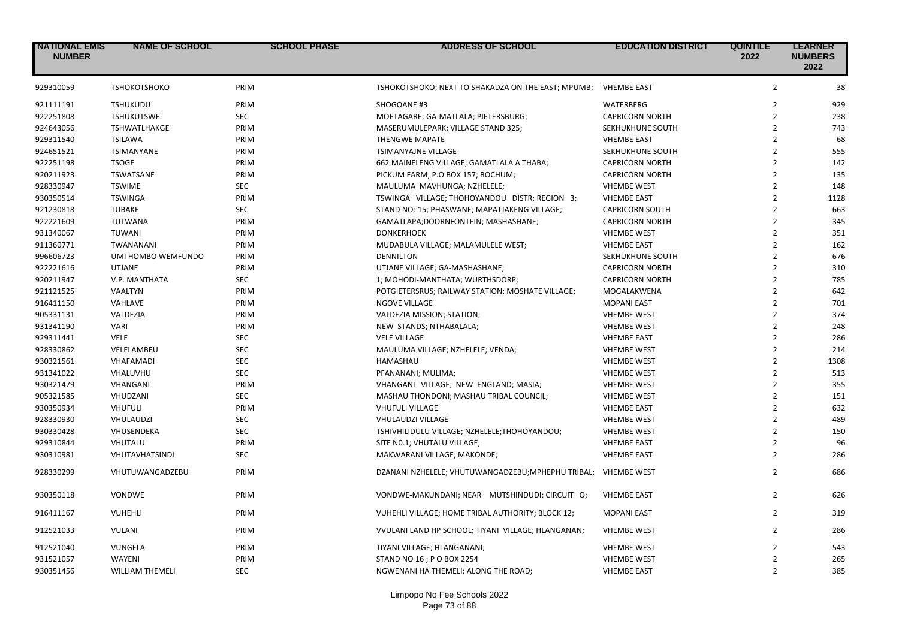| NATIONAL EMIS NUMBER | NAME OF SCHOOL | SCHOOL PHASE | ADDRESS OF SCHOOL | EDUCATION DISTRICT | QUINTILE 2022 | LEARNER NUMBERS 2022 |
|---|---|---|---|---|---|---|
| 929310059 | TSHOKOTSHOKO | PRIM | TSHOKOTSHOKO; NEXT TO SHAKADZA ON THE EAST; MPUMB; | VHEMBE EAST | 2 | 38 |
| 921111191 | TSHUKUDU | PRIM | SHOGOANE #3 | WATERBERG | 2 | 929 |
| 922251808 | TSHUKUTSWE | SEC | MOETAGARE; GA-MATLALA; PIETERSBURG; | CAPRICORN NORTH | 2 | 238 |
| 924643056 | TSHWATLHAKGE | PRIM | MASERUMULEPARK; VILLAGE STAND 325; | SEKHUKHUNE SOUTH | 2 | 743 |
| 929311540 | TSILAWA | PRIM | THENGWE MAPATE | VHEMBE EAST | 2 | 68 |
| 924651521 | TSIMANYANE | PRIM | TSIMANYAJNE VILLAGE | SEKHUKHUNE SOUTH | 2 | 555 |
| 922251198 | TSOGE | PRIM | 662 MAINELENG VILLAGE; GAMATLALA A THABA; | CAPRICORN NORTH | 2 | 142 |
| 920211923 | TSWATSANE | PRIM | PICKUM FARM; P.O BOX 157; BOCHUM; | CAPRICORN NORTH | 2 | 135 |
| 928330947 | TSWIME | SEC | MAULUMA MAVHUNGA; NZHELELE; | VHEMBE WEST | 2 | 148 |
| 930350514 | TSWINGA | PRIM | TSWINGA VILLAGE; THOHOYANDOU DISTR; REGION 3; | VHEMBE EAST | 2 | 1128 |
| 921230818 | TUBAKE | SEC | STAND NO: 15; PHASWANE; MAPATJAKENG VILLAGE; | CAPRICORN SOUTH | 2 | 663 |
| 922221609 | TUTWANA | PRIM | GAMATLAPA;DOORNFONTEIN; MASHASHANE; | CAPRICORN NORTH | 2 | 345 |
| 931340067 | TUWANI | PRIM | DONKERHOEK | VHEMBE WEST | 2 | 351 |
| 911360771 | TWANANANI | PRIM | MUDABULA VILLAGE; MALAMULELE WEST; | VHEMBE EAST | 2 | 162 |
| 996606723 | UMTHOMBO WEMFUNDO | PRIM | DENNILTON | SEKHUKHUNE SOUTH | 2 | 676 |
| 922221616 | UTJANE | PRIM | UTJANE VILLAGE; GA-MASHASHANE; | CAPRICORN NORTH | 2 | 310 |
| 920211947 | V.P. MANTHATA | SEC | 1; MOHODI-MANTHATA; WURTHSDORP; | CAPRICORN NORTH | 2 | 785 |
| 921121525 | VAALTYN | PRIM | POTGIETERSRUS; RAILWAY STATION; MOSHATE VILLAGE; | MOGALAKWENA | 2 | 642 |
| 916411150 | VAHLAVE | PRIM | NGOVE VILLAGE | MOPANI EAST | 2 | 701 |
| 905331131 | VALDEZIA | PRIM | VALDEZIA MISSION; STATION; | VHEMBE WEST | 2 | 374 |
| 931341190 | VARI | PRIM | NEW STANDS; NTHABALALA; | VHEMBE WEST | 2 | 248 |
| 929311441 | VELE | SEC | VELE VILLAGE | VHEMBE EAST | 2 | 286 |
| 928330862 | VELELAMBEU | SEC | MAULUMA VILLAGE; NZHELELE; VENDA; | VHEMBE WEST | 2 | 214 |
| 930321561 | VHAFAMADI | SEC | HAMASHAU | VHEMBE WEST | 2 | 1308 |
| 931341022 | VHALUVHU | SEC | PFANANANI; MULIMA; | VHEMBE WEST | 2 | 513 |
| 930321479 | VHANGANI | PRIM | VHANGANI VILLAGE; NEW ENGLAND; MASIA; | VHEMBE WEST | 2 | 355 |
| 905321585 | VHUDZANI | SEC | MASHAU THONDONI; MASHAU TRIBAL COUNCIL; | VHEMBE WEST | 2 | 151 |
| 930350934 | VHUFULI | PRIM | VHUFULI VILLAGE | VHEMBE EAST | 2 | 632 |
| 928330930 | VHULAUDZI | SEC | VHULAUDZI VILLAGE | VHEMBE WEST | 2 | 489 |
| 930330428 | VHUSENDEKA | SEC | TSHIVHILIDULU VILLAGE; NZHELELE;THOHOYANDOU; | VHEMBE WEST | 2 | 150 |
| 929310844 | VHUTALU | PRIM | SITE N0.1; VHUTALU VILLAGE; | VHEMBE EAST | 2 | 96 |
| 930310981 | VHUTAVHATSINDI | SEC | MAKWARANI VILLAGE; MAKONDE; | VHEMBE EAST | 2 | 286 |
| 928330299 | VHUTUWANGADZEBU | PRIM | DZANANI NZHELELE; VHUTUWANGADZEBU;MPHEPHU TRIBAL; | VHEMBE WEST | 2 | 686 |
| 930350118 | VONDWE | PRIM | VONDWE-MAKUNDANI; NEAR MUTSHINDUDI; CIRCUIT O; | VHEMBE EAST | 2 | 626 |
| 916411167 | VUHEHLI | PRIM | VUHEHLI VILLAGE; HOME TRIBAL AUTHORITY; BLOCK 12; | MOPANI EAST | 2 | 319 |
| 912521033 | VULANI | PRIM | VVULANI LAND HP SCHOOL; TIYANI VILLAGE; HLANGANAN; | VHEMBE WEST | 2 | 286 |
| 912521040 | VUNGELA | PRIM | TIYANI VILLAGE; HLANGANANI; | VHEMBE WEST | 2 | 543 |
| 931521057 | WAYENI | PRIM | STAND NO 16 ; P O BOX 2254 | VHEMBE WEST | 2 | 265 |
| 930351456 | WILLIAM THEMELI | SEC | NGWENANI HA THEMELI; ALONG THE ROAD; | VHEMBE EAST | 2 | 385 |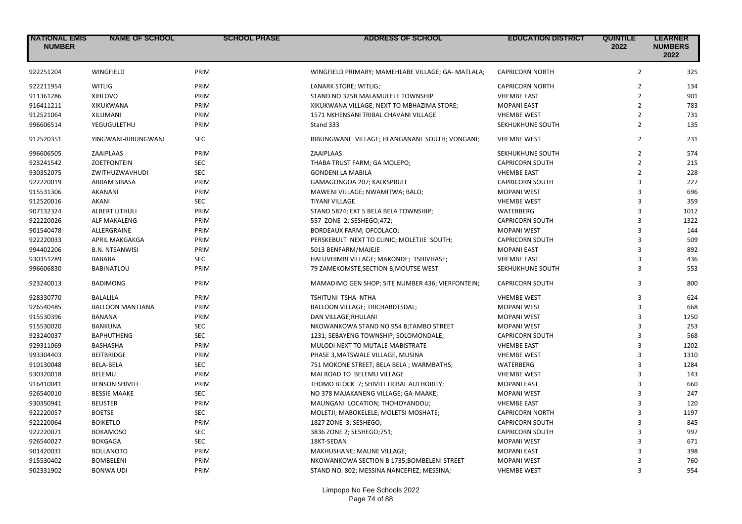| NATIONAL EMIS NUMBER | NAME OF SCHOOL | SCHOOL PHASE | ADDRESS OF SCHOOL | EDUCATION DISTRICT | QUINTILE 2022 | LEARNER NUMBERS 2022 |
|---|---|---|---|---|---|---|
| 922251204 | WINGFIELD | PRIM | WINGFIELD PRIMARY; MAMEHLABE VILLAGE; GA- MATLALA; | CAPRICORN NORTH | 2 | 325 |
| 922211954 | WITLIG | PRIM | LANARK STORE; WITLIG; | CAPRICORN NORTH | 2 | 134 |
| 911361286 | XIHLOVO | PRIM | STAND NO 325B MALAMULELE TOWNSHIP | VHEMBE EAST | 2 | 901 |
| 916411211 | XIKUKWANA | PRIM | XIKUKWANA VILLAGE; NEXT TO MBHAZIMA STORE; | MOPANI EAST | 2 | 783 |
| 912521064 | XILUMANI | PRIM | 1571 NKHENSANI TRIBAL CHAVANI VILLAGE | VHEMBE WEST | 2 | 731 |
| 996606514 | YEGUGULETHU | PRIM | Stand 333 | SEKHUKHUNE SOUTH | 2 | 135 |
| 912520351 | YINGWANI-RIBUNGWANI | SEC | RIBUNGWANI VILLAGE; HLANGANANI SOUTH; VONGANI; | VHEMBE WEST | 2 | 231 |
| 996606505 | ZAAIPLAAS | PRIM | ZAAIPLAAS | SEKHUKHUNE SOUTH | 2 | 574 |
| 923241542 | ZOETFONTEIN | SEC | THABA TRUST FARM; GA MOLEPO; | CAPRICORN SOUTH | 2 | 215 |
| 930352075 | ZWITHUZWAVHUDI | SEC | GONDENI LA MABILA | VHEMBE EAST | 2 | 228 |
| 922220019 | ABRAM SIBASA | PRIM | GAMAGONGOA 207; KALKSPRUIT | CAPRICORN SOUTH | 3 | 227 |
| 915531306 | AKANANI | PRIM | MAWENI VILLAGE; NWAMITWA; BALO; | MOPANI WEST | 3 | 696 |
| 912520016 | AKANI | SEC | TIYANI VILLAGE | VHEMBE WEST | 3 | 359 |
| 907132324 | ALBERT LITHULI | PRIM | STAND 5824; EXT 5 BELA BELA TOWNSHIP; | WATERBERG | 3 | 1012 |
| 922220026 | ALF MAKALENG | PRIM | 557 ZONE 2; SESHEGO;472; | CAPRICORN SOUTH | 3 | 1322 |
| 901540478 | ALLERGRAINE | PRIM | BORDEAUX FARM; OFCOLACO; | MOPANI WEST | 3 | 144 |
| 922220033 | APRIL MAKGAKGA | PRIM | PERSKEBULT NEXT TO CLINIC; MOLETJIE SOUTH; | CAPRICORN SOUTH | 3 | 509 |
| 994402206 | B.N. NTSANWISI | PRIM | 5013 BENFARM/MAJEJE | MOPANI EAST | 3 | 892 |
| 930351289 | BABABA | SEC | HALUVHIMBI VILLAGE; MAKONDE; TSHIVHASE; | VHEMBE EAST | 3 | 436 |
| 996606830 | BABINATLOU | PRIM | 79 ZAMEKOMSTE,SECTION B,MOUTSE WEST | SEKHUKHUNE SOUTH | 3 | 553 |
| 923240013 | BADIMONG | PRIM | MAMADIMO GEN SHOP; SITE NUMBER 436; VIERFONTEIN; | CAPRICORN SOUTH | 3 | 800 |
| 928330770 | BALALILA | PRIM | TSHITUNI TSHA NTHA | VHEMBE WEST | 3 | 624 |
| 926540485 | BALLOON MANTJANA | PRIM | BALLOON VILLAGE; TRICHARDTSDAL; | MOPANI WEST | 3 | 668 |
| 915530396 | BANANA | PRIM | DAN VILLAGE;RHULANI | MOPANI WEST | 3 | 1250 |
| 915530020 | BANKUNA | SEC | NKOWANKOWA STAND NO 954 B;TAMBO STREET | MOPANI WEST | 3 | 253 |
| 923240037 | BAPHUTHENG | SEC | 1231; SEBAYENG TOWNSHIP; SOLOMONDALE; | CAPRICORN SOUTH | 3 | 568 |
| 929311069 | BASHASHA | PRIM | MULODI NEXT TO MUTALE MABISTRATE | VHEMBE EAST | 3 | 1202 |
| 993304403 | BEITBRIDGE | PRIM | PHASE 3,MATSWALE VILLAGE, MUSINA | VHEMBE WEST | 3 | 1310 |
| 910130048 | BELA-BELA | SEC | 751 MOKONE STREET; BELA BELA ; WARMBATHS; | WATERBERG | 3 | 1284 |
| 930320018 | BELEMU | PRIM | MAI ROAD TO BELEMU VILLAGE | VHEMBE WEST | 3 | 143 |
| 916410041 | BENSON SHIVITI | PRIM | THOMO BLOCK 7; SHIVITI TRIBAL AUTHORITY; | MOPANI EAST | 3 | 660 |
| 926540010 | BESSIE MAAKE | SEC | NO 378 MAJAKANENG VILLAGE; GA-MAAKE; | MOPANI WEST | 3 | 247 |
| 930350941 | BEUSTER | PRIM | MAUNGANI LOCATION; THOHOYANDOU; | VHEMBE EAST | 3 | 120 |
| 922220057 | BOETSE | SEC | MOLETJI; MABOKELELE; MOLETSI MOSHATE; | CAPRICORN NORTH | 3 | 1197 |
| 922220064 | BOIKETLO | PRIM | 1827 ZONE 3; SESHEGO; | CAPRICORN SOUTH | 3 | 845 |
| 922220071 | BOKAMOSO | SEC | 3836 ZONE 2; SESHEGO;751; | CAPRICORN SOUTH | 3 | 997 |
| 926540027 | BOKGAGA | SEC | 18KT-SEDAN | MOPANI WEST | 3 | 671 |
| 901420031 | BOLLANOTO | PRIM | MAKHUSHANE; MAUNE VILLAGE; | MOPANI EAST | 3 | 398 |
| 915530402 | BOMBELENI | PRIM | NKOWANKOWA SECTION B 1735;BOMBELENI STREET | MOPANI WEST | 3 | 760 |
| 902331902 | BONWA UDI | PRIM | STAND NO. 802; MESSINA NANCEFIEZ; MESSINA; | VHEMBE WEST | 3 | 954 |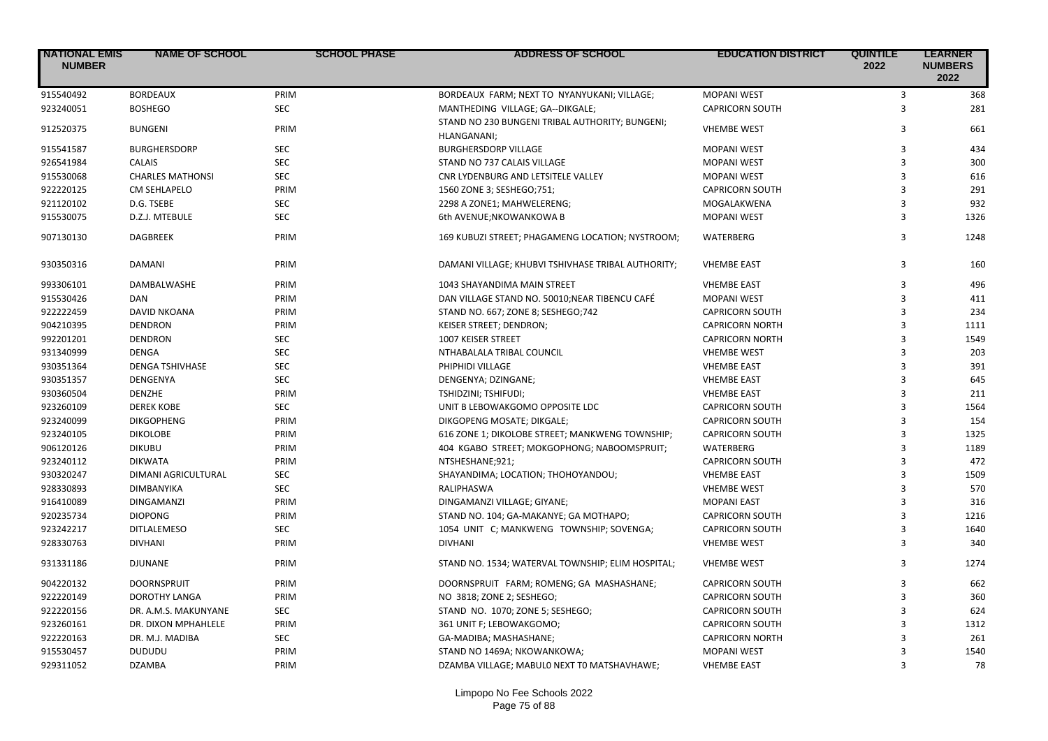| NATIONAL EMIS NUMBER | NAME OF SCHOOL | SCHOOL PHASE | ADDRESS OF SCHOOL | EDUCATION DISTRICT | QUINTILE 2022 | LEARNER NUMBERS 2022 |
|---|---|---|---|---|---|---|
| 915540492 | BORDEAUX | PRIM | BORDEAUX FARM; NEXT TO NYANYUKANI; VILLAGE; | MOPANI WEST | 3 | 368 |
| 923240051 | BOSHEGO | SEC | MANTHEDING VILLAGE; GA--DIKGALE; | CAPRICORN SOUTH | 3 | 281 |
| 912520375 | BUNGENI | PRIM | STAND NO 230 BUNGENI TRIBAL AUTHORITY; BUNGENI; HLANGANANI; | VHEMBE WEST | 3 | 661 |
| 915541587 | BURGHERSDORP | SEC | BURGHERSDORP VILLAGE | MOPANI WEST | 3 | 434 |
| 926541984 | CALAIS | SEC | STAND NO 737 CALAIS VILLAGE | MOPANI WEST | 3 | 300 |
| 915530068 | CHARLES MATHONSI | SEC | CNR LYDENBURG AND LETSITELE VALLEY | MOPANI WEST | 3 | 616 |
| 922220125 | CM SEHLAPELO | PRIM | 1560 ZONE 3; SESHEGO;751; | CAPRICORN SOUTH | 3 | 291 |
| 921120102 | D.G. TSEBE | SEC | 2298 A ZONE1; MAHWELERENG; | MOGALAKWENA | 3 | 932 |
| 915530075 | D.Z.J. MTEBULE | SEC | 6th AVENUE;NKOWANKOWA B | MOPANI WEST | 3 | 1326 |
| 907130130 | DAGBREEK | PRIM | 169 KUBUZI STREET; PHAGAMENG LOCATION; NYSTROOM; | WATERBERG | 3 | 1248 |
| 930350316 | DAMANI | PRIM | DAMANI VILLAGE; KHUBVI TSHIVHASE TRIBAL AUTHORITY; | VHEMBE EAST | 3 | 160 |
| 993306101 | DAMBALWASHE | PRIM | 1043 SHAYANDIMA MAIN STREET | VHEMBE EAST | 3 | 496 |
| 915530426 | DAN | PRIM | DAN VILLAGE STAND NO. 50010;NEAR TIBENCU CAFÉ | MOPANI WEST | 3 | 411 |
| 922222459 | DAVID NKOANA | PRIM | STAND NO. 667; ZONE 8; SESHEGO;742 | CAPRICORN SOUTH | 3 | 234 |
| 904210395 | DENDRON | PRIM | KEISER STREET; DENDRON; | CAPRICORN NORTH | 3 | 1111 |
| 992201201 | DENDRON | SEC | 1007 KEISER STREET | CAPRICORN NORTH | 3 | 1549 |
| 931340999 | DENGA | SEC | NTHABALALA TRIBAL COUNCIL | VHEMBE WEST | 3 | 203 |
| 930351364 | DENGA TSHIVHASE | SEC | PHIPHIDI VILLAGE | VHEMBE EAST | 3 | 391 |
| 930351357 | DENGENYA | SEC | DENGENYA; DZINGANE; | VHEMBE EAST | 3 | 645 |
| 930360504 | DENZHE | PRIM | TSHIDZINI; TSHIFUDI; | VHEMBE EAST | 3 | 211 |
| 923260109 | DEREK KOBE | SEC | UNIT B LEBOWAKGOMO OPPOSITE LDC | CAPRICORN SOUTH | 3 | 1564 |
| 923240099 | DIKGOPHENG | PRIM | DIKGOPENG MOSATE; DIKGALE; | CAPRICORN SOUTH | 3 | 154 |
| 923240105 | DIKOLOBE | PRIM | 616 ZONE 1; DIKOLOBE STREET; MANKWENG TOWNSHIP; | CAPRICORN SOUTH | 3 | 1325 |
| 906120126 | DIKUBU | PRIM | 404 KGABO STREET; MOKGOPHONG; NABOOMSPRUIT; | WATERBERG | 3 | 1189 |
| 923240112 | DIKWATA | PRIM | NTSHESHANE;921; | CAPRICORN SOUTH | 3 | 472 |
| 930320247 | DIMANI AGRICULTURAL | SEC | SHAYANDIMA; LOCATION; THOHOYANDOU; | VHEMBE EAST | 3 | 1509 |
| 928330893 | DIMBANYIKA | SEC | RALIPHASWA | VHEMBE WEST | 3 | 570 |
| 916410089 | DINGAMANZI | PRIM | DINGAMANZI VILLAGE; GIYANE; | MOPANI EAST | 3 | 316 |
| 920235734 | DIOPONG | PRIM | STAND NO. 104; GA-MAKANYE; GA MOTHAPO; | CAPRICORN SOUTH | 3 | 1216 |
| 923242217 | DITLALEMESO | SEC | 1054 UNIT C; MANKWENG TOWNSHIP; SOVENGA; | CAPRICORN SOUTH | 3 | 1640 |
| 928330763 | DIVHANI | PRIM | DIVHANI | VHEMBE WEST | 3 | 340 |
| 931331186 | DJUNANE | PRIM | STAND NO. 1534; WATERVAL TOWNSHIP; ELIM HOSPITAL; | VHEMBE WEST | 3 | 1274 |
| 904220132 | DOORNSPRUIT | PRIM | DOORNSPRUIT FARM; ROMENG; GA MASHASHANE; | CAPRICORN SOUTH | 3 | 662 |
| 922220149 | DOROTHY LANGA | PRIM | NO 3818; ZONE 2; SESHEGO; | CAPRICORN SOUTH | 3 | 360 |
| 922220156 | DR. A.M.S. MAKUNYANE | SEC | STAND NO. 1070; ZONE 5; SESHEGO; | CAPRICORN SOUTH | 3 | 624 |
| 923260161 | DR. DIXON MPHAHLELE | PRIM | 361 UNIT F; LEBOWAKGOMO; | CAPRICORN SOUTH | 3 | 1312 |
| 922220163 | DR. M.J. MADIBA | SEC | GA-MADIBA; MASHASHANE; | CAPRICORN NORTH | 3 | 261 |
| 915530457 | DUDUDU | PRIM | STAND NO 1469A; NKOWANKOWA; | MOPANI WEST | 3 | 1540 |
| 929311052 | DZAMBA | PRIM | DZAMBA VILLAGE; MABUL0 NEXT T0 MATSHAVHAWE; | VHEMBE EAST | 3 | 78 |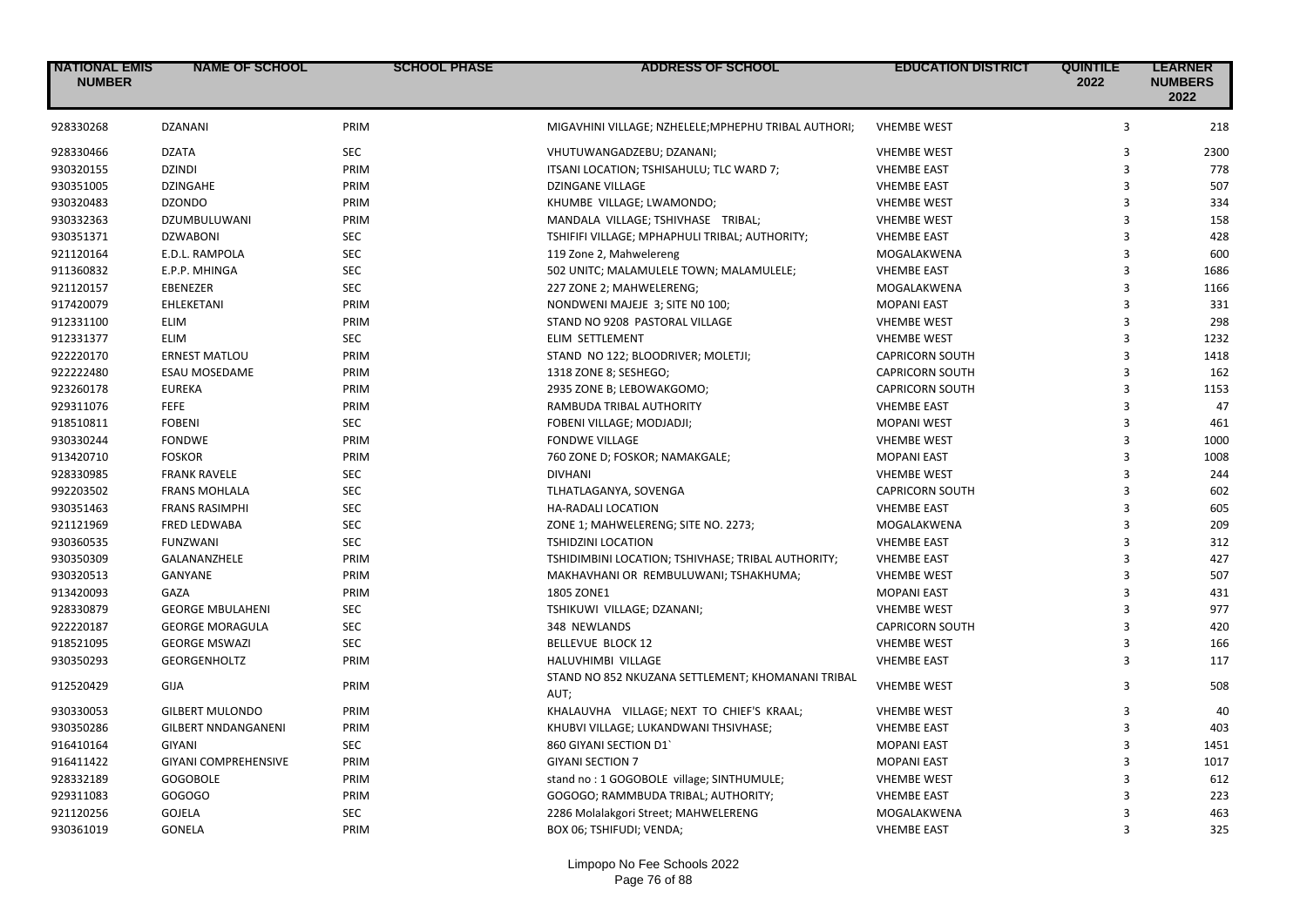| NATIONAL EMIS NUMBER | NAME OF SCHOOL | SCHOOL PHASE | ADDRESS OF SCHOOL | EDUCATION DISTRICT | QUINTILE 2022 | LEARNER NUMBERS 2022 |
|---|---|---|---|---|---|---|
| 928330268 | DZANANI | PRIM | MIGAVHINI VILLAGE; NZHELELE;MPHEPHU TRIBAL AUTHORI; | VHEMBE WEST | 3 | 218 |
| 928330466 | DZATA | SEC | VHUTUWANGADZEBU; DZANANI; | VHEMBE WEST | 3 | 2300 |
| 930320155 | DZINDI | PRIM | ITSANI LOCATION; TSHISAHULU; TLC WARD 7; | VHEMBE EAST | 3 | 778 |
| 930351005 | DZINGAHE | PRIM | DZINGANE VILLAGE | VHEMBE EAST | 3 | 507 |
| 930320483 | DZONDO | PRIM | KHUMBE VILLAGE; LWAMONDO; | VHEMBE WEST | 3 | 334 |
| 930332363 | DZUMBULUWANI | PRIM | MANDALA VILLAGE; TSHIVHASE TRIBAL; | VHEMBE WEST | 3 | 158 |
| 930351371 | DZWABONI | SEC | TSHIFIFI VILLAGE; MPHAPHULI TRIBAL; AUTHORITY; | VHEMBE EAST | 3 | 428 |
| 921120164 | E.D.L. RAMPOLA | SEC | 119 Zone 2, Mahwelereng | MOGALAKWENA | 3 | 600 |
| 911360832 | E.P.P. MHINGA | SEC | 502 UNITC; MALAMULELE TOWN; MALAMULELE; | VHEMBE EAST | 3 | 1686 |
| 921120157 | EBENEZER | SEC | 227 ZONE 2; MAHWELERENG; | MOGALAKWENA | 3 | 1166 |
| 917420079 | EHLEKETANI | PRIM | NONDWENI MAJEJE 3; SITE N0 100; | MOPANI EAST | 3 | 331 |
| 912331100 | ELIM | PRIM | STAND NO 9208 PASTORAL VILLAGE | VHEMBE WEST | 3 | 298 |
| 912331377 | ELIM | SEC | ELIM SETTLEMENT | VHEMBE WEST | 3 | 1232 |
| 922220170 | ERNEST MATLOU | PRIM | STAND NO 122; BLOODRIVER; MOLETJI; | CAPRICORN SOUTH | 3 | 1418 |
| 922222480 | ESAU MOSEDAME | PRIM | 1318 ZONE 8; SESHEGO; | CAPRICORN SOUTH | 3 | 162 |
| 923260178 | EUREKA | PRIM | 2935 ZONE B; LEBOWAKGOMO; | CAPRICORN SOUTH | 3 | 1153 |
| 929311076 | FEFE | PRIM | RAMBUDA TRIBAL AUTHORITY | VHEMBE EAST | 3 | 47 |
| 918510811 | FOBENI | SEC | FOBENI VILLAGE; MODJADJI; | MOPANI WEST | 3 | 461 |
| 930330244 | FONDWE | PRIM | FONDWE VILLAGE | VHEMBE WEST | 3 | 1000 |
| 913420710 | FOSKOR | PRIM | 760 ZONE D; FOSKOR; NAMAKGALE; | MOPANI EAST | 3 | 1008 |
| 928330985 | FRANK RAVELE | SEC | DIVHANI | VHEMBE WEST | 3 | 244 |
| 992203502 | FRANS MOHLALA | SEC | TLHATLAGANYA, SOVENGA | CAPRICORN SOUTH | 3 | 602 |
| 930351463 | FRANS RASIMPHI | SEC | HA-RADALI LOCATION | VHEMBE EAST | 3 | 605 |
| 921121969 | FRED LEDWABA | SEC | ZONE 1; MAHWELERENG; SITE NO. 2273; | MOGALAKWENA | 3 | 209 |
| 930360535 | FUNZWANI | SEC | TSHIDZINI LOCATION | VHEMBE EAST | 3 | 312 |
| 930350309 | GALANANZHELE | PRIM | TSHIDIMBINI LOCATION; TSHIVHASE; TRIBAL AUTHORITY; | VHEMBE EAST | 3 | 427 |
| 930320513 | GANYANE | PRIM | MAKHAVHANI OR REMBULUWANI; TSHAKHUMA; | VHEMBE WEST | 3 | 507 |
| 913420093 | GAZA | PRIM | 1805 ZONE1 | MOPANI EAST | 3 | 431 |
| 928330879 | GEORGE MBULAHENI | SEC | TSHIKUWI VILLAGE; DZANANI; | VHEMBE WEST | 3 | 977 |
| 922220187 | GEORGE MORAGULA | SEC | 348 NEWLANDS | CAPRICORN SOUTH | 3 | 420 |
| 918521095 | GEORGE MSWAZI | SEC | BELLEVUE BLOCK 12 | VHEMBE WEST | 3 | 166 |
| 930350293 | GEORGENHOLTZ | PRIM | HALUVHIMBI VILLAGE | VHEMBE EAST | 3 | 117 |
| 912520429 | GIJA | PRIM | STAND NO 852 NKUZANA SETTLEMENT; KHOMANANI TRIBAL AUT; | VHEMBE WEST | 3 | 508 |
| 930330053 | GILBERT MULONDO | PRIM | KHALAUVHA VILLAGE; NEXT TO CHIEF'S KRAAL; | VHEMBE WEST | 3 | 40 |
| 930350286 | GILBERT NNDANGANENI | PRIM | KHUBVI VILLAGE; LUKANDWANI THSIVHASE; | VHEMBE EAST | 3 | 403 |
| 916410164 | GIYANI | SEC | 860 GIYANI SECTION D1` | MOPANI EAST | 3 | 1451 |
| 916411422 | GIYANI COMPREHENSIVE | PRIM | GIYANI SECTION 7 | MOPANI EAST | 3 | 1017 |
| 928332189 | GOGOBOLE | PRIM | stand no : 1 GOGOBOLE village; SINTHUMULE; | VHEMBE WEST | 3 | 612 |
| 929311083 | GOGOGO | PRIM | GOGOGO; RAMMBUDA TRIBAL; AUTHORITY; | VHEMBE EAST | 3 | 223 |
| 921120256 | GOJELA | SEC | 2286 Molalakgori Street; MAHWELERENG | MOGALAKWENA | 3 | 463 |
| 930361019 | GONELA | PRIM | BOX 06; TSHIFUDI; VENDA; | VHEMBE EAST | 3 | 325 |

Limpopo No Fee Schools 2022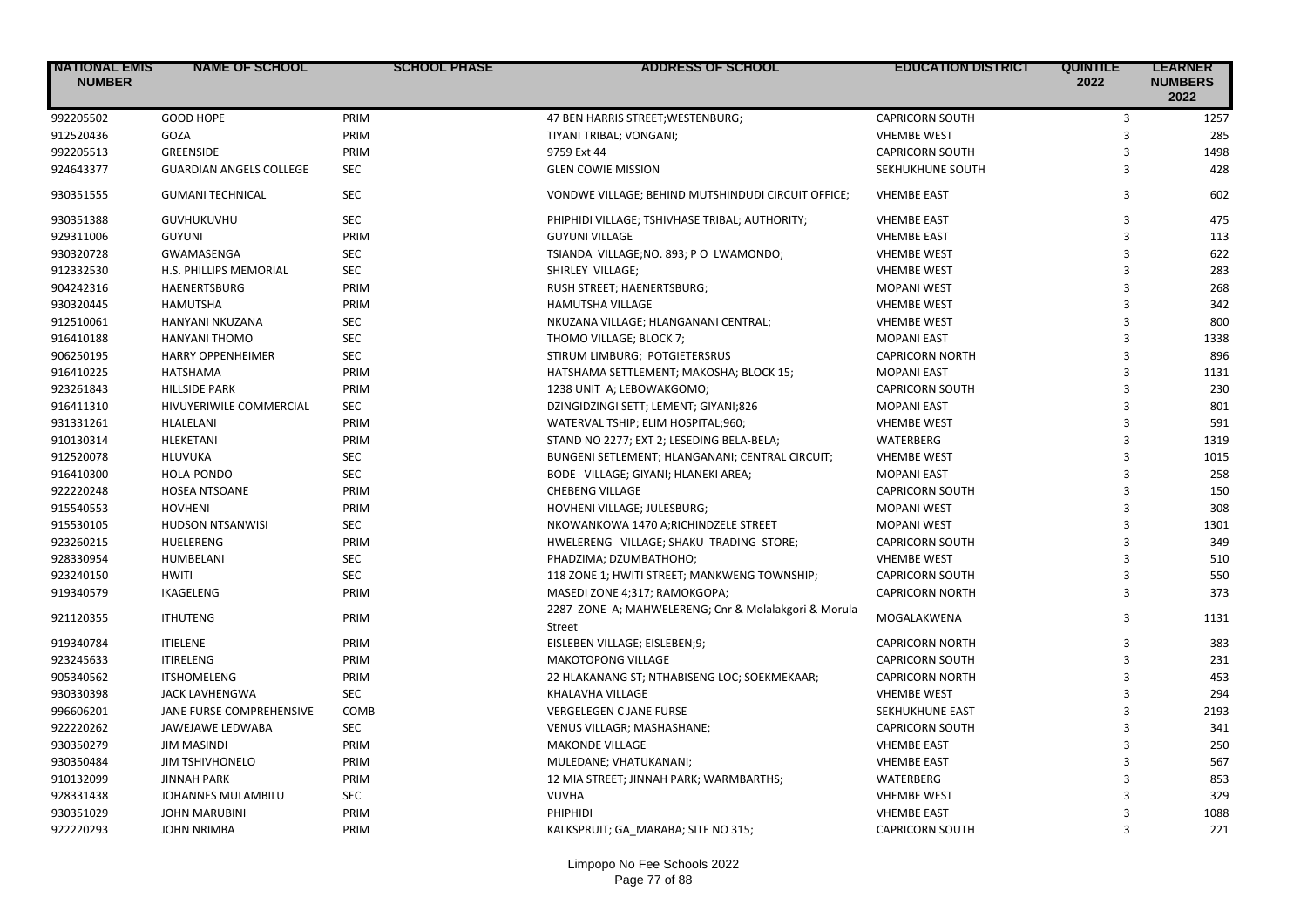| NATIONAL EMIS NUMBER | NAME OF SCHOOL | SCHOOL PHASE | ADDRESS OF SCHOOL | EDUCATION DISTRICT | QUINTILE 2022 | LEARNER NUMBERS 2022 |
|---|---|---|---|---|---|---|
| 992205502 | GOOD HOPE | PRIM | 47 BEN HARRIS STREET;WESTENBURG; | CAPRICORN SOUTH | 3 | 1257 |
| 912520436 | GOZA | PRIM | TIYANI TRIBAL; VONGANI; | VHEMBE WEST | 3 | 285 |
| 992205513 | GREENSIDE | PRIM | 9759 Ext 44 | CAPRICORN SOUTH | 3 | 1498 |
| 924643377 | GUARDIAN ANGELS COLLEGE | SEC | GLEN COWIE MISSION | SEKHUKHUNE SOUTH | 3 | 428 |
| 930351555 | GUMANI TECHNICAL | SEC | VONDWE VILLAGE; BEHIND MUTSHINDUDI CIRCUIT OFFICE; | VHEMBE EAST | 3 | 602 |
| 930351388 | GUVHUKUVHU | SEC | PHIPHIDI VILLAGE; TSHIVHASE TRIBAL; AUTHORITY; | VHEMBE EAST | 3 | 475 |
| 929311006 | GUYUNI | PRIM | GUYUNI VILLAGE | VHEMBE EAST | 3 | 113 |
| 930320728 | GWAMASENGA | SEC | TSIANDA VILLAGE;NO. 893; P O LWAMONDO; | VHEMBE WEST | 3 | 622 |
| 912332530 | H.S. PHILLIPS MEMORIAL | SEC | SHIRLEY VILLAGE; | VHEMBE WEST | 3 | 283 |
| 904242316 | HAENERTSBURG | PRIM | RUSH STREET; HAENERTSBURG; | MOPANI WEST | 3 | 268 |
| 930320445 | HAMUTSHA | PRIM | HAMUTSHA VILLAGE | VHEMBE WEST | 3 | 342 |
| 912510061 | HANYANI NKUZANA | SEC | NKUZANA VILLAGE; HLANGANANI CENTRAL; | VHEMBE WEST | 3 | 800 |
| 916410188 | HANYANI THOMO | SEC | THOMO VILLAGE; BLOCK 7; | MOPANI EAST | 3 | 1338 |
| 906250195 | HARRY OPPENHEIMER | SEC | STIRUM LIMBURG; POTGIETERSRUS | CAPRICORN NORTH | 3 | 896 |
| 916410225 | HATSHAMA | PRIM | HATSHAMA SETTLEMENT; MAKOSHA; BLOCK 15; | MOPANI EAST | 3 | 1131 |
| 923261843 | HILLSIDE PARK | PRIM | 1238 UNIT A; LEBOWAKGOMO; | CAPRICORN SOUTH | 3 | 230 |
| 916411310 | HIVUYERIWILE COMMERCIAL | SEC | DZINGIDZINGI SETT; LEMENT; GIYANI;826 | MOPANI EAST | 3 | 801 |
| 931331261 | HLALELANI | PRIM | WATERVAL TSHIP; ELIM HOSPITAL;960; | VHEMBE WEST | 3 | 591 |
| 910130314 | HLEKETANI | PRIM | STAND NO 2277; EXT 2; LESEDING BELA-BELA; | WATERBERG | 3 | 1319 |
| 912520078 | HLUVUKA | SEC | BUNGENI SETLEMENT; HLANGANANI; CENTRAL CIRCUIT; | VHEMBE WEST | 3 | 1015 |
| 916410300 | HOLA-PONDO | SEC | BODE VILLAGE; GIYANI; HLANEKI AREA; | MOPANI EAST | 3 | 258 |
| 922220248 | HOSEA NTSOANE | PRIM | CHEBENG VILLAGE | CAPRICORN SOUTH | 3 | 150 |
| 915540553 | HOVHENI | PRIM | HOVHENI VILLAGE; JULESBURG; | MOPANI WEST | 3 | 308 |
| 915530105 | HUDSON NTSANWISI | SEC | NKOWANKOWA 1470 A;RICHINDZELE STREET | MOPANI WEST | 3 | 1301 |
| 923260215 | HUELERENG | PRIM | HWELERENG VILLAGE; SHAKU TRADING STORE; | CAPRICORN SOUTH | 3 | 349 |
| 928330954 | HUMBELANI | SEC | PHADZIMA; DZUMBATHOHO; | VHEMBE WEST | 3 | 510 |
| 923240150 | HWITI | SEC | 118 ZONE 1; HWITI STREET; MANKWENG TOWNSHIP; | CAPRICORN SOUTH | 3 | 550 |
| 919340579 | IKAGELENG | PRIM | MASEDI ZONE 4;317; RAMOKGOPA; | CAPRICORN NORTH | 3 | 373 |
| 921120355 | ITHUTENG | PRIM | 2287 ZONE A; MAHWELERENG; Cnr & Molalakgori & Morula Street | MOGALAKWENA | 3 | 1131 |
| 919340784 | ITIELENE | PRIM | EISLEBEN VILLAGE; EISLEBEN;9; | CAPRICORN NORTH | 3 | 383 |
| 923245633 | ITIRELENG | PRIM | MAKOTOPONG VILLAGE | CAPRICORN SOUTH | 3 | 231 |
| 905340562 | ITSHOMELENG | PRIM | 22 HLAKANANG ST; NTHABISENG LOC; SOEKMEKAAR; | CAPRICORN NORTH | 3 | 453 |
| 930330398 | JACK LAVHENGWA | SEC | KHALAVHA VILLAGE | VHEMBE WEST | 3 | 294 |
| 996606201 | JANE FURSE COMPREHENSIVE | COMB | VERGELEGEN C JANE FURSE | SEKHUKHUNE EAST | 3 | 2193 |
| 922220262 | JAWEJAWE LEDWABA | SEC | VENUS VILLAGR; MASHASHANE; | CAPRICORN SOUTH | 3 | 341 |
| 930350279 | JIM MASINDI | PRIM | MAKONDE VILLAGE | VHEMBE EAST | 3 | 250 |
| 930350484 | JIM TSHIVHONELO | PRIM | MULEDANE; VHATUKANANI; | VHEMBE EAST | 3 | 567 |
| 910132099 | JINNAH PARK | PRIM | 12 MIA STREET; JINNAH PARK; WARMBARTHS; | WATERBERG | 3 | 853 |
| 928331438 | JOHANNES MULAMBILU | SEC | VUVHA | VHEMBE WEST | 3 | 329 |
| 930351029 | JOHN MARUBINI | PRIM | PHIPHIDI | VHEMBE EAST | 3 | 1088 |
| 922220293 | JOHN NRIMBA | PRIM | KALKSPRUIT; GA_MARABA; SITE NO 315; | CAPRICORN SOUTH | 3 | 221 |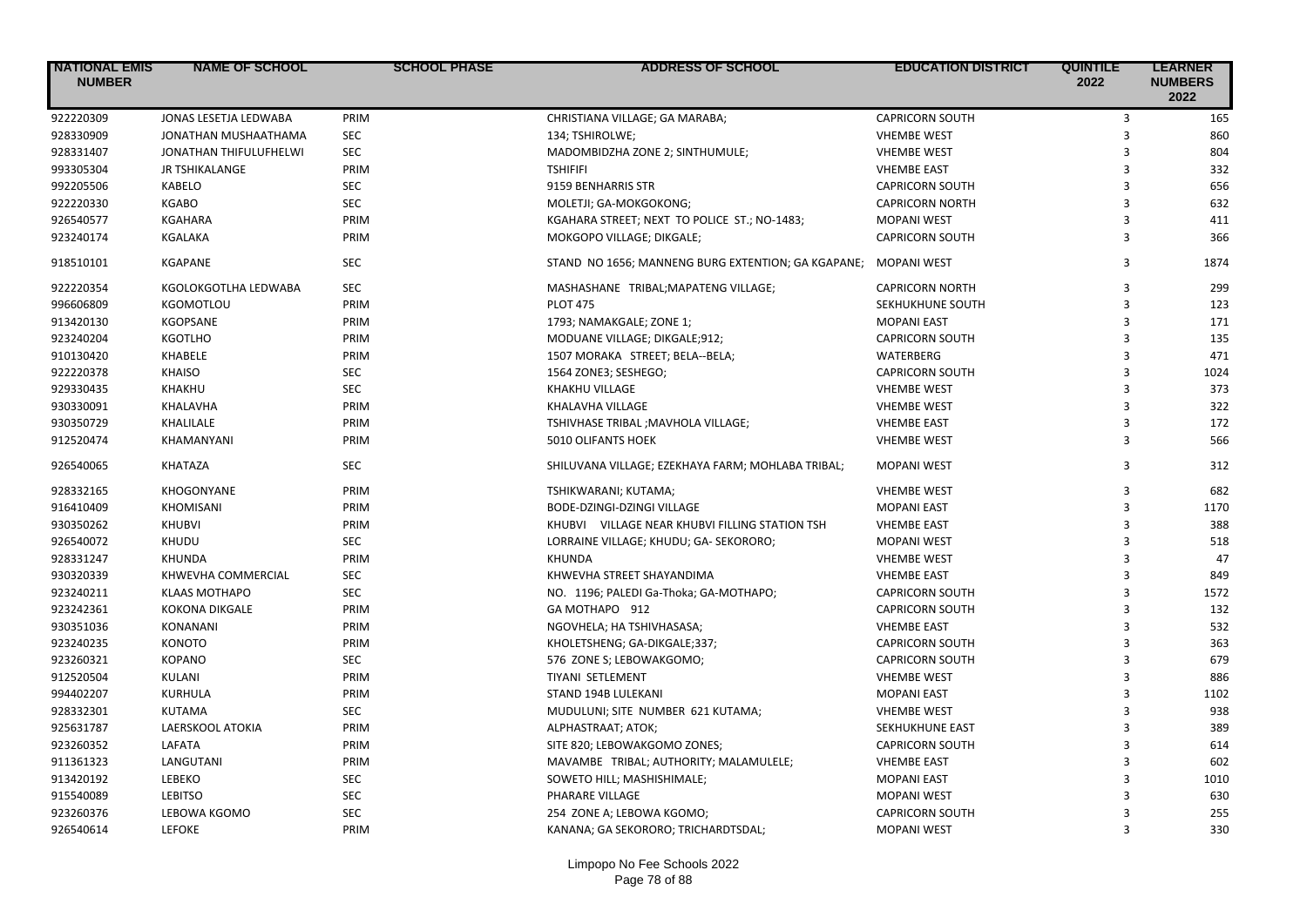| NATIONAL EMIS NUMBER | NAME OF SCHOOL | SCHOOL PHASE | ADDRESS OF SCHOOL | EDUCATION DISTRICT | QUINTILE 2022 | LEARNER NUMBERS 2022 |
|---|---|---|---|---|---|---|
| 922220309 | JONAS LESETJA LEDWABA | PRIM | CHRISTIANA VILLAGE; GA MARABA; | CAPRICORN SOUTH | 3 | 165 |
| 928330909 | JONATHAN MUSHAATHAMA | SEC | 134; TSHIROLWE; | VHEMBE WEST | 3 | 860 |
| 928331407 | JONATHAN THIFULUFHELWI | SEC | MADOMBIDZHA ZONE 2; SINTHUMULE; | VHEMBE WEST | 3 | 804 |
| 993305304 | JR TSHIKALANGE | PRIM | TSHIFIFI | VHEMBE EAST | 3 | 332 |
| 992205506 | KABELO | SEC | 9159 BENHARRIS STR | CAPRICORN SOUTH | 3 | 656 |
| 922220330 | KGABO | SEC | MOLETJI; GA-MOKGOKONG; | CAPRICORN NORTH | 3 | 632 |
| 926540577 | KGAHARA | PRIM | KGAHARA STREET; NEXT TO POLICE ST.; NO-1483; | MOPANI WEST | 3 | 411 |
| 923240174 | KGALAKA | PRIM | MOKGOPO VILLAGE; DIKGALE; | CAPRICORN SOUTH | 3 | 366 |
| 918510101 | KGAPANE | SEC | STAND NO 1656; MANNENG BURG EXTENTION; GA KGAPANE; | MOPANI WEST | 3 | 1874 |
| 922220354 | KGOLOKGOTLHA LEDWABA | SEC | MASHASHANE TRIBAL;MAPATENG VILLAGE; | CAPRICORN NORTH | 3 | 299 |
| 996606809 | KGOMOTLOU | PRIM | PLOT 475 | SEKHUKHUNE SOUTH | 3 | 123 |
| 913420130 | KGOPSANE | PRIM | 1793; NAMAKGALE; ZONE 1; | MOPANI EAST | 3 | 171 |
| 923240204 | KGOTLHO | PRIM | MODUANE VILLAGE; DIKGALE;912; | CAPRICORN SOUTH | 3 | 135 |
| 910130420 | KHABELE | PRIM | 1507 MORAKA STREET; BELA--BELA; | WATERBERG | 3 | 471 |
| 922220378 | KHAISO | SEC | 1564 ZONE3; SESHEGO; | CAPRICORN SOUTH | 3 | 1024 |
| 929330435 | KHAKHU | SEC | KHAKHU VILLAGE | VHEMBE WEST | 3 | 373 |
| 930330091 | KHALAVHA | PRIM | KHALAVHA VILLAGE | VHEMBE WEST | 3 | 322 |
| 930350729 | KHALILALE | PRIM | TSHIVHASE TRIBAL ;MAVHOLA VILLAGE; | VHEMBE EAST | 3 | 172 |
| 912520474 | KHAMANYANI | PRIM | 5010 OLIFANTS HOEK | VHEMBE WEST | 3 | 566 |
| 926540065 | KHATAZA | SEC | SHILUVANA VILLAGE; EZEKHAYA FARM; MOHLABA TRIBAL; | MOPANI WEST | 3 | 312 |
| 928332165 | KHOGONYANE | PRIM | TSHIKWARANI; KUTAMA; | VHEMBE WEST | 3 | 682 |
| 916410409 | KHOMISANI | PRIM | BODE-DZINGI-DZINGI VILLAGE | MOPANI EAST | 3 | 1170 |
| 930350262 | KHUBVI | PRIM | KHUBVI VILLAGE NEAR KHUBVI FILLING STATION TSH | VHEMBE EAST | 3 | 388 |
| 926540072 | KHUDU | SEC | LORRAINE VILLAGE; KHUDU; GA- SEKORORO; | MOPANI WEST | 3 | 518 |
| 928331247 | KHUNDA | PRIM | KHUNDA | VHEMBE WEST | 3 | 47 |
| 930320339 | KHWEVHA COMMERCIAL | SEC | KHWEVHA STREET SHAYANDIMA | VHEMBE EAST | 3 | 849 |
| 923240211 | KLAAS MOTHAPO | SEC | NO. 1196; PALEDI Ga-Thoka; GA-MOTHAPO; | CAPRICORN SOUTH | 3 | 1572 |
| 923242361 | KOKONA DIKGALE | PRIM | GA MOTHAPO 912 | CAPRICORN SOUTH | 3 | 132 |
| 930351036 | KONANANI | PRIM | NGOVHELA; HA TSHIVHASASA; | VHEMBE EAST | 3 | 532 |
| 923240235 | KONOTO | PRIM | KHOLETSHENG; GA-DIKGALE;337; | CAPRICORN SOUTH | 3 | 363 |
| 923260321 | KOPANO | SEC | 576 ZONE S; LEBOWAKGOMO; | CAPRICORN SOUTH | 3 | 679 |
| 912520504 | KULANI | PRIM | TIYANI SETLEMENT | VHEMBE WEST | 3 | 886 |
| 994402207 | KURHULA | PRIM | STAND 194B LULEKANI | MOPANI EAST | 3 | 1102 |
| 928332301 | KUTAMA | SEC | MUDULUNI; SITE NUMBER 621 KUTAMA; | VHEMBE WEST | 3 | 938 |
| 925631787 | LAERSKOOL ATOKIA | PRIM | ALPHASTRAAT; ATOK; | SEKHUKHUNE EAST | 3 | 389 |
| 923260352 | LAFATA | PRIM | SITE 820; LEBOWAKGOMO ZONES; | CAPRICORN SOUTH | 3 | 614 |
| 911361323 | LANGUTANI | PRIM | MAVAMBE TRIBAL; AUTHORITY; MALAMULELE; | VHEMBE EAST | 3 | 602 |
| 913420192 | LEBEKO | SEC | SOWETO HILL; MASHISHIMALE; | MOPANI EAST | 3 | 1010 |
| 915540089 | LEBITSO | SEC | PHARARE VILLAGE | MOPANI WEST | 3 | 630 |
| 923260376 | LEBOWA KGOMO | SEC | 254 ZONE A; LEBOWA KGOMO; | CAPRICORN SOUTH | 3 | 255 |
| 926540614 | LEFOKE | PRIM | KANANA; GA SEKORORO; TRICHARDTSDAL; | MOPANI WEST | 3 | 330 |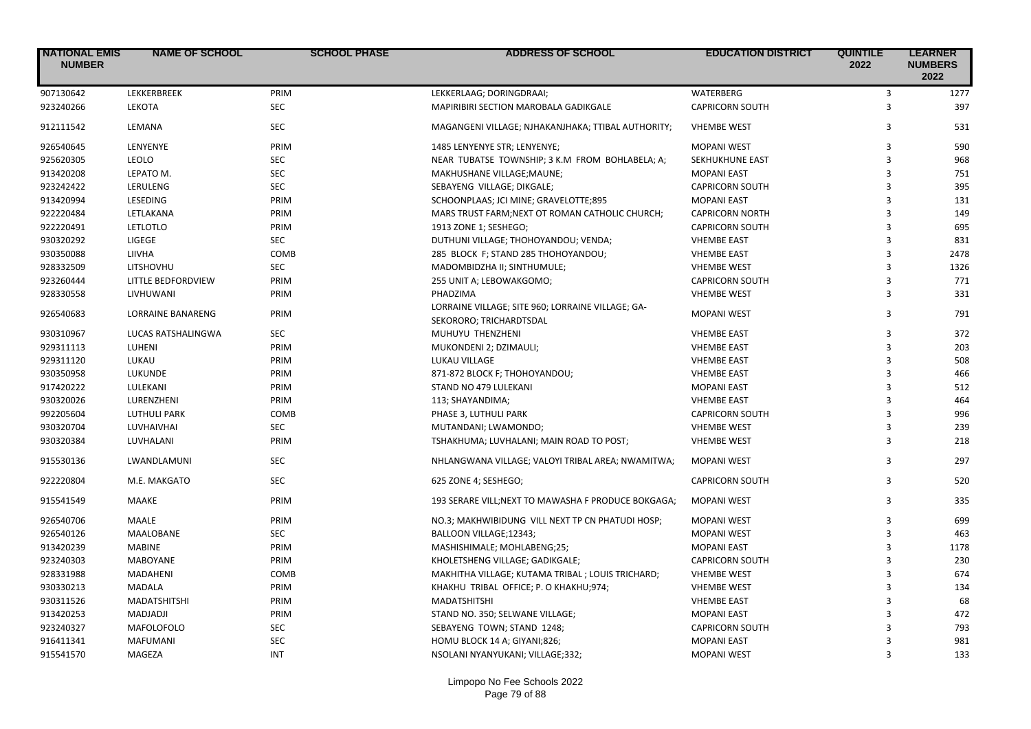| NATIONAL EMIS NUMBER | NAME OF SCHOOL | SCHOOL PHASE | ADDRESS OF SCHOOL | EDUCATION DISTRICT | QUINTILE 2022 | LEARNER NUMBERS 2022 |
|---|---|---|---|---|---|---|
| 907130642 | LEKKERBREEK | PRIM | LEKKERLAAG; DORINGDRAAI; | WATERBERG | 3 | 1277 |
| 923240266 | LEKOTA | SEC | MAPIRIBIRI SECTION MAROBALA GADIKGALE | CAPRICORN SOUTH | 3 | 397 |
| 912111542 | LEMANA | SEC | MAGANGENI VILLAGE; NJHAKANJHAKA; TTIBAL AUTHORITY; | VHEMBE WEST | 3 | 531 |
| 926540645 | LENYENYE | PRIM | 1485 LENYENYE STR; LENYENYE; | MOPANI WEST | 3 | 590 |
| 925620305 | LEOLO | SEC | NEAR TUBATSE TOWNSHIP; 3 K.M FROM BOHLABELA; A; | SEKHUKHUNE EAST | 3 | 968 |
| 913420208 | LEPATO M. | SEC | MAKHUSHANE VILLAGE;MAUNE; | MOPANI EAST | 3 | 751 |
| 923242422 | LERULENG | SEC | SEBAYENG VILLAGE; DIKGALE; | CAPRICORN SOUTH | 3 | 395 |
| 913420994 | LESEDING | PRIM | SCHOONPLAAS; JCI MINE; GRAVELOTTE;895 | MOPANI EAST | 3 | 131 |
| 922220484 | LETLAKANA | PRIM | MARS TRUST FARM;NEXT OT ROMAN CATHOLIC CHURCH; | CAPRICORN NORTH | 3 | 149 |
| 922220491 | LETLOTLO | PRIM | 1913 ZONE 1; SESHEGO; | CAPRICORN SOUTH | 3 | 695 |
| 930320292 | LIGEGE | SEC | DUTHUNI VILLAGE; THOHOYANDOU; VENDA; | VHEMBE EAST | 3 | 831 |
| 930350088 | LIIVHA | COMB | 285 BLOCK F; STAND 285 THOHOYANDOU; | VHEMBE EAST | 3 | 2478 |
| 928332509 | LITSHOVHU | SEC | MADOMBIDZHA II; SINTHUMULE; | VHEMBE WEST | 3 | 1326 |
| 923260444 | LITTLE BEDFORDVIEW | PRIM | 255 UNIT A; LEBOWAKGOMO; | CAPRICORN SOUTH | 3 | 771 |
| 928330558 | LIVHUWANI | PRIM | PHADZIMA | VHEMBE WEST | 3 | 331 |
| 926540683 | LORRAINE BANARENG | PRIM | LORRAINE VILLAGE; SITE 960; LORRAINE VILLAGE; GA-SEKORORO; TRICHARDTSDAL | MOPANI WEST | 3 | 791 |
| 930310967 | LUCAS RATSHALINGWA | SEC | MUHUYU THENZHENI | VHEMBE EAST | 3 | 372 |
| 929311113 | LUHENI | PRIM | MUKONDENI 2; DZIMAULI; | VHEMBE EAST | 3 | 203 |
| 929311120 | LUKAU | PRIM | LUKAU VILLAGE | VHEMBE EAST | 3 | 508 |
| 930350958 | LUKUNDE | PRIM | 871-872 BLOCK F; THOHOYANDOU; | VHEMBE EAST | 3 | 466 |
| 917420222 | LULEKANI | PRIM | STAND NO 479 LULEKANI | MOPANI EAST | 3 | 512 |
| 930320026 | LURENZHENI | PRIM | 113; SHAYANDIMA; | VHEMBE EAST | 3 | 464 |
| 992205604 | LUTHULI PARK | COMB | PHASE 3, LUTHULI PARK | CAPRICORN SOUTH | 3 | 996 |
| 930320704 | LUVHAIVHAI | SEC | MUTANDANI; LWAMONDO; | VHEMBE WEST | 3 | 239 |
| 930320384 | LUVHALANI | PRIM | TSHAKHUMA; LUVHALANI; MAIN ROAD TO POST; | VHEMBE WEST | 3 | 218 |
| 915530136 | LWANDLAMUNI | SEC | NHLANGWANA VILLAGE; VALOYI TRIBAL AREA; NWAMITWA; | MOPANI WEST | 3 | 297 |
| 922220804 | M.E. MAKGATO | SEC | 625 ZONE 4; SESHEGO; | CAPRICORN SOUTH | 3 | 520 |
| 915541549 | MAAKE | PRIM | 193 SERARE VILL;NEXT TO MAWASHA F PRODUCE BOKGAGA; | MOPANI WEST | 3 | 335 |
| 926540706 | MAALE | PRIM | NO.3; MAKHWIBIDUNG VILL NEXT TP CN PHATUDI HOSP; | MOPANI WEST | 3 | 699 |
| 926540126 | MAALOBANE | SEC | BALLOON VILLAGE;12343; | MOPANI WEST | 3 | 463 |
| 913420239 | MABINE | PRIM | MASHISHIMALE; MOHLABENG;25; | MOPANI EAST | 3 | 1178 |
| 923240303 | MABOYANE | PRIM | KHOLETSHENG VILLAGE; GADIKGALE; | CAPRICORN SOUTH | 3 | 230 |
| 928331988 | MADAHENI | COMB | MAKHITHA VILLAGE; KUTAMA TRIBAL ; LOUIS TRICHARD; | VHEMBE WEST | 3 | 674 |
| 930330213 | MADALA | PRIM | KHAKHU TRIBAL OFFICE; P. O KHAKHU;974; | VHEMBE WEST | 3 | 134 |
| 930311526 | MADATSHITSHI | PRIM | MADATSHITSHI | VHEMBE EAST | 3 | 68 |
| 913420253 | MADJADJI | PRIM | STAND NO. 350; SELWANE VILLAGE; | MOPANI EAST | 3 | 472 |
| 923240327 | MAFOLOFOLO | SEC | SEBAYENG TOWN; STAND 1248; | CAPRICORN SOUTH | 3 | 793 |
| 916411341 | MAFUMANI | SEC | HOMU BLOCK 14 A; GIYANI;826; | MOPANI EAST | 3 | 981 |
| 915541570 | MAGEZA | INT | NSOLANI NYANYUKANI; VILLAGE;332; | MOPANI WEST | 3 | 133 |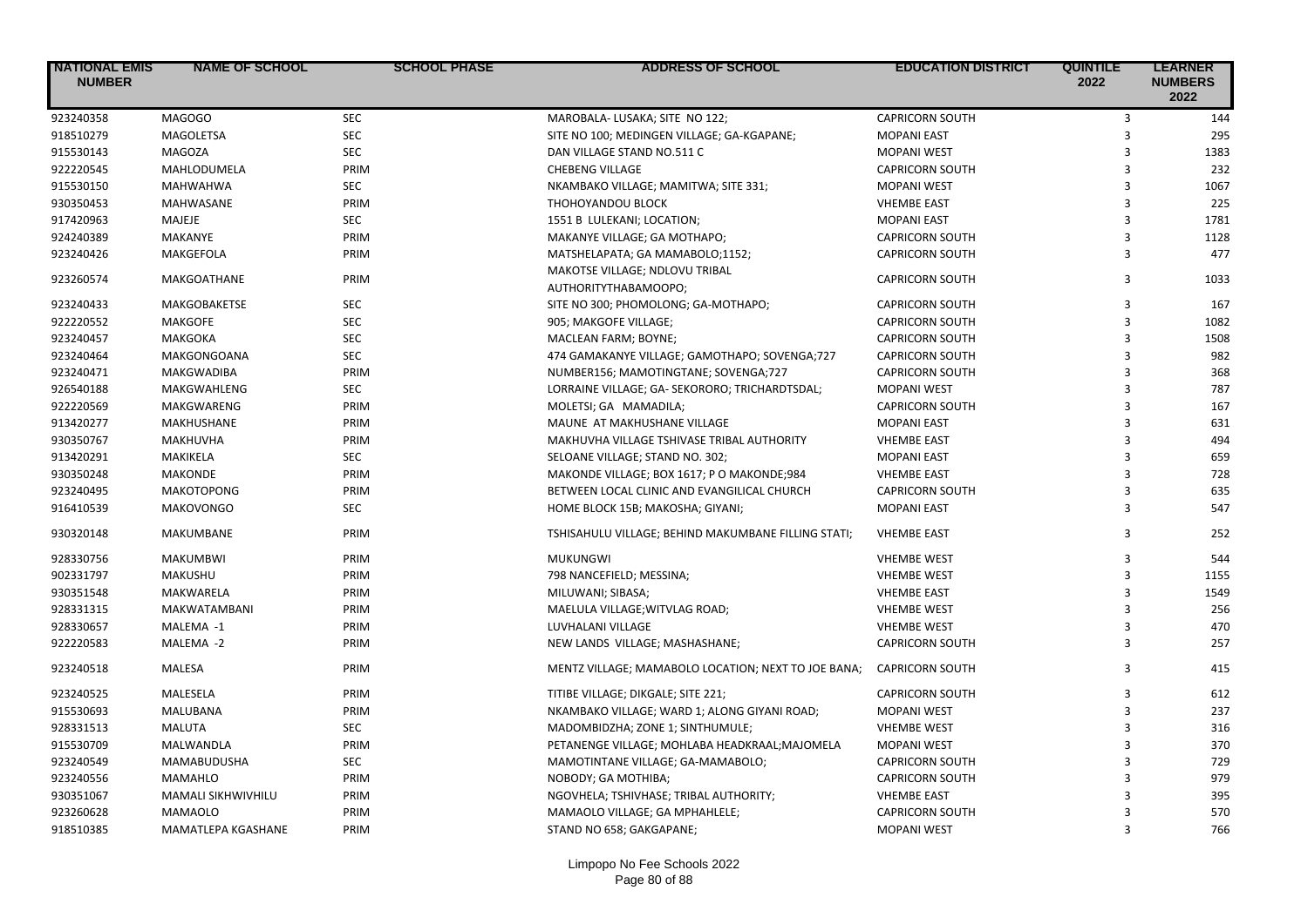| NATIONAL EMIS NUMBER | NAME OF SCHOOL | SCHOOL PHASE | ADDRESS OF SCHOOL | EDUCATION DISTRICT | QUINTILE 2022 | LEARNER NUMBERS 2022 |
|---|---|---|---|---|---|---|
| 923240358 | MAGOGO | SEC | MAROBALA- LUSAKA; SITE NO 122; | CAPRICORN SOUTH | 3 | 144 |
| 918510279 | MAGOLETSA | SEC | SITE NO 100; MEDINGEN VILLAGE; GA-KGAPANE; | MOPANI EAST | 3 | 295 |
| 915530143 | MAGOZA | SEC | DAN VILLAGE STAND NO.511 C | MOPANI WEST | 3 | 1383 |
| 922220545 | MAHLODUMELA | PRIM | CHEBENG VILLAGE | CAPRICORN SOUTH | 3 | 232 |
| 915530150 | MAHWAHWA | SEC | NKAMBAKO VILLAGE; MAMITWA; SITE 331; | MOPANI WEST | 3 | 1067 |
| 930350453 | MAHWASANE | PRIM | THOHOYANDOU BLOCK | VHEMBE EAST | 3 | 225 |
| 917420963 | MAJEJE | SEC | 1551 B LULEKANI; LOCATION; | MOPANI EAST | 3 | 1781 |
| 924240389 | MAKANYE | PRIM | MAKANYE VILLAGE; GA MOTHAPO; | CAPRICORN SOUTH | 3 | 1128 |
| 923240426 | MAKGEFOLA | PRIM | MATSHELAPATA; GA MAMABOLO;1152; | CAPRICORN SOUTH | 3 | 477 |
| 923260574 | MAKGOATHANE | PRIM | MAKOTSE VILLAGE; NDLOVU TRIBAL AUTHORITYTHABAMOOPO; | CAPRICORN SOUTH | 3 | 1033 |
| 923240433 | MAKGOBAKETSE | SEC | SITE NO 300; PHOMOLONG; GA-MOTHAPO; | CAPRICORN SOUTH | 3 | 167 |
| 922220552 | MAKGOFE | SEC | 905; MAKGOFE VILLAGE; | CAPRICORN SOUTH | 3 | 1082 |
| 923240457 | MAKGOKA | SEC | MACLEAN FARM; BOYNE; | CAPRICORN SOUTH | 3 | 1508 |
| 923240464 | MAKGONGOANA | SEC | 474 GAMAKANYE VILLAGE; GAMOTHAPO; SOVENGA;727 | CAPRICORN SOUTH | 3 | 982 |
| 923240471 | MAKGWADIBA | PRIM | NUMBER156; MAMOTINGTANE; SOVENGA;727 | CAPRICORN SOUTH | 3 | 368 |
| 926540188 | MAKGWAHLENG | SEC | LORRAINE VILLAGE; GA- SEKORORO; TRICHARDTSDAL; | MOPANI WEST | 3 | 787 |
| 922220569 | MAKGWARENG | PRIM | MOLETSI; GA MAMADILA; | CAPRICORN SOUTH | 3 | 167 |
| 913420277 | MAKHUSHANE | PRIM | MAUNE AT MAKHUSHANE VILLAGE | MOPANI EAST | 3 | 631 |
| 930350767 | MAKHUVHA | PRIM | MAKHUVHA VILLAGE TSHIVASE TRIBAL AUTHORITY | VHEMBE EAST | 3 | 494 |
| 913420291 | MAKIKELA | SEC | SELOANE VILLAGE; STAND NO. 302; | MOPANI EAST | 3 | 659 |
| 930350248 | MAKONDE | PRIM | MAKONDE VILLAGE; BOX 1617; P O MAKONDE;984 | VHEMBE EAST | 3 | 728 |
| 923240495 | MAKOTOPONG | PRIM | BETWEEN LOCAL CLINIC AND EVANGILICAL CHURCH | CAPRICORN SOUTH | 3 | 635 |
| 916410539 | MAKOVONGO | SEC | HOME BLOCK 15B; MAKOSHA; GIYANI; | MOPANI EAST | 3 | 547 |
| 930320148 | MAKUMBANE | PRIM | TSHISAHULU VILLAGE; BEHIND MAKUMBANE FILLING STATI; | VHEMBE EAST | 3 | 252 |
| 928330756 | MAKUMBWI | PRIM | MUKUNGWI | VHEMBE WEST | 3 | 544 |
| 902331797 | MAKUSHU | PRIM | 798 NANCEFIELD; MESSINA; | VHEMBE WEST | 3 | 1155 |
| 930351548 | MAKWARELA | PRIM | MILUWANI; SIBASA; | VHEMBE EAST | 3 | 1549 |
| 928331315 | MAKWATAMBANI | PRIM | MAELULA VILLAGE;WITVLAG ROAD; | VHEMBE WEST | 3 | 256 |
| 928330657 | MALEMA -1 | PRIM | LUVHALANI VILLAGE | VHEMBE WEST | 3 | 470 |
| 922220583 | MALEMA -2 | PRIM | NEW LANDS VILLAGE; MASHASHANE; | CAPRICORN SOUTH | 3 | 257 |
| 923240518 | MALESA | PRIM | MENTZ VILLAGE; MAMABOLO LOCATION; NEXT TO JOE BANA; | CAPRICORN SOUTH | 3 | 415 |
| 923240525 | MALESELA | PRIM | TITIBE VILLAGE; DIKGALE; SITE 221; | CAPRICORN SOUTH | 3 | 612 |
| 915530693 | MALUBANA | PRIM | NKAMBAKO VILLAGE; WARD 1; ALONG GIYANI ROAD; | MOPANI WEST | 3 | 237 |
| 928331513 | MALUTA | SEC | MADOMBIDZHA; ZONE 1; SINTHUMULE; | VHEMBE WEST | 3 | 316 |
| 915530709 | MALWANDLA | PRIM | PETANENGE VILLAGE; MOHLABA HEADKRAAL;MAJOMELA | MOPANI WEST | 3 | 370 |
| 923240549 | MAMABUDUSHA | SEC | MAMOTINTANE VILLAGE; GA-MAMABOLO; | CAPRICORN SOUTH | 3 | 729 |
| 923240556 | MAMAHLO | PRIM | NOBODY; GA MOTHIBA; | CAPRICORN SOUTH | 3 | 979 |
| 930351067 | MAMALI SIKHWIVHILU | PRIM | NGOVHELA; TSHIVHASE; TRIBAL AUTHORITY; | VHEMBE EAST | 3 | 395 |
| 923260628 | MAMAOLO | PRIM | MAMAOLO VILLAGE; GA MPHAHLELE; | CAPRICORN SOUTH | 3 | 570 |
| 918510385 | MAMATLEPA KGASHANE | PRIM | STAND NO 658; GAKGAPANE; | MOPANI WEST | 3 | 766 |

Limpopo No Fee Schools 2022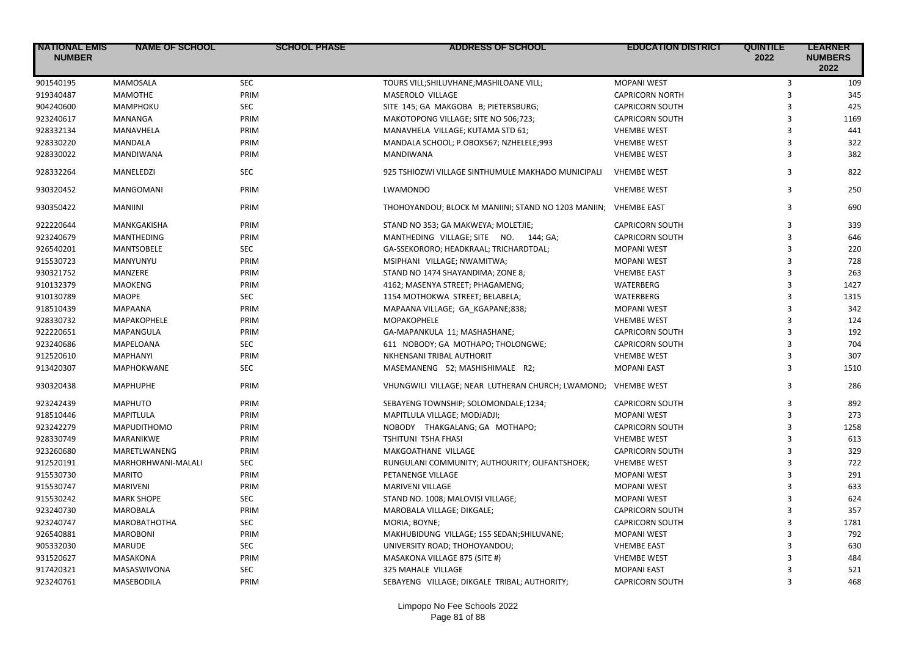| NATIONAL EMIS NUMBER | NAME OF SCHOOL | SCHOOL PHASE | ADDRESS OF SCHOOL | EDUCATION DISTRICT | QUINTILE 2022 | LEARNER NUMBERS 2022 |
|---|---|---|---|---|---|---|
| 901540195 | MAMOSALA | SEC | TOURS VILL;SHILUVHANE;MASHILOANE VILL; | MOPANI WEST | 3 | 109 |
| 919340487 | MAMOTHE | PRIM | MASEROLO VILLAGE | CAPRICORN NORTH | 3 | 345 |
| 904240600 | MAMPHOKU | SEC | SITE 145; GA MAKGOBA B; PIETERSBURG; | CAPRICORN SOUTH | 3 | 425 |
| 923240617 | MANANGA | PRIM | MAKOTOPONG VILLAGE; SITE NO 506;723; | CAPRICORN SOUTH | 3 | 1169 |
| 928332134 | MANAVHELA | PRIM | MANAVHELA VILLAGE; KUTAMA STD 61; | VHEMBE WEST | 3 | 441 |
| 928330220 | MANDALA | PRIM | MANDALA SCHOOL; P.OBOX567; NZHELELE;993 | VHEMBE WEST | 3 | 322 |
| 928330022 | MANDIWANA | PRIM | MANDIWANA | VHEMBE WEST | 3 | 382 |
| 928332264 | MANELEDZI | SEC | 925 TSHIOZWI VILLAGE SINTHUMULE MAKHADO MUNICIPALI | VHEMBE WEST | 3 | 822 |
| 930320452 | MANGOMANI | PRIM | LWAMONDO | VHEMBE WEST | 3 | 250 |
| 930350422 | MANIINI | PRIM | THOHOYANDOU; BLOCK M MANIINI; STAND NO 1203 MANIIN; | VHEMBE EAST | 3 | 690 |
| 922220644 | MANKGAKISHA | PRIM | STAND NO 353; GA MAKWEYA; MOLETJIE; | CAPRICORN SOUTH | 3 | 339 |
| 923240679 | MANTHEDING | PRIM | MANTHEDING VILLAGE; SITE NO. 144; GA; | CAPRICORN SOUTH | 3 | 646 |
| 926540201 | MANTSOBELE | SEC | GA-SSEKORORO; HEADKRAAL; TRICHARDTDAL; | MOPANI WEST | 3 | 220 |
| 915530723 | MANYUNYU | PRIM | MSIPHANI VILLAGE; NWAMITWA; | MOPANI WEST | 3 | 728 |
| 930321752 | MANZERE | PRIM | STAND NO 1474 SHAYANDIMA; ZONE 8; | VHEMBE EAST | 3 | 263 |
| 910132379 | MAOKENG | PRIM | 4162; MASENYA STREET; PHAGAMENG; | WATERBERG | 3 | 1427 |
| 910130789 | MAOPE | SEC | 1154 MOTHOKWA STREET; BELABELA; | WATERBERG | 3 | 1315 |
| 918510439 | MAPAANA | PRIM | MAPAANA VILLAGE; GA_KGAPANE;838; | MOPANI WEST | 3 | 342 |
| 928330732 | MAPAKOPHELE | PRIM | MOPAKOPHELE | VHEMBE WEST | 3 | 124 |
| 922220651 | MAPANGULA | PRIM | GA-MAPANKULA 11; MASHASHANE; | CAPRICORN SOUTH | 3 | 192 |
| 923240686 | MAPELOANA | SEC | 611 NOBODY; GA MOTHAPO; THOLONGWE; | CAPRICORN SOUTH | 3 | 704 |
| 912520610 | MAPHANYI | PRIM | NKHENSANI TRIBAL AUTHORIT | VHEMBE WEST | 3 | 307 |
| 913420307 | MAPHOKWANE | SEC | MASEMANENG 52; MASHISHIMALE R2; | MOPANI EAST | 3 | 1510 |
| 930320438 | MAPHUPHE | PRIM | VHUNGWILI VILLAGE; NEAR LUTHERAN CHURCH; LWAMOND; | VHEMBE WEST | 3 | 286 |
| 923242439 | MAPHUTO | PRIM | SEBAYENG TOWNSHIP; SOLOMONDALE;1234; | CAPRICORN SOUTH | 3 | 892 |
| 918510446 | MAPITLULA | PRIM | MAPITLULA VILLAGE; MODJADJI; | MOPANI WEST | 3 | 273 |
| 923242279 | MAPUDITHOMO | PRIM | NOBODY THAKGALANG; GA MOTHAPO; | CAPRICORN SOUTH | 3 | 1258 |
| 928330749 | MARANIKWE | PRIM | TSHITUNI TSHA FHASI | VHEMBE WEST | 3 | 613 |
| 923260680 | MARETLWANENG | PRIM | MAKGOATHANE VILLAGE | CAPRICORN SOUTH | 3 | 329 |
| 912520191 | MARHORHWANI-MALALI | SEC | RUNGULANI COMMUNITY; AUTHOURITY; OLIFANTSHOEK; | VHEMBE WEST | 3 | 722 |
| 915530730 | MARITO | PRIM | PETANENGE VILLAGE | MOPANI WEST | 3 | 291 |
| 915530747 | MARIVENI | PRIM | MARIVENI VILLAGE | MOPANI WEST | 3 | 633 |
| 915530242 | MARK SHOPE | SEC | STAND NO. 1008; MALOVISI VILLAGE; | MOPANI WEST | 3 | 624 |
| 923240730 | MAROBALA | PRIM | MAROBALA VILLAGE; DIKGALE; | CAPRICORN SOUTH | 3 | 357 |
| 923240747 | MAROBATHOTHA | SEC | MORIA; BOYNE; | CAPRICORN SOUTH | 3 | 1781 |
| 926540881 | MAROBONI | PRIM | MAKHUBIDUNG VILLAGE; 155 SEDAN;SHILUVANE; | MOPANI WEST | 3 | 792 |
| 905332030 | MARUDE | SEC | UNIVERSITY ROAD; THOHOYANDOU; | VHEMBE EAST | 3 | 630 |
| 931520627 | MASAKONA | PRIM | MASAKONA VILLAGE 875 (SITE #) | VHEMBE WEST | 3 | 484 |
| 917420321 | MASASWIVONA | SEC | 325 MAHALE VILLAGE | MOPANI EAST | 3 | 521 |
| 923240761 | MASEBODILA | PRIM | SEBAYENG VILLAGE; DIKGALE TRIBAL; AUTHORITY; | CAPRICORN SOUTH | 3 | 468 |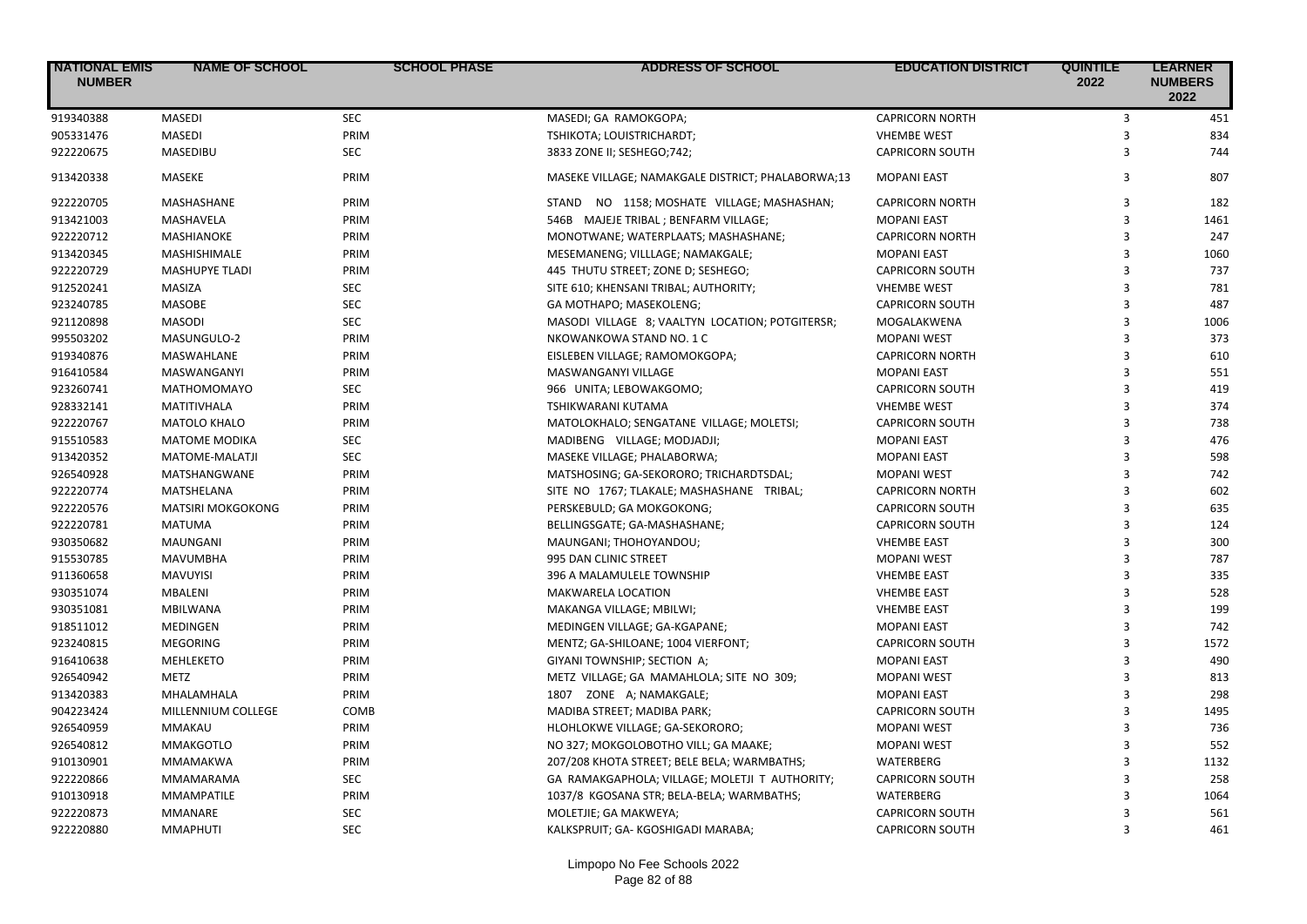| NATIONAL EMIS NUMBER | NAME OF SCHOOL | SCHOOL PHASE | ADDRESS OF SCHOOL | EDUCATION DISTRICT | QUINTILE 2022 | LEARNER NUMBERS 2022 |
|---|---|---|---|---|---|---|
| 919340388 | MASEDI | SEC | MASEDI; GA RAMOKGOPA; | CAPRICORN NORTH | 3 | 451 |
| 905331476 | MASEDI | PRIM | TSHIKOTA; LOUISTRICHARDT; | VHEMBE WEST | 3 | 834 |
| 922220675 | MASEDIBU | SEC | 3833 ZONE II; SESHEGO;742; | CAPRICORN SOUTH | 3 | 744 |
| 913420338 | MASEKE | PRIM | MASEKE VILLAGE; NAMAKGALE DISTRICT; PHALABORWA;13 | MOPANI EAST | 3 | 807 |
| 922220705 | MASHASHANE | PRIM | STAND NO 1158; MOSHATE VILLAGE; MASHASHAN; | CAPRICORN NORTH | 3 | 182 |
| 913421003 | MASHAVELA | PRIM | 546B MAJEJE TRIBAL ; BENFARM VILLAGE; | MOPANI EAST | 3 | 1461 |
| 922220712 | MASHIANOKE | PRIM | MONOTWANE; WATERPLAATS; MASHASHANE; | CAPRICORN NORTH | 3 | 247 |
| 913420345 | MASHISHIMALE | PRIM | MESEMANENG; VILLLAGE; NAMAKGALE; | MOPANI EAST | 3 | 1060 |
| 922220729 | MASHUPYE TLADI | PRIM | 445 THUTU STREET; ZONE D; SESHEGO; | CAPRICORN SOUTH | 3 | 737 |
| 912520241 | MASIZA | SEC | SITE 610; KHENSANI TRIBAL; AUTHORITY; | VHEMBE WEST | 3 | 781 |
| 923240785 | MASOBE | SEC | GA MOTHAPO; MASEKOLENG; | CAPRICORN SOUTH | 3 | 487 |
| 921120898 | MASODI | SEC | MASODI VILLAGE 8; VAALTYN LOCATION; POTGITERSR; | MOGALAKWENA | 3 | 1006 |
| 995503202 | MASUNGULO-2 | PRIM | NKOWANKOWA STAND NO. 1 C | MOPANI WEST | 3 | 373 |
| 919340876 | MASWAHLANE | PRIM | EISLEBEN VILLAGE; RAMOMOKGOPA; | CAPRICORN NORTH | 3 | 610 |
| 916410584 | MASWANGANYI | PRIM | MASWANGANYI VILLAGE | MOPANI EAST | 3 | 551 |
| 923260741 | MATHOMOMAYO | SEC | 966 UNITA; LEBOWAKGOMO; | CAPRICORN SOUTH | 3 | 419 |
| 928332141 | MATITIVHALA | PRIM | TSHIKWARANI KUTAMA | VHEMBE WEST | 3 | 374 |
| 922220767 | MATOLO KHALO | PRIM | MATOLOKHALO; SENGATANE VILLAGE; MOLETSI; | CAPRICORN SOUTH | 3 | 738 |
| 915510583 | MATOME MODIKA | SEC | MADIBENG VILLAGE; MODJADJI; | MOPANI EAST | 3 | 476 |
| 913420352 | MATOME-MALATJI | SEC | MASEKE VILLAGE; PHALABORWA; | MOPANI EAST | 3 | 598 |
| 926540928 | MATSHANGWANE | PRIM | MATSHOSING; GA-SEKORORO; TRICHARDTSDAL; | MOPANI WEST | 3 | 742 |
| 922220774 | MATSHELANA | PRIM | SITE NO 1767; TLAKALE; MASHASHANE TRIBAL; | CAPRICORN NORTH | 3 | 602 |
| 922220576 | MATSIRI MOKGOKONG | PRIM | PERSKEBULD; GA MOKGOKONG; | CAPRICORN SOUTH | 3 | 635 |
| 922220781 | MATUMA | PRIM | BELLINGSGATE; GA-MASHASHANE; | CAPRICORN SOUTH | 3 | 124 |
| 930350682 | MAUNGANI | PRIM | MAUNGANI; THOHOYANDOU; | VHEMBE EAST | 3 | 300 |
| 915530785 | MAVUMBHA | PRIM | 995 DAN CLINIC STREET | MOPANI WEST | 3 | 787 |
| 911360658 | MAVUYISI | PRIM | 396 A MALAMULELE TOWNSHIP | VHEMBE EAST | 3 | 335 |
| 930351074 | MBALENI | PRIM | MAKWARELA LOCATION | VHEMBE EAST | 3 | 528 |
| 930351081 | MBILWANA | PRIM | MAKANGA VILLAGE; MBILWI; | VHEMBE EAST | 3 | 199 |
| 918511012 | MEDINGEN | PRIM | MEDINGEN VILLAGE; GA-KGAPANE; | MOPANI EAST | 3 | 742 |
| 923240815 | MEGORING | PRIM | MENTZ; GA-SHILOANE; 1004 VIERFONT; | CAPRICORN SOUTH | 3 | 1572 |
| 916410638 | MEHLEKETO | PRIM | GIYANI TOWNSHIP; SECTION A; | MOPANI EAST | 3 | 490 |
| 926540942 | METZ | PRIM | METZ VILLAGE; GA MAMAHLOLA; SITE NO 309; | MOPANI WEST | 3 | 813 |
| 913420383 | MHALAMHALA | PRIM | 1807 ZONE A; NAMAKGALE; | MOPANI EAST | 3 | 298 |
| 904223424 | MILLENNIUM COLLEGE | COMB | MADIBA STREET; MADIBA PARK; | CAPRICORN SOUTH | 3 | 1495 |
| 926540959 | MMAKAU | PRIM | HLOHLOKWE VILLAGE; GA-SEKORORO; | MOPANI WEST | 3 | 736 |
| 926540812 | MMAKGOTLO | PRIM | NO 327; MOKGOLOBOTHO VILL; GA MAAKE; | MOPANI WEST | 3 | 552 |
| 910130901 | MMAMAKWA | PRIM | 207/208 KHOTA STREET; BELE BELA; WARMBATHS; | WATERBERG | 3 | 1132 |
| 922220866 | MMAMARAMA | SEC | GA RAMAKGAPHOLA; VILLAGE; MOLETJI T AUTHORITY; | CAPRICORN SOUTH | 3 | 258 |
| 910130918 | MMAMPATILE | PRIM | 1037/8 KGOSANA STR; BELA-BELA; WARMBATHS; | WATERBERG | 3 | 1064 |
| 922220873 | MMANARE | SEC | MOLETJIE; GA MAKWEYA; | CAPRICORN SOUTH | 3 | 561 |
| 922220880 | MMAPHUTI | SEC | KALKSPRUIT; GA- KGOSHIGADI MARABA; | CAPRICORN SOUTH | 3 | 461 |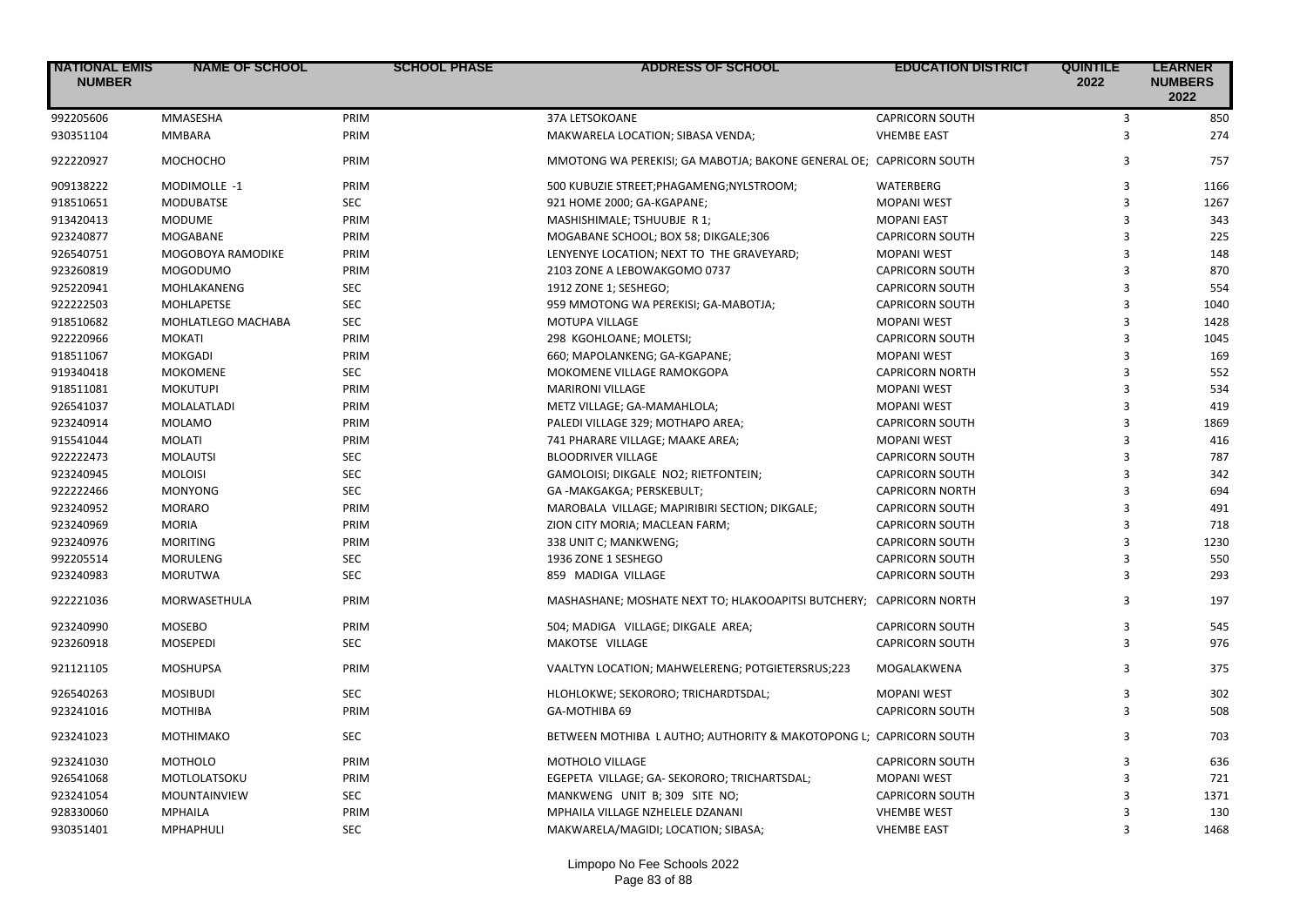| NATIONAL EMIS NUMBER | NAME OF SCHOOL | SCHOOL PHASE | ADDRESS OF SCHOOL | EDUCATION DISTRICT | QUINTILE 2022 | LEARNER NUMBERS 2022 |
|---|---|---|---|---|---|---|
| 992205606 | MMASESHA | PRIM | 37A LETSOKOANE | CAPRICORN SOUTH | 3 | 850 |
| 930351104 | MMBARA | PRIM | MAKWARELA LOCATION; SIBASA VENDA; | VHEMBE EAST | 3 | 274 |
| 922220927 | MOCHOCHO | PRIM | MMOTONG WA PEREKISI; GA MABOTJA; BAKONE GENERAL OE; | CAPRICORN SOUTH | 3 | 757 |
| 909138222 | MODIMOLLE -1 | PRIM | 500 KUBUZIE STREET;PHAGAMENG;NYLSTROOM; | WATERBERG | 3 | 1166 |
| 918510651 | MODUBATSE | SEC | 921 HOME 2000; GA-KGAPANE; | MOPANI WEST | 3 | 1267 |
| 913420413 | MODUME | PRIM | MASHISHIMALE; TSHUUBJE R 1; | MOPANI EAST | 3 | 343 |
| 923240877 | MOGABANE | PRIM | MOGABANE SCHOOL; BOX 58; DIKGALE;306 | CAPRICORN SOUTH | 3 | 225 |
| 926540751 | MOGOBOYA RAMODIKE | PRIM | LENYENYE LOCATION; NEXT TO THE GRAVEYARD; | MOPANI WEST | 3 | 148 |
| 923260819 | MOGODUMO | PRIM | 2103 ZONE A LEBOWAKGOMO 0737 | CAPRICORN SOUTH | 3 | 870 |
| 925220941 | MOHLAKANENG | SEC | 1912 ZONE 1; SESHEGO; | CAPRICORN SOUTH | 3 | 554 |
| 922222503 | MOHLAPETSE | SEC | 959 MMOTONG WA PEREKISI; GA-MABOTJA; | CAPRICORN SOUTH | 3 | 1040 |
| 918510682 | MOHLATLEGO MACHABA | SEC | MOTUPA VILLAGE | MOPANI WEST | 3 | 1428 |
| 922220966 | MOKATI | PRIM | 298 KGOHLOANE; MOLETSI; | CAPRICORN SOUTH | 3 | 1045 |
| 918511067 | MOKGADI | PRIM | 660; MAPOLANKENG; GA-KGAPANE; | MOPANI WEST | 3 | 169 |
| 919340418 | MOKOMENE | SEC | MOKOMENE VILLAGE RAMOKGOPA | CAPRICORN NORTH | 3 | 552 |
| 918511081 | MOKUTUPI | PRIM | MARIRONI VILLAGE | MOPANI WEST | 3 | 534 |
| 926541037 | MOLALATLADI | PRIM | METZ VILLAGE; GA-MAMAHLOLA; | MOPANI WEST | 3 | 419 |
| 923240914 | MOLAMO | PRIM | PALEDI VILLAGE 329; MOTHAPO AREA; | CAPRICORN SOUTH | 3 | 1869 |
| 915541044 | MOLATI | PRIM | 741 PHARARE VILLAGE; MAAKE AREA; | MOPANI WEST | 3 | 416 |
| 922222473 | MOLAUTSI | SEC | BLOODRIVER VILLAGE | CAPRICORN SOUTH | 3 | 787 |
| 923240945 | MOLOISI | SEC | GAMOLOISI; DIKGALE NO2; RIETFONTEIN; | CAPRICORN SOUTH | 3 | 342 |
| 922222466 | MONYONG | SEC | GA -MAKGAKGA; PERSKEBULT; | CAPRICORN NORTH | 3 | 694 |
| 923240952 | MORARO | PRIM | MAROBALA VILLAGE; MAPIRIBIRI SECTION; DIKGALE; | CAPRICORN SOUTH | 3 | 491 |
| 923240969 | MORIA | PRIM | ZION CITY MORIA; MACLEAN FARM; | CAPRICORN SOUTH | 3 | 718 |
| 923240976 | MORITING | PRIM | 338 UNIT C; MANKWENG; | CAPRICORN SOUTH | 3 | 1230 |
| 992205514 | MORULENG | SEC | 1936 ZONE 1 SESHEGO | CAPRICORN SOUTH | 3 | 550 |
| 923240983 | MORUTWA | SEC | 859 MADIGA VILLAGE | CAPRICORN SOUTH | 3 | 293 |
| 922221036 | MORWASETHULA | PRIM | MASHASHANE; MOSHATE NEXT TO; HLAKOOAPITSI BUTCHERY; | CAPRICORN NORTH | 3 | 197 |
| 923240990 | MOSEBO | PRIM | 504; MADIGA VILLAGE; DIKGALE AREA; | CAPRICORN SOUTH | 3 | 545 |
| 923260918 | MOSEPEDI | SEC | MAKOTSE VILLAGE | CAPRICORN SOUTH | 3 | 976 |
| 921121105 | MOSHUPSA | PRIM | VAALTYN LOCATION; MAHWELERENG; POTGIETERSRUS;223 | MOGALAKWENA | 3 | 375 |
| 926540263 | MOSIBUDI | SEC | HLOHLOKWE; SEKORORO; TRICHARDTSDAL; | MOPANI WEST | 3 | 302 |
| 923241016 | MOTHIBA | PRIM | GA-MOTHIBA 69 | CAPRICORN SOUTH | 3 | 508 |
| 923241023 | MOTHIMAKO | SEC | BETWEEN MOTHIBA L AUTHO; AUTHORITY & MAKOTOPONG L; | CAPRICORN SOUTH | 3 | 703 |
| 923241030 | MOTHOLO | PRIM | MOTHOLO VILLAGE | CAPRICORN SOUTH | 3 | 636 |
| 926541068 | MOTLOLATSOKU | PRIM | EGEPETA VILLAGE; GA- SEKORORO; TRICHARTSDAL; | MOPANI WEST | 3 | 721 |
| 923241054 | MOUNTAINVIEW | SEC | MANKWENG UNIT B; 309 SITE NO; | CAPRICORN SOUTH | 3 | 1371 |
| 928330060 | MPHAILA | PRIM | MPHAILA VILLAGE NZHELELE DZANANI | VHEMBE WEST | 3 | 130 |
| 930351401 | MPHAPHULI | SEC | MAKWARELA/MAGIDI; LOCATION; SIBASA; | VHEMBE EAST | 3 | 1468 |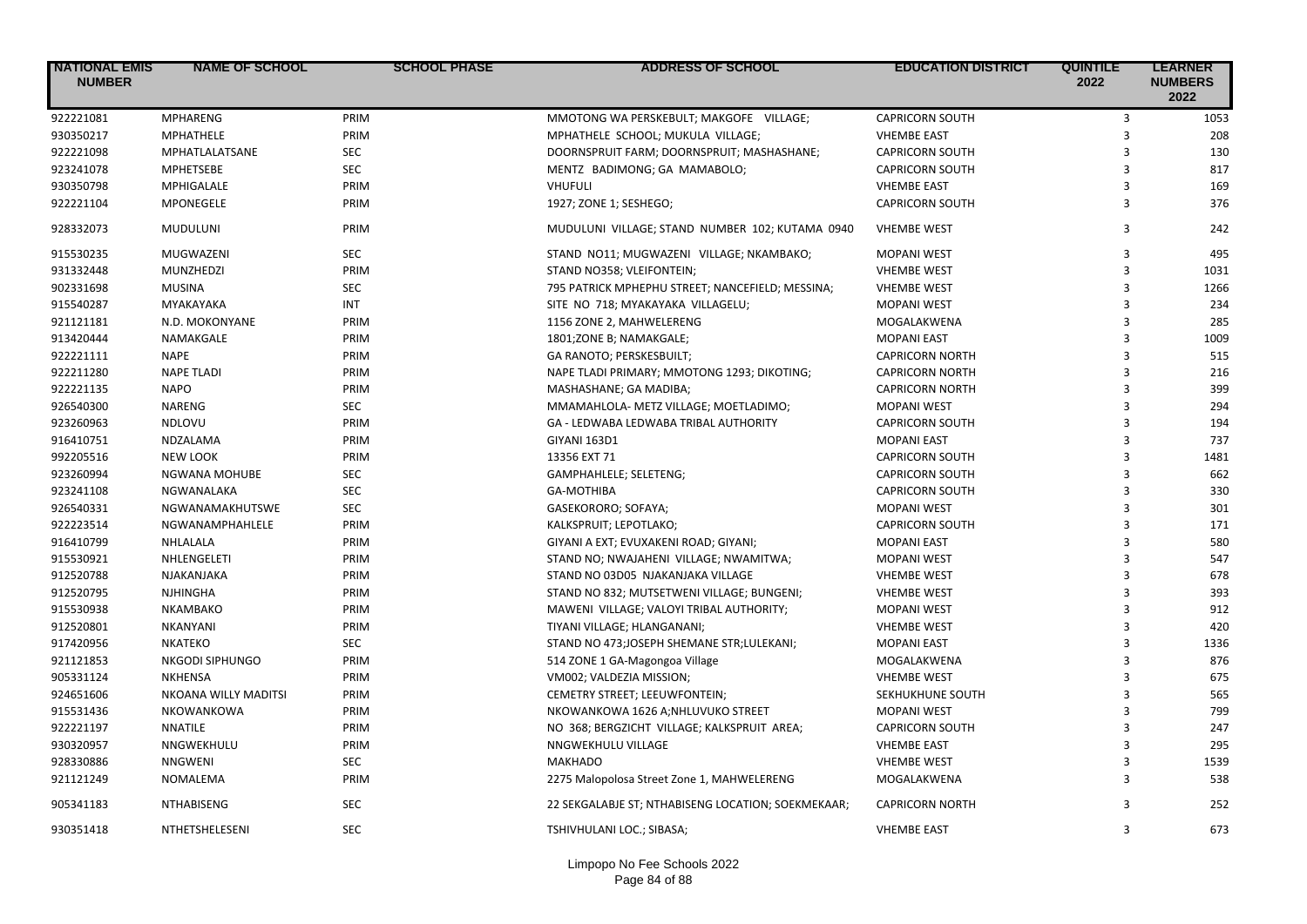| NATIONAL EMIS NUMBER | NAME OF SCHOOL | SCHOOL PHASE | ADDRESS OF SCHOOL | EDUCATION DISTRICT | QUINTILE 2022 | LEARNER NUMBERS 2022 |
|---|---|---|---|---|---|---|
| 922221081 | MPHARENG | PRIM | MMOTONG WA PERSKEBULT; MAKGOFE VILLAGE; | CAPRICORN SOUTH | 3 | 1053 |
| 930350217 | MPHATHELE | PRIM | MPHATHELE SCHOOL; MUKULA VILLAGE; | VHEMBE EAST | 3 | 208 |
| 922221098 | MPHATLALATSANE | SEC | DOORNSPRUIT FARM; DOORNSPRUIT; MASHASHANE; | CAPRICORN SOUTH | 3 | 130 |
| 923241078 | MPHETSEBE | SEC | MENTZ BADIMONG; GA MAMABOLO; | CAPRICORN SOUTH | 3 | 817 |
| 930350798 | MPHIGALALE | PRIM | VHUFULI | VHEMBE EAST | 3 | 169 |
| 922221104 | MPONEGELE | PRIM | 1927; ZONE 1; SESHEGO; | CAPRICORN SOUTH | 3 | 376 |
| 928332073 | MUDULUNI | PRIM | MUDULUNI VILLAGE; STAND NUMBER 102; KUTAMA 0940 | VHEMBE WEST | 3 | 242 |
| 915530235 | MUGWAZENI | SEC | STAND NO11; MUGWAZENI VILLAGE; NKAMBAKO; | MOPANI WEST | 3 | 495 |
| 931332448 | MUNZHEDZI | PRIM | STAND NO358; VLEIFONTEIN; | VHEMBE WEST | 3 | 1031 |
| 902331698 | MUSINA | SEC | 795 PATRICK MPHEPHU STREET; NANCEFIELD; MESSINA; | VHEMBE WEST | 3 | 1266 |
| 915540287 | MYAKAYAKA | INT | SITE NO 718; MYAKAYAKA VILLAGELU; | MOPANI WEST | 3 | 234 |
| 921121181 | N.D. MOKONYANE | PRIM | 1156 ZONE 2, MAHWELERENG | MOGALAKWENA | 3 | 285 |
| 913420444 | NAMAKGALE | PRIM | 1801;ZONE B; NAMAKGALE; | MOPANI EAST | 3 | 1009 |
| 922221111 | NAPE | PRIM | GA RANOTO; PERSKESBUILT; | CAPRICORN NORTH | 3 | 515 |
| 922211280 | NAPE TLADI | PRIM | NAPE TLADI PRIMARY; MMOTONG 1293; DIKOTING; | CAPRICORN NORTH | 3 | 216 |
| 922221135 | NAPO | PRIM | MASHASHANE; GA MADIBA; | CAPRICORN NORTH | 3 | 399 |
| 926540300 | NARENG | SEC | MMAMAHLOLA- METZ VILLAGE; MOETLADIMO; | MOPANI WEST | 3 | 294 |
| 923260963 | NDLOVU | PRIM | GA - LEDWABA LEDWABA TRIBAL AUTHORITY | CAPRICORN SOUTH | 3 | 194 |
| 916410751 | NDZALAMA | PRIM | GIYANI 163D1 | MOPANI EAST | 3 | 737 |
| 992205516 | NEW LOOK | PRIM | 13356 EXT 71 | CAPRICORN SOUTH | 3 | 1481 |
| 923260994 | NGWANA MOHUBE | SEC | GAMPHAHLELE; SELETENG; | CAPRICORN SOUTH | 3 | 662 |
| 923241108 | NGWANALAKA | SEC | GA-MOTHIBA | CAPRICORN SOUTH | 3 | 330 |
| 926540331 | NGWANAMAKHUTSWE | SEC | GASEKORORO; SOFAYA; | MOPANI WEST | 3 | 301 |
| 922223514 | NGWANAMPHAHLELE | PRIM | KALKSPRUIT; LEPOTLAKO; | CAPRICORN SOUTH | 3 | 171 |
| 916410799 | NHLALALA | PRIM | GIYANI A EXT; EVUXAKENI ROAD; GIYANI; | MOPANI EAST | 3 | 580 |
| 915530921 | NHLENGELETI | PRIM | STAND NO; NWAJAHENI VILLAGE; NWAMITWA; | MOPANI WEST | 3 | 547 |
| 912520788 | NJAKANJAKA | PRIM | STAND NO 03D05 NJAKANJAKA VILLAGE | VHEMBE WEST | 3 | 678 |
| 912520795 | NJHINGHA | PRIM | STAND NO 832; MUTSETWENI VILLAGE; BUNGENI; | VHEMBE WEST | 3 | 393 |
| 915530938 | NKAMBAKO | PRIM | MAWENI VILLAGE; VALOYI TRIBAL AUTHORITY; | MOPANI WEST | 3 | 912 |
| 912520801 | NKANYANI | PRIM | TIYANI VILLAGE; HLANGANANI; | VHEMBE WEST | 3 | 420 |
| 917420956 | NKATEKO | SEC | STAND NO 473;JOSEPH SHEMANE STR;LULEKANI; | MOPANI EAST | 3 | 1336 |
| 921121853 | NKGODI SIPHUNGO | PRIM | 514 ZONE 1 GA-Magongoa Village | MOGALAKWENA | 3 | 876 |
| 905331124 | NKHENSA | PRIM | VM002; VALDEZIA MISSION; | VHEMBE WEST | 3 | 675 |
| 924651606 | NKOANA WILLY MADITSI | PRIM | CEMETRY STREET; LEEUWFONTEIN; | SEKHUKHUNE SOUTH | 3 | 565 |
| 915531436 | NKOWANKOWA | PRIM | NKOWANKOWA 1626 A;NHLUVUKO STREET | MOPANI WEST | 3 | 799 |
| 922221197 | NNATILE | PRIM | NO 368; BERGZICHT VILLAGE; KALKSPRUIT AREA; | CAPRICORN SOUTH | 3 | 247 |
| 930320957 | NNGWEKHULU | PRIM | NNGWEKHULU VILLAGE | VHEMBE EAST | 3 | 295 |
| 928330886 | NNGWENI | SEC | MAKHADO | VHEMBE WEST | 3 | 1539 |
| 921121249 | NOMALEMA | PRIM | 2275 Malopolosa Street Zone 1, MAHWELERENG | MOGALAKWENA | 3 | 538 |
| 905341183 | NTHABISENG | SEC | 22 SEKGALABJE ST; NTHABISENG LOCATION; SOEKMEKAAR; | CAPRICORN NORTH | 3 | 252 |
| 930351418 | NTHETSHELESENI | SEC | TSHIVHULANI LOC.; SIBASA; | VHEMBE EAST | 3 | 673 |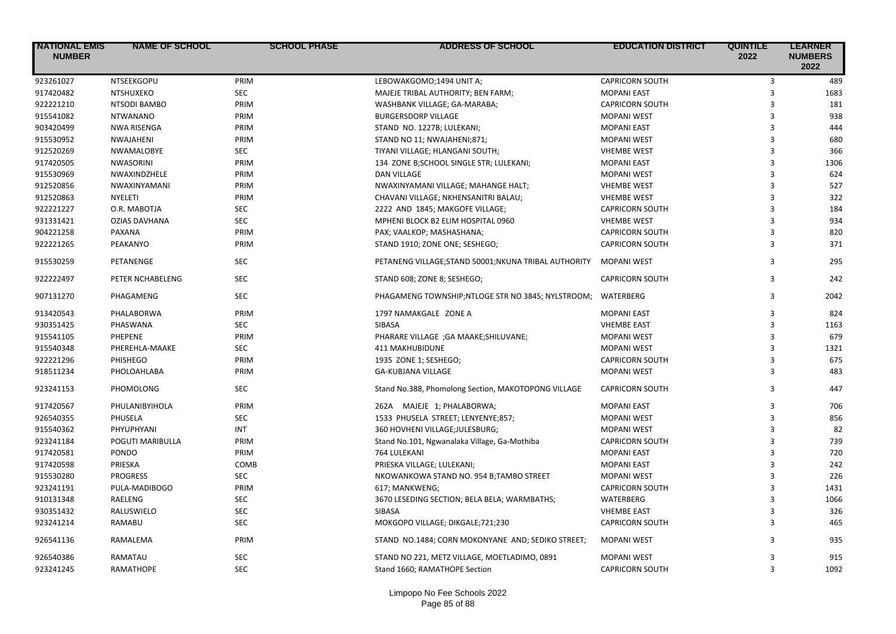| NATIONAL EMIS NUMBER | NAME OF SCHOOL | SCHOOL PHASE | ADDRESS OF SCHOOL | EDUCATION DISTRICT | QUINTILE 2022 | LEARNER NUMBERS 2022 |
|---|---|---|---|---|---|---|
| 923261027 | NTSEEKGOPU | PRIM | LEBOWAKGOMO;1494 UNIT A; | CAPRICORN SOUTH | 3 | 489 |
| 917420482 | NTSHUXEKO | SEC | MAJEJE TRIBAL AUTHORITY; BEN FARM; | MOPANI EAST | 3 | 1683 |
| 922221210 | NTSODI BAMBO | PRIM | WASHBANK VILLAGE; GA-MARABA; | CAPRICORN SOUTH | 3 | 181 |
| 915541082 | NTWANANO | PRIM | BURGERSDORP VILLAGE | MOPANI WEST | 3 | 938 |
| 903420499 | NWA RISENGA | PRIM | STAND NO. 1227B; LULEKANI; | MOPANI EAST | 3 | 444 |
| 915530952 | NWAJAHENI | PRIM | STAND NO 11; NWAJAHENI;871; | MOPANI WEST | 3 | 680 |
| 912520269 | NWAMALOBYE | SEC | TIYANI VILLAGE; HLANGANI SOUTH; | VHEMBE WEST | 3 | 366 |
| 917420505 | NWASORINI | PRIM | 134 ZONE B;SCHOOL SINGLE STR; LULEKANI; | MOPANI EAST | 3 | 1306 |
| 915530969 | NWAXINDZHELE | PRIM | DAN VILLAGE | MOPANI WEST | 3 | 624 |
| 912520856 | NWAXINYAMANI | PRIM | NWAXINYAMANI VILLAGE; MAHANGE HALT; | VHEMBE WEST | 3 | 527 |
| 912520863 | NYELETI | PRIM | CHAVANI VILLAGE; NKHENSANITRI BALAU; | VHEMBE WEST | 3 | 322 |
| 922221227 | O.R. MABOTJA | SEC | 2222 AND 1845; MAKGOFE VILLAGE; | CAPRICORN SOUTH | 3 | 184 |
| 931331421 | OZIAS DAVHANA | SEC | MPHENI BLOCK B2 ELIM HOSPITAL 0960 | VHEMBE WEST | 3 | 934 |
| 904221258 | PAXANA | PRIM | PAX; VAALKOP; MASHASHANA; | CAPRICORN SOUTH | 3 | 820 |
| 922221265 | PEAKANYO | PRIM | STAND 1910; ZONE ONE; SESHEGO; | CAPRICORN SOUTH | 3 | 371 |
| 915530259 | PETANENGE | SEC | PETANENG VILLAGE;STAND 50001;NKUNA TRIBAL AUTHORITY | MOPANI WEST | 3 | 295 |
| 922222497 | PETER NCHABELENG | SEC | STAND 608; ZONE 8; SESHEGO; | CAPRICORN SOUTH | 3 | 242 |
| 907131270 | PHAGAMENG | SEC | PHAGAMENG TOWNSHIP;NTLOGE STR NO 3845; NYLSTROOM; | WATERBERG | 3 | 2042 |
| 913420543 | PHALABORWA | PRIM | 1797 NAMAKGALE ZONE A | MOPANI EAST | 3 | 824 |
| 930351425 | PHASWANA | SEC | SIBASA | VHEMBE EAST | 3 | 1163 |
| 915541105 | PHEPENE | PRIM | PHARARE VILLAGE ;GA MAAKE;SHILUVANE; | MOPANI WEST | 3 | 679 |
| 915540348 | PHEREHLA-MAAKE | SEC | 411 MAKHUBIDUNE | MOPANI WEST | 3 | 1321 |
| 922221296 | PHISHEGO | PRIM | 1935 ZONE 1; SESHEGO; | CAPRICORN SOUTH | 3 | 675 |
| 918511234 | PHOLOAHLABA | PRIM | GA-KUBJANA VILLAGE | MOPANI WEST | 3 | 483 |
| 923241153 | PHOMOLONG | SEC | Stand No.388, Phomolong Section, MAKOTOPONG VILLAGE | CAPRICORN SOUTH | 3 | 447 |
| 917420567 | PHULANIBYIHOLA | PRIM | 262A MAJEJE 1; PHALABORWA; | MOPANI EAST | 3 | 706 |
| 926540355 | PHUSELA | SEC | 1533 PHUSELA STREET; LENYENYE;857; | MOPANI WEST | 3 | 856 |
| 915540362 | PHYUPHYANI | INT | 360 HOVHENI VILLAGE;JULESBURG; | MOPANI WEST | 3 | 82 |
| 923241184 | POGUTI MARIBULLA | PRIM | Stand No.101, Ngwanalaka Village, Ga-Mothiba | CAPRICORN SOUTH | 3 | 739 |
| 917420581 | PONDO | PRIM | 764 LULEKANI | MOPANI EAST | 3 | 720 |
| 917420598 | PRIESKA | COMB | PRIESKA VILLAGE; LULEKANI; | MOPANI EAST | 3 | 242 |
| 915530280 | PROGRESS | SEC | NKOWANKOWA STAND NO. 954 B;TAMBO STREET | MOPANI WEST | 3 | 226 |
| 923241191 | PULA-MADIBOGO | PRIM | 617; MANKWENG; | CAPRICORN SOUTH | 3 | 1431 |
| 910131348 | RAELENG | SEC | 3670 LESEDING SECTION; BELA BELA; WARMBATHS; | WATERBERG | 3 | 1066 |
| 930351432 | RALUSWIELO | SEC | SIBASA | VHEMBE EAST | 3 | 326 |
| 923241214 | RAMABU | SEC | MOKGOPO VILLAGE; DIKGALE;721;230 | CAPRICORN SOUTH | 3 | 465 |
| 926541136 | RAMALEMA | PRIM | STAND NO.1484; CORN MOKONYANE AND; SEDIKO STREET; | MOPANI WEST | 3 | 935 |
| 926540386 | RAMATAU | SEC | STAND NO 221, METZ VILLAGE, MOETLADIMO, 0891 | MOPANI WEST | 3 | 915 |
| 923241245 | RAMATHOPE | SEC | Stand 1660; RAMATHOPE Section | CAPRICORN SOUTH | 3 | 1092 |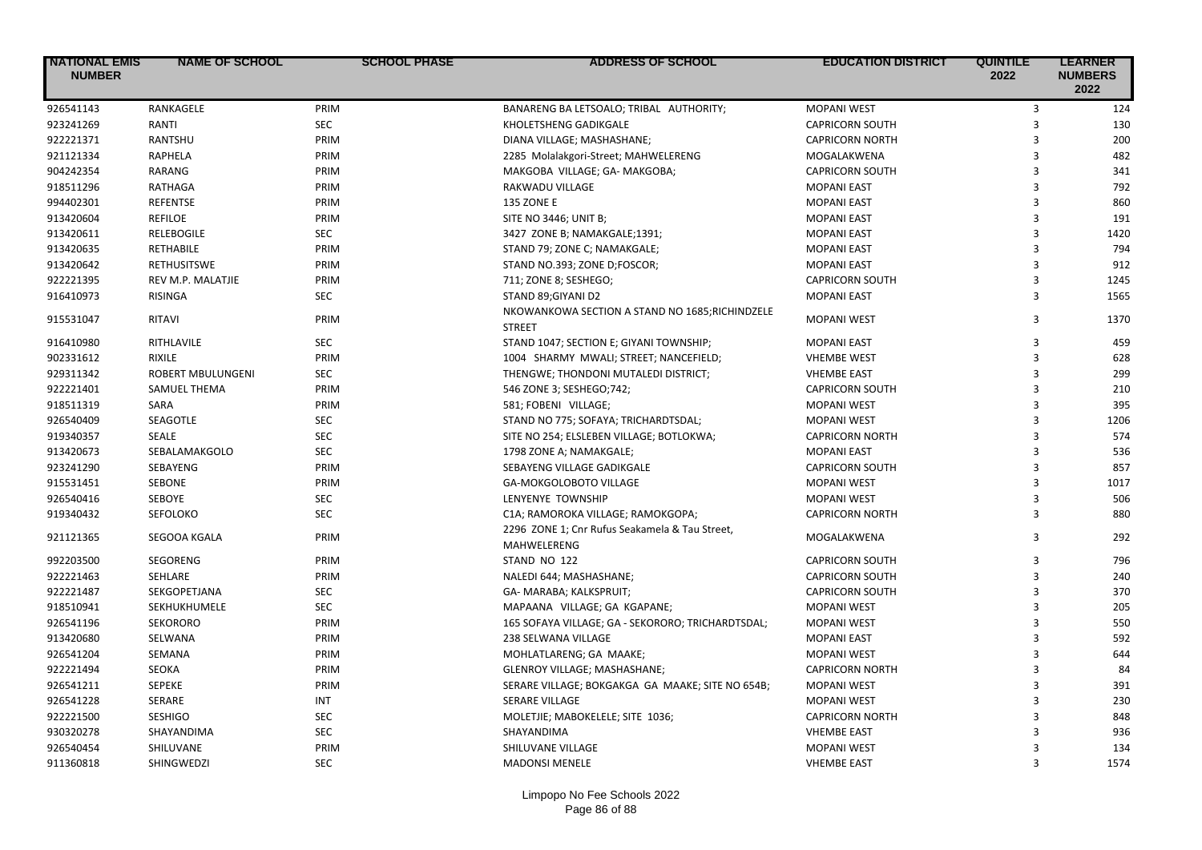| NATIONAL EMIS NUMBER | NAME OF SCHOOL | SCHOOL PHASE | ADDRESS OF SCHOOL | EDUCATION DISTRICT | QUINTILE 2022 | LEARNER NUMBERS 2022 |
|---|---|---|---|---|---|---|
| 926541143 | RANKAGELE | PRIM | BANARENG BA LETSOALO; TRIBAL AUTHORITY; | MOPANI WEST | 3 | 124 |
| 923241269 | RANTI | SEC | KHOLETSHENG GADIKGALE | CAPRICORN SOUTH | 3 | 130 |
| 922221371 | RANTSHU | PRIM | DIANA VILLAGE; MASHASHANE; | CAPRICORN NORTH | 3 | 200 |
| 921121334 | RAPHELA | PRIM | 2285 Molalakgori-Street; MAHWELERENG | MOGALAKWENA | 3 | 482 |
| 904242354 | RARANG | PRIM | MAKGOBA VILLAGE; GA- MAKGOBA; | CAPRICORN SOUTH | 3 | 341 |
| 918511296 | RATHAGA | PRIM | RAKWADU VILLAGE | MOPANI EAST | 3 | 792 |
| 994402301 | REFENTSE | PRIM | 135 ZONE E | MOPANI EAST | 3 | 860 |
| 913420604 | REFILOE | PRIM | SITE NO 3446; UNIT B; | MOPANI EAST | 3 | 191 |
| 913420611 | RELEBOGILE | SEC | 3427 ZONE B; NAMAKGALE;1391; | MOPANI EAST | 3 | 1420 |
| 913420635 | RETHABILE | PRIM | STAND 79; ZONE C; NAMAKGALE; | MOPANI EAST | 3 | 794 |
| 913420642 | RETHUSITSWE | PRIM | STAND NO.393; ZONE D;FOSCOR; | MOPANI EAST | 3 | 912 |
| 922221395 | REV M.P. MALATJIE | PRIM | 711; ZONE 8; SESHEGO; | CAPRICORN SOUTH | 3 | 1245 |
| 916410973 | RISINGA | SEC | STAND 89;GIYANI D2 | MOPANI EAST | 3 | 1565 |
| 915531047 | RITAVI | PRIM | NKOWANKOWA SECTION A STAND NO 1685;RICHINDZELE STREET | MOPANI WEST | 3 | 1370 |
| 916410980 | RITHLAVILE | SEC | STAND 1047; SECTION E; GIYANI TOWNSHIP; | MOPANI EAST | 3 | 459 |
| 902331612 | RIXILE | PRIM | 1004 SHARMY MWALI; STREET; NANCEFIELD; | VHEMBE WEST | 3 | 628 |
| 929311342 | ROBERT MBULUNGENI | SEC | THENGWE; THONDONI MUTALEDI DISTRICT; | VHEMBE EAST | 3 | 299 |
| 922221401 | SAMUEL THEMA | PRIM | 546 ZONE 3; SESHEGO;742; | CAPRICORN SOUTH | 3 | 210 |
| 918511319 | SARA | PRIM | 581; FOBENI VILLAGE; | MOPANI WEST | 3 | 395 |
| 926540409 | SEAGOTLE | SEC | STAND NO 775; SOFAYA; TRICHARDTSDAL; | MOPANI WEST | 3 | 1206 |
| 919340357 | SEALE | SEC | SITE NO 254; ELSLEBEN VILLAGE; BOTLOKWA; | CAPRICORN NORTH | 3 | 574 |
| 913420673 | SEBALAMAKGOLO | SEC | 1798 ZONE A; NAMAKGALE; | MOPANI EAST | 3 | 536 |
| 923241290 | SEBAYENG | PRIM | SEBAYENG VILLAGE GADIKGALE | CAPRICORN SOUTH | 3 | 857 |
| 915531451 | SEBONE | PRIM | GA-MOKGOLOBOTO VILLAGE | MOPANI WEST | 3 | 1017 |
| 926540416 | SEBOYE | SEC | LENYENYE TOWNSHIP | MOPANI WEST | 3 | 506 |
| 919340432 | SEFOLOKO | SEC | C1A; RAMOROKA VILLAGE; RAMOKGOPA; | CAPRICORN NORTH | 3 | 880 |
| 921121365 | SEGOOA KGALA | PRIM | 2296 ZONE 1; Cnr Rufus Seakamela & Tau Street, MAHWELERENG | MOGALAKWENA | 3 | 292 |
| 992203500 | SEGORENG | PRIM | STAND NO 122 | CAPRICORN SOUTH | 3 | 796 |
| 922221463 | SEHLARE | PRIM | NALEDI 644; MASHASHANE; | CAPRICORN SOUTH | 3 | 240 |
| 922221487 | SEKGOPETJANA | SEC | GA- MARABA; KALKSPRUIT; | CAPRICORN SOUTH | 3 | 370 |
| 918510941 | SEKHUKHUMELE | SEC | MAPAANA VILLAGE; GA KGAPANE; | MOPANI WEST | 3 | 205 |
| 926541196 | SEKORORO | PRIM | 165 SOFAYA VILLAGE; GA - SEKORORO; TRICHARDTSDAL; | MOPANI WEST | 3 | 550 |
| 913420680 | SELWANA | PRIM | 238 SELWANA VILLAGE | MOPANI EAST | 3 | 592 |
| 926541204 | SEMANA | PRIM | MOHLATLARENG; GA MAAKE; | MOPANI WEST | 3 | 644 |
| 922221494 | SEOKA | PRIM | GLENROY VILLAGE; MASHASHANE; | CAPRICORN NORTH | 3 | 84 |
| 926541211 | SEPEKE | PRIM | SERARE VILLAGE; BOKGAKGA GA MAAKE; SITE NO 654B; | MOPANI WEST | 3 | 391 |
| 926541228 | SERARE | INT | SERARE VILLAGE | MOPANI WEST | 3 | 230 |
| 922221500 | SESHIGO | SEC | MOLETJIE; MABOKELELE; SITE 1036; | CAPRICORN NORTH | 3 | 848 |
| 930320278 | SHAYANDIMA | SEC | SHAYANDIMA | VHEMBE EAST | 3 | 936 |
| 926540454 | SHILUVANE | PRIM | SHILUVANE VILLAGE | MOPANI WEST | 3 | 134 |
| 911360818 | SHINGWEDZI | SEC | MADONSI MENELE | VHEMBE EAST | 3 | 1574 |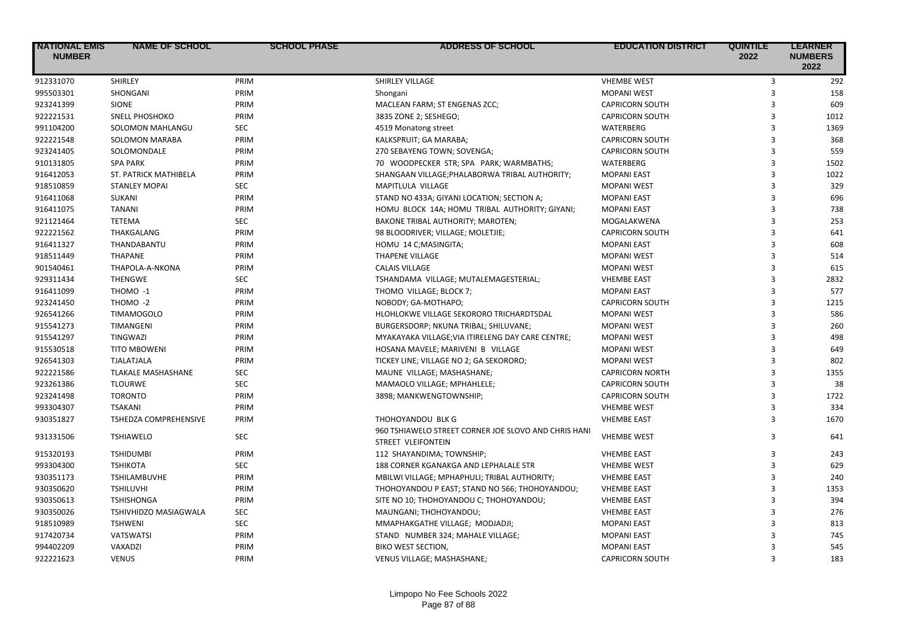| NATIONAL EMIS NUMBER | NAME OF SCHOOL | SCHOOL PHASE | ADDRESS OF SCHOOL | EDUCATION DISTRICT | QUINTILE 2022 | LEARNER NUMBERS 2022 |
|---|---|---|---|---|---|---|
| 912331070 | SHIRLEY | PRIM | SHIRLEY VILLAGE | VHEMBE WEST | 3 | 292 |
| 995503301 | SHONGANI | PRIM | Shongani | MOPANI WEST | 3 | 158 |
| 923241399 | SIONE | PRIM | MACLEAN FARM; ST ENGENAS ZCC; | CAPRICORN SOUTH | 3 | 609 |
| 922221531 | SNELL PHOSHOKO | PRIM | 3835 ZONE 2; SESHEGO; | CAPRICORN SOUTH | 3 | 1012 |
| 991104200 | SOLOMON MAHLANGU | SEC | 4519 Monatong street | WATERBERG | 3 | 1369 |
| 922221548 | SOLOMON MARABA | PRIM | KALKSPRUIT; GA MARABA; | CAPRICORN SOUTH | 3 | 368 |
| 923241405 | SOLOMONDALE | PRIM | 270 SEBAYENG TOWN; SOVENGA; | CAPRICORN SOUTH | 3 | 559 |
| 910131805 | SPA PARK | PRIM | 70 WOODPECKER STR; SPA PARK; WARMBATHS; | WATERBERG | 3 | 1502 |
| 916412053 | ST. PATRICK MATHIBELA | PRIM | SHANGAAN VILLAGE;PHALABORWA TRIBAL AUTHORITY; | MOPANI EAST | 3 | 1022 |
| 918510859 | STANLEY MOPAI | SEC | MAPITLULA VILLAGE | MOPANI WEST | 3 | 329 |
| 916411068 | SUKANI | PRIM | STAND NO 433A; GIYANI LOCATION; SECTION A; | MOPANI EAST | 3 | 696 |
| 916411075 | TANANI | PRIM | HOMU BLOCK 14A; HOMU TRIBAL AUTHORITY; GIYANI; | MOPANI EAST | 3 | 738 |
| 921121464 | TETEMA | SEC | BAKONE TRIBAL AUTHORITY; MAROTEN; | MOGALAKWENA | 3 | 253 |
| 922221562 | THAKGALANG | PRIM | 98 BLOODRIVER; VILLAGE; MOLETJIE; | CAPRICORN SOUTH | 3 | 641 |
| 916411327 | THANDABANTU | PRIM | HOMU 14 C;MASINGITA; | MOPANI EAST | 3 | 608 |
| 918511449 | THAPANE | PRIM | THAPENE VILLAGE | MOPANI WEST | 3 | 514 |
| 901540461 | THAPOLA-A-NKONA | PRIM | CALAIS VILLAGE | MOPANI WEST | 3 | 615 |
| 929311434 | THENGWE | SEC | TSHANDAMA VILLAGE; MUTALEMAGESTERIAL; | VHEMBE EAST | 3 | 2832 |
| 916411099 | THOMO -1 | PRIM | THOMO VILLAGE; BLOCK 7; | MOPANI EAST | 3 | 577 |
| 923241450 | THOMO -2 | PRIM | NOBODY; GA-MOTHAPO; | CAPRICORN SOUTH | 3 | 1215 |
| 926541266 | TIMAMOGOLO | PRIM | HLOHLOKWE VILLAGE SEKORORO TRICHARDTSDAL | MOPANI WEST | 3 | 586 |
| 915541273 | TIMANGENI | PRIM | BURGERSDORP; NKUNA TRIBAL; SHILUVANE; | MOPANI WEST | 3 | 260 |
| 915541297 | TINGWAZI | PRIM | MYAKAYAKA VILLAGE;VIA ITIRELENG DAY CARE CENTRE; | MOPANI WEST | 3 | 498 |
| 915530518 | TITO MBOWENI | PRIM | HOSANA MAVELE; MARIVENI B VILLAGE | MOPANI WEST | 3 | 649 |
| 926541303 | TJALATJALA | PRIM | TICKEY LINE; VILLAGE NO 2; GA SEKORORO; | MOPANI WEST | 3 | 802 |
| 922221586 | TLAKALE MASHASHANE | SEC | MAUNE VILLAGE; MASHASHANE; | CAPRICORN NORTH | 3 | 1355 |
| 923261386 | TLOURWE | SEC | MAMAOLO VILLAGE; MPHAHLELE; | CAPRICORN SOUTH | 3 | 38 |
| 923241498 | TORONTO | PRIM | 3898; MANKWENGTOWNSHIP; | CAPRICORN SOUTH | 3 | 1722 |
| 993304307 | TSAKANI | PRIM | | VHEMBE WEST | 3 | 334 |
| 930351827 | TSHEDZA COMPREHENSIVE | PRIM | THOHOYANDOU BLK G | VHEMBE EAST | 3 | 1670 |
| 931331506 | TSHIAWELO | SEC | 960 TSHIAWELO STREET CORNER JOE SLOVO AND CHRIS HANI STREET VLEIFONTEIN | VHEMBE WEST | 3 | 641 |
| 915320193 | TSHIDUMBI | PRIM | 112 SHAYANDIMA; TOWNSHIP; | VHEMBE EAST | 3 | 243 |
| 993304300 | TSHIKOTA | SEC | 188 CORNER KGANAKGA AND LEPHALALE STR | VHEMBE WEST | 3 | 629 |
| 930351173 | TSHILAMBUVHE | PRIM | MBILWI VILLAGE; MPHAPHULI; TRIBAL AUTHORITY; | VHEMBE EAST | 3 | 240 |
| 930350620 | TSHILUVHI | PRIM | THOHOYANDOU P EAST; STAND NO 566; THOHOYANDOU; | VHEMBE EAST | 3 | 1353 |
| 930350613 | TSHISHONGA | PRIM | SITE NO 10; THOHOYANDOU C; THOHOYANDOU; | VHEMBE EAST | 3 | 394 |
| 930350026 | TSHIVHIDZO MASIAGWALA | SEC | MAUNGANI; THOHOYANDOU; | VHEMBE EAST | 3 | 276 |
| 918510989 | TSHWENI | SEC | MMAPHAKGATHE VILLAGE; MODJADJI; | MOPANI EAST | 3 | 813 |
| 917420734 | VATSWATSI | PRIM | STAND NUMBER 324; MAHALE VILLAGE; | MOPANI EAST | 3 | 745 |
| 994402209 | VAXADZI | PRIM | BIKO WEST SECTION, | MOPANI EAST | 3 | 545 |
| 922221623 | VENUS | PRIM | VENUS VILLAGE; MASHASHANE; | CAPRICORN SOUTH | 3 | 183 |

Limpopo No Fee Schools 2022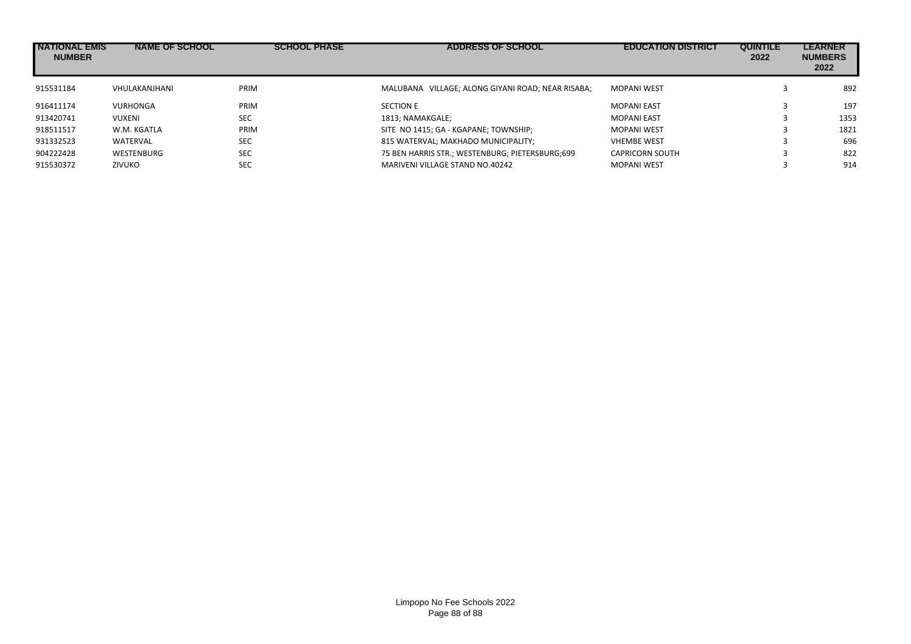| NATIONAL EMIS NUMBER | NAME OF SCHOOL | SCHOOL PHASE | ADDRESS OF SCHOOL | EDUCATION DISTRICT | QUINTILE 2022 | LEARNER NUMBERS 2022 |
|---|---|---|---|---|---|---|
| 915531184 | VHULAKANJHANI | PRIM | MALUBANA VILLAGE; ALONG GIYANI ROAD; NEAR RISABA; | MOPANI WEST | 3 | 892 |
| 916411174 | VURHONGA | PRIM | SECTION E | MOPANI EAST | 3 | 197 |
| 913420741 | VUXENI | SEC | 1813; NAMAKGALE; | MOPANI EAST | 3 | 1353 |
| 918511517 | W.M. KGATLA | PRIM | SITE NO 1415; GA - KGAPANE; TOWNSHIP; | MOPANI WEST | 3 | 1821 |
| 931332523 | WATERVAL | SEC | 815 WATERVAL; MAKHADO MUNICIPALITY; | VHEMBE WEST | 3 | 696 |
| 904222428 | WESTENBURG | SEC | 75 BEN HARRIS STR.; WESTENBURG; PIETERSBURG;699 | CAPRICORN SOUTH | 3 | 822 |
| 915530372 | ZIVUKO | SEC | MARIVENI VILLAGE STAND NO.40242 | MOPANI WEST | 3 | 914 |